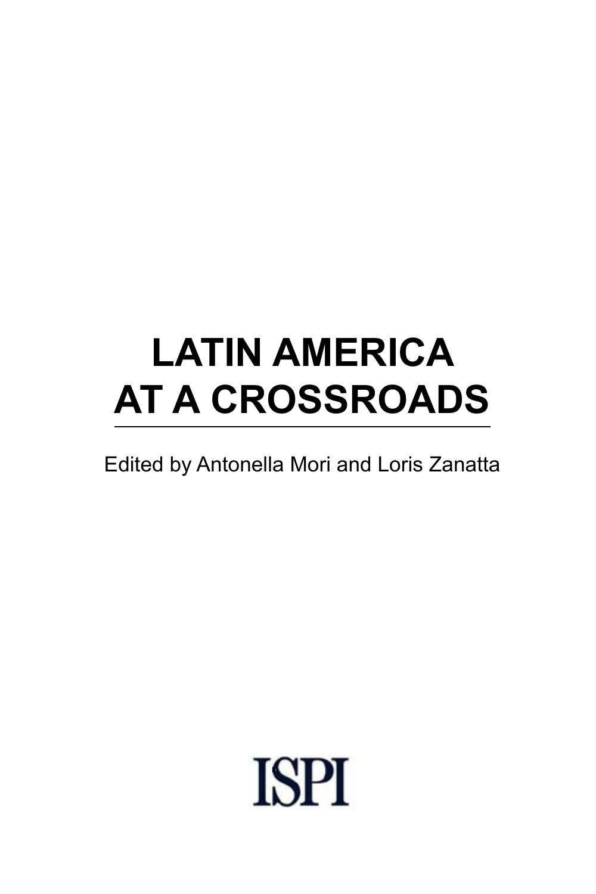# LATIN AMERICA AT A CROSSROADS

Edited by Antonella Mori and Loris Zanatta

ISPI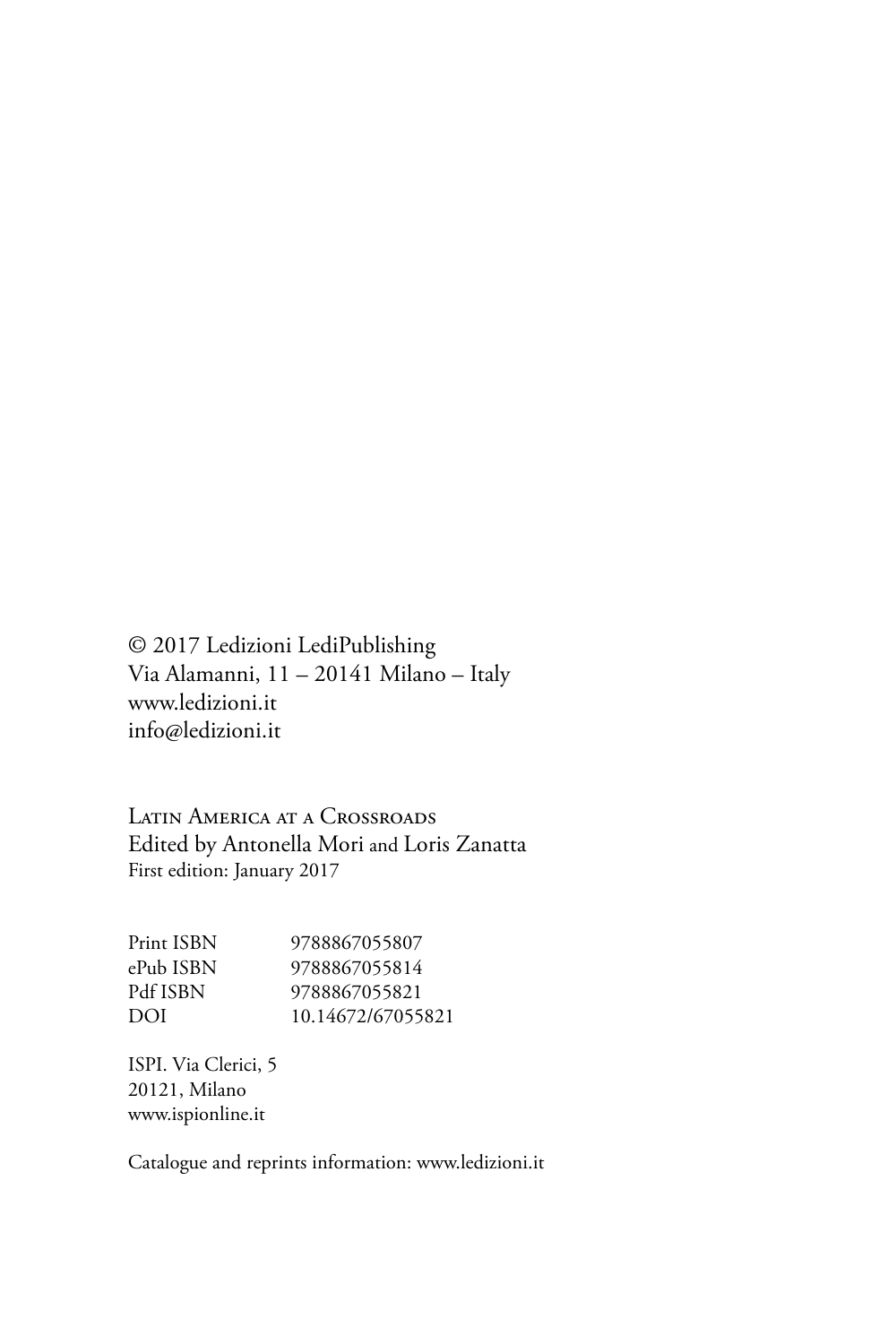© 2017 Ledizioni LediPublishing
Via Alamanni, 11 – 20141 Milano – Italy
www.ledizioni.it
info@ledizioni.it

Latin America at a Crossroads
Edited by Antonella Mori and Loris Zanatta
First edition: January 2017

| | |
|---|---|
| Print ISBN | 9788867055807 |
| ePub ISBN | 9788867055814 |
| Pdf ISBN | 9788867055821 |
| DOI | 10.14672/67055821 |

ISPI. Via Clerici, 5
20121, Milano
www.ispionline.it

Catalogue and reprints information: www.ledizioni.it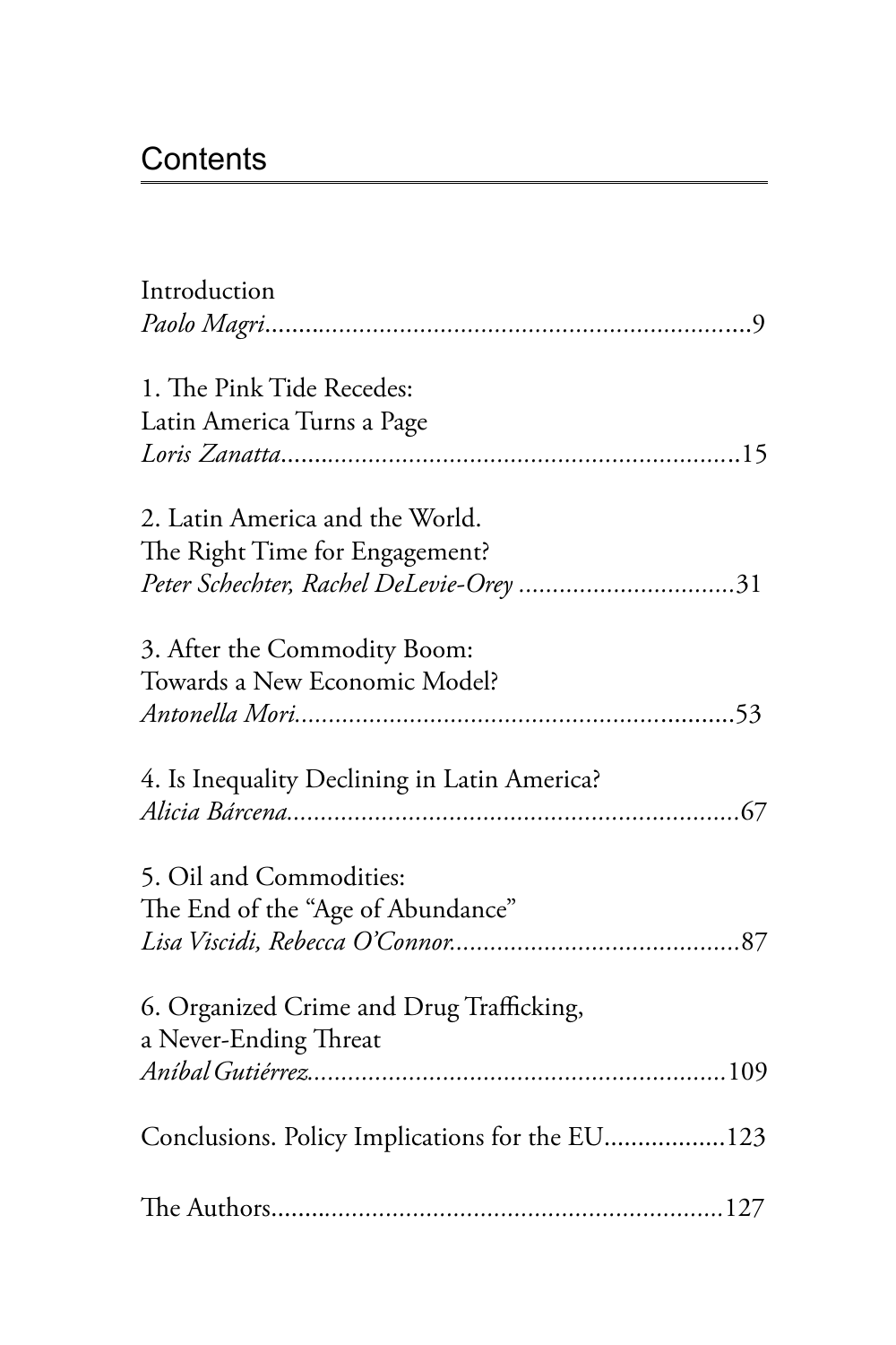# Contents

Introduction
*Paolo Magri*........................................................................9

1. The Pink Tide Recedes:
Latin America Turns a Page
*Loris Zanatta*......................................................................15

2. Latin America and the World.
The Right Time for Engagement?
*Peter Schechter, Rachel DeLevie-Orey* ................................31

3. After the Commodity Boom:
Towards a New Economic Model?
*Antonella Mori*....................................................................53

4. Is Inequality Declining in Latin America?
*Alicia Bárcena*......................................................................67

5. Oil and Commodities:
The End of the "Age of Abundance"
*Lisa Viscidi, Rebecca O'Connor*...........................................87

6. Organized Crime and Drug Trafficking,
a Never-Ending Threat
*Aníbal Gutiérrez*.................................................................109

Conclusions. Policy Implications for the EU..................123

The Authors.....................................................................127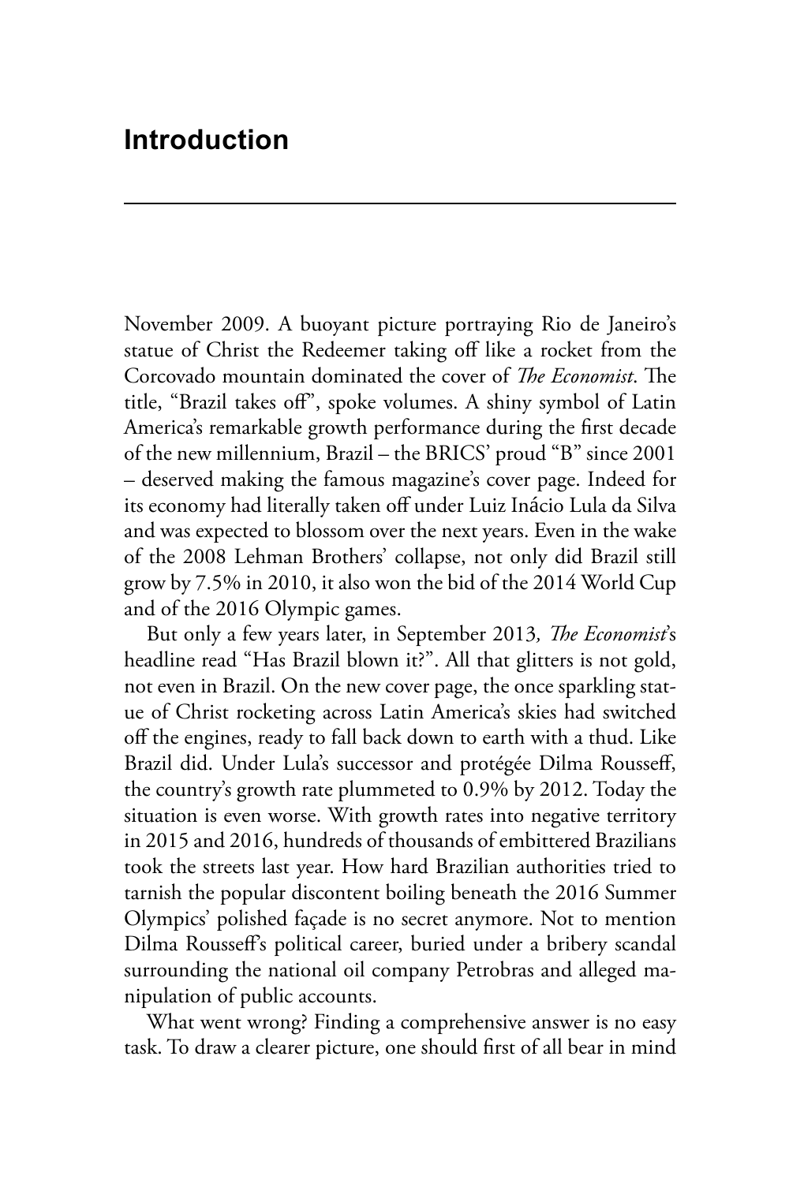# Introduction

November 2009. A buoyant picture portraying Rio de Janeiro's statue of Christ the Redeemer taking off like a rocket from the Corcovado mountain dominated the cover of *The Economist*. The title, "Brazil takes off", spoke volumes. A shiny symbol of Latin America's remarkable growth performance during the first decade of the new millennium, Brazil – the BRICS' proud "B" since 2001 – deserved making the famous magazine's cover page. Indeed for its economy had literally taken off under Luiz Inácio Lula da Silva and was expected to blossom over the next years. Even in the wake of the 2008 Lehman Brothers' collapse, not only did Brazil still grow by 7.5% in 2010, it also won the bid of the 2014 World Cup and of the 2016 Olympic games.

But only a few years later, in September 2013*, The Economist*'s headline read "Has Brazil blown it?". All that glitters is not gold, not even in Brazil. On the new cover page, the once sparkling statue of Christ rocketing across Latin America's skies had switched off the engines, ready to fall back down to earth with a thud. Like Brazil did. Under Lula's successor and protégée Dilma Rousseff, the country's growth rate plummeted to 0.9% by 2012. Today the situation is even worse. With growth rates into negative territory in 2015 and 2016, hundreds of thousands of embittered Brazilians took the streets last year. How hard Brazilian authorities tried to tarnish the popular discontent boiling beneath the 2016 Summer Olympics' polished façade is no secret anymore. Not to mention Dilma Rousseff's political career, buried under a bribery scandal surrounding the national oil company Petrobras and alleged manipulation of public accounts.

What went wrong? Finding a comprehensive answer is no easy task. To draw a clearer picture, one should first of all bear in mind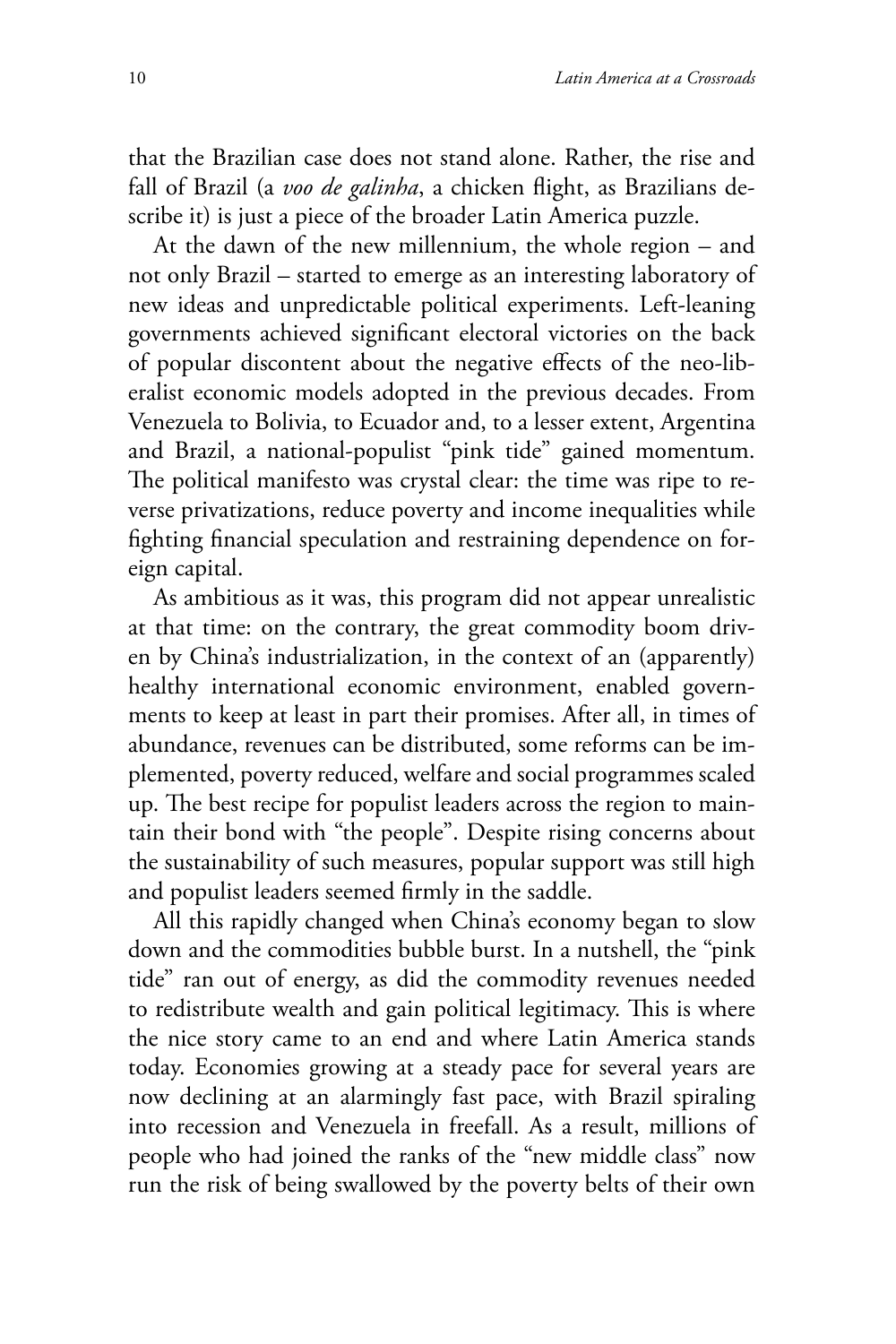that the Brazilian case does not stand alone. Rather, the rise and fall of Brazil (a *voo de galinha*, a chicken flight, as Brazilians describe it) is just a piece of the broader Latin America puzzle.

At the dawn of the new millennium, the whole region – and not only Brazil – started to emerge as an interesting laboratory of new ideas and unpredictable political experiments. Left-leaning governments achieved significant electoral victories on the back of popular discontent about the negative effects of the neo-liberalist economic models adopted in the previous decades. From Venezuela to Bolivia, to Ecuador and, to a lesser extent, Argentina and Brazil, a national-populist "pink tide" gained momentum. The political manifesto was crystal clear: the time was ripe to reverse privatizations, reduce poverty and income inequalities while fighting financial speculation and restraining dependence on foreign capital.

As ambitious as it was, this program did not appear unrealistic at that time: on the contrary, the great commodity boom driven by China's industrialization, in the context of an (apparently) healthy international economic environment, enabled governments to keep at least in part their promises. After all, in times of abundance, revenues can be distributed, some reforms can be implemented, poverty reduced, welfare and social programmes scaled up. The best recipe for populist leaders across the region to maintain their bond with "the people". Despite rising concerns about the sustainability of such measures, popular support was still high and populist leaders seemed firmly in the saddle.

All this rapidly changed when China's economy began to slow down and the commodities bubble burst. In a nutshell, the "pink tide" ran out of energy, as did the commodity revenues needed to redistribute wealth and gain political legitimacy. This is where the nice story came to an end and where Latin America stands today. Economies growing at a steady pace for several years are now declining at an alarmingly fast pace, with Brazil spiraling into recession and Venezuela in freefall. As a result, millions of people who had joined the ranks of the "new middle class" now run the risk of being swallowed by the poverty belts of their own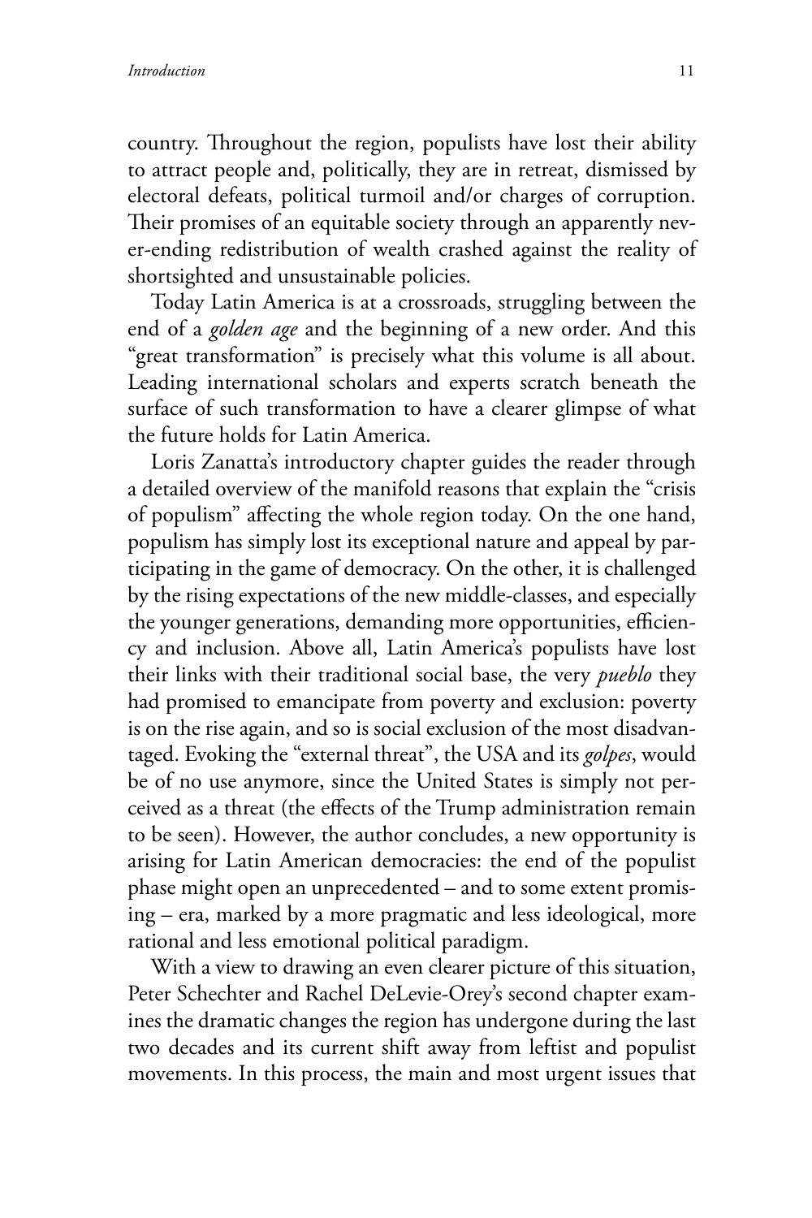country. Throughout the region, populists have lost their ability to attract people and, politically, they are in retreat, dismissed by electoral defeats, political turmoil and/or charges of corruption. Their promises of an equitable society through an apparently never-ending redistribution of wealth crashed against the reality of shortsighted and unsustainable policies.

Today Latin America is at a crossroads, struggling between the end of a *golden age* and the beginning of a new order. And this "great transformation" is precisely what this volume is all about. Leading international scholars and experts scratch beneath the surface of such transformation to have a clearer glimpse of what the future holds for Latin America.

Loris Zanatta's introductory chapter guides the reader through a detailed overview of the manifold reasons that explain the "crisis of populism" affecting the whole region today. On the one hand, populism has simply lost its exceptional nature and appeal by participating in the game of democracy. On the other, it is challenged by the rising expectations of the new middle-classes, and especially the younger generations, demanding more opportunities, efficiency and inclusion. Above all, Latin America's populists have lost their links with their traditional social base, the very *pueblo* they had promised to emancipate from poverty and exclusion: poverty is on the rise again, and so is social exclusion of the most disadvantaged. Evoking the "external threat", the USA and its *golpes*, would be of no use anymore, since the United States is simply not perceived as a threat (the effects of the Trump administration remain to be seen). However, the author concludes, a new opportunity is arising for Latin American democracies: the end of the populist phase might open an unprecedented – and to some extent promising – era, marked by a more pragmatic and less ideological, more rational and less emotional political paradigm.

With a view to drawing an even clearer picture of this situation, Peter Schechter and Rachel DeLevie-Orey's second chapter examines the dramatic changes the region has undergone during the last two decades and its current shift away from leftist and populist movements. In this process, the main and most urgent issues that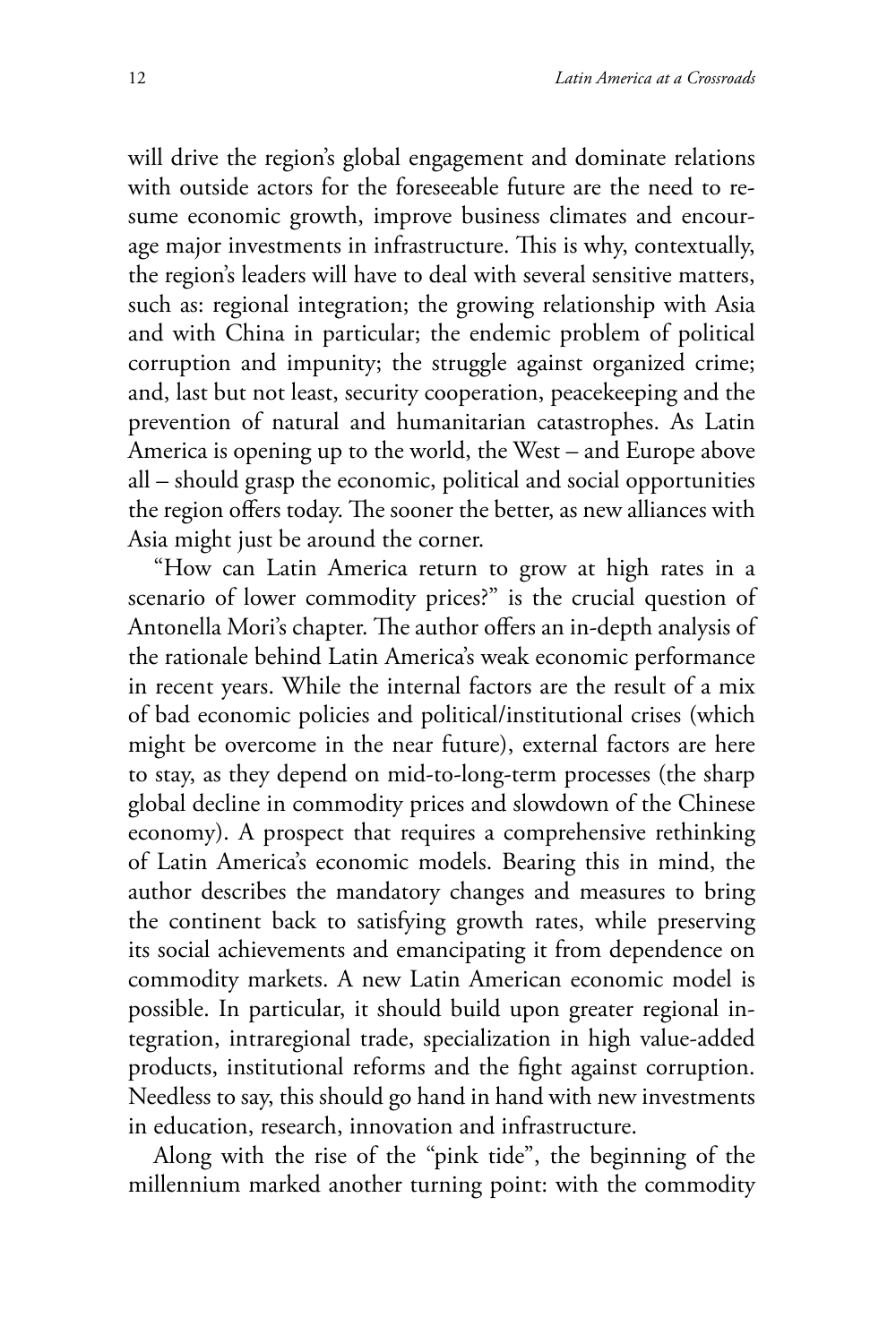will drive the region's global engagement and dominate relations with outside actors for the foreseeable future are the need to resume economic growth, improve business climates and encourage major investments in infrastructure. This is why, contextually, the region's leaders will have to deal with several sensitive matters, such as: regional integration; the growing relationship with Asia and with China in particular; the endemic problem of political corruption and impunity; the struggle against organized crime; and, last but not least, security cooperation, peacekeeping and the prevention of natural and humanitarian catastrophes. As Latin America is opening up to the world, the West – and Europe above all – should grasp the economic, political and social opportunities the region offers today. The sooner the better, as new alliances with Asia might just be around the corner.

"How can Latin America return to grow at high rates in a scenario of lower commodity prices?" is the crucial question of Antonella Mori's chapter. The author offers an in-depth analysis of the rationale behind Latin America's weak economic performance in recent years. While the internal factors are the result of a mix of bad economic policies and political/institutional crises (which might be overcome in the near future), external factors are here to stay, as they depend on mid-to-long-term processes (the sharp global decline in commodity prices and slowdown of the Chinese economy). A prospect that requires a comprehensive rethinking of Latin America's economic models. Bearing this in mind, the author describes the mandatory changes and measures to bring the continent back to satisfying growth rates, while preserving its social achievements and emancipating it from dependence on commodity markets. A new Latin American economic model is possible. In particular, it should build upon greater regional integration, intraregional trade, specialization in high value-added products, institutional reforms and the fight against corruption. Needless to say, this should go hand in hand with new investments in education, research, innovation and infrastructure.

Along with the rise of the "pink tide", the beginning of the millennium marked another turning point: with the commodity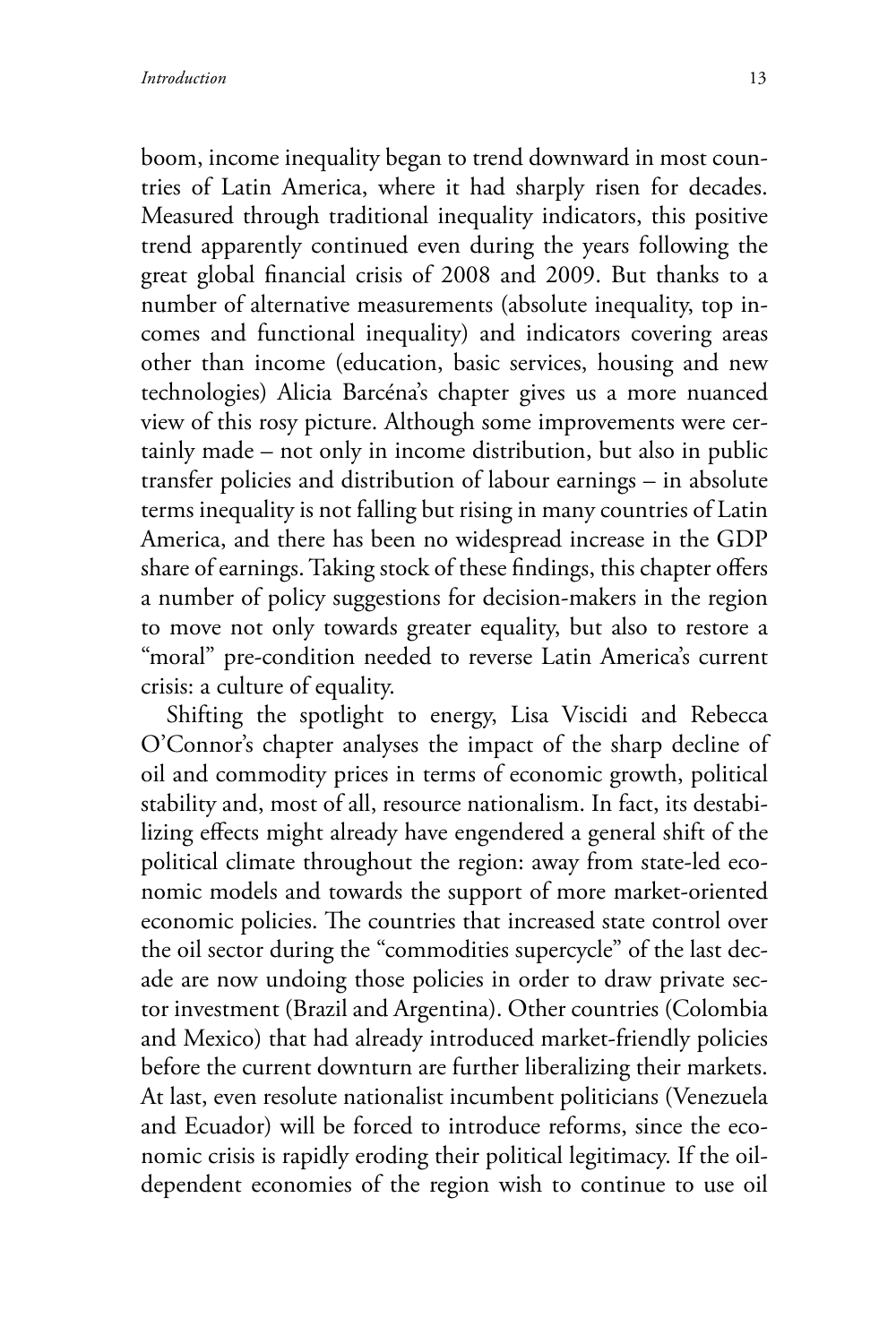boom, income inequality began to trend downward in most countries of Latin America, where it had sharply risen for decades. Measured through traditional inequality indicators, this positive trend apparently continued even during the years following the great global financial crisis of 2008 and 2009. But thanks to a number of alternative measurements (absolute inequality, top incomes and functional inequality) and indicators covering areas other than income (education, basic services, housing and new technologies) Alicia Barcéna's chapter gives us a more nuanced view of this rosy picture. Although some improvements were certainly made – not only in income distribution, but also in public transfer policies and distribution of labour earnings – in absolute terms inequality is not falling but rising in many countries of Latin America, and there has been no widespread increase in the GDP share of earnings. Taking stock of these findings, this chapter offers a number of policy suggestions for decision-makers in the region to move not only towards greater equality, but also to restore a "moral" pre-condition needed to reverse Latin America's current crisis: a culture of equality.

Shifting the spotlight to energy, Lisa Viscidi and Rebecca O'Connor's chapter analyses the impact of the sharp decline of oil and commodity prices in terms of economic growth, political stability and, most of all, resource nationalism. In fact, its destabilizing effects might already have engendered a general shift of the political climate throughout the region: away from state-led economic models and towards the support of more market-oriented economic policies. The countries that increased state control over the oil sector during the "commodities supercycle" of the last decade are now undoing those policies in order to draw private sector investment (Brazil and Argentina). Other countries (Colombia and Mexico) that had already introduced market-friendly policies before the current downturn are further liberalizing their markets. At last, even resolute nationalist incumbent politicians (Venezuela and Ecuador) will be forced to introduce reforms, since the economic crisis is rapidly eroding their political legitimacy. If the oil-dependent economies of the region wish to continue to use oil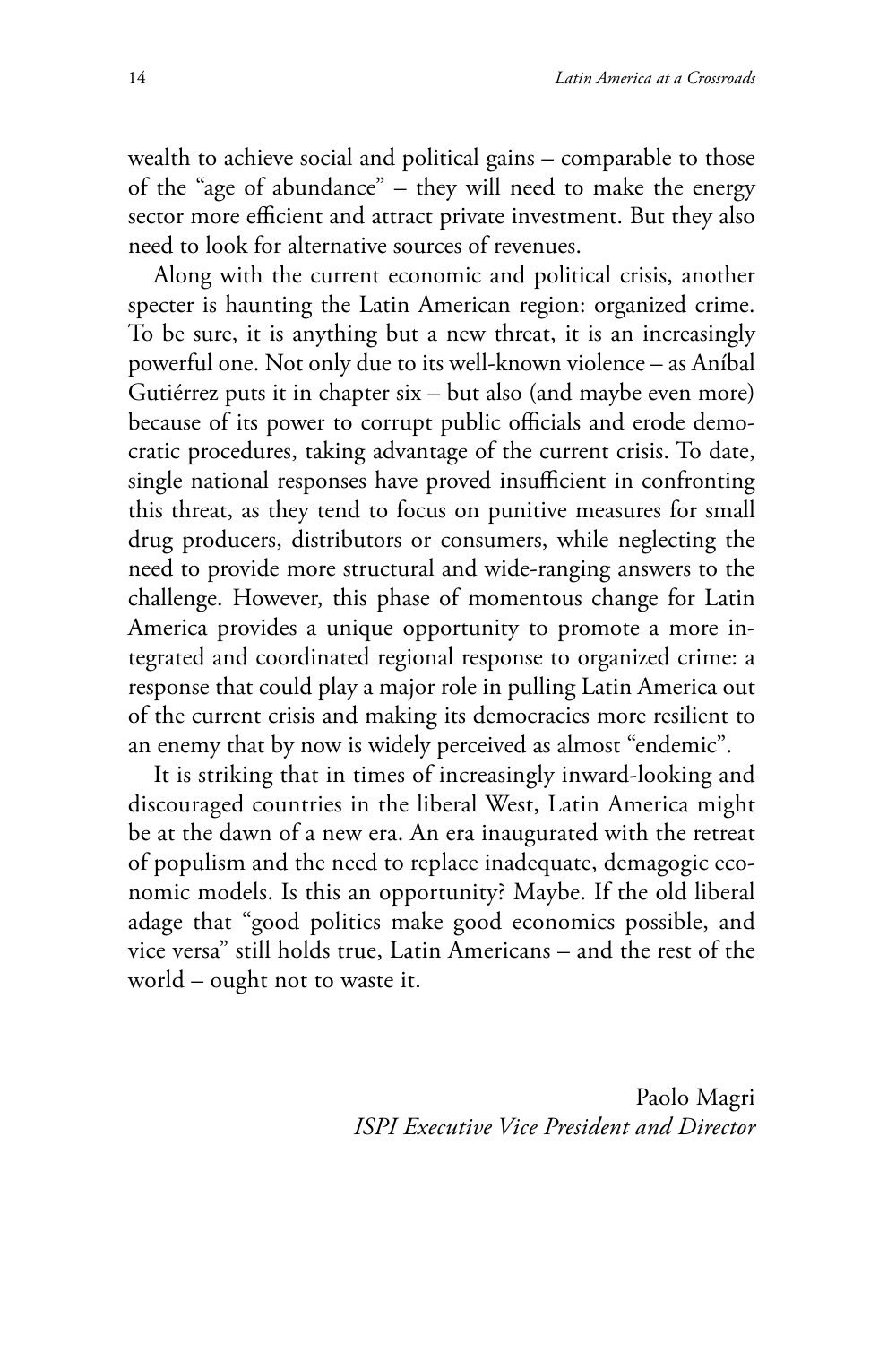wealth to achieve social and political gains – comparable to those of the "age of abundance" – they will need to make the energy sector more efficient and attract private investment. But they also need to look for alternative sources of revenues.

Along with the current economic and political crisis, another specter is haunting the Latin American region: organized crime. To be sure, it is anything but a new threat, it is an increasingly powerful one. Not only due to its well-known violence – as Aníbal Gutiérrez puts it in chapter six – but also (and maybe even more) because of its power to corrupt public officials and erode democratic procedures, taking advantage of the current crisis. To date, single national responses have proved insufficient in confronting this threat, as they tend to focus on punitive measures for small drug producers, distributors or consumers, while neglecting the need to provide more structural and wide-ranging answers to the challenge. However, this phase of momentous change for Latin America provides a unique opportunity to promote a more integrated and coordinated regional response to organized crime: a response that could play a major role in pulling Latin America out of the current crisis and making its democracies more resilient to an enemy that by now is widely perceived as almost "endemic".

It is striking that in times of increasingly inward-looking and discouraged countries in the liberal West, Latin America might be at the dawn of a new era. An era inaugurated with the retreat of populism and the need to replace inadequate, demagogic economic models. Is this an opportunity? Maybe. If the old liberal adage that "good politics make good economics possible, and vice versa" still holds true, Latin Americans – and the rest of the world – ought not to waste it.

Paolo Magri
*ISPI Executive Vice President and Director*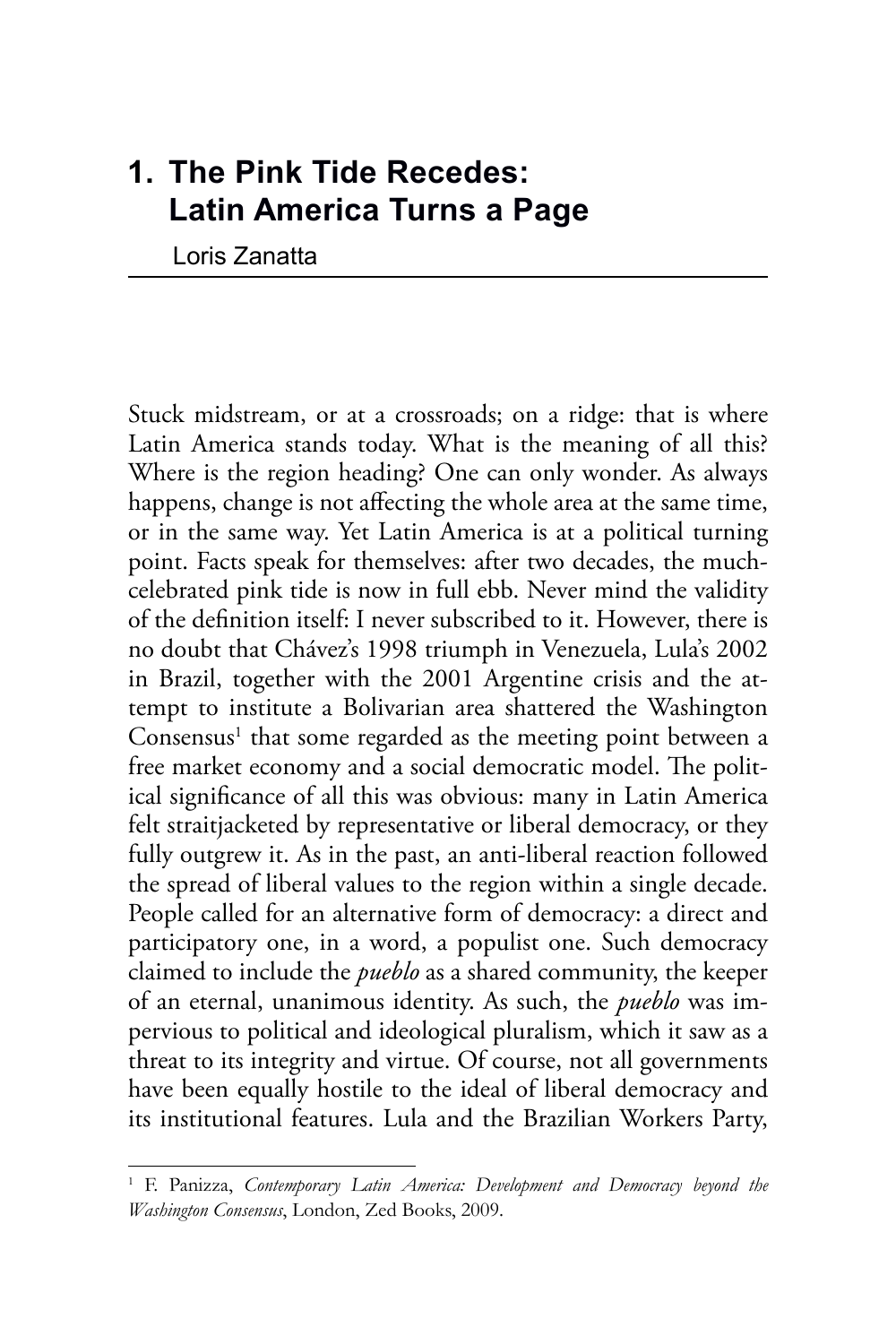# 1. The Pink Tide Recedes: Latin America Turns a Page

Loris Zanatta

Stuck midstream, or at a crossroads; on a ridge: that is where Latin America stands today. What is the meaning of all this? Where is the region heading? One can only wonder. As always happens, change is not affecting the whole area at the same time, or in the same way. Yet Latin America is at a political turning point. Facts speak for themselves: after two decades, the much-celebrated pink tide is now in full ebb. Never mind the validity of the definition itself: I never subscribed to it. However, there is no doubt that Chávez's 1998 triumph in Venezuela, Lula's 2002 in Brazil, together with the 2001 Argentine crisis and the attempt to institute a Bolivarian area shattered the Washington Consensus[1] that some regarded as the meeting point between a free market economy and a social democratic model. The political significance of all this was obvious: many in Latin America felt straitjacketed by representative or liberal democracy, or they fully outgrew it. As in the past, an anti-liberal reaction followed the spread of liberal values to the region within a single decade. People called for an alternative form of democracy: a direct and participatory one, in a word, a populist one. Such democracy claimed to include the *pueblo* as a shared community, the keeper of an eternal, unanimous identity. As such, the *pueblo* was impervious to political and ideological pluralism, which it saw as a threat to its integrity and virtue. Of course, not all governments have been equally hostile to the ideal of liberal democracy and its institutional features. Lula and the Brazilian Workers Party,

[1] F. Panizza, *Contemporary Latin America: Development and Democracy beyond the Washington Consensus*, London, Zed Books, 2009.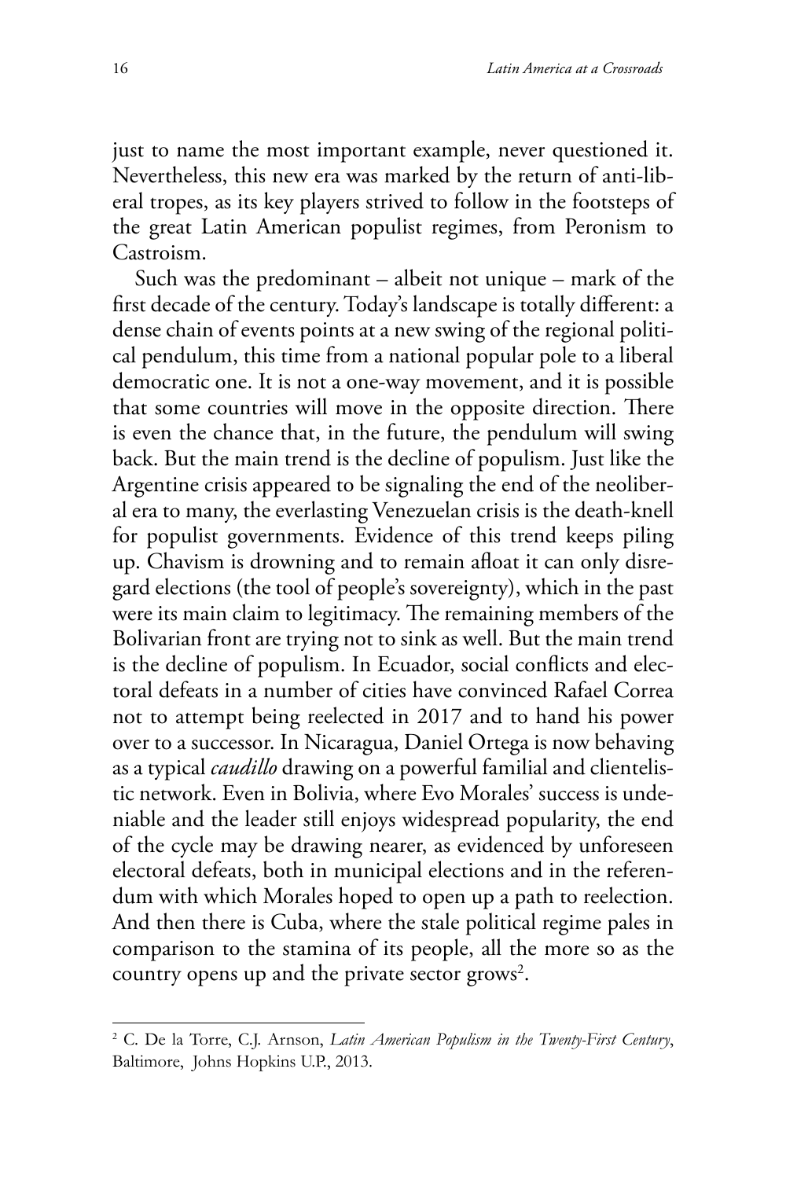just to name the most important example, never questioned it. Nevertheless, this new era was marked by the return of anti-liberal tropes, as its key players strived to follow in the footsteps of the great Latin American populist regimes, from Peronism to Castroism.

Such was the predominant – albeit not unique – mark of the first decade of the century. Today's landscape is totally different: a dense chain of events points at a new swing of the regional political pendulum, this time from a national popular pole to a liberal democratic one. It is not a one-way movement, and it is possible that some countries will move in the opposite direction. There is even the chance that, in the future, the pendulum will swing back. But the main trend is the decline of populism. Just like the Argentine crisis appeared to be signaling the end of the neoliberal era to many, the everlasting Venezuelan crisis is the death-knell for populist governments. Evidence of this trend keeps piling up. Chavism is drowning and to remain afloat it can only disregard elections (the tool of people's sovereignty), which in the past were its main claim to legitimacy. The remaining members of the Bolivarian front are trying not to sink as well. But the main trend is the decline of populism. In Ecuador, social conflicts and electoral defeats in a number of cities have convinced Rafael Correa not to attempt being reelected in 2017 and to hand his power over to a successor. In Nicaragua, Daniel Ortega is now behaving as a typical *caudillo* drawing on a powerful familial and clientelistic network. Even in Bolivia, where Evo Morales' success is undeniable and the leader still enjoys widespread popularity, the end of the cycle may be drawing nearer, as evidenced by unforeseen electoral defeats, both in municipal elections and in the referendum with which Morales hoped to open up a path to reelection. And then there is Cuba, where the stale political regime pales in comparison to the stamina of its people, all the more so as the country opens up and the private sector grows[2].

---

[2] C. De la Torre, C.J. Arnson, *Latin American Populism in the Twenty-First Century*, Baltimore, Johns Hopkins U.P., 2013.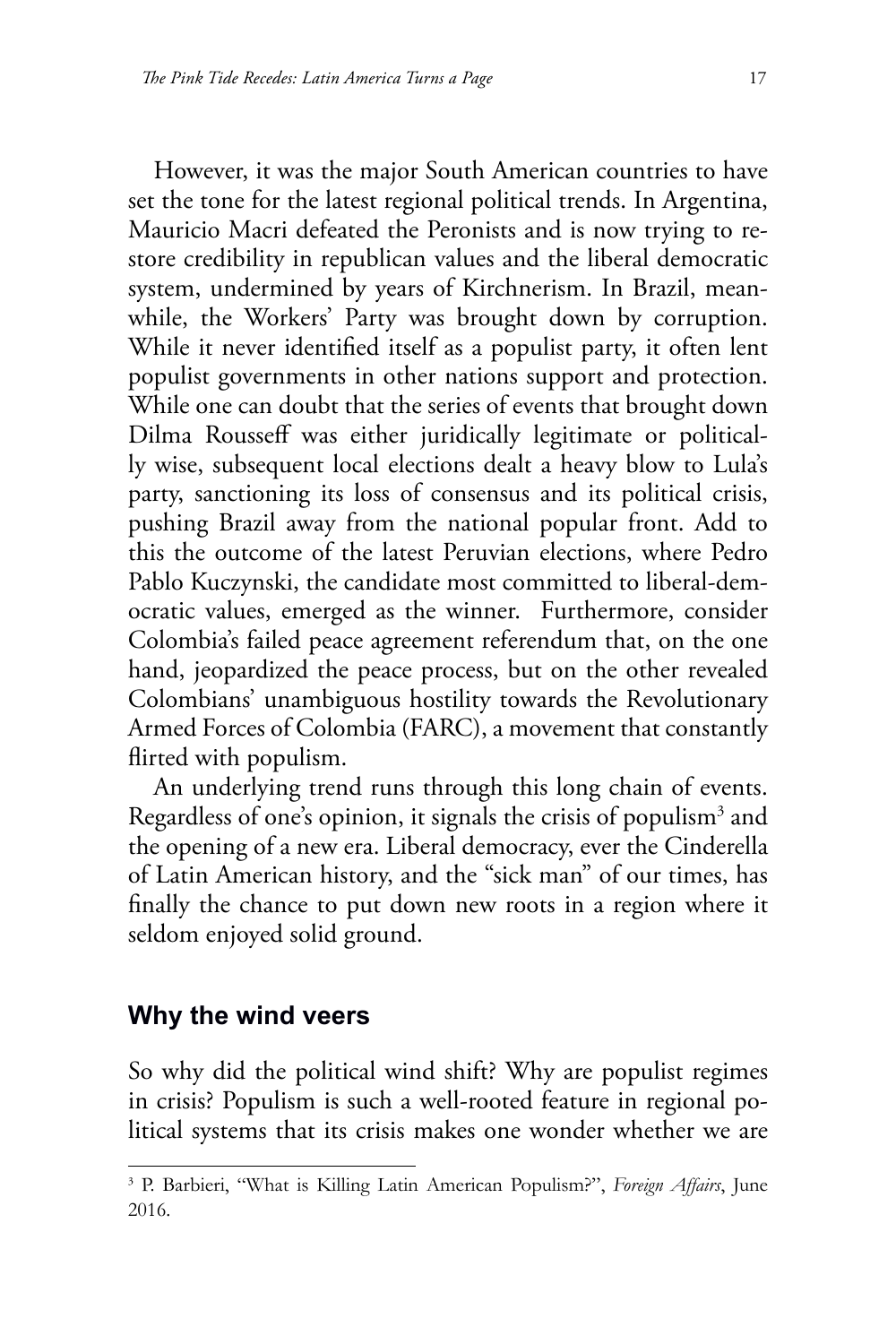However, it was the major South American countries to have set the tone for the latest regional political trends. In Argentina, Mauricio Macri defeated the Peronists and is now trying to restore credibility in republican values and the liberal democratic system, undermined by years of Kirchnerism. In Brazil, meanwhile, the Workers' Party was brought down by corruption. While it never identified itself as a populist party, it often lent populist governments in other nations support and protection. While one can doubt that the series of events that brought down Dilma Rousseff was either juridically legitimate or politically wise, subsequent local elections dealt a heavy blow to Lula's party, sanctioning its loss of consensus and its political crisis, pushing Brazil away from the national popular front. Add to this the outcome of the latest Peruvian elections, where Pedro Pablo Kuczynski, the candidate most committed to liberal-democratic values, emerged as the winner. Furthermore, consider Colombia's failed peace agreement referendum that, on the one hand, jeopardized the peace process, but on the other revealed Colombians' unambiguous hostility towards the Revolutionary Armed Forces of Colombia (FARC), a movement that constantly flirted with populism.

An underlying trend runs through this long chain of events. Regardless of one's opinion, it signals the crisis of populism[3] and the opening of a new era. Liberal democracy, ever the Cinderella of Latin American history, and the "sick man" of our times, has finally the chance to put down new roots in a region where it seldom enjoyed solid ground.

## Why the wind veers

So why did the political wind shift? Why are populist regimes in crisis? Populism is such a well-rooted feature in regional political systems that its crisis makes one wonder whether we are

[3] P. Barbieri, "What is Killing Latin American Populism?", *Foreign Affairs*, June 2016.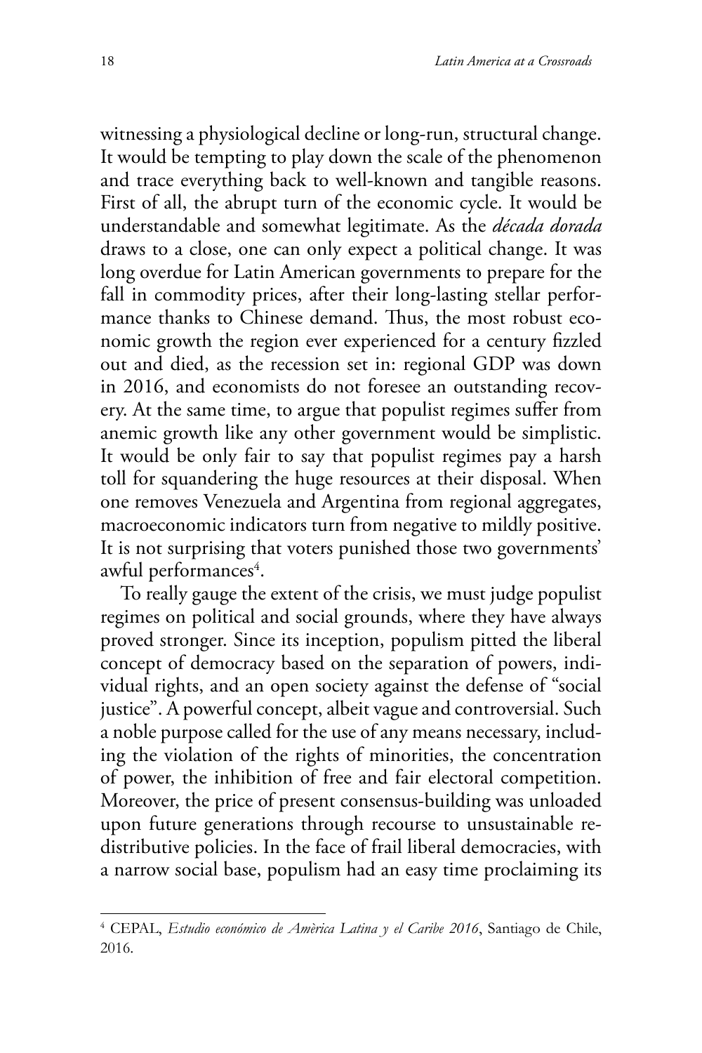witnessing a physiological decline or long-run, structural change. It would be tempting to play down the scale of the phenomenon and trace everything back to well-known and tangible reasons. First of all, the abrupt turn of the economic cycle. It would be understandable and somewhat legitimate. As the *década dorada* draws to a close, one can only expect a political change. It was long overdue for Latin American governments to prepare for the fall in commodity prices, after their long-lasting stellar performance thanks to Chinese demand. Thus, the most robust economic growth the region ever experienced for a century fizzled out and died, as the recession set in: regional GDP was down in 2016, and economists do not foresee an outstanding recovery. At the same time, to argue that populist regimes suffer from anemic growth like any other government would be simplistic. It would be only fair to say that populist regimes pay a harsh toll for squandering the huge resources at their disposal. When one removes Venezuela and Argentina from regional aggregates, macroeconomic indicators turn from negative to mildly positive. It is not surprising that voters punished those two governments' awful performances[4].

To really gauge the extent of the crisis, we must judge populist regimes on political and social grounds, where they have always proved stronger. Since its inception, populism pitted the liberal concept of democracy based on the separation of powers, individual rights, and an open society against the defense of "social justice". A powerful concept, albeit vague and controversial. Such a noble purpose called for the use of any means necessary, including the violation of the rights of minorities, the concentration of power, the inhibition of free and fair electoral competition. Moreover, the price of present consensus-building was unloaded upon future generations through recourse to unsustainable redistributive policies. In the face of frail liberal democracies, with a narrow social base, populism had an easy time proclaiming its

---

[4] CEPAL, *Estudio económico de Amèrica Latina y el Caribe 2016*, Santiago de Chile, 2016.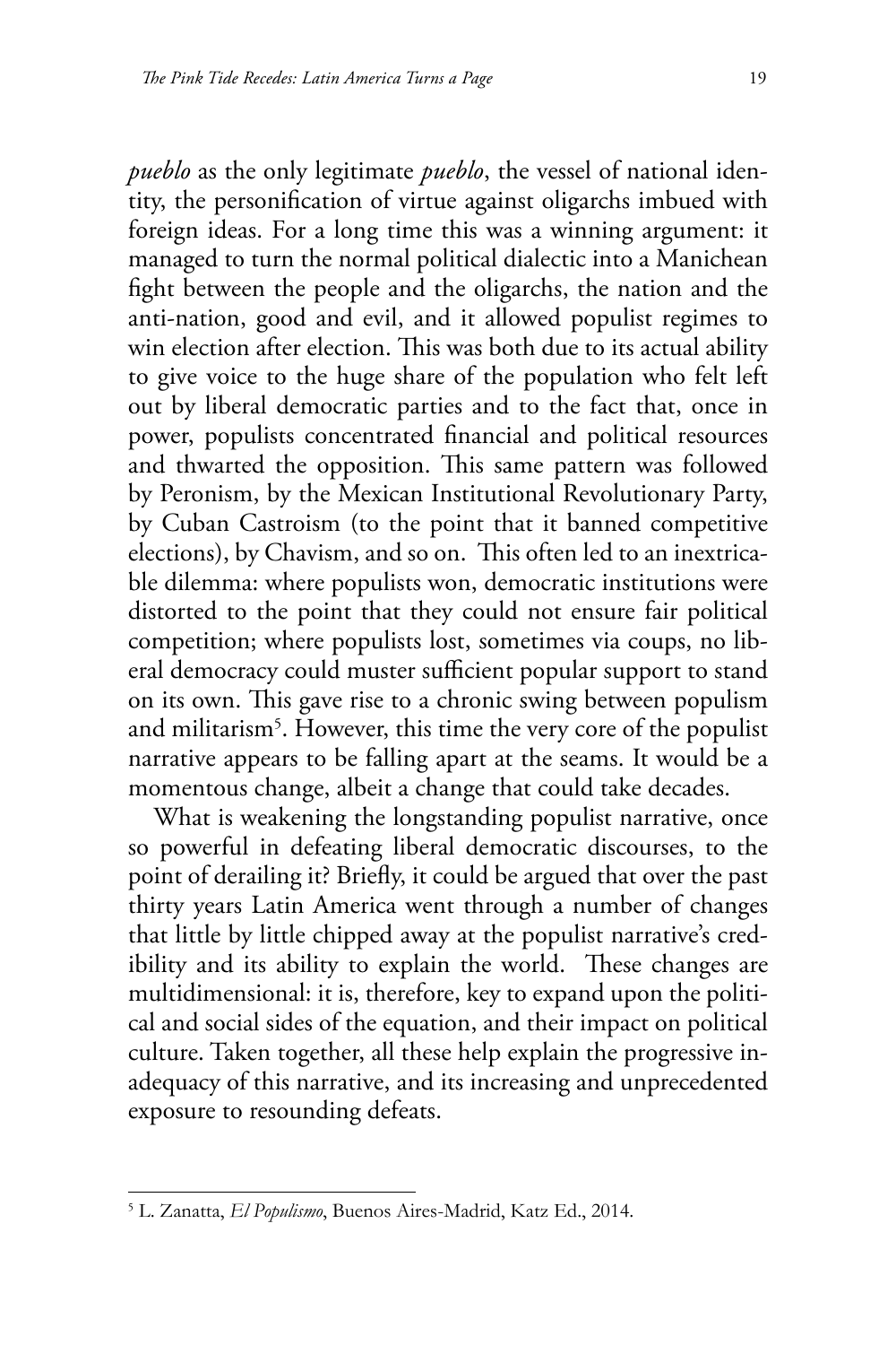*pueblo* as the only legitimate *pueblo*, the vessel of national identity, the personification of virtue against oligarchs imbued with foreign ideas. For a long time this was a winning argument: it managed to turn the normal political dialectic into a Manichean fight between the people and the oligarchs, the nation and the anti-nation, good and evil, and it allowed populist regimes to win election after election. This was both due to its actual ability to give voice to the huge share of the population who felt left out by liberal democratic parties and to the fact that, once in power, populists concentrated financial and political resources and thwarted the opposition. This same pattern was followed by Peronism, by the Mexican Institutional Revolutionary Party, by Cuban Castroism (to the point that it banned competitive elections), by Chavism, and so on. This often led to an inextricable dilemma: where populists won, democratic institutions were distorted to the point that they could not ensure fair political competition; where populists lost, sometimes via coups, no liberal democracy could muster sufficient popular support to stand on its own. This gave rise to a chronic swing between populism and militarism[5]. However, this time the very core of the populist narrative appears to be falling apart at the seams. It would be a momentous change, albeit a change that could take decades.

What is weakening the longstanding populist narrative, once so powerful in defeating liberal democratic discourses, to the point of derailing it? Briefly, it could be argued that over the past thirty years Latin America went through a number of changes that little by little chipped away at the populist narrative's credibility and its ability to explain the world. These changes are multidimensional: it is, therefore, key to expand upon the political and social sides of the equation, and their impact on political culture. Taken together, all these help explain the progressive inadequacy of this narrative, and its increasing and unprecedented exposure to resounding defeats.

---

[5] L. Zanatta, *El Populismo*, Buenos Aires-Madrid, Katz Ed., 2014.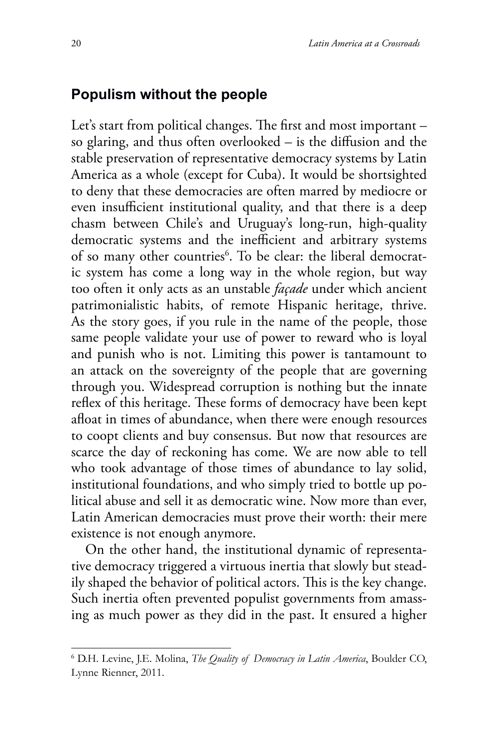## Populism without the people

Let's start from political changes. The first and most important – so glaring, and thus often overlooked – is the diffusion and the stable preservation of representative democracy systems by Latin America as a whole (except for Cuba). It would be shortsighted to deny that these democracies are often marred by mediocre or even insufficient institutional quality, and that there is a deep chasm between Chile's and Uruguay's long-run, high-quality democratic systems and the inefficient and arbitrary systems of so many other countries[6]. To be clear: the liberal democratic system has come a long way in the whole region, but way too often it only acts as an unstable *façade* under which ancient patrimonialistic habits, of remote Hispanic heritage, thrive. As the story goes, if you rule in the name of the people, those same people validate your use of power to reward who is loyal and punish who is not. Limiting this power is tantamount to an attack on the sovereignty of the people that are governing through you. Widespread corruption is nothing but the innate reflex of this heritage. These forms of democracy have been kept afloat in times of abundance, when there were enough resources to coopt clients and buy consensus. But now that resources are scarce the day of reckoning has come. We are now able to tell who took advantage of those times of abundance to lay solid, institutional foundations, and who simply tried to bottle up political abuse and sell it as democratic wine. Now more than ever, Latin American democracies must prove their worth: their mere existence is not enough anymore.

On the other hand, the institutional dynamic of representative democracy triggered a virtuous inertia that slowly but steadily shaped the behavior of political actors. This is the key change. Such inertia often prevented populist governments from amassing as much power as they did in the past. It ensured a higher

---

[6] D.H. Levine, J.E. Molina, *The Quality of Democracy in Latin America*, Boulder CO, Lynne Rienner, 2011.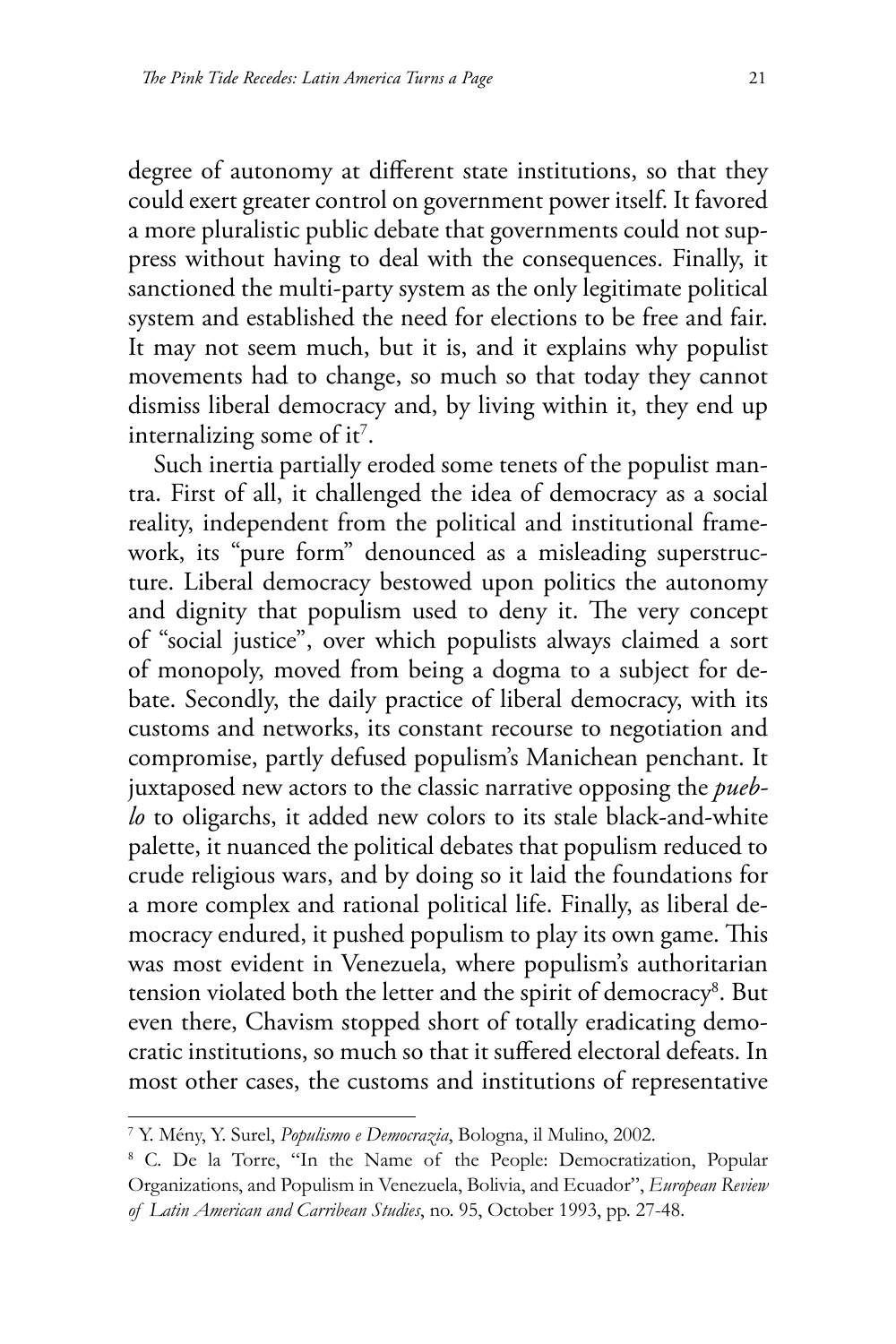degree of autonomy at different state institutions, so that they could exert greater control on government power itself. It favored a more pluralistic public debate that governments could not suppress without having to deal with the consequences. Finally, it sanctioned the multi-party system as the only legitimate political system and established the need for elections to be free and fair. It may not seem much, but it is, and it explains why populist movements had to change, so much so that today they cannot dismiss liberal democracy and, by living within it, they end up internalizing some of it[7].

Such inertia partially eroded some tenets of the populist mantra. First of all, it challenged the idea of democracy as a social reality, independent from the political and institutional framework, its "pure form" denounced as a misleading superstructure. Liberal democracy bestowed upon politics the autonomy and dignity that populism used to deny it. The very concept of "social justice", over which populists always claimed a sort of monopoly, moved from being a dogma to a subject for debate. Secondly, the daily practice of liberal democracy, with its customs and networks, its constant recourse to negotiation and compromise, partly defused populism's Manichean penchant. It juxtaposed new actors to the classic narrative opposing the *pueblo* to oligarchs, it added new colors to its stale black-and-white palette, it nuanced the political debates that populism reduced to crude religious wars, and by doing so it laid the foundations for a more complex and rational political life. Finally, as liberal democracy endured, it pushed populism to play its own game. This was most evident in Venezuela, where populism's authoritarian tension violated both the letter and the spirit of democracy[8]. But even there, Chavism stopped short of totally eradicating democratic institutions, so much so that it suffered electoral defeats. In most other cases, the customs and institutions of representative

---

[7] Y. Mény, Y. Surel, *Populismo e Democrazia*, Bologna, il Mulino, 2002.

[8] C. De la Torre, "In the Name of the People: Democratization, Popular Organizations, and Populism in Venezuela, Bolivia, and Ecuador", *European Review of Latin American and Carribean Studies*, no. 95, October 1993, pp. 27-48.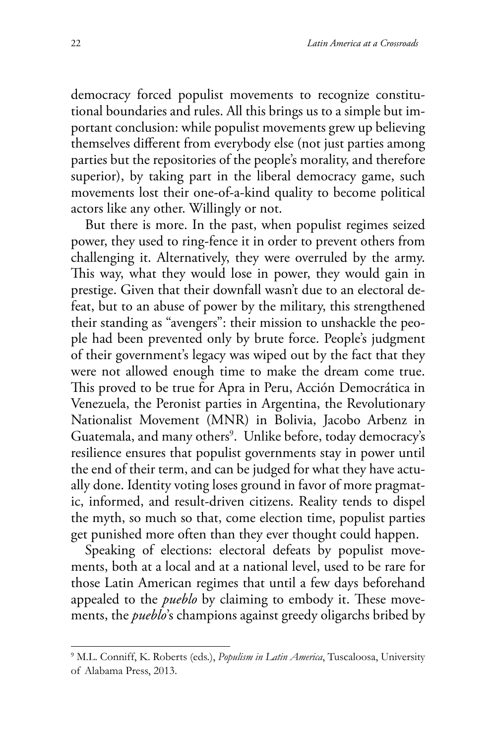democracy forced populist movements to recognize constitutional boundaries and rules. All this brings us to a simple but important conclusion: while populist movements grew up believing themselves different from everybody else (not just parties among parties but the repositories of the people's morality, and therefore superior), by taking part in the liberal democracy game, such movements lost their one-of-a-kind quality to become political actors like any other. Willingly or not.

But there is more. In the past, when populist regimes seized power, they used to ring-fence it in order to prevent others from challenging it. Alternatively, they were overruled by the army. This way, what they would lose in power, they would gain in prestige. Given that their downfall wasn't due to an electoral defeat, but to an abuse of power by the military, this strengthened their standing as "avengers": their mission to unshackle the people had been prevented only by brute force. People's judgment of their government's legacy was wiped out by the fact that they were not allowed enough time to make the dream come true. This proved to be true for Apra in Peru, Acción Democrática in Venezuela, the Peronist parties in Argentina, the Revolutionary Nationalist Movement (MNR) in Bolivia, Jacobo Arbenz in Guatemala, and many others[9]. Unlike before, today democracy's resilience ensures that populist governments stay in power until the end of their term, and can be judged for what they have actually done. Identity voting loses ground in favor of more pragmatic, informed, and result-driven citizens. Reality tends to dispel the myth, so much so that, come election time, populist parties get punished more often than they ever thought could happen.

Speaking of elections: electoral defeats by populist movements, both at a local and at a national level, used to be rare for those Latin American regimes that until a few days beforehand appealed to the *pueblo* by claiming to embody it. These movements, the *pueblo*'s champions against greedy oligarchs bribed by

---

[9] M.L. Conniff, K. Roberts (eds.), *Populism in Latin America*, Tuscaloosa, University of Alabama Press, 2013.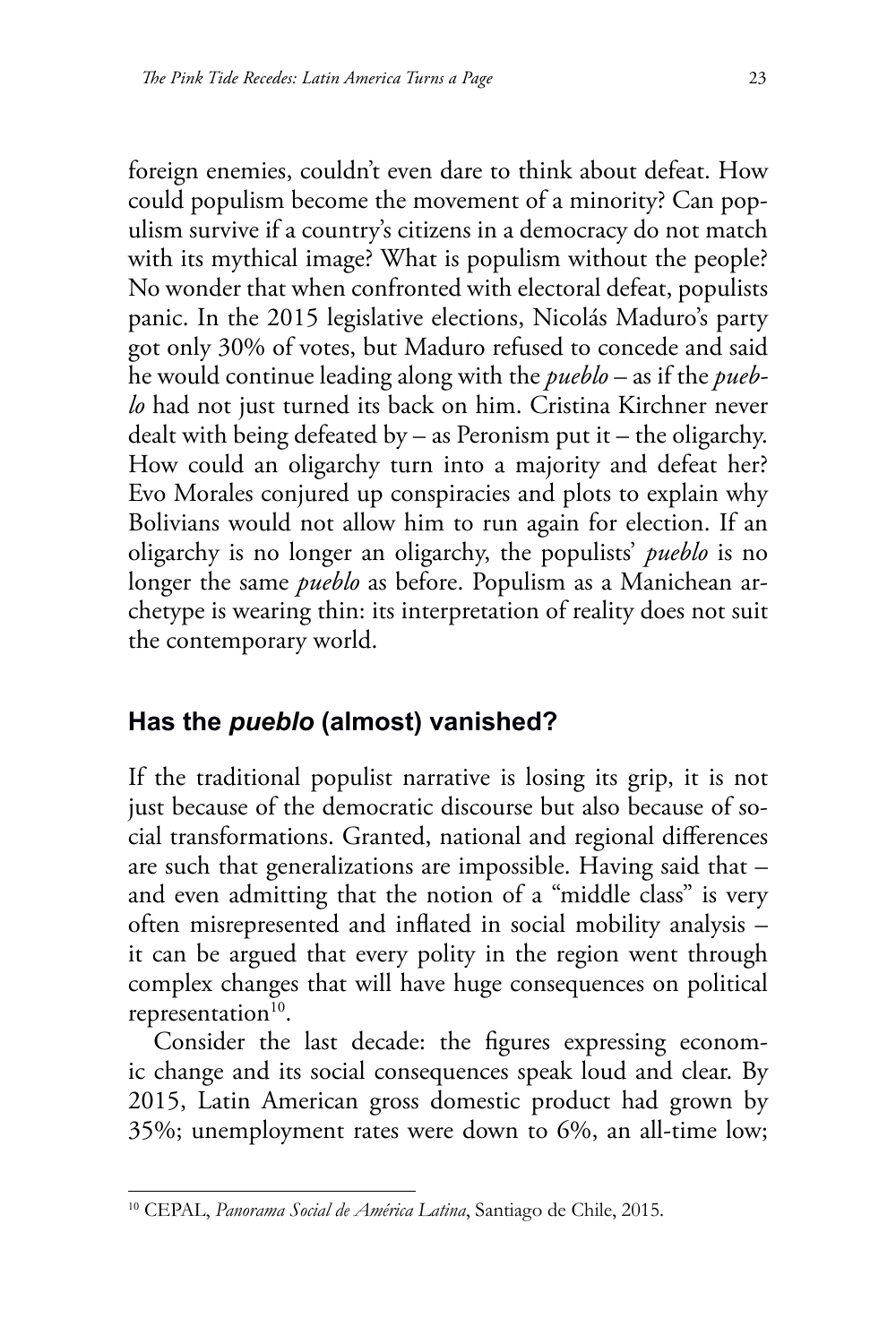foreign enemies, couldn't even dare to think about defeat. How could populism become the movement of a minority? Can populism survive if a country's citizens in a democracy do not match with its mythical image? What is populism without the people? No wonder that when confronted with electoral defeat, populists panic. In the 2015 legislative elections, Nicolás Maduro's party got only 30% of votes, but Maduro refused to concede and said he would continue leading along with the *pueblo* – as if the *pueblo* had not just turned its back on him. Cristina Kirchner never dealt with being defeated by – as Peronism put it – the oligarchy. How could an oligarchy turn into a majority and defeat her? Evo Morales conjured up conspiracies and plots to explain why Bolivians would not allow him to run again for election. If an oligarchy is no longer an oligarchy, the populists' *pueblo* is no longer the same *pueblo* as before. Populism as a Manichean archetype is wearing thin: its interpretation of reality does not suit the contemporary world.

## Has the *pueblo* (almost) vanished?

If the traditional populist narrative is losing its grip, it is not just because of the democratic discourse but also because of social transformations. Granted, national and regional differences are such that generalizations are impossible. Having said that – and even admitting that the notion of a "middle class" is very often misrepresented and inflated in social mobility analysis – it can be argued that every polity in the region went through complex changes that will have huge consequences on political representation[10].

Consider the last decade: the figures expressing economic change and its social consequences speak loud and clear. By 2015, Latin American gross domestic product had grown by 35%; unemployment rates were down to 6%, an all-time low;

[10] CEPAL, *Panorama Social de América Latina*, Santiago de Chile, 2015.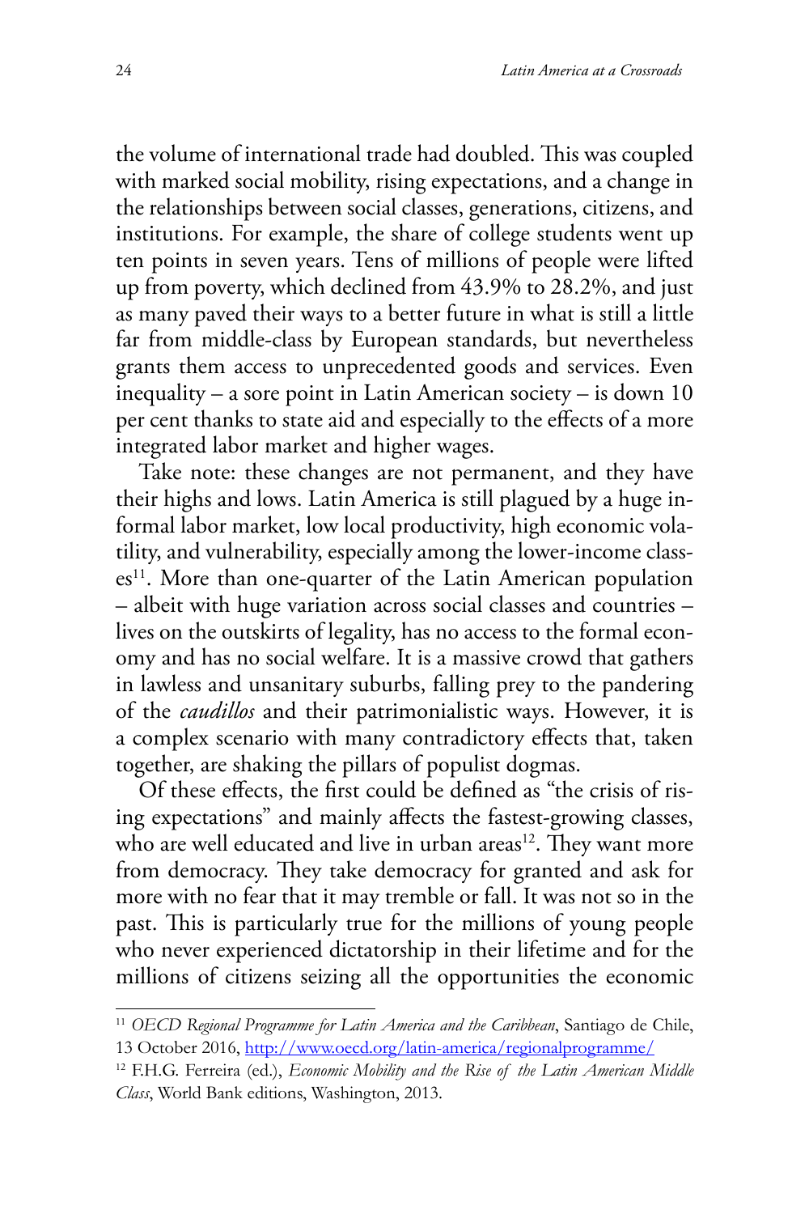the volume of international trade had doubled. This was coupled with marked social mobility, rising expectations, and a change in the relationships between social classes, generations, citizens, and institutions. For example, the share of college students went up ten points in seven years. Tens of millions of people were lifted up from poverty, which declined from 43.9% to 28.2%, and just as many paved their ways to a better future in what is still a little far from middle-class by European standards, but nevertheless grants them access to unprecedented goods and services. Even inequality – a sore point in Latin American society – is down 10 per cent thanks to state aid and especially to the effects of a more integrated labor market and higher wages.

Take note: these changes are not permanent, and they have their highs and lows. Latin America is still plagued by a huge informal labor market, low local productivity, high economic volatility, and vulnerability, especially among the lower-income classes[11]. More than one-quarter of the Latin American population – albeit with huge variation across social classes and countries – lives on the outskirts of legality, has no access to the formal economy and has no social welfare. It is a massive crowd that gathers in lawless and unsanitary suburbs, falling prey to the pandering of the *caudillos* and their patrimonialistic ways. However, it is a complex scenario with many contradictory effects that, taken together, are shaking the pillars of populist dogmas.

Of these effects, the first could be defined as "the crisis of rising expectations" and mainly affects the fastest-growing classes, who are well educated and live in urban areas[12]. They want more from democracy. They take democracy for granted and ask for more with no fear that it may tremble or fall. It was not so in the past. This is particularly true for the millions of young people who never experienced dictatorship in their lifetime and for the millions of citizens seizing all the opportunities the economic

---

[11] *OECD Regional Programme for Latin America and the Caribbean*, Santiago de Chile, 13 October 2016, http://www.oecd.org/latin-america/regionalprogramme/

[12] F.H.G. Ferreira (ed.), *Economic Mobility and the Rise of the Latin American Middle Class*, World Bank editions, Washington, 2013.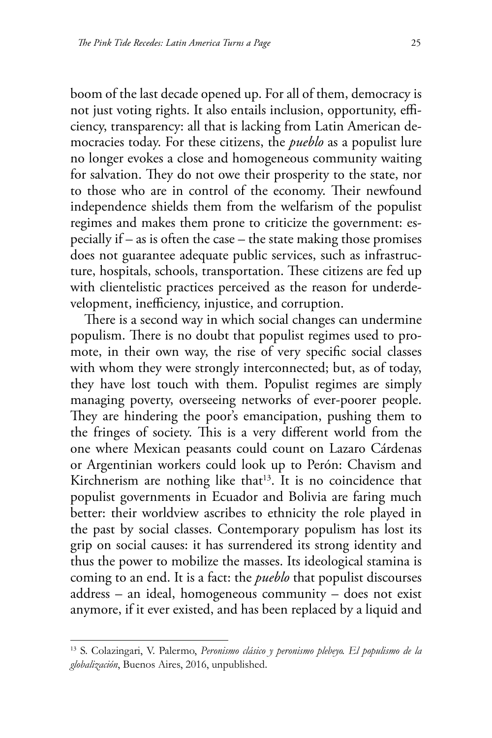boom of the last decade opened up. For all of them, democracy is not just voting rights. It also entails inclusion, opportunity, efficiency, transparency: all that is lacking from Latin American democracies today. For these citizens, the *pueblo* as a populist lure no longer evokes a close and homogeneous community waiting for salvation. They do not owe their prosperity to the state, nor to those who are in control of the economy. Their newfound independence shields them from the welfarism of the populist regimes and makes them prone to criticize the government: especially if – as is often the case – the state making those promises does not guarantee adequate public services, such as infrastructure, hospitals, schools, transportation. These citizens are fed up with clientelistic practices perceived as the reason for underdevelopment, inefficiency, injustice, and corruption.

There is a second way in which social changes can undermine populism. There is no doubt that populist regimes used to promote, in their own way, the rise of very specific social classes with whom they were strongly interconnected; but, as of today, they have lost touch with them. Populist regimes are simply managing poverty, overseeing networks of ever-poorer people. They are hindering the poor's emancipation, pushing them to the fringes of society. This is a very different world from the one where Mexican peasants could count on Lazaro Cárdenas or Argentinian workers could look up to Perón: Chavism and Kirchnerism are nothing like that[13]. It is no coincidence that populist governments in Ecuador and Bolivia are faring much better: their worldview ascribes to ethnicity the role played in the past by social classes. Contemporary populism has lost its grip on social causes: it has surrendered its strong identity and thus the power to mobilize the masses. Its ideological stamina is coming to an end. It is a fact: the *pueblo* that populist discourses address – an ideal, homogeneous community – does not exist anymore, if it ever existed, and has been replaced by a liquid and

---

[13] S. Colazingari, V. Palermo, *Peronismo clásico y peronismo plebeyo. El populismo de la globalización*, Buenos Aires, 2016, unpublished.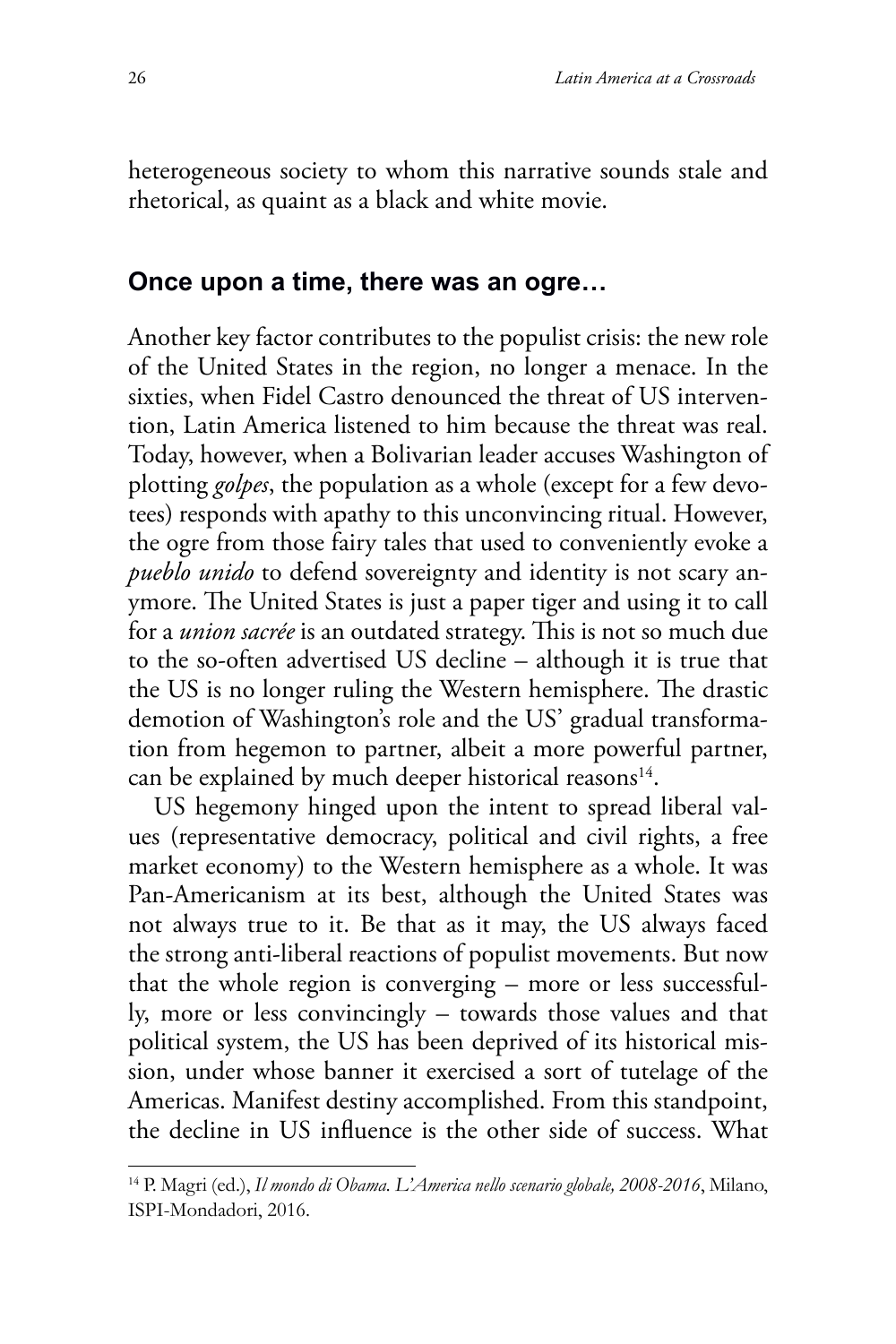heterogeneous society to whom this narrative sounds stale and rhetorical, as quaint as a black and white movie.

## Once upon a time, there was an ogre…

Another key factor contributes to the populist crisis: the new role of the United States in the region, no longer a menace. In the sixties, when Fidel Castro denounced the threat of US intervention, Latin America listened to him because the threat was real. Today, however, when a Bolivarian leader accuses Washington of plotting *golpes*, the population as a whole (except for a few devotees) responds with apathy to this unconvincing ritual. However, the ogre from those fairy tales that used to conveniently evoke a *pueblo unido* to defend sovereignty and identity is not scary anymore. The United States is just a paper tiger and using it to call for a *union sacrée* is an outdated strategy. This is not so much due to the so-often advertised US decline – although it is true that the US is no longer ruling the Western hemisphere. The drastic demotion of Washington's role and the US' gradual transformation from hegemon to partner, albeit a more powerful partner, can be explained by much deeper historical reasons[14].

US hegemony hinged upon the intent to spread liberal values (representative democracy, political and civil rights, a free market economy) to the Western hemisphere as a whole. It was Pan-Americanism at its best, although the United States was not always true to it. Be that as it may, the US always faced the strong anti-liberal reactions of populist movements. But now that the whole region is converging – more or less successfully, more or less convincingly – towards those values and that political system, the US has been deprived of its historical mission, under whose banner it exercised a sort of tutelage of the Americas. Manifest destiny accomplished. From this standpoint, the decline in US influence is the other side of success. What

[14] P. Magri (ed.), *Il mondo di Obama. L'America nello scenario globale, 2008-2016*, Milano, ISPI-Mondadori, 2016.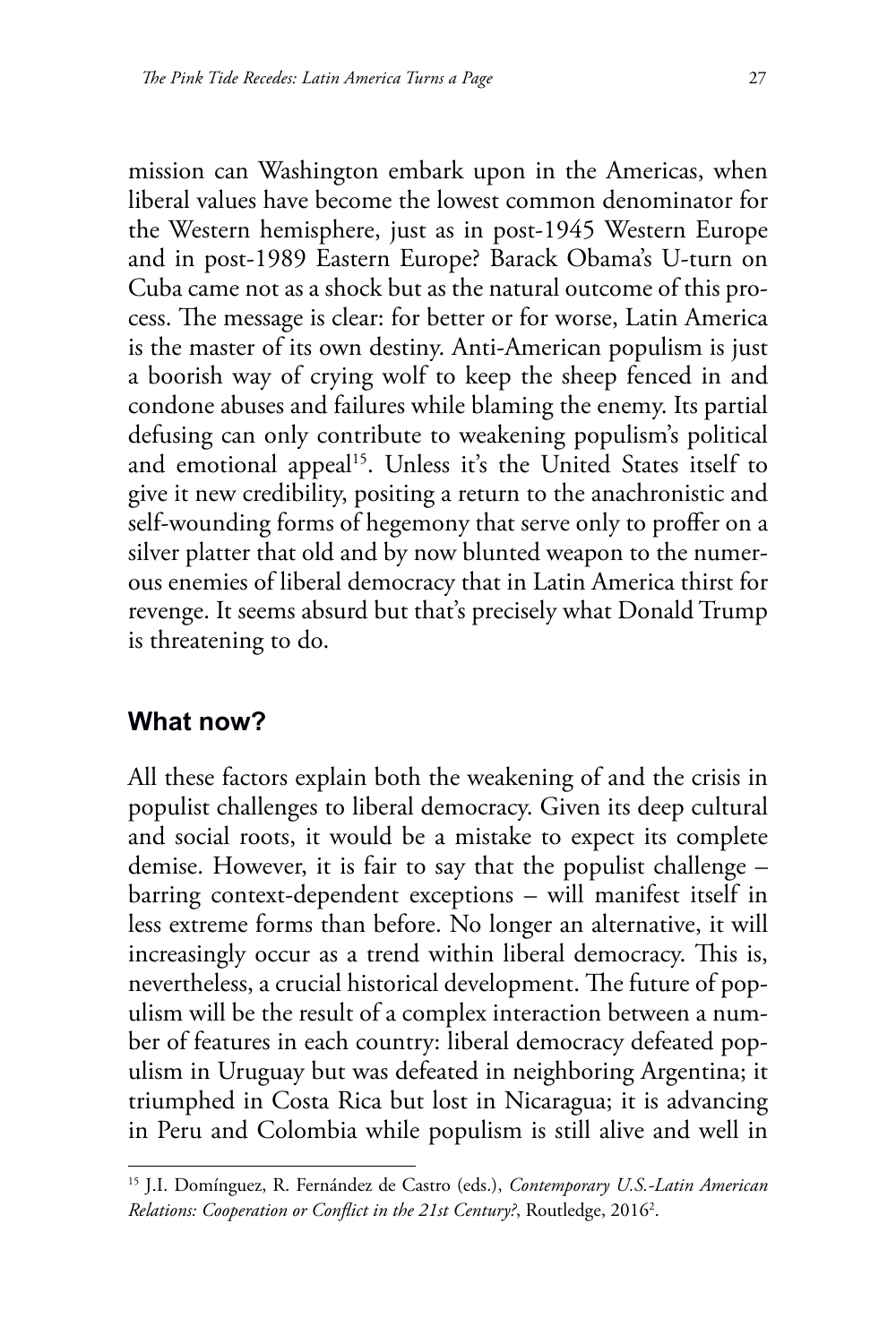mission can Washington embark upon in the Americas, when liberal values have become the lowest common denominator for the Western hemisphere, just as in post-1945 Western Europe and in post-1989 Eastern Europe? Barack Obama's U-turn on Cuba came not as a shock but as the natural outcome of this process. The message is clear: for better or for worse, Latin America is the master of its own destiny. Anti-American populism is just a boorish way of crying wolf to keep the sheep fenced in and condone abuses and failures while blaming the enemy. Its partial defusing can only contribute to weakening populism's political and emotional appeal[15]. Unless it's the United States itself to give it new credibility, positing a return to the anachronistic and self-wounding forms of hegemony that serve only to proffer on a silver platter that old and by now blunted weapon to the numerous enemies of liberal democracy that in Latin America thirst for revenge. It seems absurd but that's precisely what Donald Trump is threatening to do.

## What now?

All these factors explain both the weakening of and the crisis in populist challenges to liberal democracy. Given its deep cultural and social roots, it would be a mistake to expect its complete demise. However, it is fair to say that the populist challenge – barring context-dependent exceptions – will manifest itself in less extreme forms than before. No longer an alternative, it will increasingly occur as a trend within liberal democracy. This is, nevertheless, a crucial historical development. The future of populism will be the result of a complex interaction between a number of features in each country: liberal democracy defeated populism in Uruguay but was defeated in neighboring Argentina; it triumphed in Costa Rica but lost in Nicaragua; it is advancing in Peru and Colombia while populism is still alive and well in

---

[15] J.I. Domínguez, R. Fernández de Castro (eds.), *Contemporary U.S.-Latin American Relations: Cooperation or Conflict in the 21st Century?*, Routledge, 2016[2].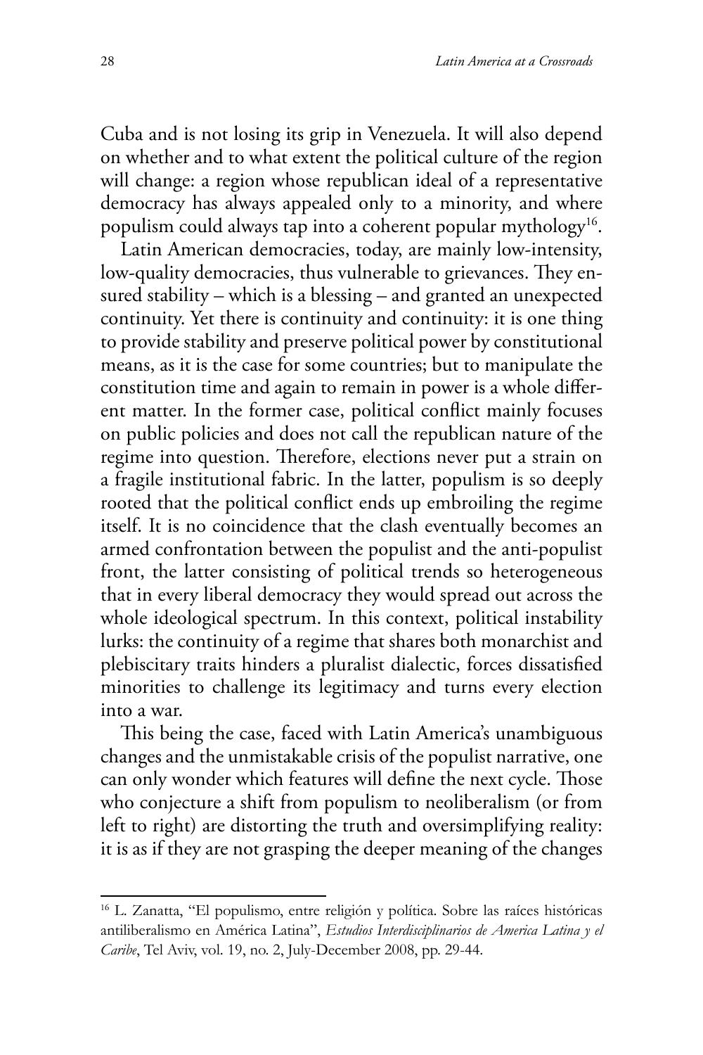Cuba and is not losing its grip in Venezuela. It will also depend on whether and to what extent the political culture of the region will change: a region whose republican ideal of a representative democracy has always appealed only to a minority, and where populism could always tap into a coherent popular mythology[16].

Latin American democracies, today, are mainly low-intensity, low-quality democracies, thus vulnerable to grievances. They ensured stability – which is a blessing – and granted an unexpected continuity. Yet there is continuity and continuity: it is one thing to provide stability and preserve political power by constitutional means, as it is the case for some countries; but to manipulate the constitution time and again to remain in power is a whole different matter. In the former case, political conflict mainly focuses on public policies and does not call the republican nature of the regime into question. Therefore, elections never put a strain on a fragile institutional fabric. In the latter, populism is so deeply rooted that the political conflict ends up embroiling the regime itself. It is no coincidence that the clash eventually becomes an armed confrontation between the populist and the anti-populist front, the latter consisting of political trends so heterogeneous that in every liberal democracy they would spread out across the whole ideological spectrum. In this context, political instability lurks: the continuity of a regime that shares both monarchist and plebiscitary traits hinders a pluralist dialectic, forces dissatisfied minorities to challenge its legitimacy and turns every election into a war.

This being the case, faced with Latin America's unambiguous changes and the unmistakable crisis of the populist narrative, one can only wonder which features will define the next cycle. Those who conjecture a shift from populism to neoliberalism (or from left to right) are distorting the truth and oversimplifying reality: it is as if they are not grasping the deeper meaning of the changes

---

[16] L. Zanatta, "El populismo, entre religión y política. Sobre las raíces históricas antiliberalismo en América Latina", *Estudios Interdisciplinarios de America Latina y el Caribe*, Tel Aviv, vol. 19, no. 2, July-December 2008, pp. 29-44.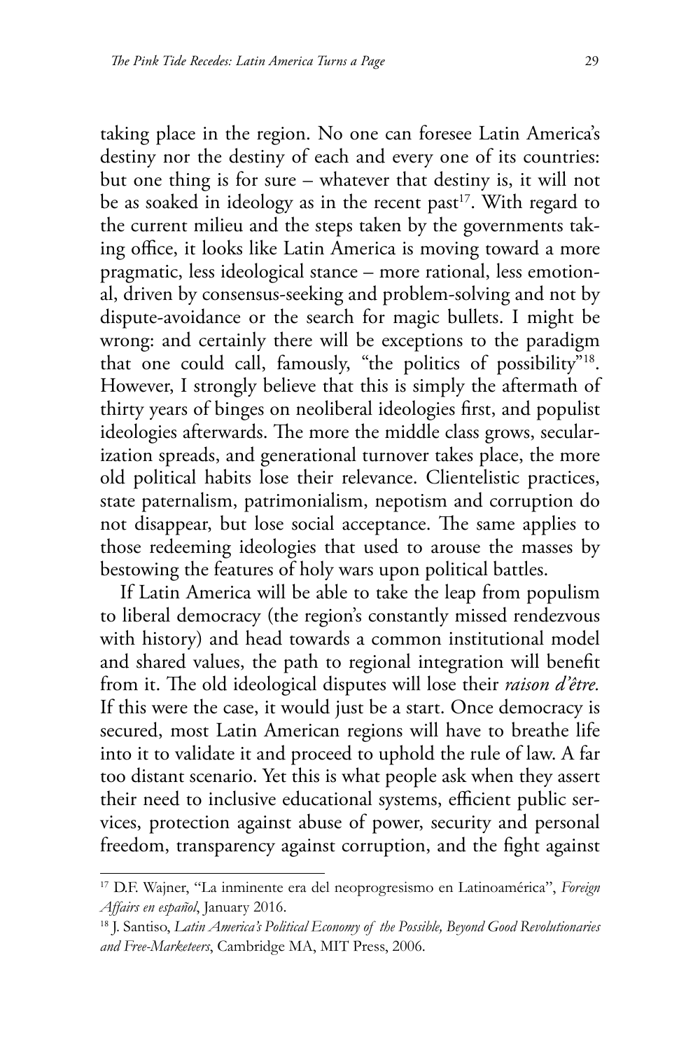taking place in the region. No one can foresee Latin America's destiny nor the destiny of each and every one of its countries: but one thing is for sure – whatever that destiny is, it will not be as soaked in ideology as in the recent past[17]. With regard to the current milieu and the steps taken by the governments taking office, it looks like Latin America is moving toward a more pragmatic, less ideological stance – more rational, less emotional, driven by consensus-seeking and problem-solving and not by dispute-avoidance or the search for magic bullets. I might be wrong: and certainly there will be exceptions to the paradigm that one could call, famously, "the politics of possibility"[18]. However, I strongly believe that this is simply the aftermath of thirty years of binges on neoliberal ideologies first, and populist ideologies afterwards. The more the middle class grows, secularization spreads, and generational turnover takes place, the more old political habits lose their relevance. Clientelistic practices, state paternalism, patrimonialism, nepotism and corruption do not disappear, but lose social acceptance. The same applies to those redeeming ideologies that used to arouse the masses by bestowing the features of holy wars upon political battles.

If Latin America will be able to take the leap from populism to liberal democracy (the region's constantly missed rendezvous with history) and head towards a common institutional model and shared values, the path to regional integration will benefit from it. The old ideological disputes will lose their *raison d'être.* If this were the case, it would just be a start. Once democracy is secured, most Latin American regions will have to breathe life into it to validate it and proceed to uphold the rule of law. A far too distant scenario. Yet this is what people ask when they assert their need to inclusive educational systems, efficient public services, protection against abuse of power, security and personal freedom, transparency against corruption, and the fight against

---

[17] D.F. Wajner, "La inminente era del neoprogresismo en Latinoamérica", *Foreign Affairs en español*, January 2016.

[18] J. Santiso, *Latin America's Political Economy of the Possible, Beyond Good Revolutionaries and Free-Marketeers*, Cambridge MA, MIT Press, 2006.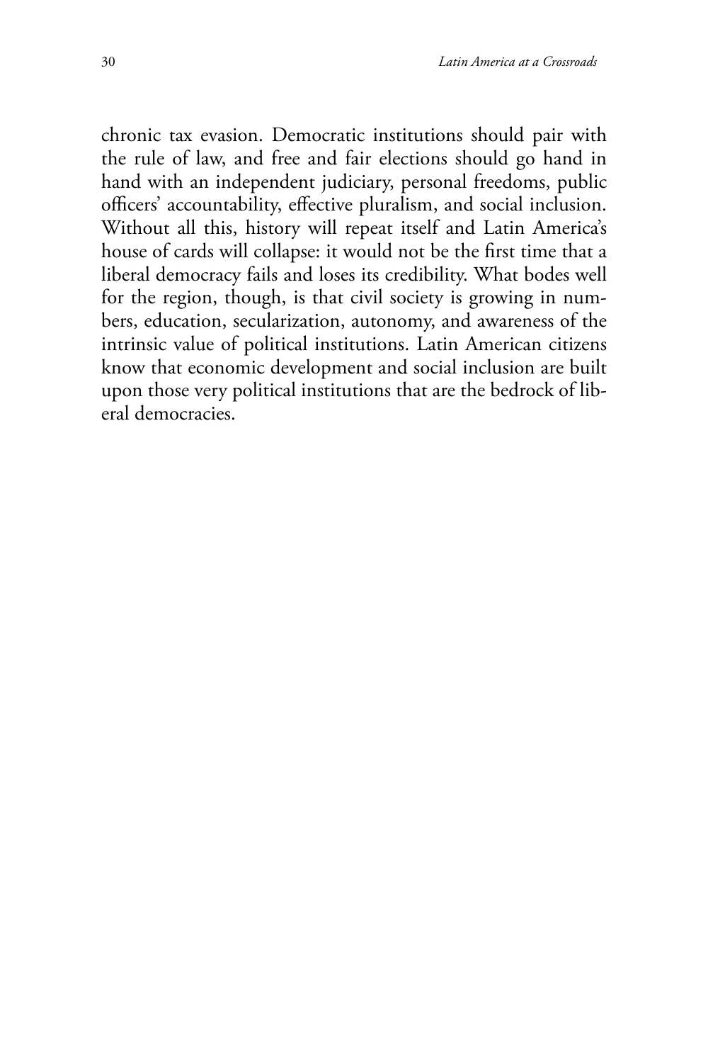chronic tax evasion. Democratic institutions should pair with the rule of law, and free and fair elections should go hand in hand with an independent judiciary, personal freedoms, public officers' accountability, effective pluralism, and social inclusion. Without all this, history will repeat itself and Latin America's house of cards will collapse: it would not be the first time that a liberal democracy fails and loses its credibility. What bodes well for the region, though, is that civil society is growing in numbers, education, secularization, autonomy, and awareness of the intrinsic value of political institutions. Latin American citizens know that economic development and social inclusion are built upon those very political institutions that are the bedrock of liberal democracies.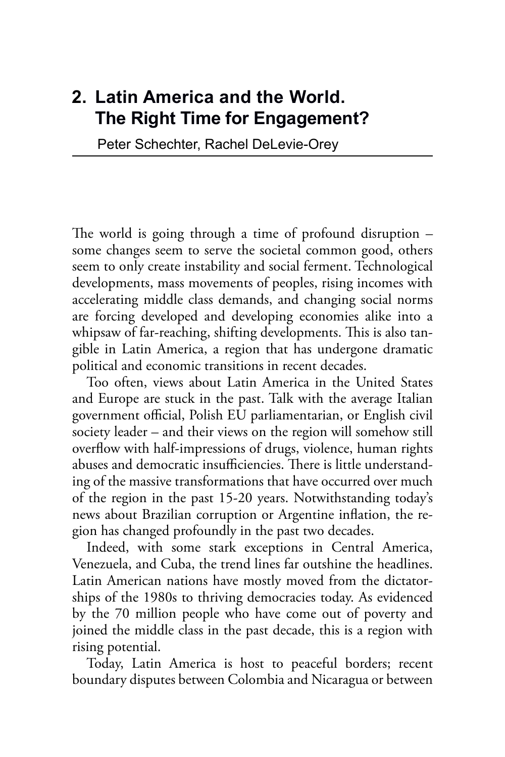## 2. Latin America and the World. The Right Time for Engagement?

Peter Schechter, Rachel DeLevie-Orey

---

The world is going through a time of profound disruption – some changes seem to serve the societal common good, others seem to only create instability and social ferment. Technological developments, mass movements of peoples, rising incomes with accelerating middle class demands, and changing social norms are forcing developed and developing economies alike into a whipsaw of far-reaching, shifting developments. This is also tangible in Latin America, a region that has undergone dramatic political and economic transitions in recent decades.

Too often, views about Latin America in the United States and Europe are stuck in the past. Talk with the average Italian government official, Polish EU parliamentarian, or English civil society leader – and their views on the region will somehow still overflow with half-impressions of drugs, violence, human rights abuses and democratic insufficiencies. There is little understanding of the massive transformations that have occurred over much of the region in the past 15-20 years. Notwithstanding today's news about Brazilian corruption or Argentine inflation, the region has changed profoundly in the past two decades.

Indeed, with some stark exceptions in Central America, Venezuela, and Cuba, the trend lines far outshine the headlines. Latin American nations have mostly moved from the dictatorships of the 1980s to thriving democracies today. As evidenced by the 70 million people who have come out of poverty and joined the middle class in the past decade, this is a region with rising potential.

Today, Latin America is host to peaceful borders; recent boundary disputes between Colombia and Nicaragua or between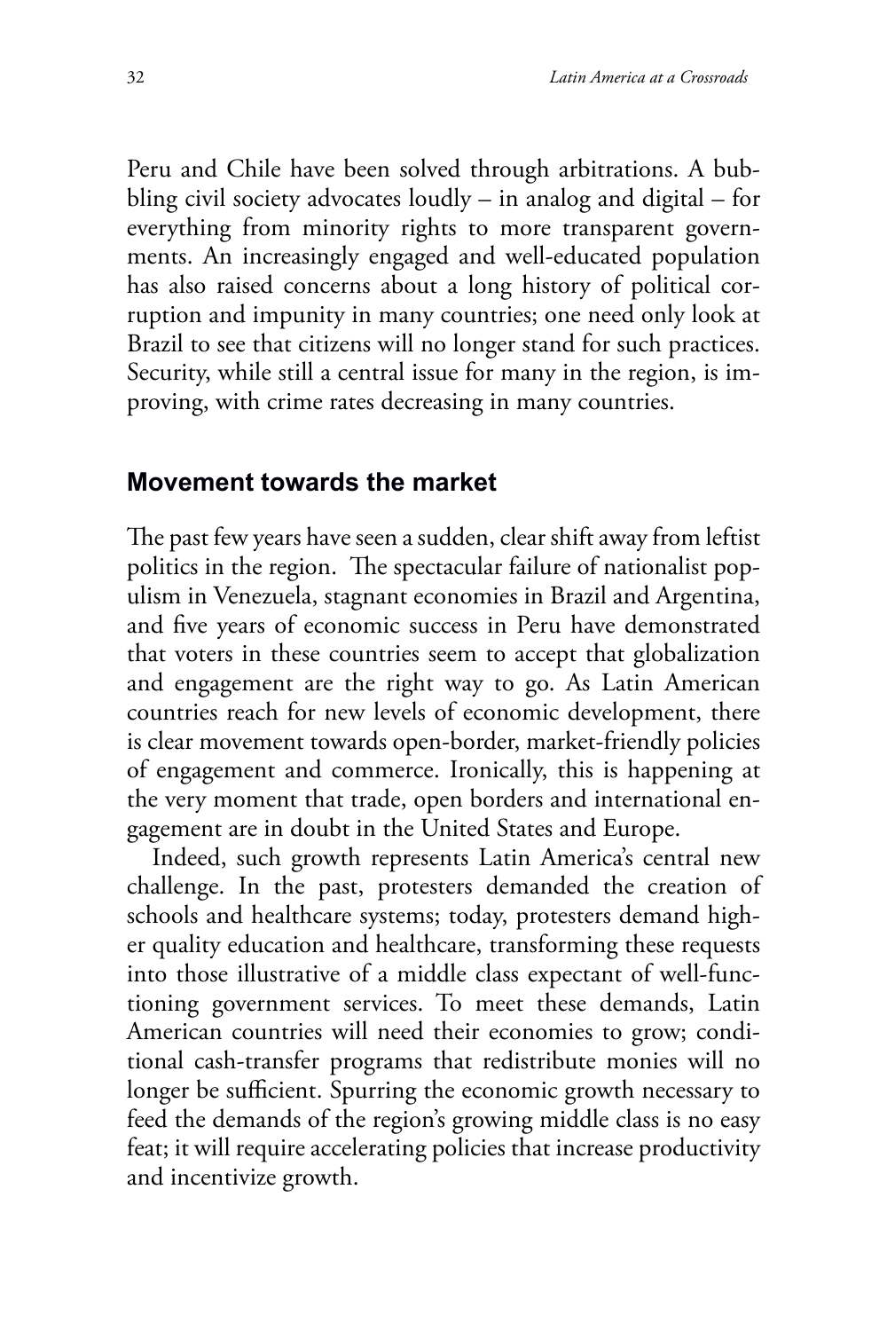Peru and Chile have been solved through arbitrations. A bubbling civil society advocates loudly – in analog and digital – for everything from minority rights to more transparent governments. An increasingly engaged and well-educated population has also raised concerns about a long history of political corruption and impunity in many countries; one need only look at Brazil to see that citizens will no longer stand for such practices. Security, while still a central issue for many in the region, is improving, with crime rates decreasing in many countries.

## Movement towards the market

The past few years have seen a sudden, clear shift away from leftist politics in the region. The spectacular failure of nationalist populism in Venezuela, stagnant economies in Brazil and Argentina, and five years of economic success in Peru have demonstrated that voters in these countries seem to accept that globalization and engagement are the right way to go. As Latin American countries reach for new levels of economic development, there is clear movement towards open-border, market-friendly policies of engagement and commerce. Ironically, this is happening at the very moment that trade, open borders and international engagement are in doubt in the United States and Europe.

Indeed, such growth represents Latin America's central new challenge. In the past, protesters demanded the creation of schools and healthcare systems; today, protesters demand higher quality education and healthcare, transforming these requests into those illustrative of a middle class expectant of well-functioning government services. To meet these demands, Latin American countries will need their economies to grow; conditional cash-transfer programs that redistribute monies will no longer be sufficient. Spurring the economic growth necessary to feed the demands of the region's growing middle class is no easy feat; it will require accelerating policies that increase productivity and incentivize growth.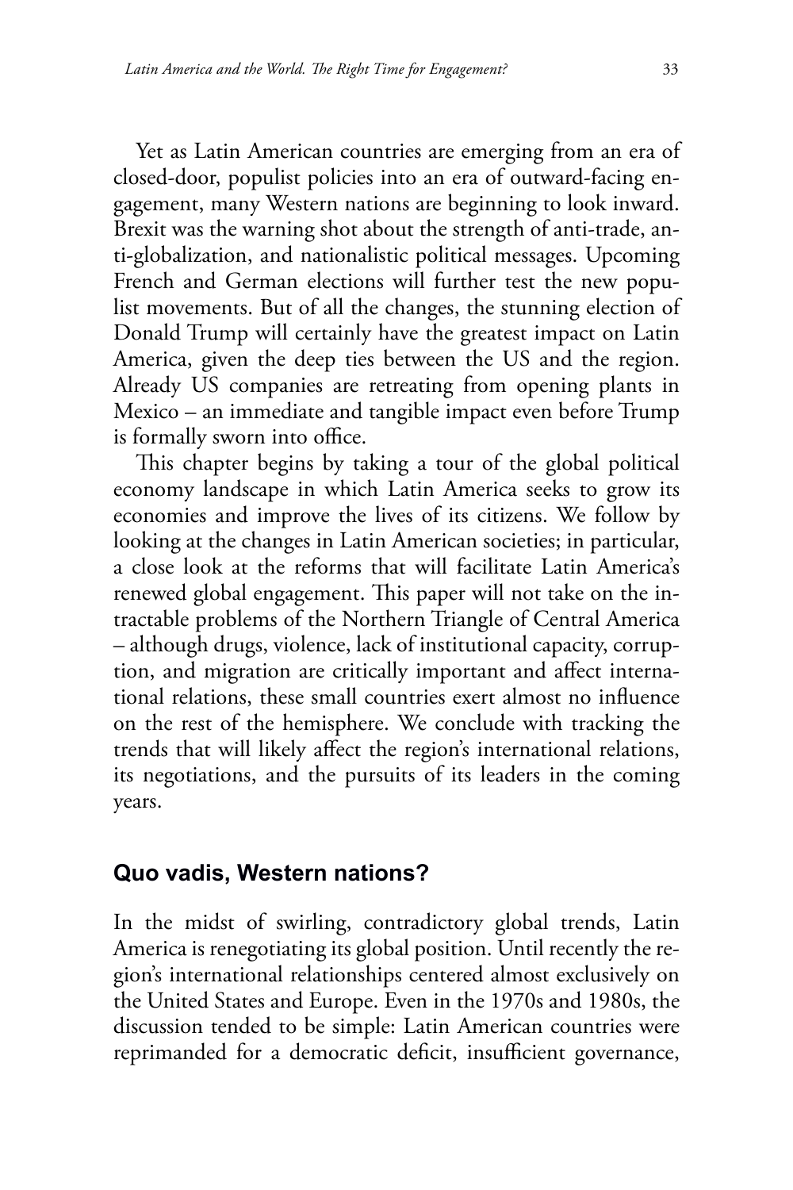Yet as Latin American countries are emerging from an era of closed-door, populist policies into an era of outward-facing engagement, many Western nations are beginning to look inward. Brexit was the warning shot about the strength of anti-trade, anti-globalization, and nationalistic political messages. Upcoming French and German elections will further test the new populist movements. But of all the changes, the stunning election of Donald Trump will certainly have the greatest impact on Latin America, given the deep ties between the US and the region. Already US companies are retreating from opening plants in Mexico – an immediate and tangible impact even before Trump is formally sworn into office.

This chapter begins by taking a tour of the global political economy landscape in which Latin America seeks to grow its economies and improve the lives of its citizens. We follow by looking at the changes in Latin American societies; in particular, a close look at the reforms that will facilitate Latin America's renewed global engagement. This paper will not take on the intractable problems of the Northern Triangle of Central America – although drugs, violence, lack of institutional capacity, corruption, and migration are critically important and affect international relations, these small countries exert almost no influence on the rest of the hemisphere. We conclude with tracking the trends that will likely affect the region's international relations, its negotiations, and the pursuits of its leaders in the coming years.

## Quo vadis, Western nations?

In the midst of swirling, contradictory global trends, Latin America is renegotiating its global position. Until recently the region's international relationships centered almost exclusively on the United States and Europe. Even in the 1970s and 1980s, the discussion tended to be simple: Latin American countries were reprimanded for a democratic deficit, insufficient governance,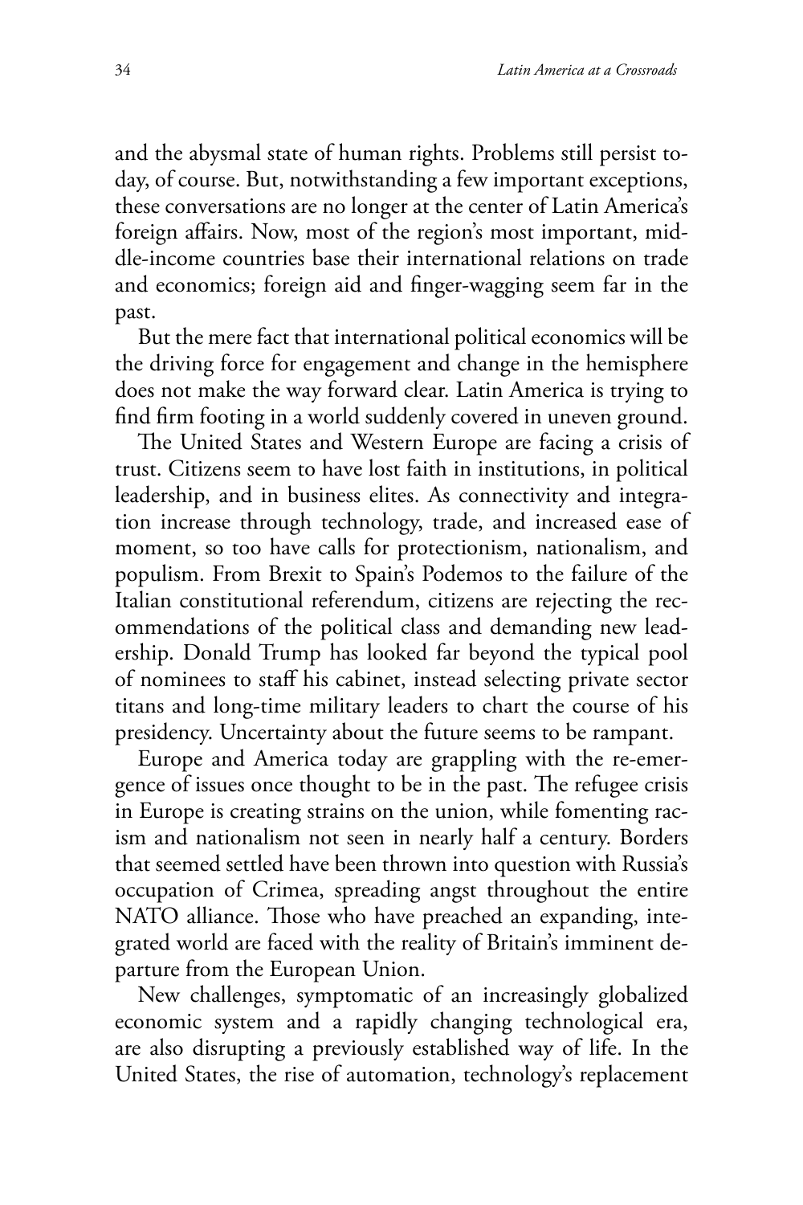and the abysmal state of human rights. Problems still persist today, of course. But, notwithstanding a few important exceptions, these conversations are no longer at the center of Latin America's foreign affairs. Now, most of the region's most important, middle-income countries base their international relations on trade and economics; foreign aid and finger-wagging seem far in the past.

But the mere fact that international political economics will be the driving force for engagement and change in the hemisphere does not make the way forward clear. Latin America is trying to find firm footing in a world suddenly covered in uneven ground.

The United States and Western Europe are facing a crisis of trust. Citizens seem to have lost faith in institutions, in political leadership, and in business elites. As connectivity and integration increase through technology, trade, and increased ease of moment, so too have calls for protectionism, nationalism, and populism. From Brexit to Spain's Podemos to the failure of the Italian constitutional referendum, citizens are rejecting the recommendations of the political class and demanding new leadership. Donald Trump has looked far beyond the typical pool of nominees to staff his cabinet, instead selecting private sector titans and long-time military leaders to chart the course of his presidency. Uncertainty about the future seems to be rampant.

Europe and America today are grappling with the re-emergence of issues once thought to be in the past. The refugee crisis in Europe is creating strains on the union, while fomenting racism and nationalism not seen in nearly half a century. Borders that seemed settled have been thrown into question with Russia's occupation of Crimea, spreading angst throughout the entire NATO alliance. Those who have preached an expanding, integrated world are faced with the reality of Britain's imminent departure from the European Union.

New challenges, symptomatic of an increasingly globalized economic system and a rapidly changing technological era, are also disrupting a previously established way of life. In the United States, the rise of automation, technology's replacement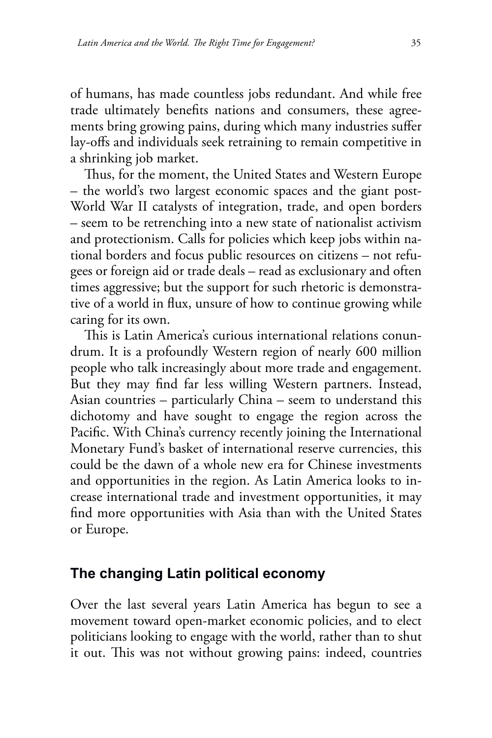of humans, has made countless jobs redundant. And while free trade ultimately benefits nations and consumers, these agreements bring growing pains, during which many industries suffer lay-offs and individuals seek retraining to remain competitive in a shrinking job market.

Thus, for the moment, the United States and Western Europe – the world's two largest economic spaces and the giant post-World War II catalysts of integration, trade, and open borders – seem to be retrenching into a new state of nationalist activism and protectionism. Calls for policies which keep jobs within national borders and focus public resources on citizens – not refugees or foreign aid or trade deals – read as exclusionary and often times aggressive; but the support for such rhetoric is demonstrative of a world in flux, unsure of how to continue growing while caring for its own.

This is Latin America's curious international relations conundrum. It is a profoundly Western region of nearly 600 million people who talk increasingly about more trade and engagement. But they may find far less willing Western partners. Instead, Asian countries – particularly China – seem to understand this dichotomy and have sought to engage the region across the Pacific. With China's currency recently joining the International Monetary Fund's basket of international reserve currencies, this could be the dawn of a whole new era for Chinese investments and opportunities in the region. As Latin America looks to increase international trade and investment opportunities, it may find more opportunities with Asia than with the United States or Europe.

## The changing Latin political economy

Over the last several years Latin America has begun to see a movement toward open-market economic policies, and to elect politicians looking to engage with the world, rather than to shut it out. This was not without growing pains: indeed, countries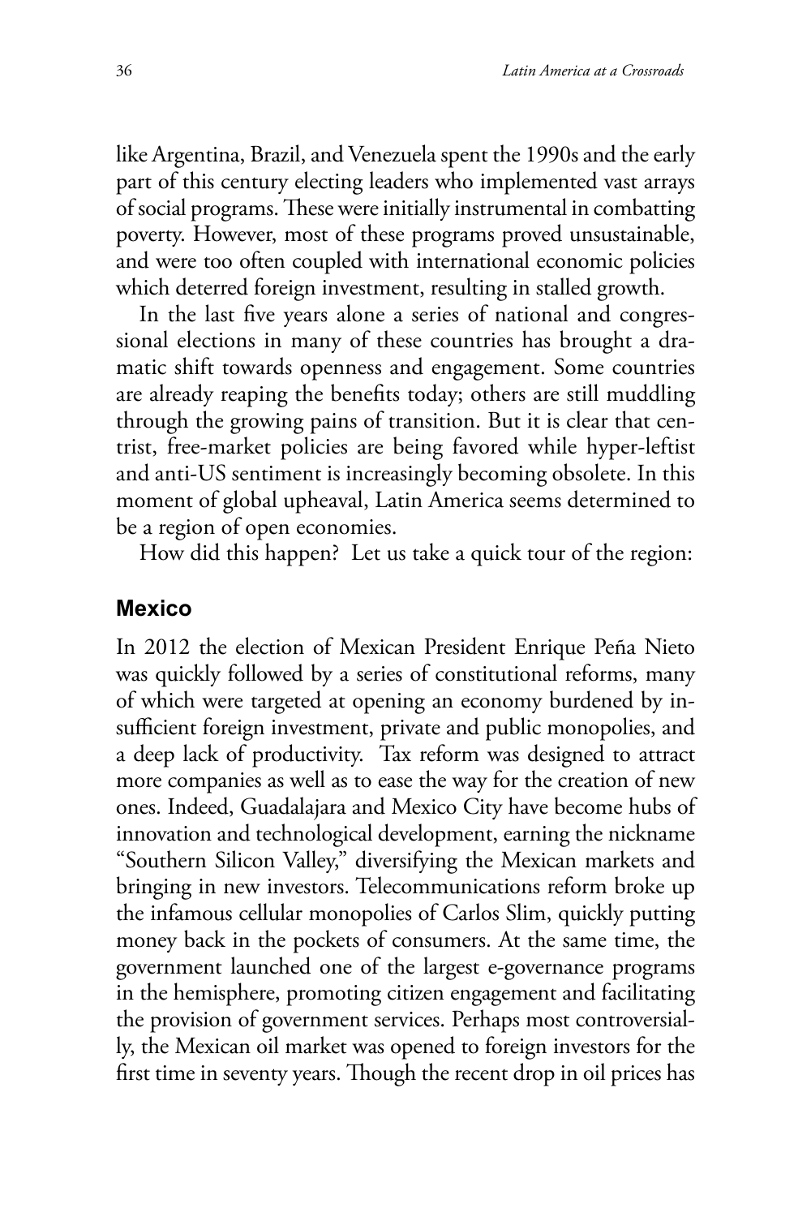like Argentina, Brazil, and Venezuela spent the 1990s and the early part of this century electing leaders who implemented vast arrays of social programs. These were initially instrumental in combatting poverty. However, most of these programs proved unsustainable, and were too often coupled with international economic policies which deterred foreign investment, resulting in stalled growth.

In the last five years alone a series of national and congressional elections in many of these countries has brought a dramatic shift towards openness and engagement. Some countries are already reaping the benefits today; others are still muddling through the growing pains of transition. But it is clear that centrist, free-market policies are being favored while hyper-leftist and anti-US sentiment is increasingly becoming obsolete. In this moment of global upheaval, Latin America seems determined to be a region of open economies.

How did this happen? Let us take a quick tour of the region:

## Mexico

In 2012 the election of Mexican President Enrique Peña Nieto was quickly followed by a series of constitutional reforms, many of which were targeted at opening an economy burdened by insufficient foreign investment, private and public monopolies, and a deep lack of productivity. Tax reform was designed to attract more companies as well as to ease the way for the creation of new ones. Indeed, Guadalajara and Mexico City have become hubs of innovation and technological development, earning the nickname "Southern Silicon Valley," diversifying the Mexican markets and bringing in new investors. Telecommunications reform broke up the infamous cellular monopolies of Carlos Slim, quickly putting money back in the pockets of consumers. At the same time, the government launched one of the largest e-governance programs in the hemisphere, promoting citizen engagement and facilitating the provision of government services. Perhaps most controversially, the Mexican oil market was opened to foreign investors for the first time in seventy years. Though the recent drop in oil prices has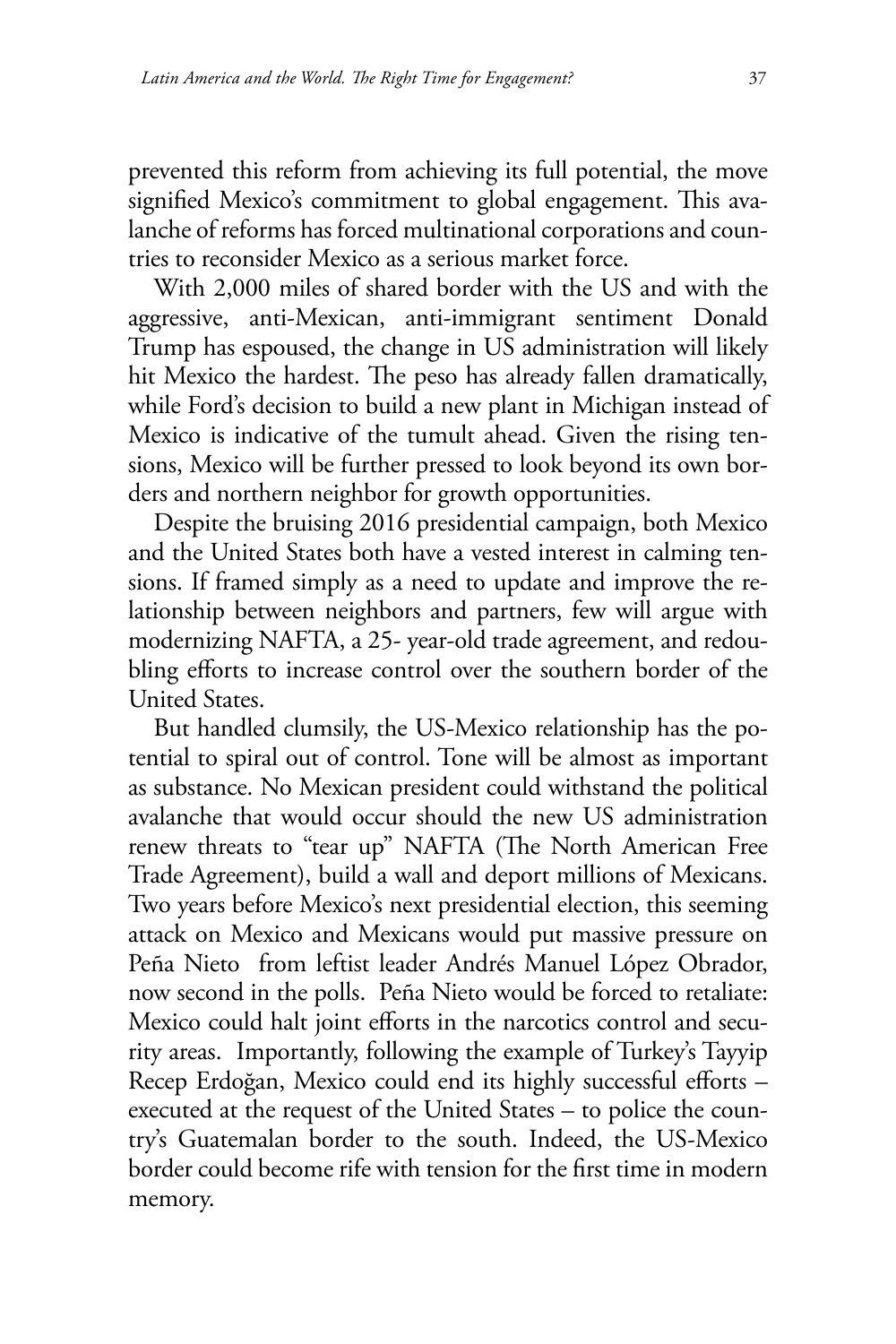prevented this reform from achieving its full potential, the move signified Mexico's commitment to global engagement. This avalanche of reforms has forced multinational corporations and countries to reconsider Mexico as a serious market force.

With 2,000 miles of shared border with the US and with the aggressive, anti-Mexican, anti-immigrant sentiment Donald Trump has espoused, the change in US administration will likely hit Mexico the hardest. The peso has already fallen dramatically, while Ford's decision to build a new plant in Michigan instead of Mexico is indicative of the tumult ahead. Given the rising tensions, Mexico will be further pressed to look beyond its own borders and northern neighbor for growth opportunities.

Despite the bruising 2016 presidential campaign, both Mexico and the United States both have a vested interest in calming tensions. If framed simply as a need to update and improve the relationship between neighbors and partners, few will argue with modernizing NAFTA, a 25- year-old trade agreement, and redoubling efforts to increase control over the southern border of the United States.

But handled clumsily, the US-Mexico relationship has the potential to spiral out of control. Tone will be almost as important as substance. No Mexican president could withstand the political avalanche that would occur should the new US administration renew threats to "tear up" NAFTA (The North American Free Trade Agreement), build a wall and deport millions of Mexicans. Two years before Mexico's next presidential election, this seeming attack on Mexico and Mexicans would put massive pressure on Peña Nieto from leftist leader Andrés Manuel López Obrador, now second in the polls. Peña Nieto would be forced to retaliate: Mexico could halt joint efforts in the narcotics control and security areas. Importantly, following the example of Turkey's Tayyip Recep Erdoğan, Mexico could end its highly successful efforts – executed at the request of the United States – to police the country's Guatemalan border to the south. Indeed, the US-Mexico border could become rife with tension for the first time in modern memory.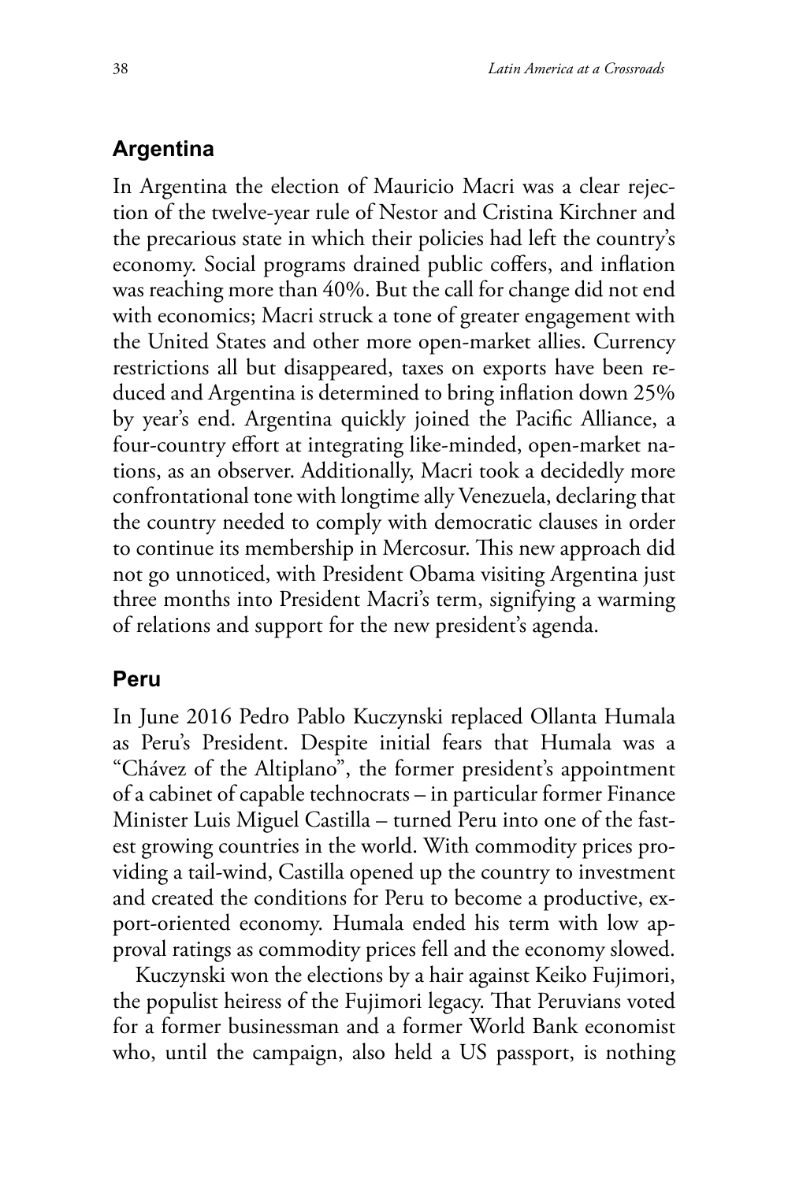## Argentina

In Argentina the election of Mauricio Macri was a clear rejection of the twelve-year rule of Nestor and Cristina Kirchner and the precarious state in which their policies had left the country's economy. Social programs drained public coffers, and inflation was reaching more than 40%. But the call for change did not end with economics; Macri struck a tone of greater engagement with the United States and other more open-market allies. Currency restrictions all but disappeared, taxes on exports have been reduced and Argentina is determined to bring inflation down 25% by year's end. Argentina quickly joined the Pacific Alliance, a four-country effort at integrating like-minded, open-market nations, as an observer. Additionally, Macri took a decidedly more confrontational tone with longtime ally Venezuela, declaring that the country needed to comply with democratic clauses in order to continue its membership in Mercosur. This new approach did not go unnoticed, with President Obama visiting Argentina just three months into President Macri's term, signifying a warming of relations and support for the new president's agenda.

## Peru

In June 2016 Pedro Pablo Kuczynski replaced Ollanta Humala as Peru's President. Despite initial fears that Humala was a "Chávez of the Altiplano", the former president's appointment of a cabinet of capable technocrats – in particular former Finance Minister Luis Miguel Castilla – turned Peru into one of the fastest growing countries in the world. With commodity prices providing a tail-wind, Castilla opened up the country to investment and created the conditions for Peru to become a productive, export-oriented economy. Humala ended his term with low approval ratings as commodity prices fell and the economy slowed.

Kuczynski won the elections by a hair against Keiko Fujimori, the populist heiress of the Fujimori legacy. That Peruvians voted for a former businessman and a former World Bank economist who, until the campaign, also held a US passport, is nothing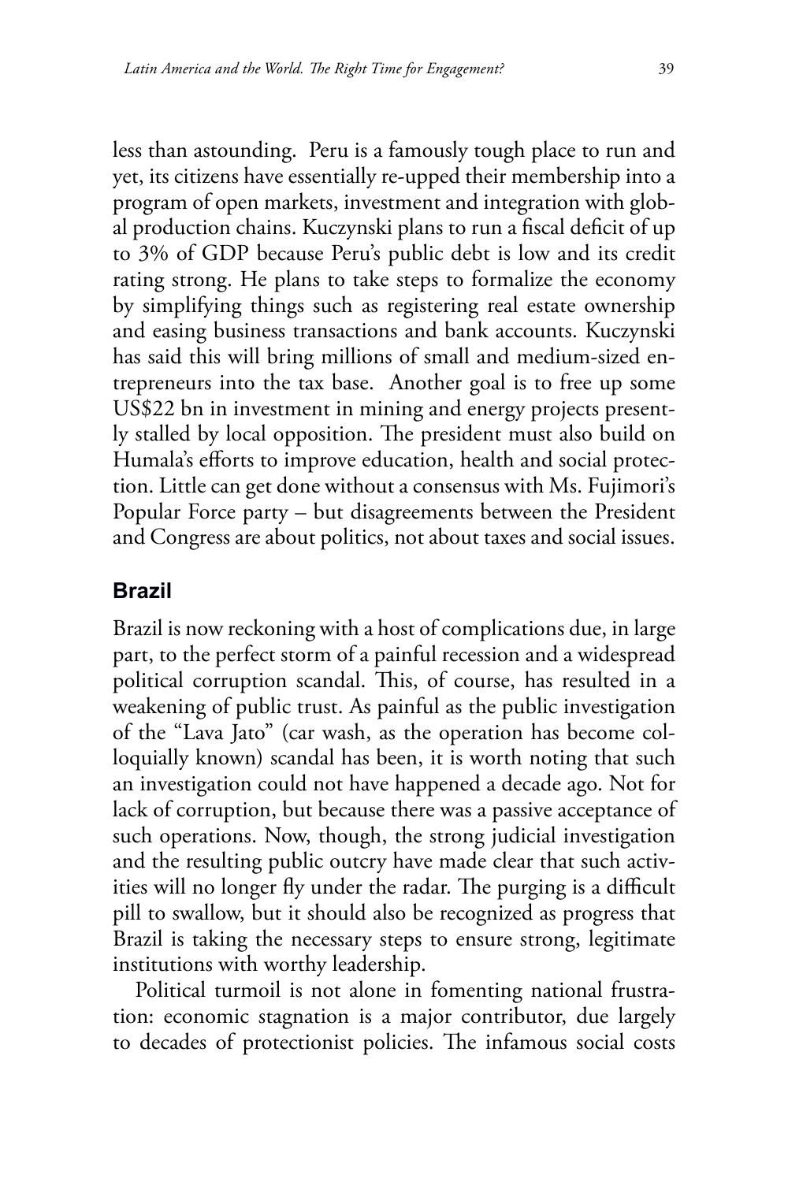less than astounding. Peru is a famously tough place to run and yet, its citizens have essentially re-upped their membership into a program of open markets, investment and integration with global production chains. Kuczynski plans to run a fiscal deficit of up to 3% of GDP because Peru's public debt is low and its credit rating strong. He plans to take steps to formalize the economy by simplifying things such as registering real estate ownership and easing business transactions and bank accounts. Kuczynski has said this will bring millions of small and medium-sized entrepreneurs into the tax base. Another goal is to free up some US$22 bn in investment in mining and energy projects presently stalled by local opposition. The president must also build on Humala's efforts to improve education, health and social protection. Little can get done without a consensus with Ms. Fujimori's Popular Force party – but disagreements between the President and Congress are about politics, not about taxes and social issues.

## Brazil

Brazil is now reckoning with a host of complications due, in large part, to the perfect storm of a painful recession and a widespread political corruption scandal. This, of course, has resulted in a weakening of public trust. As painful as the public investigation of the "Lava Jato" (car wash, as the operation has become colloquially known) scandal has been, it is worth noting that such an investigation could not have happened a decade ago. Not for lack of corruption, but because there was a passive acceptance of such operations. Now, though, the strong judicial investigation and the resulting public outcry have made clear that such activities will no longer fly under the radar. The purging is a difficult pill to swallow, but it should also be recognized as progress that Brazil is taking the necessary steps to ensure strong, legitimate institutions with worthy leadership.

Political turmoil is not alone in fomenting national frustration: economic stagnation is a major contributor, due largely to decades of protectionist policies. The infamous social costs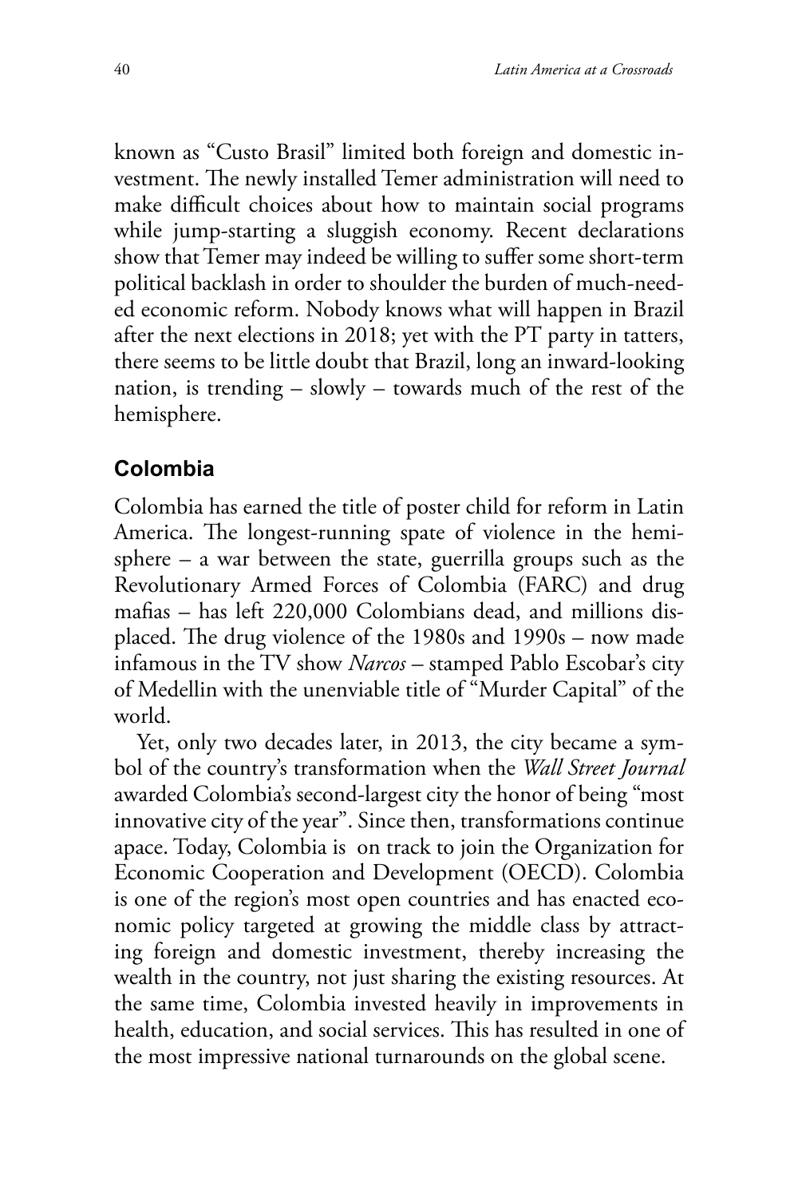known as "Custo Brasil" limited both foreign and domestic investment. The newly installed Temer administration will need to make difficult choices about how to maintain social programs while jump-starting a sluggish economy. Recent declarations show that Temer may indeed be willing to suffer some short-term political backlash in order to shoulder the burden of much-needed economic reform. Nobody knows what will happen in Brazil after the next elections in 2018; yet with the PT party in tatters, there seems to be little doubt that Brazil, long an inward-looking nation, is trending – slowly – towards much of the rest of the hemisphere.

## Colombia

Colombia has earned the title of poster child for reform in Latin America. The longest-running spate of violence in the hemisphere – a war between the state, guerrilla groups such as the Revolutionary Armed Forces of Colombia (FARC) and drug mafias – has left 220,000 Colombians dead, and millions displaced. The drug violence of the 1980s and 1990s – now made infamous in the TV show *Narcos* – stamped Pablo Escobar's city of Medellin with the unenviable title of "Murder Capital" of the world.

Yet, only two decades later, in 2013, the city became a symbol of the country's transformation when the *Wall Street Journal* awarded Colombia's second-largest city the honor of being "most innovative city of the year". Since then, transformations continue apace. Today, Colombia is on track to join the Organization for Economic Cooperation and Development (OECD). Colombia is one of the region's most open countries and has enacted economic policy targeted at growing the middle class by attracting foreign and domestic investment, thereby increasing the wealth in the country, not just sharing the existing resources. At the same time, Colombia invested heavily in improvements in health, education, and social services. This has resulted in one of the most impressive national turnarounds on the global scene.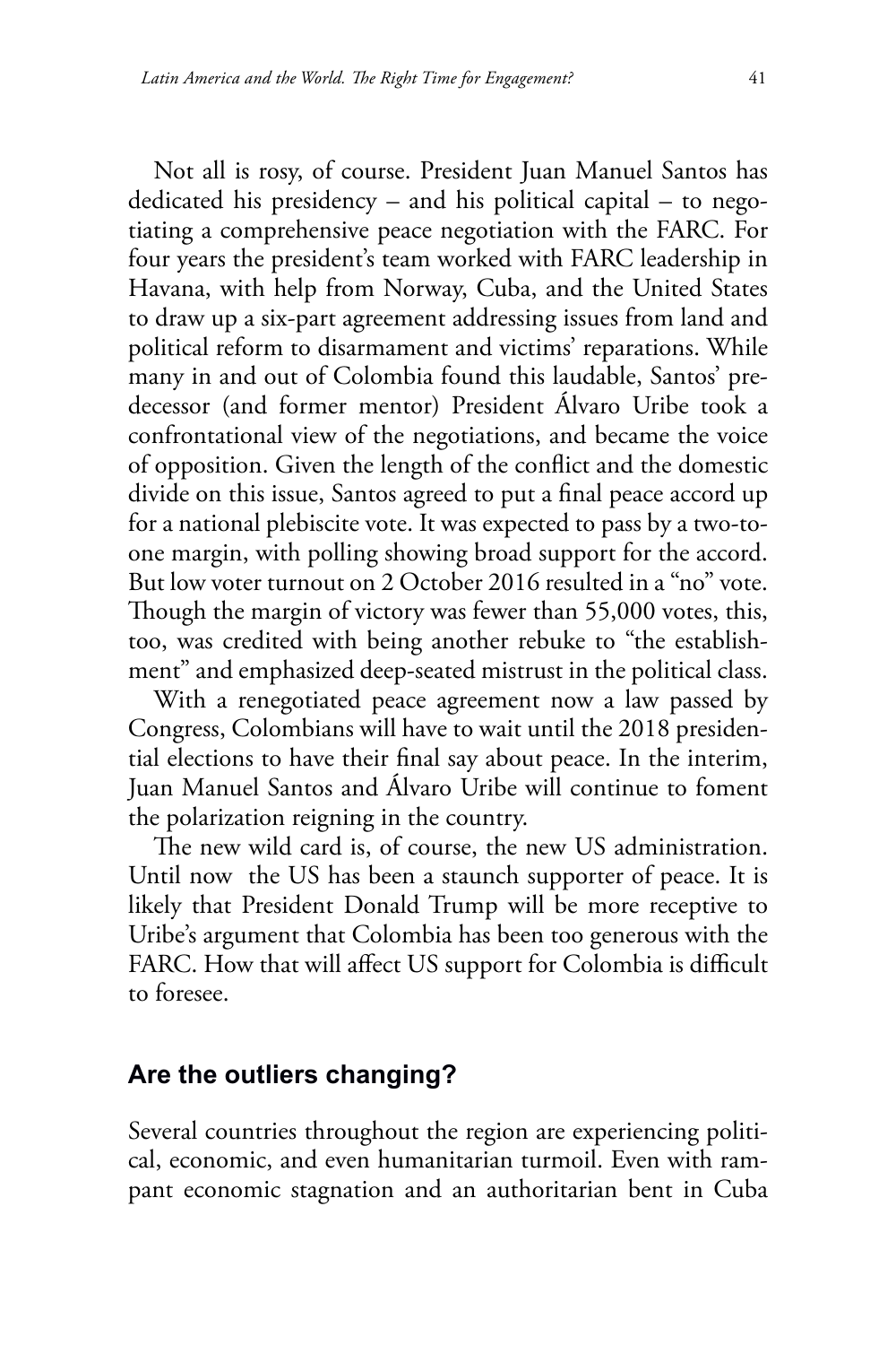Not all is rosy, of course. President Juan Manuel Santos has dedicated his presidency – and his political capital – to negotiating a comprehensive peace negotiation with the FARC. For four years the president's team worked with FARC leadership in Havana, with help from Norway, Cuba, and the United States to draw up a six-part agreement addressing issues from land and political reform to disarmament and victims' reparations. While many in and out of Colombia found this laudable, Santos' predecessor (and former mentor) President Álvaro Uribe took a confrontational view of the negotiations, and became the voice of opposition. Given the length of the conflict and the domestic divide on this issue, Santos agreed to put a final peace accord up for a national plebiscite vote. It was expected to pass by a two-to-one margin, with polling showing broad support for the accord. But low voter turnout on 2 October 2016 resulted in a "no" vote. Though the margin of victory was fewer than 55,000 votes, this, too, was credited with being another rebuke to "the establishment" and emphasized deep-seated mistrust in the political class.

With a renegotiated peace agreement now a law passed by Congress, Colombians will have to wait until the 2018 presidential elections to have their final say about peace. In the interim, Juan Manuel Santos and Álvaro Uribe will continue to foment the polarization reigning in the country.

The new wild card is, of course, the new US administration. Until now the US has been a staunch supporter of peace. It is likely that President Donald Trump will be more receptive to Uribe's argument that Colombia has been too generous with the FARC. How that will affect US support for Colombia is difficult to foresee.

## Are the outliers changing?

Several countries throughout the region are experiencing political, economic, and even humanitarian turmoil. Even with rampant economic stagnation and an authoritarian bent in Cuba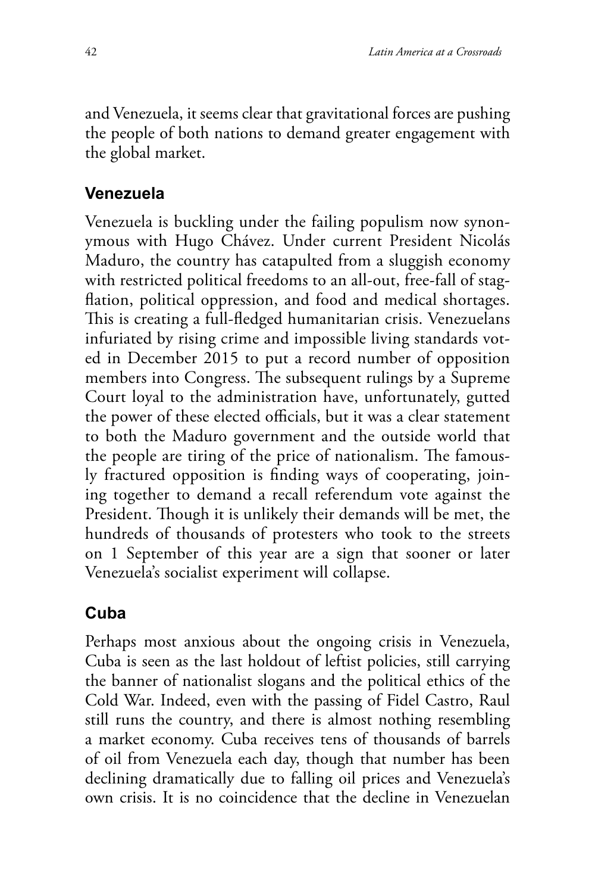and Venezuela, it seems clear that gravitational forces are pushing the people of both nations to demand greater engagement with the global market.

## Venezuela

Venezuela is buckling under the failing populism now synonymous with Hugo Chávez. Under current President Nicolás Maduro, the country has catapulted from a sluggish economy with restricted political freedoms to an all-out, free-fall of stagflation, political oppression, and food and medical shortages. This is creating a full-fledged humanitarian crisis. Venezuelans infuriated by rising crime and impossible living standards voted in December 2015 to put a record number of opposition members into Congress. The subsequent rulings by a Supreme Court loyal to the administration have, unfortunately, gutted the power of these elected officials, but it was a clear statement to both the Maduro government and the outside world that the people are tiring of the price of nationalism. The famously fractured opposition is finding ways of cooperating, joining together to demand a recall referendum vote against the President. Though it is unlikely their demands will be met, the hundreds of thousands of protesters who took to the streets on 1 September of this year are a sign that sooner or later Venezuela's socialist experiment will collapse.

## Cuba

Perhaps most anxious about the ongoing crisis in Venezuela, Cuba is seen as the last holdout of leftist policies, still carrying the banner of nationalist slogans and the political ethics of the Cold War. Indeed, even with the passing of Fidel Castro, Raul still runs the country, and there is almost nothing resembling a market economy. Cuba receives tens of thousands of barrels of oil from Venezuela each day, though that number has been declining dramatically due to falling oil prices and Venezuela's own crisis. It is no coincidence that the decline in Venezuelan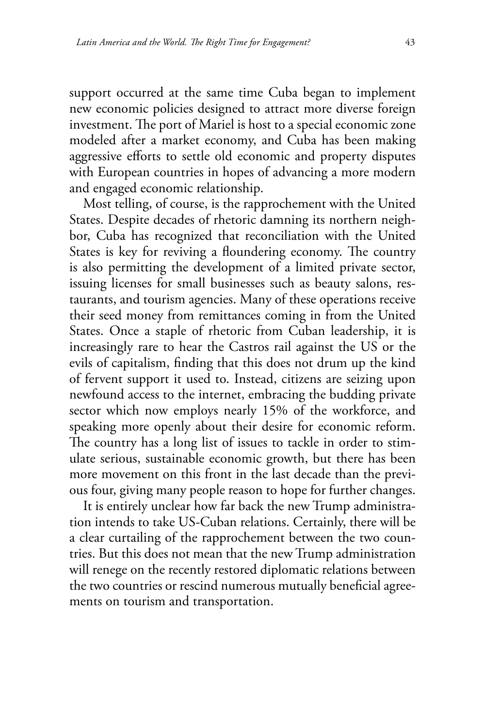support occurred at the same time Cuba began to implement new economic policies designed to attract more diverse foreign investment. The port of Mariel is host to a special economic zone modeled after a market economy, and Cuba has been making aggressive efforts to settle old economic and property disputes with European countries in hopes of advancing a more modern and engaged economic relationship.

Most telling, of course, is the rapprochement with the United States. Despite decades of rhetoric damning its northern neighbor, Cuba has recognized that reconciliation with the United States is key for reviving a floundering economy. The country is also permitting the development of a limited private sector, issuing licenses for small businesses such as beauty salons, restaurants, and tourism agencies. Many of these operations receive their seed money from remittances coming in from the United States. Once a staple of rhetoric from Cuban leadership, it is increasingly rare to hear the Castros rail against the US or the evils of capitalism, finding that this does not drum up the kind of fervent support it used to. Instead, citizens are seizing upon newfound access to the internet, embracing the budding private sector which now employs nearly 15% of the workforce, and speaking more openly about their desire for economic reform. The country has a long list of issues to tackle in order to stimulate serious, sustainable economic growth, but there has been more movement on this front in the last decade than the previous four, giving many people reason to hope for further changes.

It is entirely unclear how far back the new Trump administration intends to take US-Cuban relations. Certainly, there will be a clear curtailing of the rapprochement between the two countries. But this does not mean that the new Trump administration will renege on the recently restored diplomatic relations between the two countries or rescind numerous mutually beneficial agreements on tourism and transportation.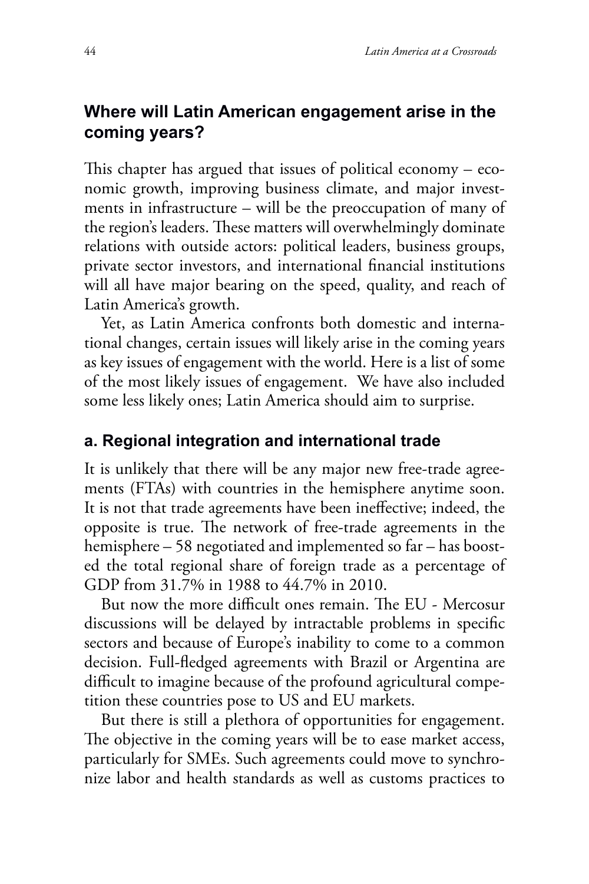## Where will Latin American engagement arise in the coming years?

This chapter has argued that issues of political economy – economic growth, improving business climate, and major investments in infrastructure – will be the preoccupation of many of the region's leaders. These matters will overwhelmingly dominate relations with outside actors: political leaders, business groups, private sector investors, and international financial institutions will all have major bearing on the speed, quality, and reach of Latin America's growth.

Yet, as Latin America confronts both domestic and international changes, certain issues will likely arise in the coming years as key issues of engagement with the world. Here is a list of some of the most likely issues of engagement. We have also included some less likely ones; Latin America should aim to surprise.

### a. Regional integration and international trade

It is unlikely that there will be any major new free-trade agreements (FTAs) with countries in the hemisphere anytime soon. It is not that trade agreements have been ineffective; indeed, the opposite is true. The network of free-trade agreements in the hemisphere – 58 negotiated and implemented so far – has boosted the total regional share of foreign trade as a percentage of GDP from 31.7% in 1988 to 44.7% in 2010.

But now the more difficult ones remain. The EU - Mercosur discussions will be delayed by intractable problems in specific sectors and because of Europe's inability to come to a common decision. Full-fledged agreements with Brazil or Argentina are difficult to imagine because of the profound agricultural competition these countries pose to US and EU markets.

But there is still a plethora of opportunities for engagement. The objective in the coming years will be to ease market access, particularly for SMEs. Such agreements could move to synchronize labor and health standards as well as customs practices to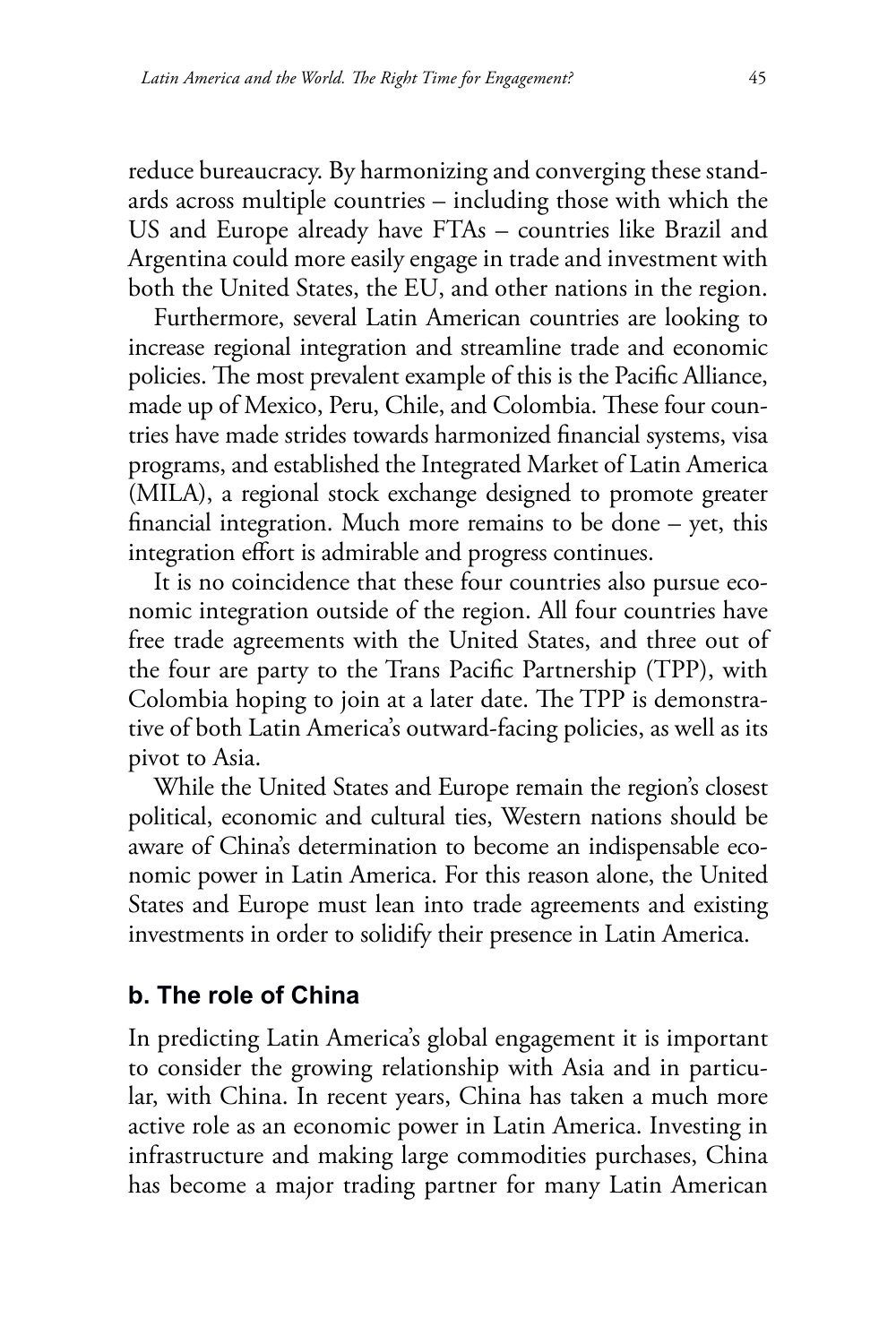reduce bureaucracy. By harmonizing and converging these standards across multiple countries – including those with which the US and Europe already have FTAs – countries like Brazil and Argentina could more easily engage in trade and investment with both the United States, the EU, and other nations in the region.

Furthermore, several Latin American countries are looking to increase regional integration and streamline trade and economic policies. The most prevalent example of this is the Pacific Alliance, made up of Mexico, Peru, Chile, and Colombia. These four countries have made strides towards harmonized financial systems, visa programs, and established the Integrated Market of Latin America (MILA), a regional stock exchange designed to promote greater financial integration. Much more remains to be done – yet, this integration effort is admirable and progress continues.

It is no coincidence that these four countries also pursue economic integration outside of the region. All four countries have free trade agreements with the United States, and three out of the four are party to the Trans Pacific Partnership (TPP), with Colombia hoping to join at a later date. The TPP is demonstrative of both Latin America's outward-facing policies, as well as its pivot to Asia.

While the United States and Europe remain the region's closest political, economic and cultural ties, Western nations should be aware of China's determination to become an indispensable economic power in Latin America. For this reason alone, the United States and Europe must lean into trade agreements and existing investments in order to solidify their presence in Latin America.

### b. The role of China

In predicting Latin America's global engagement it is important to consider the growing relationship with Asia and in particular, with China. In recent years, China has taken a much more active role as an economic power in Latin America. Investing in infrastructure and making large commodities purchases, China has become a major trading partner for many Latin American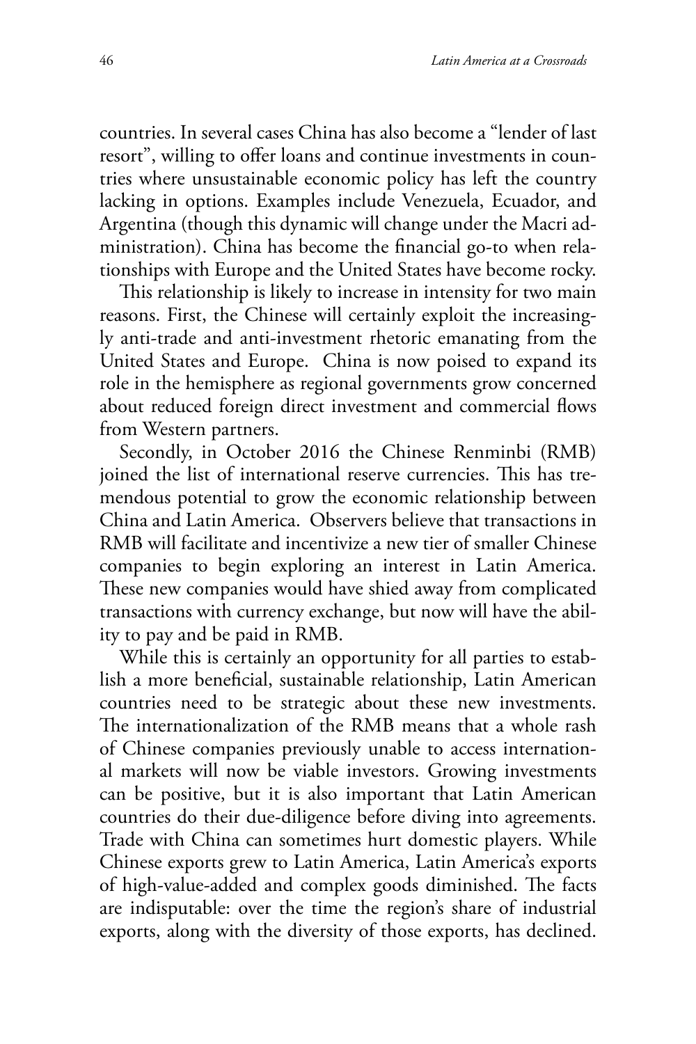countries. In several cases China has also become a "lender of last resort", willing to offer loans and continue investments in countries where unsustainable economic policy has left the country lacking in options. Examples include Venezuela, Ecuador, and Argentina (though this dynamic will change under the Macri administration). China has become the financial go-to when relationships with Europe and the United States have become rocky.

This relationship is likely to increase in intensity for two main reasons. First, the Chinese will certainly exploit the increasingly anti-trade and anti-investment rhetoric emanating from the United States and Europe. China is now poised to expand its role in the hemisphere as regional governments grow concerned about reduced foreign direct investment and commercial flows from Western partners.

Secondly, in October 2016 the Chinese Renminbi (RMB) joined the list of international reserve currencies. This has tremendous potential to grow the economic relationship between China and Latin America. Observers believe that transactions in RMB will facilitate and incentivize a new tier of smaller Chinese companies to begin exploring an interest in Latin America. These new companies would have shied away from complicated transactions with currency exchange, but now will have the ability to pay and be paid in RMB.

While this is certainly an opportunity for all parties to establish a more beneficial, sustainable relationship, Latin American countries need to be strategic about these new investments. The internationalization of the RMB means that a whole rash of Chinese companies previously unable to access international markets will now be viable investors. Growing investments can be positive, but it is also important that Latin American countries do their due-diligence before diving into agreements. Trade with China can sometimes hurt domestic players. While Chinese exports grew to Latin America, Latin America's exports of high-value-added and complex goods diminished. The facts are indisputable: over the time the region's share of industrial exports, along with the diversity of those exports, has declined.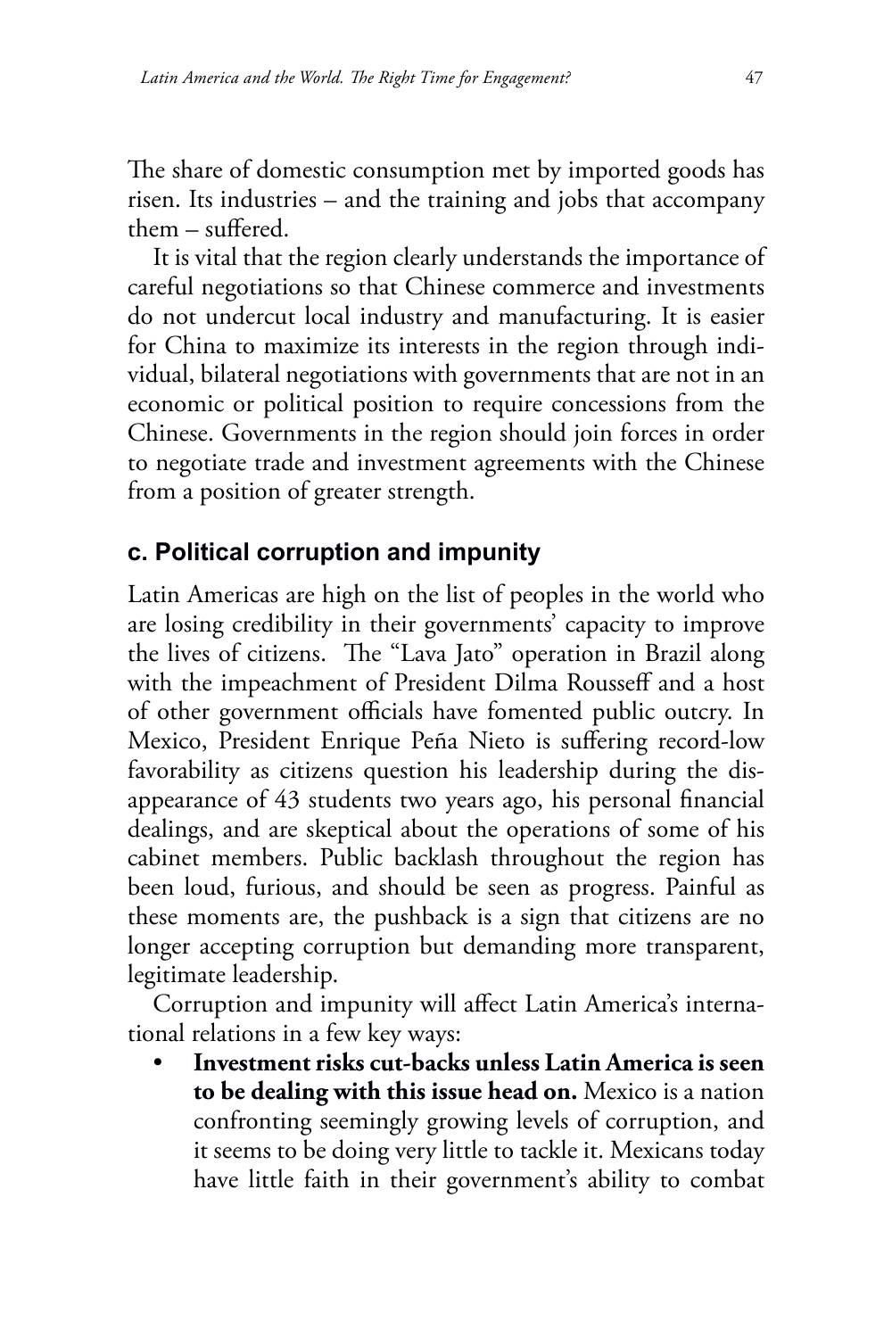The share of domestic consumption met by imported goods has risen. Its industries – and the training and jobs that accompany them – suffered.

It is vital that the region clearly understands the importance of careful negotiations so that Chinese commerce and investments do not undercut local industry and manufacturing. It is easier for China to maximize its interests in the region through individual, bilateral negotiations with governments that are not in an economic or political position to require concessions from the Chinese. Governments in the region should join forces in order to negotiate trade and investment agreements with the Chinese from a position of greater strength.

### c. Political corruption and impunity

Latin Americas are high on the list of peoples in the world who are losing credibility in their governments' capacity to improve the lives of citizens. The "Lava Jato" operation in Brazil along with the impeachment of President Dilma Rousseff and a host of other government officials have fomented public outcry. In Mexico, President Enrique Peña Nieto is suffering record-low favorability as citizens question his leadership during the disappearance of 43 students two years ago, his personal financial dealings, and are skeptical about the operations of some of his cabinet members. Public backlash throughout the region has been loud, furious, and should be seen as progress. Painful as these moments are, the pushback is a sign that citizens are no longer accepting corruption but demanding more transparent, legitimate leadership.

Corruption and impunity will affect Latin America's international relations in a few key ways:

- **Investment risks cut-backs unless Latin America is seen to be dealing with this issue head on.** Mexico is a nation confronting seemingly growing levels of corruption, and it seems to be doing very little to tackle it. Mexicans today have little faith in their government's ability to combat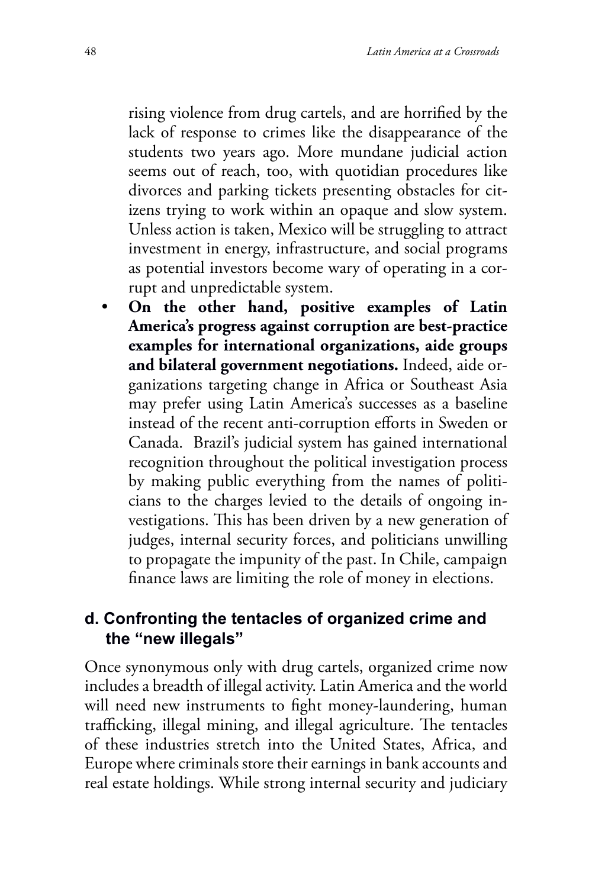rising violence from drug cartels, and are horrified by the lack of response to crimes like the disappearance of the students two years ago. More mundane judicial action seems out of reach, too, with quotidian procedures like divorces and parking tickets presenting obstacles for citizens trying to work within an opaque and slow system. Unless action is taken, Mexico will be struggling to attract investment in energy, infrastructure, and social programs as potential investors become wary of operating in a corrupt and unpredictable system.

- **On the other hand, positive examples of Latin America's progress against corruption are best-practice examples for international organizations, aide groups and bilateral government negotiations.** Indeed, aide organizations targeting change in Africa or Southeast Asia may prefer using Latin America's successes as a baseline instead of the recent anti-corruption efforts in Sweden or Canada. Brazil's judicial system has gained international recognition throughout the political investigation process by making public everything from the names of politicians to the charges levied to the details of ongoing investigations. This has been driven by a new generation of judges, internal security forces, and politicians unwilling to propagate the impunity of the past. In Chile, campaign finance laws are limiting the role of money in elections.

### d. Confronting the tentacles of organized crime and the "new illegals"

Once synonymous only with drug cartels, organized crime now includes a breadth of illegal activity. Latin America and the world will need new instruments to fight money-laundering, human trafficking, illegal mining, and illegal agriculture. The tentacles of these industries stretch into the United States, Africa, and Europe where criminals store their earnings in bank accounts and real estate holdings. While strong internal security and judiciary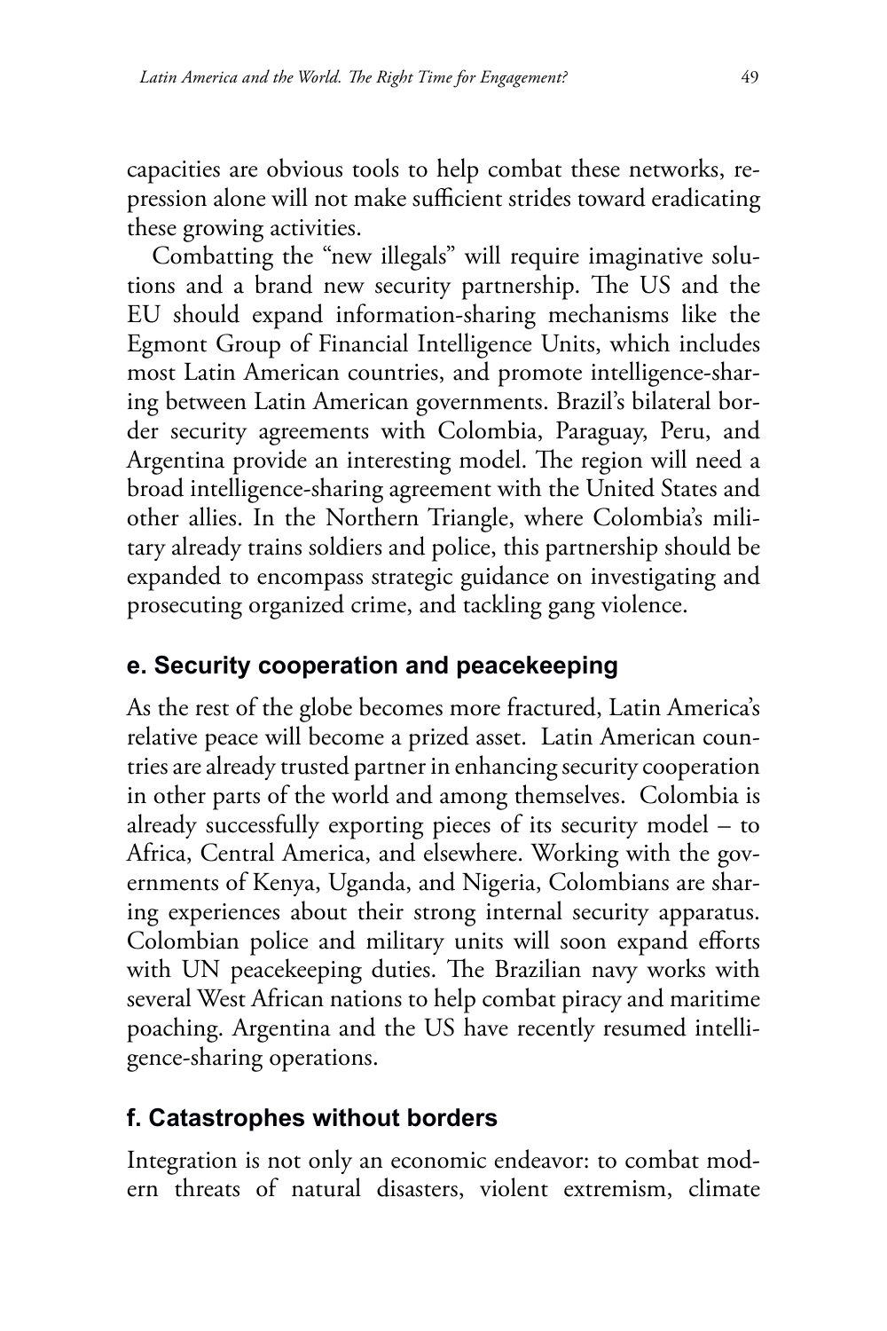capacities are obvious tools to help combat these networks, repression alone will not make sufficient strides toward eradicating these growing activities.

Combatting the "new illegals" will require imaginative solutions and a brand new security partnership. The US and the EU should expand information-sharing mechanisms like the Egmont Group of Financial Intelligence Units, which includes most Latin American countries, and promote intelligence-sharing between Latin American governments. Brazil's bilateral border security agreements with Colombia, Paraguay, Peru, and Argentina provide an interesting model. The region will need a broad intelligence-sharing agreement with the United States and other allies. In the Northern Triangle, where Colombia's military already trains soldiers and police, this partnership should be expanded to encompass strategic guidance on investigating and prosecuting organized crime, and tackling gang violence.

### e. Security cooperation and peacekeeping

As the rest of the globe becomes more fractured, Latin America's relative peace will become a prized asset. Latin American countries are already trusted partner in enhancing security cooperation in other parts of the world and among themselves. Colombia is already successfully exporting pieces of its security model – to Africa, Central America, and elsewhere. Working with the governments of Kenya, Uganda, and Nigeria, Colombians are sharing experiences about their strong internal security apparatus. Colombian police and military units will soon expand efforts with UN peacekeeping duties. The Brazilian navy works with several West African nations to help combat piracy and maritime poaching. Argentina and the US have recently resumed intelligence-sharing operations.

### f. Catastrophes without borders

Integration is not only an economic endeavor: to combat modern threats of natural disasters, violent extremism, climate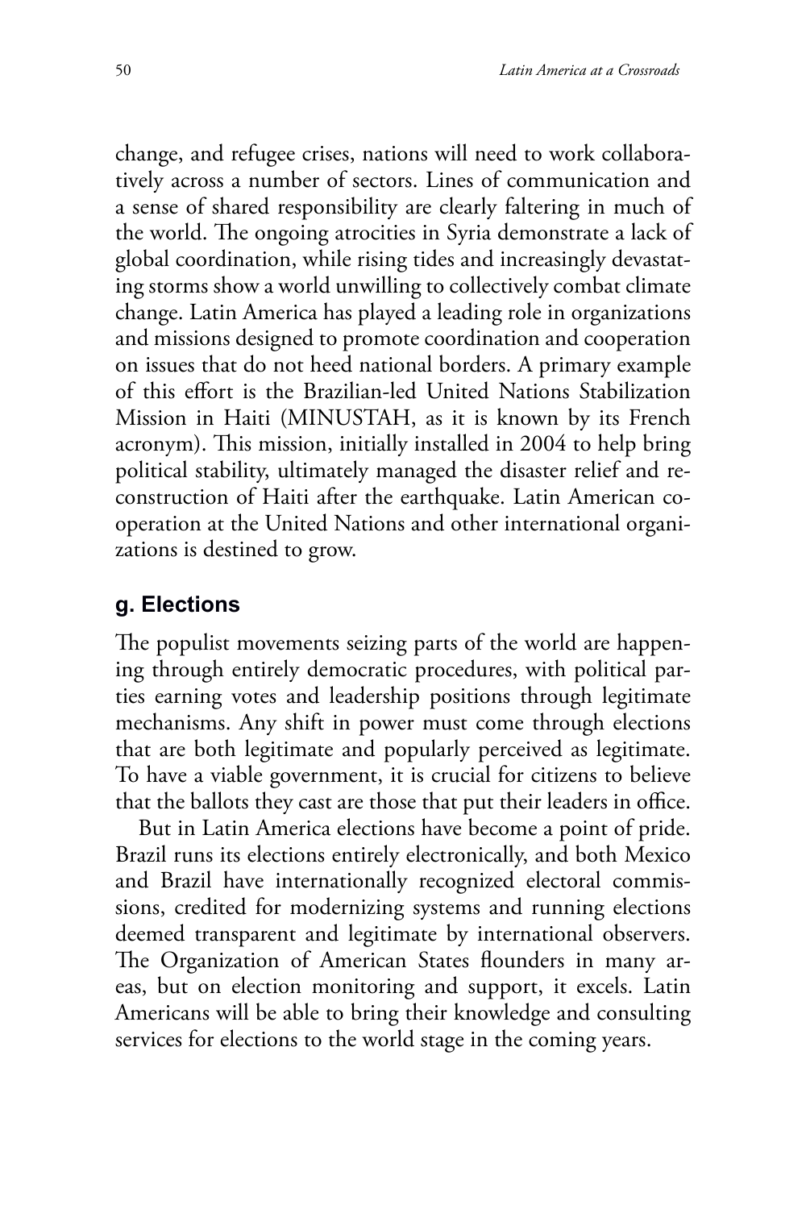change, and refugee crises, nations will need to work collaboratively across a number of sectors. Lines of communication and a sense of shared responsibility are clearly faltering in much of the world. The ongoing atrocities in Syria demonstrate a lack of global coordination, while rising tides and increasingly devastating storms show a world unwilling to collectively combat climate change. Latin America has played a leading role in organizations and missions designed to promote coordination and cooperation on issues that do not heed national borders. A primary example of this effort is the Brazilian-led United Nations Stabilization Mission in Haiti (MINUSTAH, as it is known by its French acronym). This mission, initially installed in 2004 to help bring political stability, ultimately managed the disaster relief and reconstruction of Haiti after the earthquake. Latin American cooperation at the United Nations and other international organizations is destined to grow.

## g. Elections

The populist movements seizing parts of the world are happening through entirely democratic procedures, with political parties earning votes and leadership positions through legitimate mechanisms. Any shift in power must come through elections that are both legitimate and popularly perceived as legitimate. To have a viable government, it is crucial for citizens to believe that the ballots they cast are those that put their leaders in office.

But in Latin America elections have become a point of pride. Brazil runs its elections entirely electronically, and both Mexico and Brazil have internationally recognized electoral commissions, credited for modernizing systems and running elections deemed transparent and legitimate by international observers. The Organization of American States flounders in many areas, but on election monitoring and support, it excels. Latin Americans will be able to bring their knowledge and consulting services for elections to the world stage in the coming years.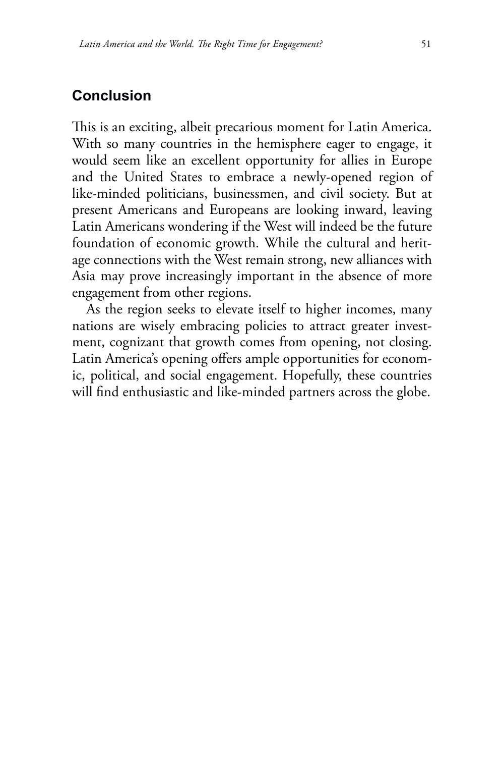## Conclusion

This is an exciting, albeit precarious moment for Latin America. With so many countries in the hemisphere eager to engage, it would seem like an excellent opportunity for allies in Europe and the United States to embrace a newly-opened region of like-minded politicians, businessmen, and civil society. But at present Americans and Europeans are looking inward, leaving Latin Americans wondering if the West will indeed be the future foundation of economic growth. While the cultural and heritage connections with the West remain strong, new alliances with Asia may prove increasingly important in the absence of more engagement from other regions.

As the region seeks to elevate itself to higher incomes, many nations are wisely embracing policies to attract greater investment, cognizant that growth comes from opening, not closing. Latin America's opening offers ample opportunities for economic, political, and social engagement. Hopefully, these countries will find enthusiastic and like-minded partners across the globe.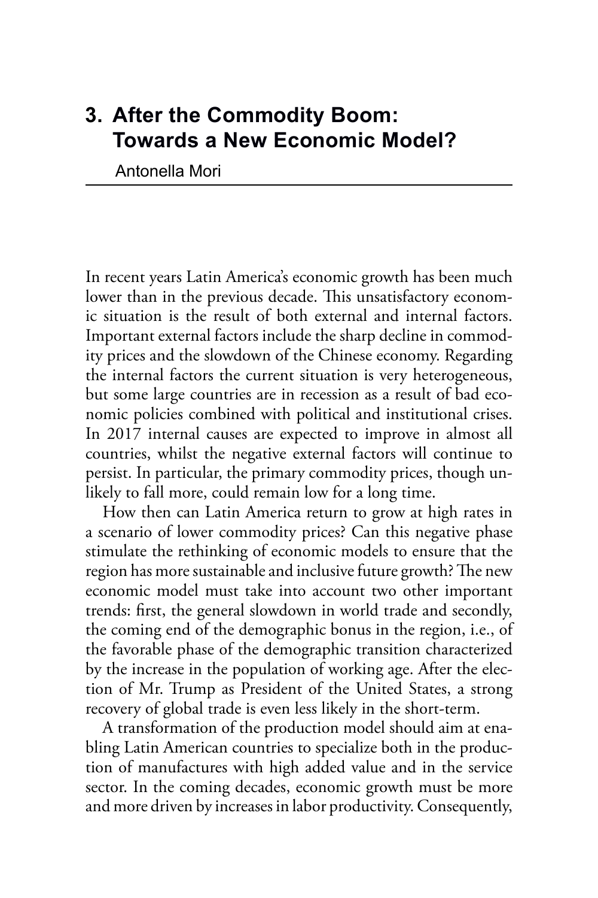# 3. After the Commodity Boom: Towards a New Economic Model?

Antonella Mori

In recent years Latin America's economic growth has been much lower than in the previous decade. This unsatisfactory economic situation is the result of both external and internal factors. Important external factors include the sharp decline in commodity prices and the slowdown of the Chinese economy. Regarding the internal factors the current situation is very heterogeneous, but some large countries are in recession as a result of bad economic policies combined with political and institutional crises. In 2017 internal causes are expected to improve in almost all countries, whilst the negative external factors will continue to persist. In particular, the primary commodity prices, though unlikely to fall more, could remain low for a long time.

How then can Latin America return to grow at high rates in a scenario of lower commodity prices? Can this negative phase stimulate the rethinking of economic models to ensure that the region has more sustainable and inclusive future growth? The new economic model must take into account two other important trends: first, the general slowdown in world trade and secondly, the coming end of the demographic bonus in the region, i.e., of the favorable phase of the demographic transition characterized by the increase in the population of working age. After the election of Mr. Trump as President of the United States, a strong recovery of global trade is even less likely in the short-term.

A transformation of the production model should aim at enabling Latin American countries to specialize both in the production of manufactures with high added value and in the service sector. In the coming decades, economic growth must be more and more driven by increases in labor productivity. Consequently,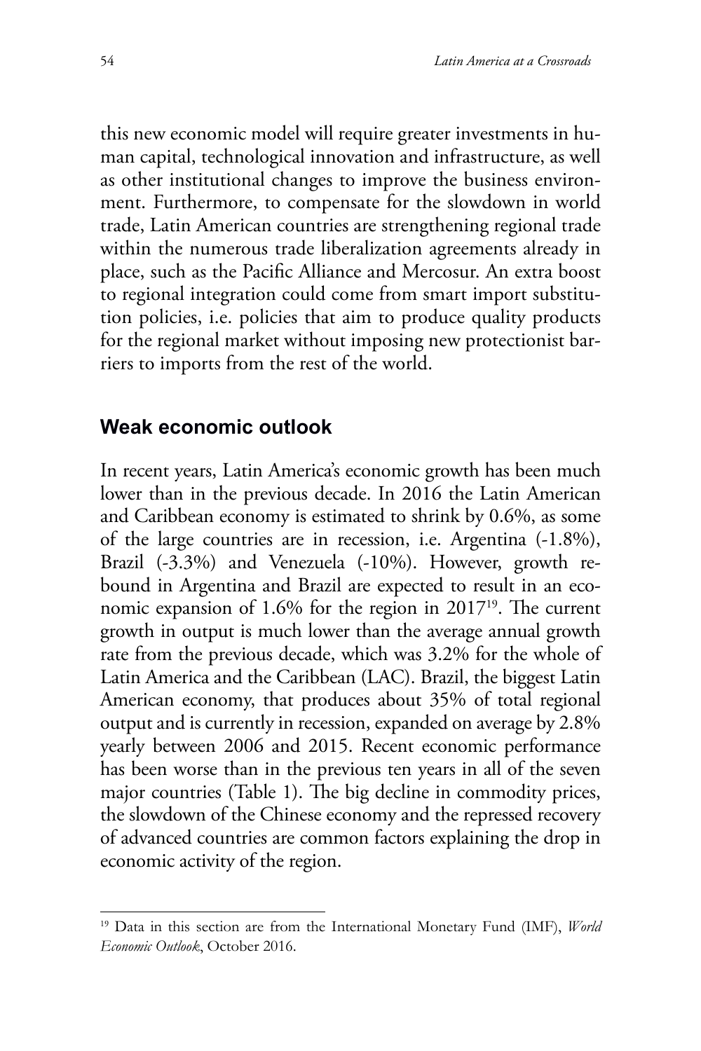this new economic model will require greater investments in human capital, technological innovation and infrastructure, as well as other institutional changes to improve the business environment. Furthermore, to compensate for the slowdown in world trade, Latin American countries are strengthening regional trade within the numerous trade liberalization agreements already in place, such as the Pacific Alliance and Mercosur. An extra boost to regional integration could come from smart import substitution policies, i.e. policies that aim to produce quality products for the regional market without imposing new protectionist barriers to imports from the rest of the world.

## Weak economic outlook

In recent years, Latin America's economic growth has been much lower than in the previous decade. In 2016 the Latin American and Caribbean economy is estimated to shrink by 0.6%, as some of the large countries are in recession, i.e. Argentina (-1.8%), Brazil (-3.3%) and Venezuela (-10%). However, growth rebound in Argentina and Brazil are expected to result in an economic expansion of 1.6% for the region in 2017[19]. The current growth in output is much lower than the average annual growth rate from the previous decade, which was 3.2% for the whole of Latin America and the Caribbean (LAC). Brazil, the biggest Latin American economy, that produces about 35% of total regional output and is currently in recession, expanded on average by 2.8% yearly between 2006 and 2015. Recent economic performance has been worse than in the previous ten years in all of the seven major countries (Table 1). The big decline in commodity prices, the slowdown of the Chinese economy and the repressed recovery of advanced countries are common factors explaining the drop in economic activity of the region.

[19] Data in this section are from the International Monetary Fund (IMF), *World Economic Outlook*, October 2016.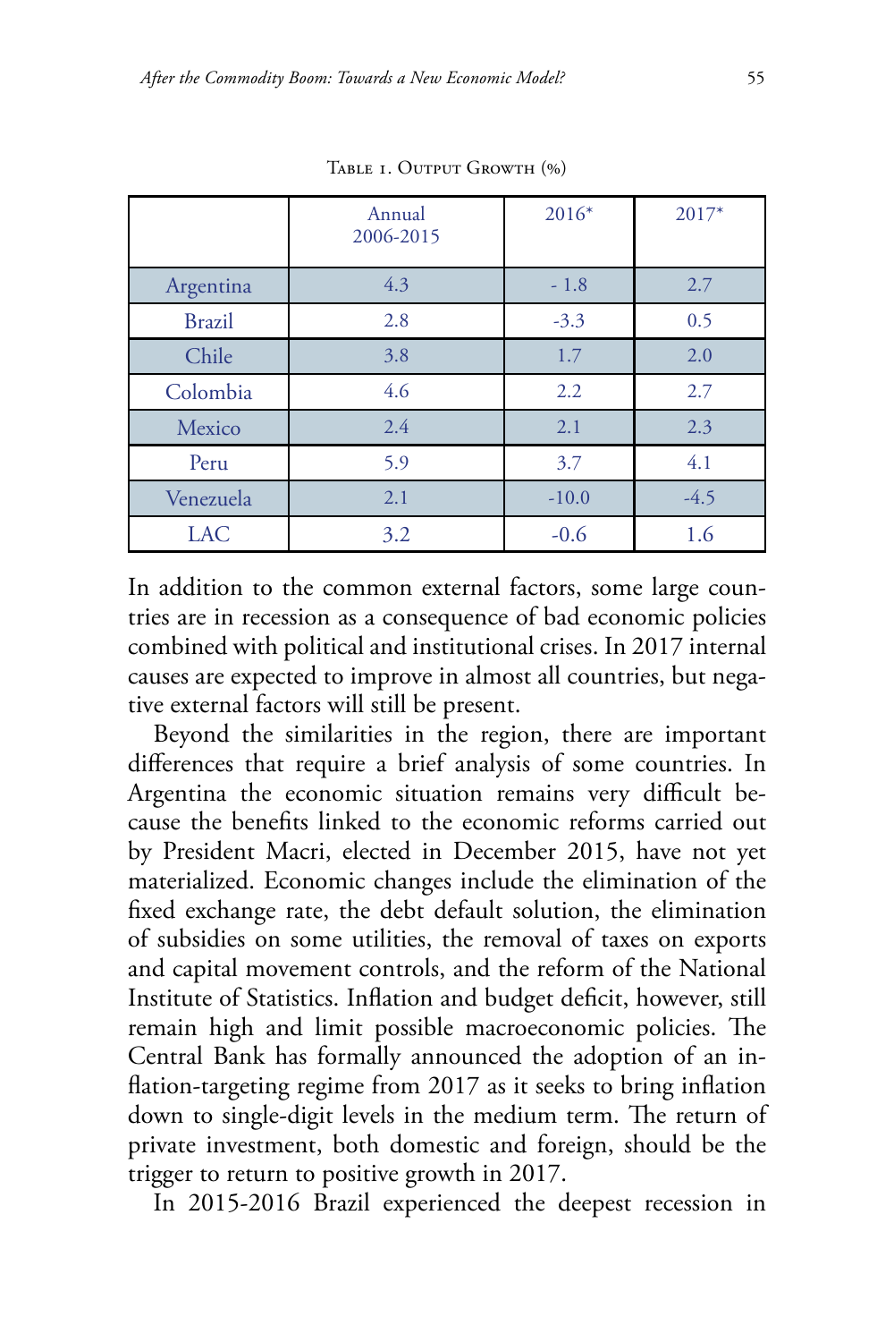Table 1. Output Growth (%)

| | Annual 2006-2015 | 2016* | 2017* |
|---|---|---|---|
| Argentina | 4.3 | - 1.8 | 2.7 |
| Brazil | 2.8 | -3.3 | 0.5 |
| Chile | 3.8 | 1.7 | 2.0 |
| Colombia | 4.6 | 2.2 | 2.7 |
| Mexico | 2.4 | 2.1 | 2.3 |
| Peru | 5.9 | 3.7 | 4.1 |
| Venezuela | 2.1 | -10.0 | -4.5 |
| LAC | 3.2 | -0.6 | 1.6 |

In addition to the common external factors, some large countries are in recession as a consequence of bad economic policies combined with political and institutional crises. In 2017 internal causes are expected to improve in almost all countries, but negative external factors will still be present.

Beyond the similarities in the region, there are important differences that require a brief analysis of some countries. In Argentina the economic situation remains very difficult because the benefits linked to the economic reforms carried out by President Macri, elected in December 2015, have not yet materialized. Economic changes include the elimination of the fixed exchange rate, the debt default solution, the elimination of subsidies on some utilities, the removal of taxes on exports and capital movement controls, and the reform of the National Institute of Statistics. Inflation and budget deficit, however, still remain high and limit possible macroeconomic policies. The Central Bank has formally announced the adoption of an inflation-targeting regime from 2017 as it seeks to bring inflation down to single-digit levels in the medium term. The return of private investment, both domestic and foreign, should be the trigger to return to positive growth in 2017.

In 2015-2016 Brazil experienced the deepest recession in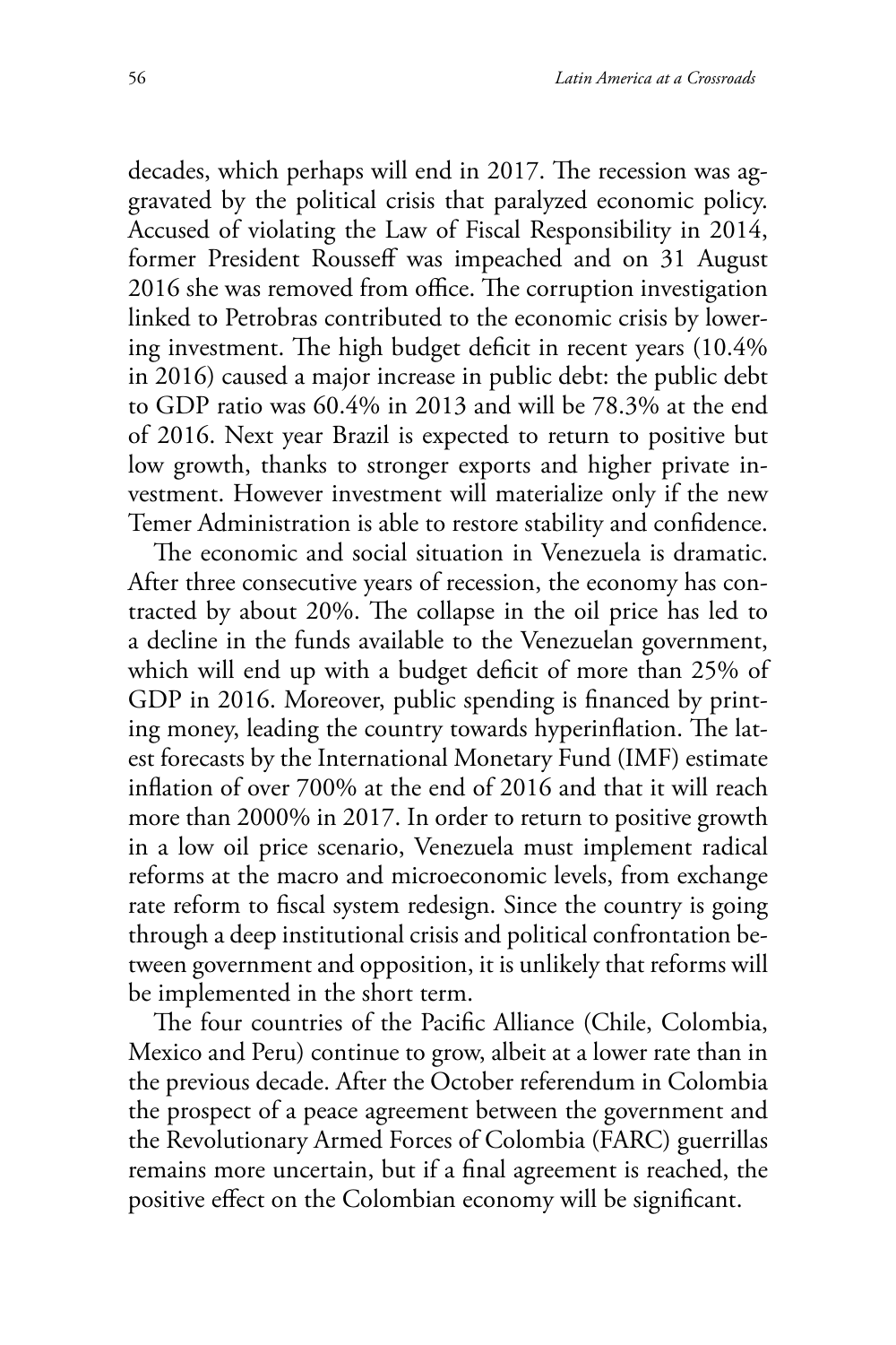decades, which perhaps will end in 2017. The recession was aggravated by the political crisis that paralyzed economic policy. Accused of violating the Law of Fiscal Responsibility in 2014, former President Rousseff was impeached and on 31 August 2016 she was removed from office. The corruption investigation linked to Petrobras contributed to the economic crisis by lowering investment. The high budget deficit in recent years (10.4% in 2016) caused a major increase in public debt: the public debt to GDP ratio was 60.4% in 2013 and will be 78.3% at the end of 2016. Next year Brazil is expected to return to positive but low growth, thanks to stronger exports and higher private investment. However investment will materialize only if the new Temer Administration is able to restore stability and confidence.

The economic and social situation in Venezuela is dramatic. After three consecutive years of recession, the economy has contracted by about 20%. The collapse in the oil price has led to a decline in the funds available to the Venezuelan government, which will end up with a budget deficit of more than 25% of GDP in 2016. Moreover, public spending is financed by printing money, leading the country towards hyperinflation. The latest forecasts by the International Monetary Fund (IMF) estimate inflation of over 700% at the end of 2016 and that it will reach more than 2000% in 2017. In order to return to positive growth in a low oil price scenario, Venezuela must implement radical reforms at the macro and microeconomic levels, from exchange rate reform to fiscal system redesign. Since the country is going through a deep institutional crisis and political confrontation between government and opposition, it is unlikely that reforms will be implemented in the short term.

The four countries of the Pacific Alliance (Chile, Colombia, Mexico and Peru) continue to grow, albeit at a lower rate than in the previous decade. After the October referendum in Colombia the prospect of a peace agreement between the government and the Revolutionary Armed Forces of Colombia (FARC) guerrillas remains more uncertain, but if a final agreement is reached, the positive effect on the Colombian economy will be significant.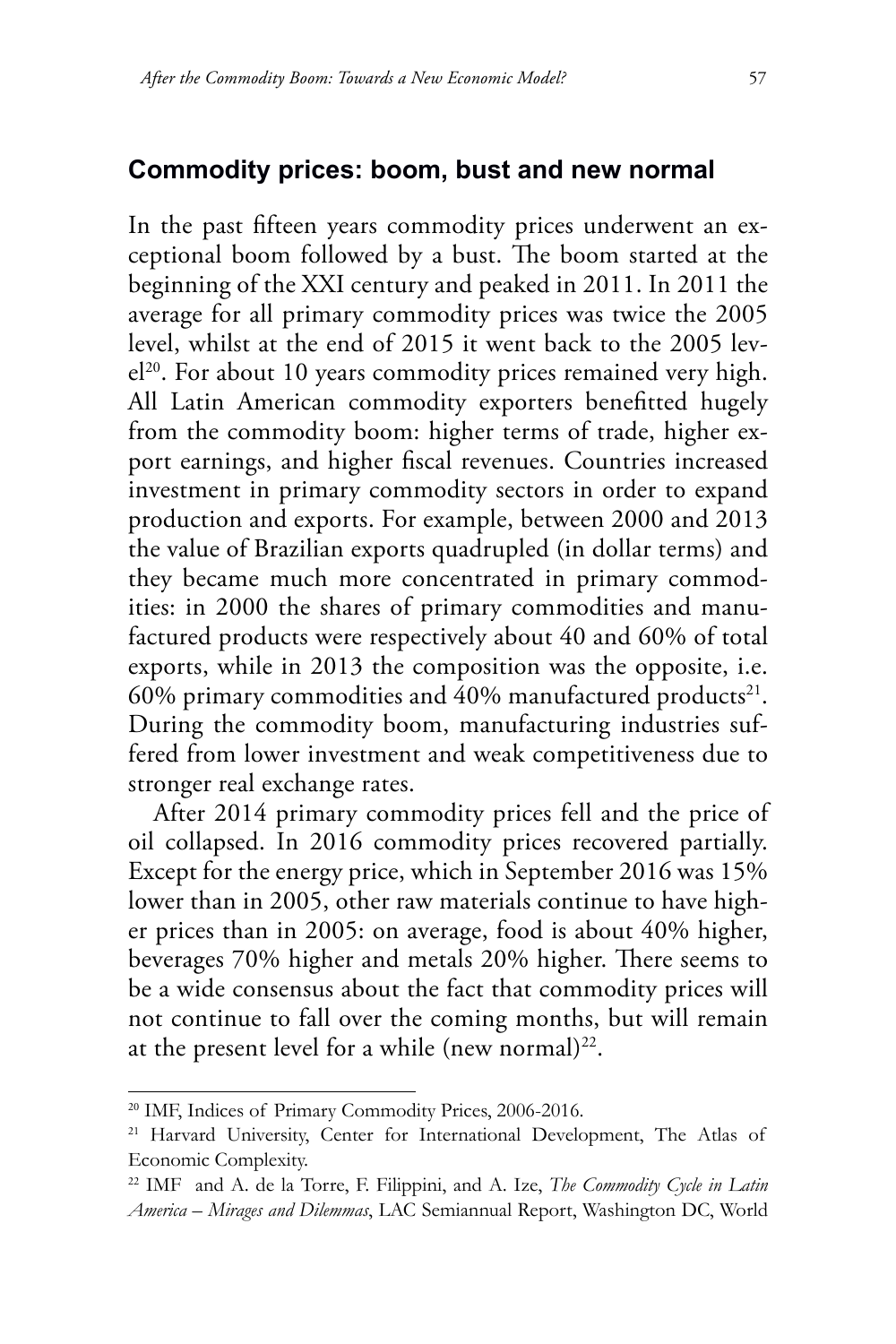## Commodity prices: boom, bust and new normal

In the past fifteen years commodity prices underwent an exceptional boom followed by a bust. The boom started at the beginning of the XXI century and peaked in 2011. In 2011 the average for all primary commodity prices was twice the 2005 level, whilst at the end of 2015 it went back to the 2005 level[20]. For about 10 years commodity prices remained very high. All Latin American commodity exporters benefitted hugely from the commodity boom: higher terms of trade, higher export earnings, and higher fiscal revenues. Countries increased investment in primary commodity sectors in order to expand production and exports. For example, between 2000 and 2013 the value of Brazilian exports quadrupled (in dollar terms) and they became much more concentrated in primary commodities: in 2000 the shares of primary commodities and manufactured products were respectively about 40 and 60% of total exports, while in 2013 the composition was the opposite, i.e. 60% primary commodities and 40% manufactured products[21]. During the commodity boom, manufacturing industries suffered from lower investment and weak competitiveness due to stronger real exchange rates.

After 2014 primary commodity prices fell and the price of oil collapsed. In 2016 commodity prices recovered partially. Except for the energy price, which in September 2016 was 15% lower than in 2005, other raw materials continue to have higher prices than in 2005: on average, food is about 40% higher, beverages 70% higher and metals 20% higher. There seems to be a wide consensus about the fact that commodity prices will not continue to fall over the coming months, but will remain at the present level for a while (new normal)[22].

---

[20] IMF, Indices of Primary Commodity Prices, 2006-2016.

[21] Harvard University, Center for International Development, The Atlas of Economic Complexity.

[22] IMF and A. de la Torre, F. Filippini, and A. Ize, *The Commodity Cycle in Latin America – Mirages and Dilemmas*, LAC Semiannual Report, Washington DC, World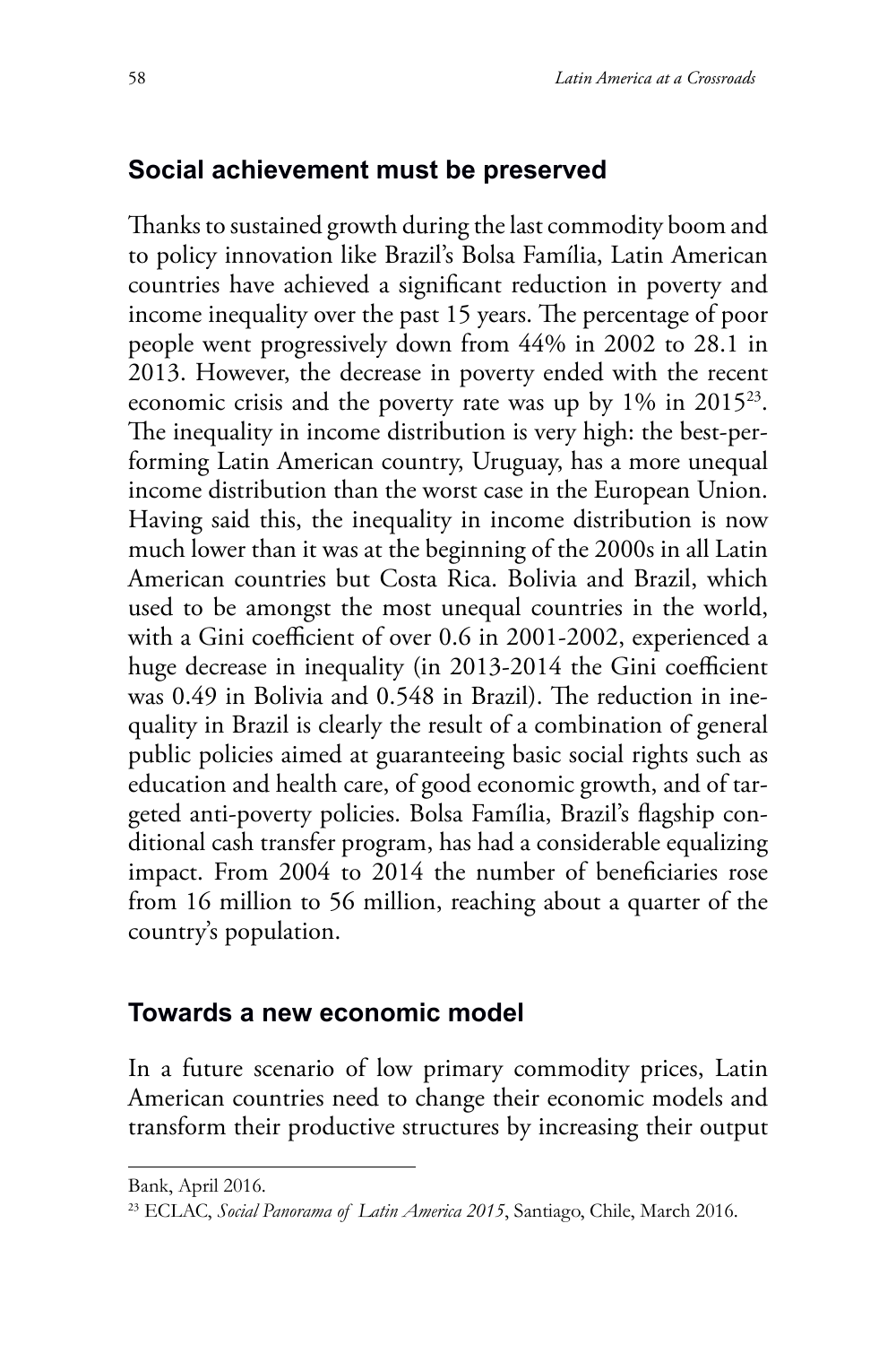## Social achievement must be preserved

Thanks to sustained growth during the last commodity boom and to policy innovation like Brazil's Bolsa Família, Latin American countries have achieved a significant reduction in poverty and income inequality over the past 15 years. The percentage of poor people went progressively down from 44% in 2002 to 28.1 in 2013. However, the decrease in poverty ended with the recent economic crisis and the poverty rate was up by 1% in 2015[23]. The inequality in income distribution is very high: the best-performing Latin American country, Uruguay, has a more unequal income distribution than the worst case in the European Union. Having said this, the inequality in income distribution is now much lower than it was at the beginning of the 2000s in all Latin American countries but Costa Rica. Bolivia and Brazil, which used to be amongst the most unequal countries in the world, with a Gini coefficient of over 0.6 in 2001-2002, experienced a huge decrease in inequality (in 2013-2014 the Gini coefficient was 0.49 in Bolivia and 0.548 in Brazil). The reduction in inequality in Brazil is clearly the result of a combination of general public policies aimed at guaranteeing basic social rights such as education and health care, of good economic growth, and of targeted anti-poverty policies. Bolsa Família, Brazil's flagship conditional cash transfer program, has had a considerable equalizing impact. From 2004 to 2014 the number of beneficiaries rose from 16 million to 56 million, reaching about a quarter of the country's population.

## Towards a new economic model

In a future scenario of low primary commodity prices, Latin American countries need to change their economic models and transform their productive structures by increasing their output

Bank, April 2016.

[23] ECLAC, *Social Panorama of Latin America 2015*, Santiago, Chile, March 2016.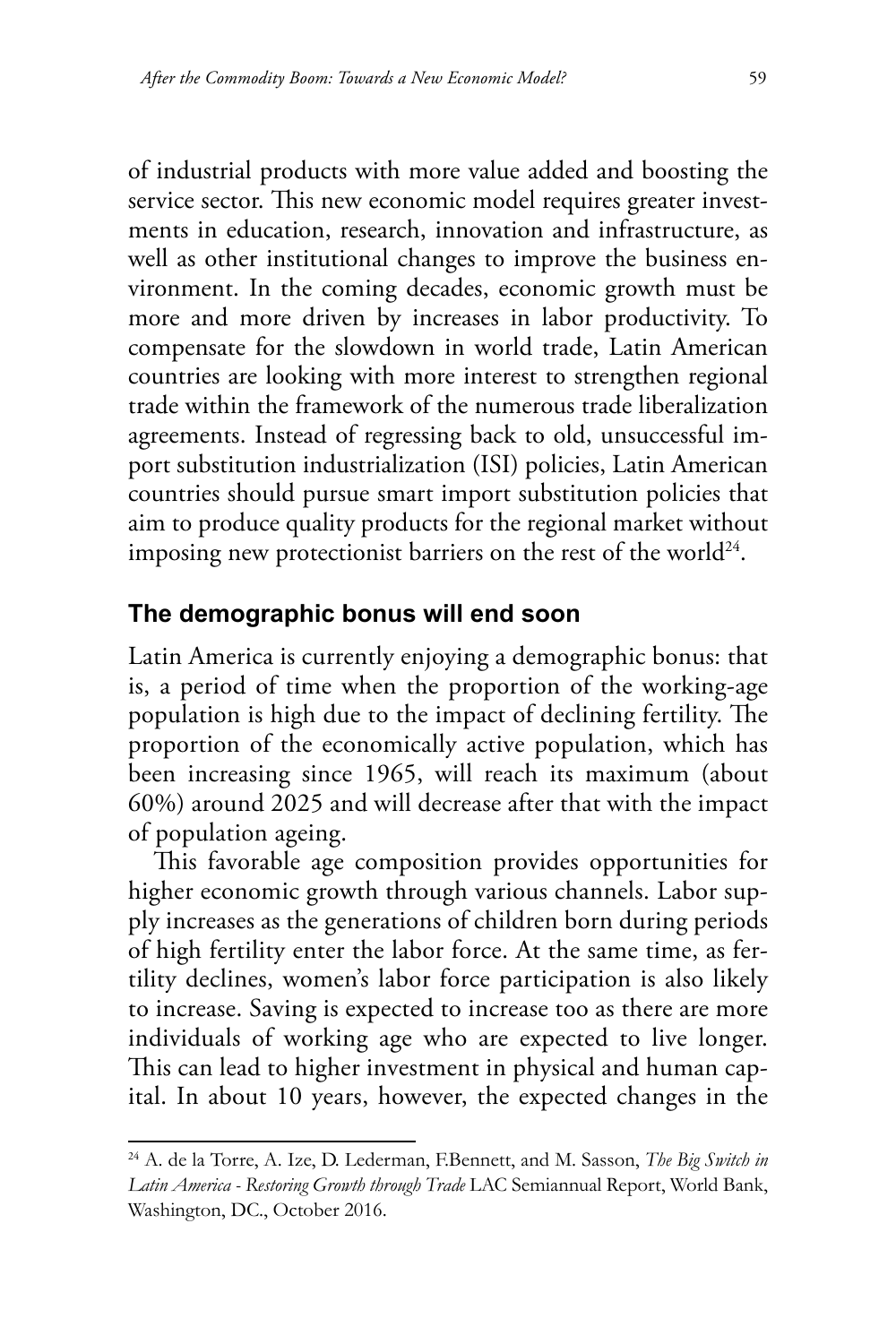of industrial products with more value added and boosting the service sector. This new economic model requires greater investments in education, research, innovation and infrastructure, as well as other institutional changes to improve the business environment. In the coming decades, economic growth must be more and more driven by increases in labor productivity. To compensate for the slowdown in world trade, Latin American countries are looking with more interest to strengthen regional trade within the framework of the numerous trade liberalization agreements. Instead of regressing back to old, unsuccessful import substitution industrialization (ISI) policies, Latin American countries should pursue smart import substitution policies that aim to produce quality products for the regional market without imposing new protectionist barriers on the rest of the world[24].

## The demographic bonus will end soon

Latin America is currently enjoying a demographic bonus: that is, a period of time when the proportion of the working-age population is high due to the impact of declining fertility. The proportion of the economically active population, which has been increasing since 1965, will reach its maximum (about 60%) around 2025 and will decrease after that with the impact of population ageing.

This favorable age composition provides opportunities for higher economic growth through various channels. Labor supply increases as the generations of children born during periods of high fertility enter the labor force. At the same time, as fertility declines, women's labor force participation is also likely to increase. Saving is expected to increase too as there are more individuals of working age who are expected to live longer. This can lead to higher investment in physical and human capital. In about 10 years, however, the expected changes in the

---

[24] A. de la Torre, A. Ize, D. Lederman, F.Bennett, and M. Sasson, *The Big Switch in Latin America - Restoring Growth through Trade* LAC Semiannual Report, World Bank, Washington, DC., October 2016.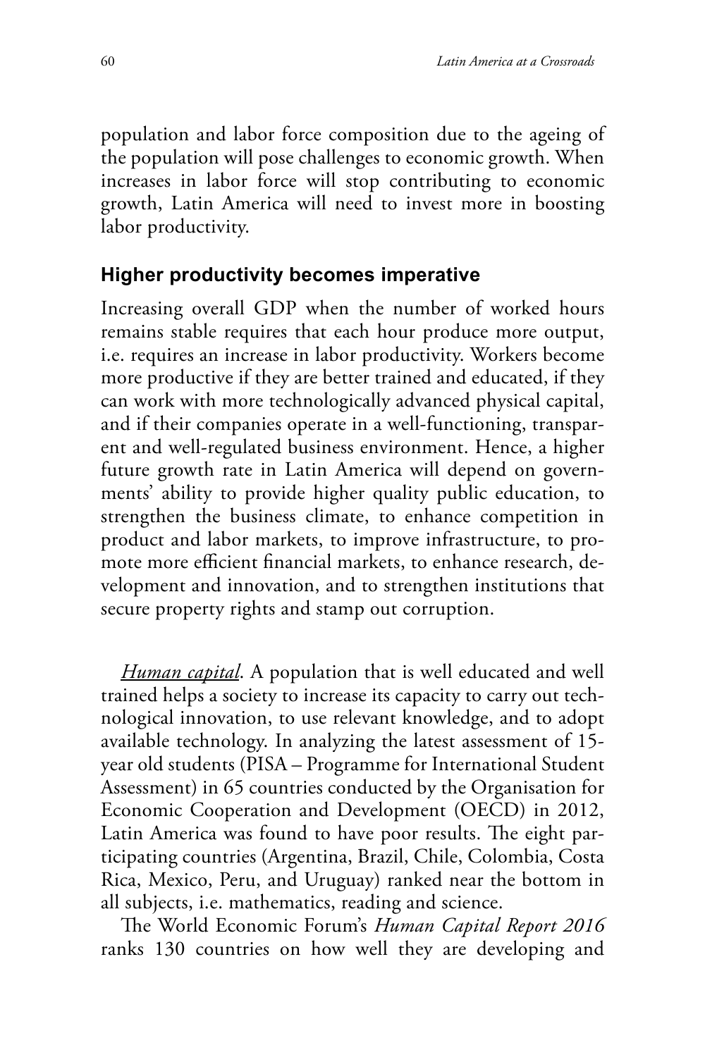population and labor force composition due to the ageing of the population will pose challenges to economic growth. When increases in labor force will stop contributing to economic growth, Latin America will need to invest more in boosting labor productivity.

## Higher productivity becomes imperative

Increasing overall GDP when the number of worked hours remains stable requires that each hour produce more output, i.e. requires an increase in labor productivity. Workers become more productive if they are better trained and educated, if they can work with more technologically advanced physical capital, and if their companies operate in a well-functioning, transparent and well-regulated business environment. Hence, a higher future growth rate in Latin America will depend on governments' ability to provide higher quality public education, to strengthen the business climate, to enhance competition in product and labor markets, to improve infrastructure, to promote more efficient financial markets, to enhance research, development and innovation, and to strengthen institutions that secure property rights and stamp out corruption.

*Human capital*. A population that is well educated and well trained helps a society to increase its capacity to carry out technological innovation, to use relevant knowledge, and to adopt available technology. In analyzing the latest assessment of 15-year old students (PISA – Programme for International Student Assessment) in 65 countries conducted by the Organisation for Economic Cooperation and Development (OECD) in 2012, Latin America was found to have poor results. The eight participating countries (Argentina, Brazil, Chile, Colombia, Costa Rica, Mexico, Peru, and Uruguay) ranked near the bottom in all subjects, i.e. mathematics, reading and science.

The World Economic Forum's *Human Capital Report 2016* ranks 130 countries on how well they are developing and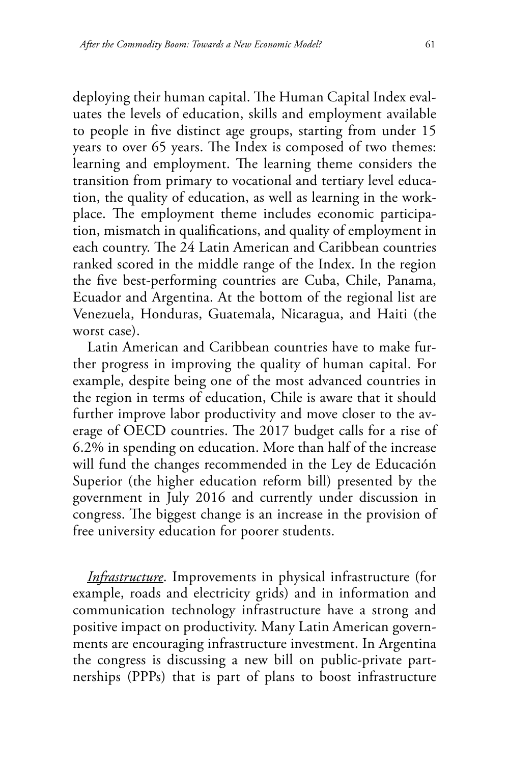deploying their human capital. The Human Capital Index evaluates the levels of education, skills and employment available to people in five distinct age groups, starting from under 15 years to over 65 years. The Index is composed of two themes: learning and employment. The learning theme considers the transition from primary to vocational and tertiary level education, the quality of education, as well as learning in the workplace. The employment theme includes economic participation, mismatch in qualifications, and quality of employment in each country. The 24 Latin American and Caribbean countries ranked scored in the middle range of the Index. In the region the five best-performing countries are Cuba, Chile, Panama, Ecuador and Argentina. At the bottom of the regional list are Venezuela, Honduras, Guatemala, Nicaragua, and Haiti (the worst case).

Latin American and Caribbean countries have to make further progress in improving the quality of human capital. For example, despite being one of the most advanced countries in the region in terms of education, Chile is aware that it should further improve labor productivity and move closer to the average of OECD countries. The 2017 budget calls for a rise of 6.2% in spending on education. More than half of the increase will fund the changes recommended in the Ley de Educación Superior (the higher education reform bill) presented by the government in July 2016 and currently under discussion in congress. The biggest change is an increase in the provision of free university education for poorer students.

*Infrastructure*. Improvements in physical infrastructure (for example, roads and electricity grids) and in information and communication technology infrastructure have a strong and positive impact on productivity. Many Latin American governments are encouraging infrastructure investment. In Argentina the congress is discussing a new bill on public-private partnerships (PPPs) that is part of plans to boost infrastructure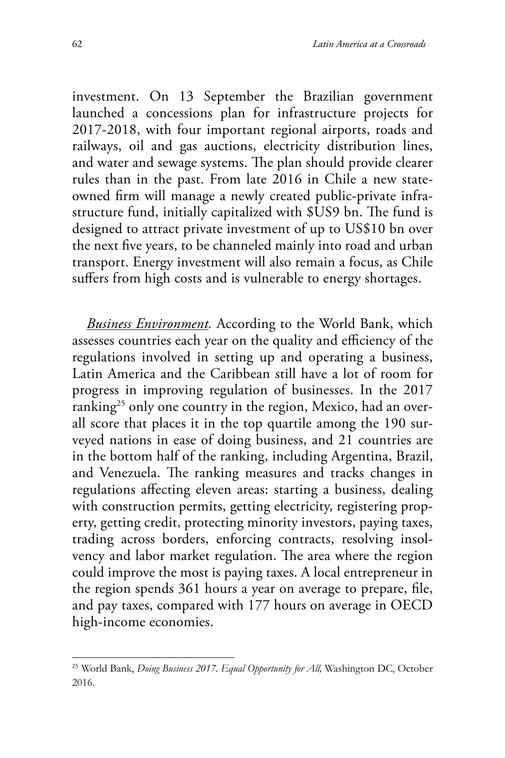investment. On 13 September the Brazilian government launched a concessions plan for infrastructure projects for 2017-2018, with four important regional airports, roads and railways, oil and gas auctions, electricity distribution lines, and water and sewage systems. The plan should provide clearer rules than in the past. From late 2016 in Chile a new state-owned firm will manage a newly created public-private infrastructure fund, initially capitalized with $US9 bn. The fund is designed to attract private investment of up to US$10 bn over the next five years, to be channeled mainly into road and urban transport. Energy investment will also remain a focus, as Chile suffers from high costs and is vulnerable to energy shortages.

*Business Environment.* According to the World Bank, which assesses countries each year on the quality and efficiency of the regulations involved in setting up and operating a business, Latin America and the Caribbean still have a lot of room for progress in improving regulation of businesses. In the 2017 ranking[25] only one country in the region, Mexico, had an overall score that places it in the top quartile among the 190 surveyed nations in ease of doing business, and 21 countries are in the bottom half of the ranking, including Argentina, Brazil, and Venezuela. The ranking measures and tracks changes in regulations affecting eleven areas: starting a business, dealing with construction permits, getting electricity, registering property, getting credit, protecting minority investors, paying taxes, trading across borders, enforcing contracts, resolving insolvency and labor market regulation. The area where the region could improve the most is paying taxes. A local entrepreneur in the region spends 361 hours a year on average to prepare, file, and pay taxes, compared with 177 hours on average in OECD high-income economies.

---

[25] World Bank, *Doing Business 2017. Equal Opportunity for All,* Washington DC, October 2016.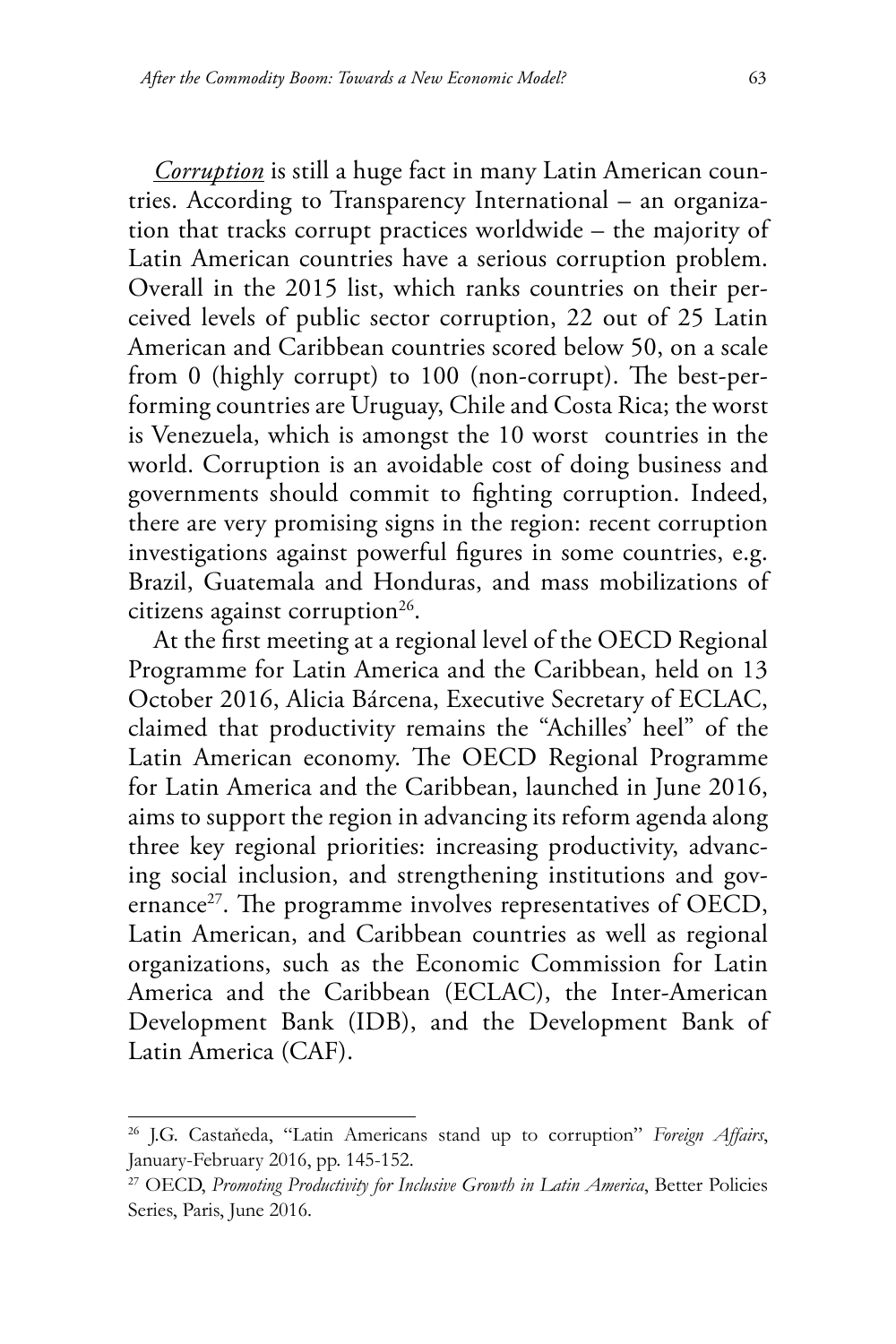*Corruption* is still a huge fact in many Latin American countries. According to Transparency International – an organization that tracks corrupt practices worldwide – the majority of Latin American countries have a serious corruption problem. Overall in the 2015 list, which ranks countries on their perceived levels of public sector corruption, 22 out of 25 Latin American and Caribbean countries scored below 50, on a scale from 0 (highly corrupt) to 100 (non-corrupt). The best-performing countries are Uruguay, Chile and Costa Rica; the worst is Venezuela, which is amongst the 10 worst countries in the world. Corruption is an avoidable cost of doing business and governments should commit to fighting corruption. Indeed, there are very promising signs in the region: recent corruption investigations against powerful figures in some countries, e.g. Brazil, Guatemala and Honduras, and mass mobilizations of citizens against corruption[26].

At the first meeting at a regional level of the OECD Regional Programme for Latin America and the Caribbean, held on 13 October 2016, Alicia Bárcena, Executive Secretary of ECLAC, claimed that productivity remains the "Achilles' heel" of the Latin American economy. The OECD Regional Programme for Latin America and the Caribbean, launched in June 2016, aims to support the region in advancing its reform agenda along three key regional priorities: increasing productivity, advancing social inclusion, and strengthening institutions and governance[27]. The programme involves representatives of OECD, Latin American, and Caribbean countries as well as regional organizations, such as the Economic Commission for Latin America and the Caribbean (ECLAC), the Inter-American Development Bank (IDB), and the Development Bank of Latin America (CAF).

---

[26] J.G. Castañeda, "Latin Americans stand up to corruption" *Foreign Affairs*, January-February 2016, pp. 145-152.

[27] OECD, *Promoting Productivity for Inclusive Growth in Latin America*, Better Policies Series, Paris, June 2016.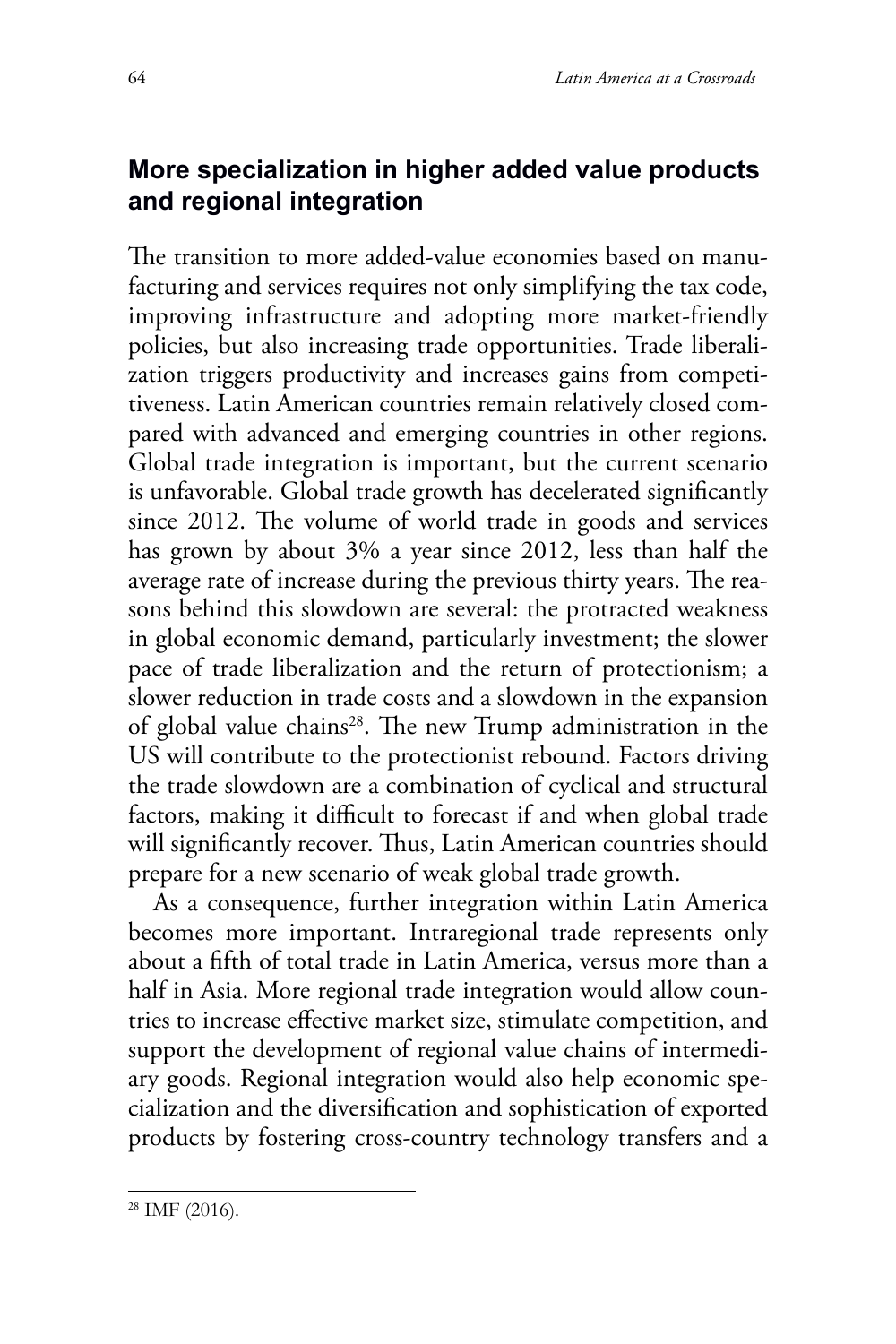## More specialization in higher added value products and regional integration

The transition to more added-value economies based on manufacturing and services requires not only simplifying the tax code, improving infrastructure and adopting more market-friendly policies, but also increasing trade opportunities. Trade liberalization triggers productivity and increases gains from competitiveness. Latin American countries remain relatively closed compared with advanced and emerging countries in other regions. Global trade integration is important, but the current scenario is unfavorable. Global trade growth has decelerated significantly since 2012. The volume of world trade in goods and services has grown by about 3% a year since 2012, less than half the average rate of increase during the previous thirty years. The reasons behind this slowdown are several: the protracted weakness in global economic demand, particularly investment; the slower pace of trade liberalization and the return of protectionism; a slower reduction in trade costs and a slowdown in the expansion of global value chains[28]. The new Trump administration in the US will contribute to the protectionist rebound. Factors driving the trade slowdown are a combination of cyclical and structural factors, making it difficult to forecast if and when global trade will significantly recover. Thus, Latin American countries should prepare for a new scenario of weak global trade growth.

As a consequence, further integration within Latin America becomes more important. Intraregional trade represents only about a fifth of total trade in Latin America, versus more than a half in Asia. More regional trade integration would allow countries to increase effective market size, stimulate competition, and support the development of regional value chains of intermediary goods. Regional integration would also help economic specialization and the diversification and sophistication of exported products by fostering cross-country technology transfers and a

[28] IMF (2016).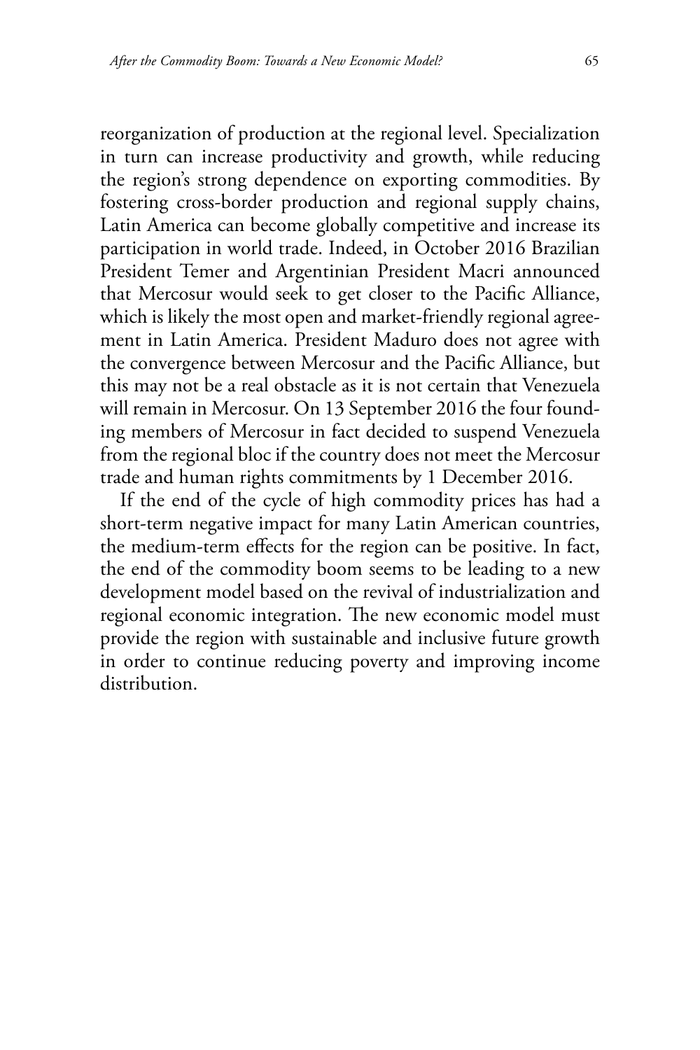reorganization of production at the regional level. Specialization in turn can increase productivity and growth, while reducing the region's strong dependence on exporting commodities. By fostering cross-border production and regional supply chains, Latin America can become globally competitive and increase its participation in world trade. Indeed, in October 2016 Brazilian President Temer and Argentinian President Macri announced that Mercosur would seek to get closer to the Pacific Alliance, which is likely the most open and market-friendly regional agreement in Latin America. President Maduro does not agree with the convergence between Mercosur and the Pacific Alliance, but this may not be a real obstacle as it is not certain that Venezuela will remain in Mercosur. On 13 September 2016 the four founding members of Mercosur in fact decided to suspend Venezuela from the regional bloc if the country does not meet the Mercosur trade and human rights commitments by 1 December 2016.

If the end of the cycle of high commodity prices has had a short-term negative impact for many Latin American countries, the medium-term effects for the region can be positive. In fact, the end of the commodity boom seems to be leading to a new development model based on the revival of industrialization and regional economic integration. The new economic model must provide the region with sustainable and inclusive future growth in order to continue reducing poverty and improving income distribution.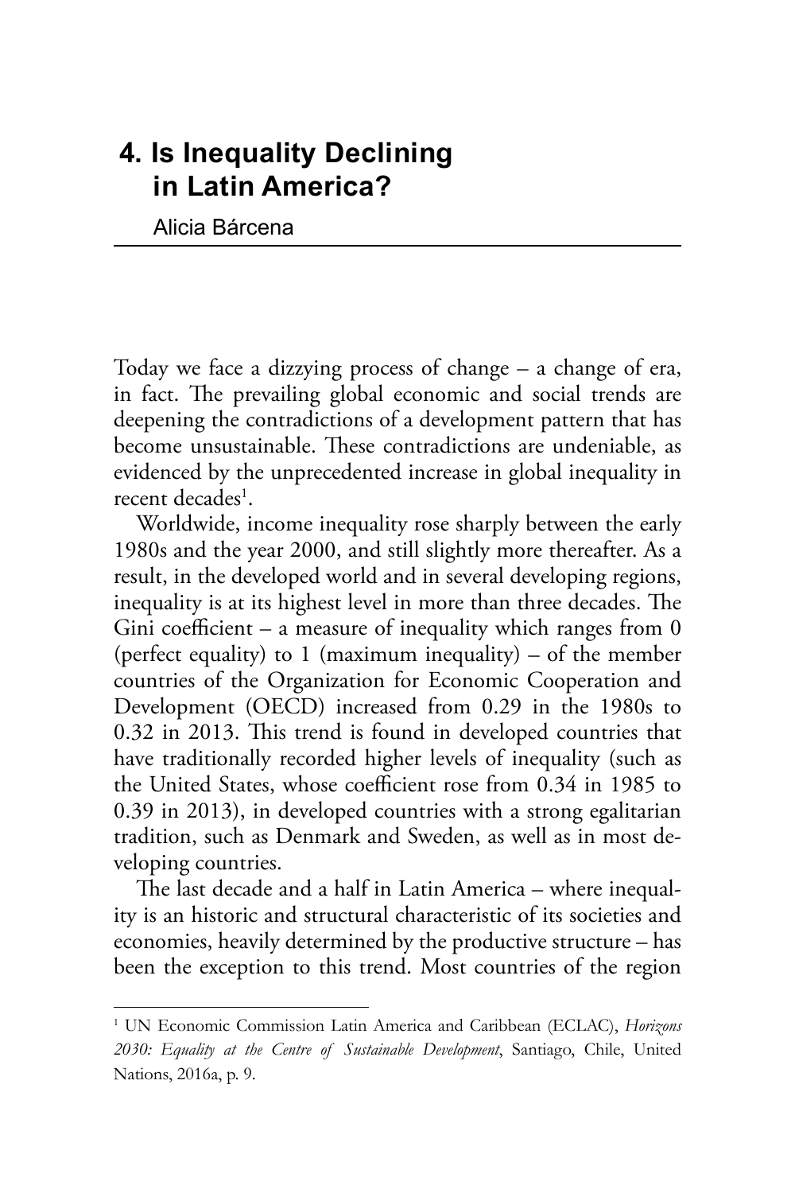# 4. Is Inequality Declining in Latin America?

Alicia Bárcena

Today we face a dizzying process of change – a change of era, in fact. The prevailing global economic and social trends are deepening the contradictions of a development pattern that has become unsustainable. These contradictions are undeniable, as evidenced by the unprecedented increase in global inequality in recent decades[1].

Worldwide, income inequality rose sharply between the early 1980s and the year 2000, and still slightly more thereafter. As a result, in the developed world and in several developing regions, inequality is at its highest level in more than three decades. The Gini coefficient – a measure of inequality which ranges from 0 (perfect equality) to 1 (maximum inequality) – of the member countries of the Organization for Economic Cooperation and Development (OECD) increased from 0.29 in the 1980s to 0.32 in 2013. This trend is found in developed countries that have traditionally recorded higher levels of inequality (such as the United States, whose coefficient rose from 0.34 in 1985 to 0.39 in 2013), in developed countries with a strong egalitarian tradition, such as Denmark and Sweden, as well as in most developing countries.

The last decade and a half in Latin America – where inequality is an historic and structural characteristic of its societies and economies, heavily determined by the productive structure – has been the exception to this trend. Most countries of the region

---

[1] UN Economic Commission Latin America and Caribbean (ECLAC), *Horizons 2030: Equality at the Centre of Sustainable Development*, Santiago, Chile, United Nations, 2016a, p. 9.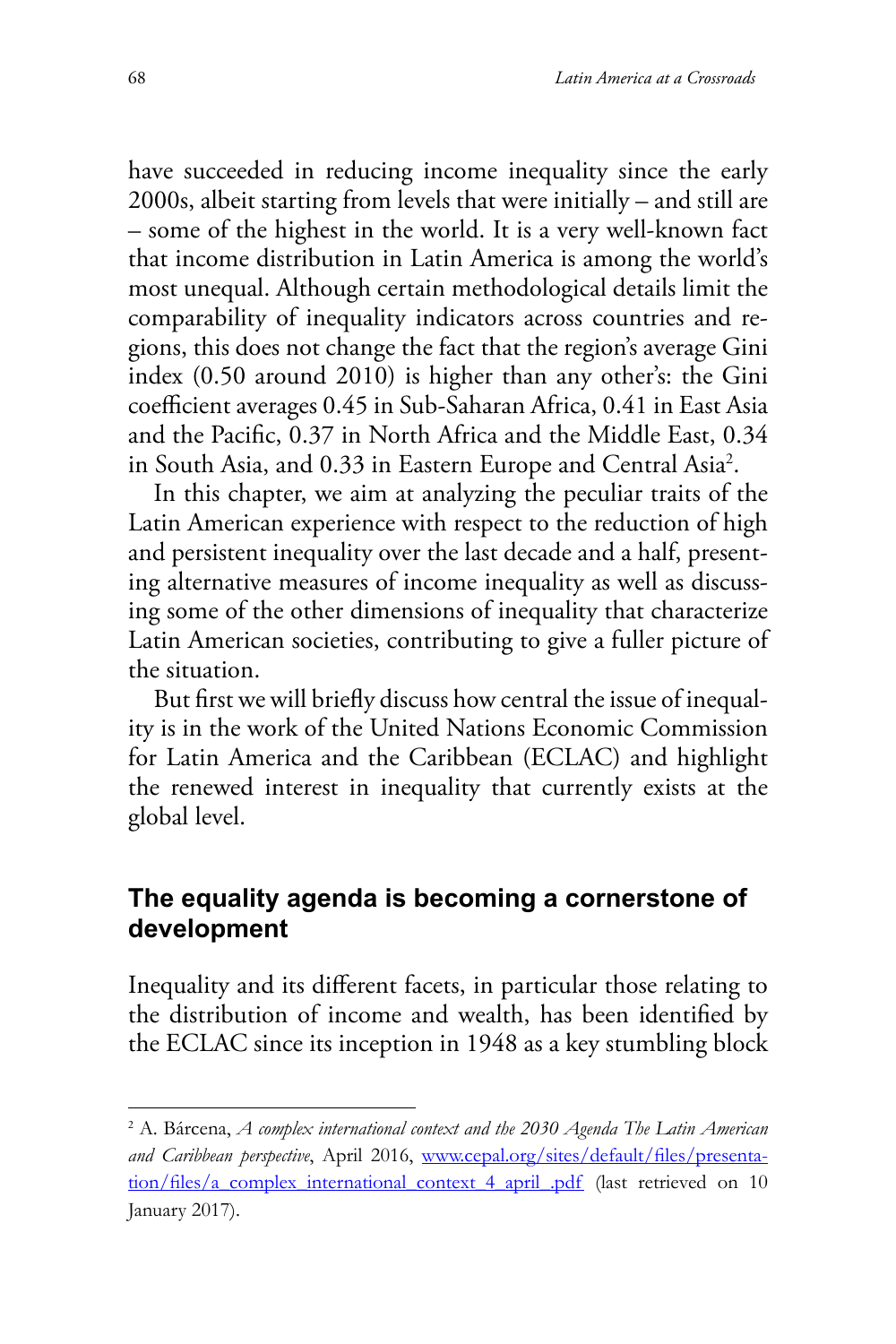have succeeded in reducing income inequality since the early 2000s, albeit starting from levels that were initially – and still are – some of the highest in the world. It is a very well-known fact that income distribution in Latin America is among the world's most unequal. Although certain methodological details limit the comparability of inequality indicators across countries and regions, this does not change the fact that the region's average Gini index (0.50 around 2010) is higher than any other's: the Gini coefficient averages 0.45 in Sub-Saharan Africa, 0.41 in East Asia and the Pacific, 0.37 in North Africa and the Middle East, 0.34 in South Asia, and 0.33 in Eastern Europe and Central Asia[2].

In this chapter, we aim at analyzing the peculiar traits of the Latin American experience with respect to the reduction of high and persistent inequality over the last decade and a half, presenting alternative measures of income inequality as well as discussing some of the other dimensions of inequality that characterize Latin American societies, contributing to give a fuller picture of the situation.

But first we will briefly discuss how central the issue of inequality is in the work of the United Nations Economic Commission for Latin America and the Caribbean (ECLAC) and highlight the renewed interest in inequality that currently exists at the global level.

## The equality agenda is becoming a cornerstone of development

Inequality and its different facets, in particular those relating to the distribution of income and wealth, has been identified by the ECLAC since its inception in 1948 as a key stumbling block

---

[2] A. Bárcena, *A complex international context and the 2030 Agenda The Latin American and Caribbean perspective*, April 2016, www.cepal.org/sites/default/files/presentation/files/a_complex_international_context_4_april_.pdf (last retrieved on 10 January 2017).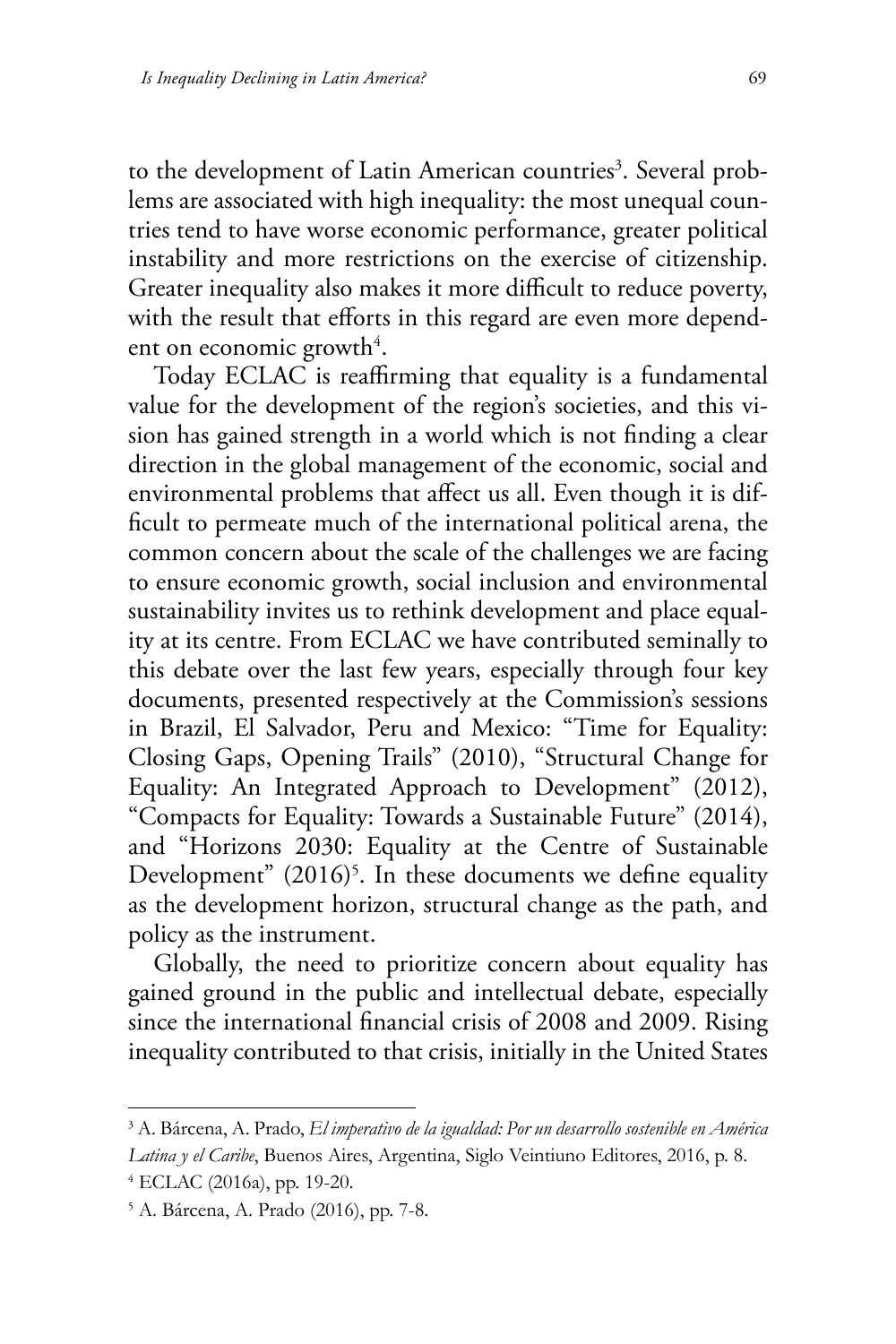to the development of Latin American countries[3]. Several problems are associated with high inequality: the most unequal countries tend to have worse economic performance, greater political instability and more restrictions on the exercise of citizenship. Greater inequality also makes it more difficult to reduce poverty, with the result that efforts in this regard are even more dependent on economic growth[4].

Today ECLAC is reaffirming that equality is a fundamental value for the development of the region's societies, and this vision has gained strength in a world which is not finding a clear direction in the global management of the economic, social and environmental problems that affect us all. Even though it is difficult to permeate much of the international political arena, the common concern about the scale of the challenges we are facing to ensure economic growth, social inclusion and environmental sustainability invites us to rethink development and place equality at its centre. From ECLAC we have contributed seminally to this debate over the last few years, especially through four key documents, presented respectively at the Commission's sessions in Brazil, El Salvador, Peru and Mexico: "Time for Equality: Closing Gaps, Opening Trails" (2010), "Structural Change for Equality: An Integrated Approach to Development" (2012), "Compacts for Equality: Towards a Sustainable Future" (2014), and "Horizons 2030: Equality at the Centre of Sustainable Development" (2016)[5]. In these documents we define equality as the development horizon, structural change as the path, and policy as the instrument.

Globally, the need to prioritize concern about equality has gained ground in the public and intellectual debate, especially since the international financial crisis of 2008 and 2009. Rising inequality contributed to that crisis, initially in the United States

---

[3] A. Bárcena, A. Prado, *El imperativo de la igualdad: Por un desarrollo sostenible en América Latina y el Caribe*, Buenos Aires, Argentina, Siglo Veintiuno Editores, 2016, p. 8.

[4] ECLAC (2016a), pp. 19-20.

[5] A. Bárcena, A. Prado (2016), pp. 7-8.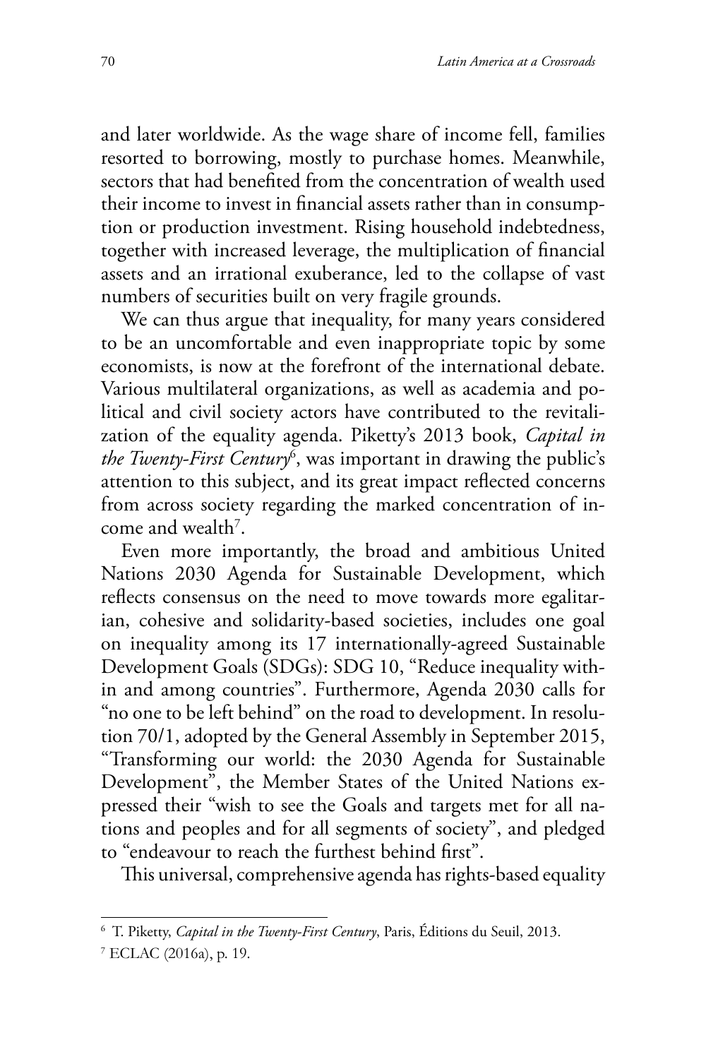and later worldwide. As the wage share of income fell, families resorted to borrowing, mostly to purchase homes. Meanwhile, sectors that had benefited from the concentration of wealth used their income to invest in financial assets rather than in consumption or production investment. Rising household indebtedness, together with increased leverage, the multiplication of financial assets and an irrational exuberance, led to the collapse of vast numbers of securities built on very fragile grounds.

We can thus argue that inequality, for many years considered to be an uncomfortable and even inappropriate topic by some economists, is now at the forefront of the international debate. Various multilateral organizations, as well as academia and political and civil society actors have contributed to the revitalization of the equality agenda. Piketty's 2013 book, *Capital in the Twenty-First Century*[6], was important in drawing the public's attention to this subject, and its great impact reflected concerns from across society regarding the marked concentration of income and wealth[7].

Even more importantly, the broad and ambitious United Nations 2030 Agenda for Sustainable Development, which reflects consensus on the need to move towards more egalitarian, cohesive and solidarity-based societies, includes one goal on inequality among its 17 internationally-agreed Sustainable Development Goals (SDGs): SDG 10, "Reduce inequality within and among countries". Furthermore, Agenda 2030 calls for "no one to be left behind" on the road to development. In resolution 70/1, adopted by the General Assembly in September 2015, "Transforming our world: the 2030 Agenda for Sustainable Development", the Member States of the United Nations expressed their "wish to see the Goals and targets met for all nations and peoples and for all segments of society", and pledged to "endeavour to reach the furthest behind first".

This universal, comprehensive agenda has rights-based equality

---

[6] T. Piketty, *Capital in the Twenty-First Century*, Paris, Éditions du Seuil, 2013.

[7] ECLAC (2016a), p. 19.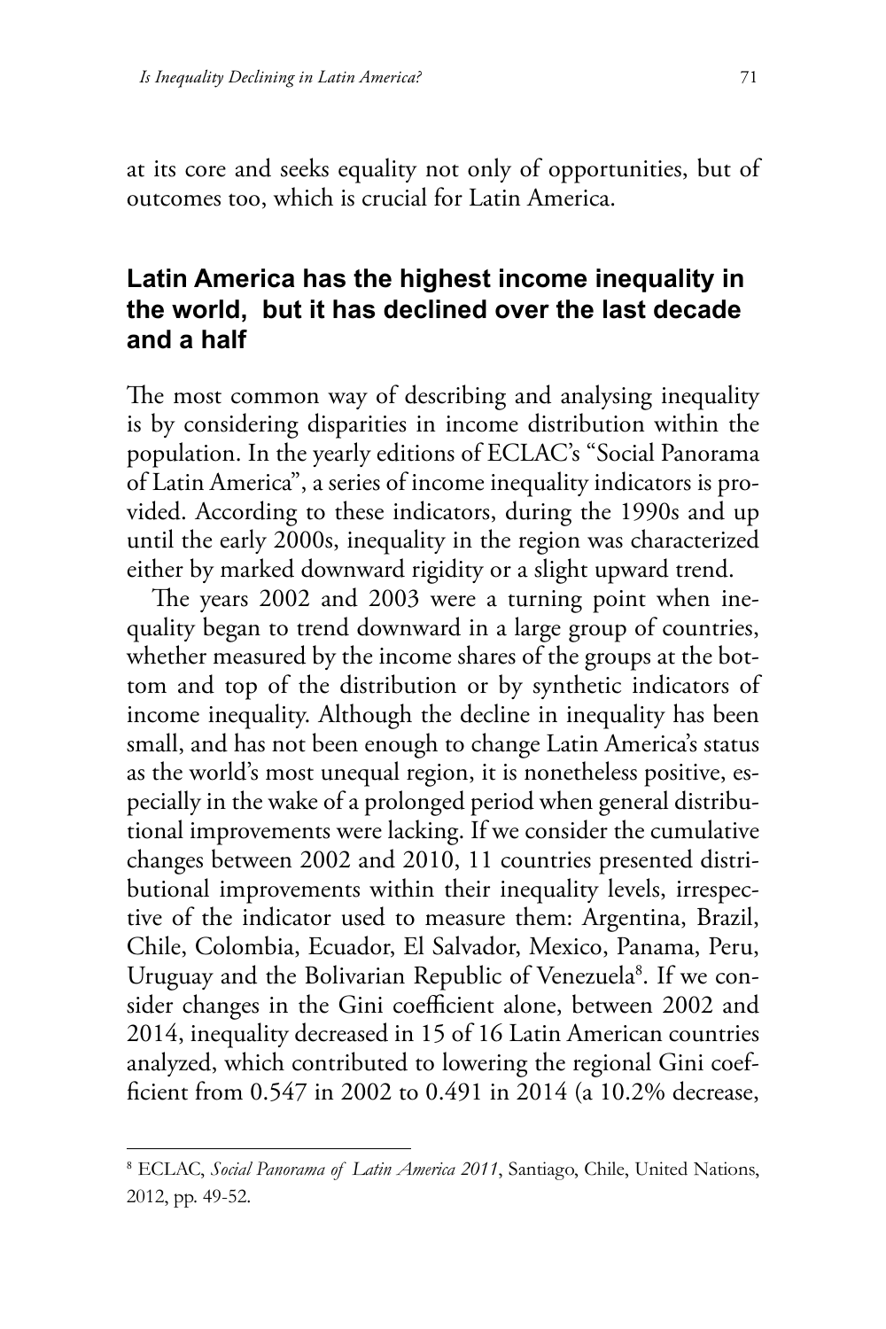at its core and seeks equality not only of opportunities, but of outcomes too, which is crucial for Latin America.

## Latin America has the highest income inequality in the world, but it has declined over the last decade and a half

The most common way of describing and analysing inequality is by considering disparities in income distribution within the population. In the yearly editions of ECLAC's "Social Panorama of Latin America", a series of income inequality indicators is provided. According to these indicators, during the 1990s and up until the early 2000s, inequality in the region was characterized either by marked downward rigidity or a slight upward trend.

The years 2002 and 2003 were a turning point when inequality began to trend downward in a large group of countries, whether measured by the income shares of the groups at the bottom and top of the distribution or by synthetic indicators of income inequality. Although the decline in inequality has been small, and has not been enough to change Latin America's status as the world's most unequal region, it is nonetheless positive, especially in the wake of a prolonged period when general distributional improvements were lacking. If we consider the cumulative changes between 2002 and 2010, 11 countries presented distributional improvements within their inequality levels, irrespective of the indicator used to measure them: Argentina, Brazil, Chile, Colombia, Ecuador, El Salvador, Mexico, Panama, Peru, Uruguay and the Bolivarian Republic of Venezuela[8]. If we consider changes in the Gini coefficient alone, between 2002 and 2014, inequality decreased in 15 of 16 Latin American countries analyzed, which contributed to lowering the regional Gini coefficient from 0.547 in 2002 to 0.491 in 2014 (a 10.2% decrease,

---

[8] ECLAC, *Social Panorama of Latin America 2011*, Santiago, Chile, United Nations, 2012, pp. 49-52.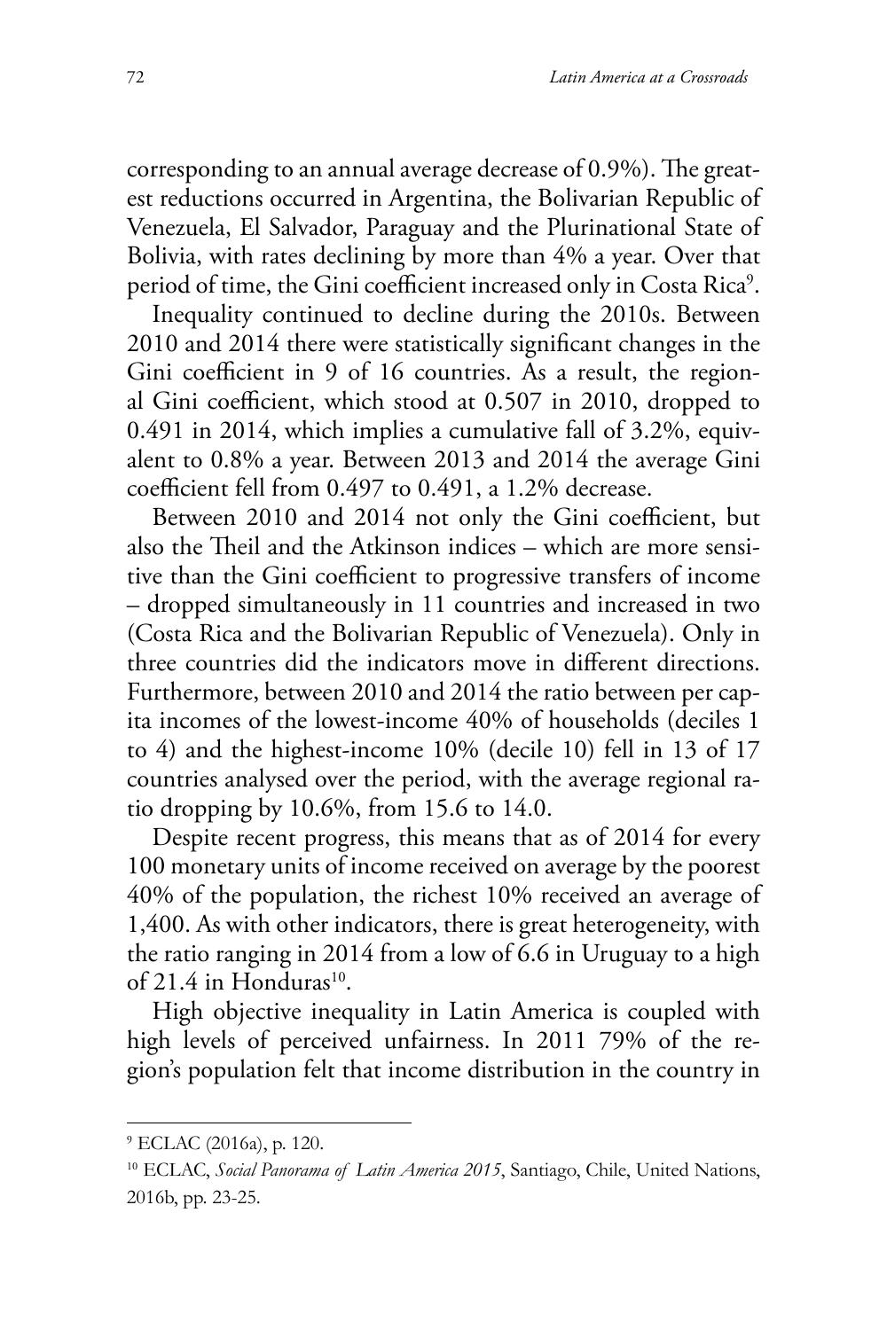corresponding to an annual average decrease of 0.9%). The greatest reductions occurred in Argentina, the Bolivarian Republic of Venezuela, El Salvador, Paraguay and the Plurinational State of Bolivia, with rates declining by more than 4% a year. Over that period of time, the Gini coefficient increased only in Costa Rica[9].

Inequality continued to decline during the 2010s. Between 2010 and 2014 there were statistically significant changes in the Gini coefficient in 9 of 16 countries. As a result, the regional Gini coefficient, which stood at 0.507 in 2010, dropped to 0.491 in 2014, which implies a cumulative fall of 3.2%, equivalent to 0.8% a year. Between 2013 and 2014 the average Gini coefficient fell from 0.497 to 0.491, a 1.2% decrease.

Between 2010 and 2014 not only the Gini coefficient, but also the Theil and the Atkinson indices – which are more sensitive than the Gini coefficient to progressive transfers of income – dropped simultaneously in 11 countries and increased in two (Costa Rica and the Bolivarian Republic of Venezuela). Only in three countries did the indicators move in different directions. Furthermore, between 2010 and 2014 the ratio between per capita incomes of the lowest-income 40% of households (deciles 1 to 4) and the highest-income 10% (decile 10) fell in 13 of 17 countries analysed over the period, with the average regional ratio dropping by 10.6%, from 15.6 to 14.0.

Despite recent progress, this means that as of 2014 for every 100 monetary units of income received on average by the poorest 40% of the population, the richest 10% received an average of 1,400. As with other indicators, there is great heterogeneity, with the ratio ranging in 2014 from a low of 6.6 in Uruguay to a high of 21.4 in Honduras[10].

High objective inequality in Latin America is coupled with high levels of perceived unfairness. In 2011 79% of the region's population felt that income distribution in the country in

---

[9] ECLAC (2016a), p. 120.

[10] ECLAC, *Social Panorama of Latin America 2015*, Santiago, Chile, United Nations, 2016b, pp. 23-25.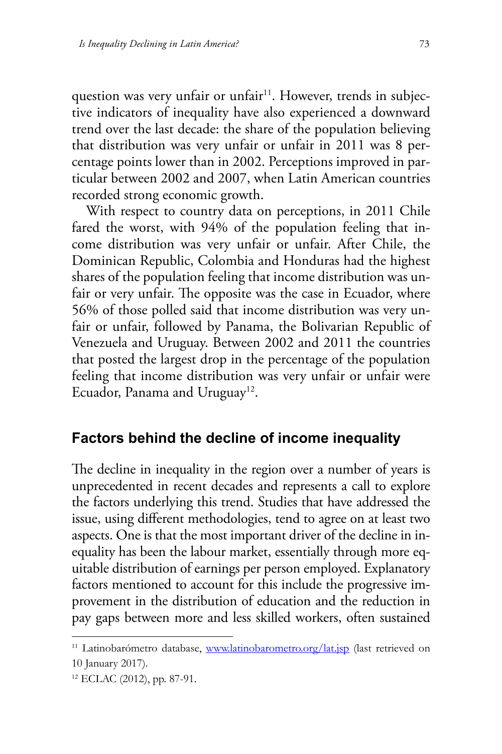question was very unfair or unfair[11]. However, trends in subjective indicators of inequality have also experienced a downward trend over the last decade: the share of the population believing that distribution was very unfair or unfair in 2011 was 8 percentage points lower than in 2002. Perceptions improved in particular between 2002 and 2007, when Latin American countries recorded strong economic growth.

With respect to country data on perceptions, in 2011 Chile fared the worst, with 94% of the population feeling that income distribution was very unfair or unfair. After Chile, the Dominican Republic, Colombia and Honduras had the highest shares of the population feeling that income distribution was unfair or very unfair. The opposite was the case in Ecuador, where 56% of those polled said that income distribution was very unfair or unfair, followed by Panama, the Bolivarian Republic of Venezuela and Uruguay. Between 2002 and 2011 the countries that posted the largest drop in the percentage of the population feeling that income distribution was very unfair or unfair were Ecuador, Panama and Uruguay[12].

## Factors behind the decline of income inequality

The decline in inequality in the region over a number of years is unprecedented in recent decades and represents a call to explore the factors underlying this trend. Studies that have addressed the issue, using different methodologies, tend to agree on at least two aspects. One is that the most important driver of the decline in inequality has been the labour market, essentially through more equitable distribution of earnings per person employed. Explanatory factors mentioned to account for this include the progressive improvement in the distribution of education and the reduction in pay gaps between more and less skilled workers, often sustained

[11] Latinobarómetro database, www.latinobarometro.org/lat.jsp (last retrieved on 10 January 2017).

[12] ECLAC (2012), pp. 87-91.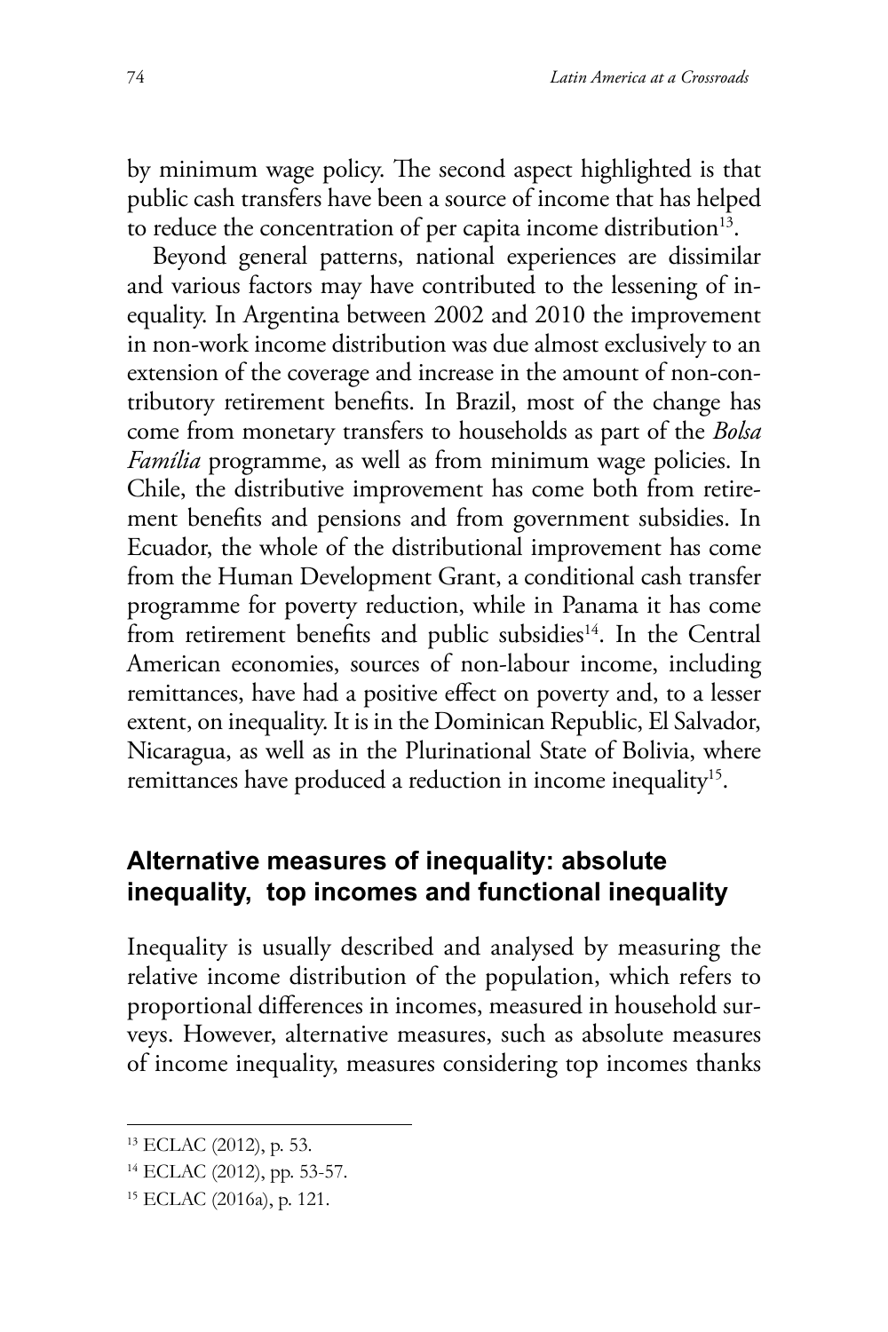by minimum wage policy. The second aspect highlighted is that public cash transfers have been a source of income that has helped to reduce the concentration of per capita income distribution[13].

Beyond general patterns, national experiences are dissimilar and various factors may have contributed to the lessening of inequality. In Argentina between 2002 and 2010 the improvement in non-work income distribution was due almost exclusively to an extension of the coverage and increase in the amount of non-contributory retirement benefits. In Brazil, most of the change has come from monetary transfers to households as part of the *Bolsa Família* programme, as well as from minimum wage policies. In Chile, the distributive improvement has come both from retirement benefits and pensions and from government subsidies. In Ecuador, the whole of the distributional improvement has come from the Human Development Grant, a conditional cash transfer programme for poverty reduction, while in Panama it has come from retirement benefits and public subsidies[14]. In the Central American economies, sources of non-labour income, including remittances, have had a positive effect on poverty and, to a lesser extent, on inequality. It is in the Dominican Republic, El Salvador, Nicaragua, as well as in the Plurinational State of Bolivia, where remittances have produced a reduction in income inequality[15].

## Alternative measures of inequality: absolute inequality, top incomes and functional inequality

Inequality is usually described and analysed by measuring the relative income distribution of the population, which refers to proportional differences in incomes, measured in household surveys. However, alternative measures, such as absolute measures of income inequality, measures considering top incomes thanks

---

[13] ECLAC (2012), p. 53.

[14] ECLAC (2012), pp. 53-57.

[15] ECLAC (2016a), p. 121.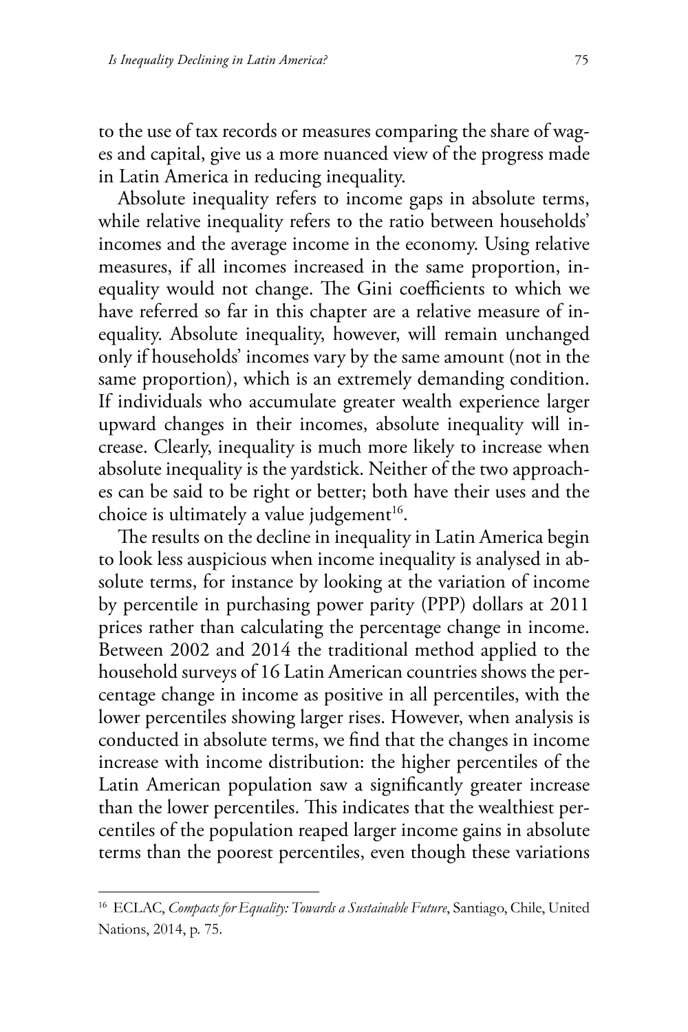to the use of tax records or measures comparing the share of wages and capital, give us a more nuanced view of the progress made in Latin America in reducing inequality.

Absolute inequality refers to income gaps in absolute terms, while relative inequality refers to the ratio between households' incomes and the average income in the economy. Using relative measures, if all incomes increased in the same proportion, inequality would not change. The Gini coefficients to which we have referred so far in this chapter are a relative measure of inequality. Absolute inequality, however, will remain unchanged only if households' incomes vary by the same amount (not in the same proportion), which is an extremely demanding condition. If individuals who accumulate greater wealth experience larger upward changes in their incomes, absolute inequality will increase. Clearly, inequality is much more likely to increase when absolute inequality is the yardstick. Neither of the two approaches can be said to be right or better; both have their uses and the choice is ultimately a value judgement[16].

The results on the decline in inequality in Latin America begin to look less auspicious when income inequality is analysed in absolute terms, for instance by looking at the variation of income by percentile in purchasing power parity (PPP) dollars at 2011 prices rather than calculating the percentage change in income. Between 2002 and 2014 the traditional method applied to the household surveys of 16 Latin American countries shows the percentage change in income as positive in all percentiles, with the lower percentiles showing larger rises. However, when analysis is conducted in absolute terms, we find that the changes in income increase with income distribution: the higher percentiles of the Latin American population saw a significantly greater increase than the lower percentiles. This indicates that the wealthiest percentiles of the population reaped larger income gains in absolute terms than the poorest percentiles, even though these variations

[16] ECLAC, *Compacts for Equality: Towards a Sustainable Future*, Santiago, Chile, United Nations, 2014, p. 75.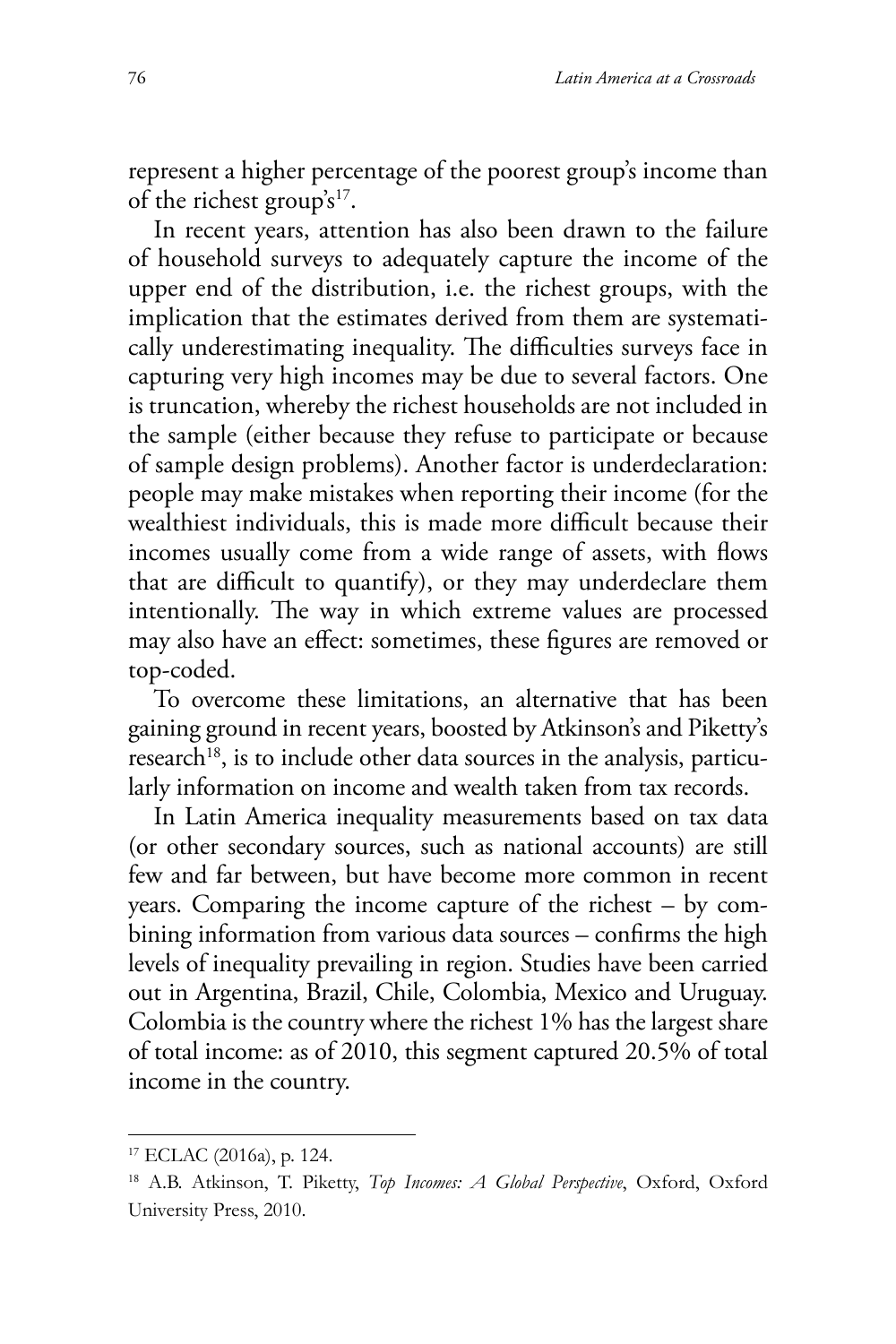represent a higher percentage of the poorest group's income than of the richest group's[17].

In recent years, attention has also been drawn to the failure of household surveys to adequately capture the income of the upper end of the distribution, i.e. the richest groups, with the implication that the estimates derived from them are systematically underestimating inequality. The difficulties surveys face in capturing very high incomes may be due to several factors. One is truncation, whereby the richest households are not included in the sample (either because they refuse to participate or because of sample design problems). Another factor is underdeclaration: people may make mistakes when reporting their income (for the wealthiest individuals, this is made more difficult because their incomes usually come from a wide range of assets, with flows that are difficult to quantify), or they may underdeclare them intentionally. The way in which extreme values are processed may also have an effect: sometimes, these figures are removed or top-coded.

To overcome these limitations, an alternative that has been gaining ground in recent years, boosted by Atkinson's and Piketty's research[18], is to include other data sources in the analysis, particularly information on income and wealth taken from tax records.

In Latin America inequality measurements based on tax data (or other secondary sources, such as national accounts) are still few and far between, but have become more common in recent years. Comparing the income capture of the richest – by combining information from various data sources – confirms the high levels of inequality prevailing in region. Studies have been carried out in Argentina, Brazil, Chile, Colombia, Mexico and Uruguay. Colombia is the country where the richest 1% has the largest share of total income: as of 2010, this segment captured 20.5% of total income in the country.

---

[17] ECLAC (2016a), p. 124.

[18] A.B. Atkinson, T. Piketty, *Top Incomes: A Global Perspective*, Oxford, Oxford University Press, 2010.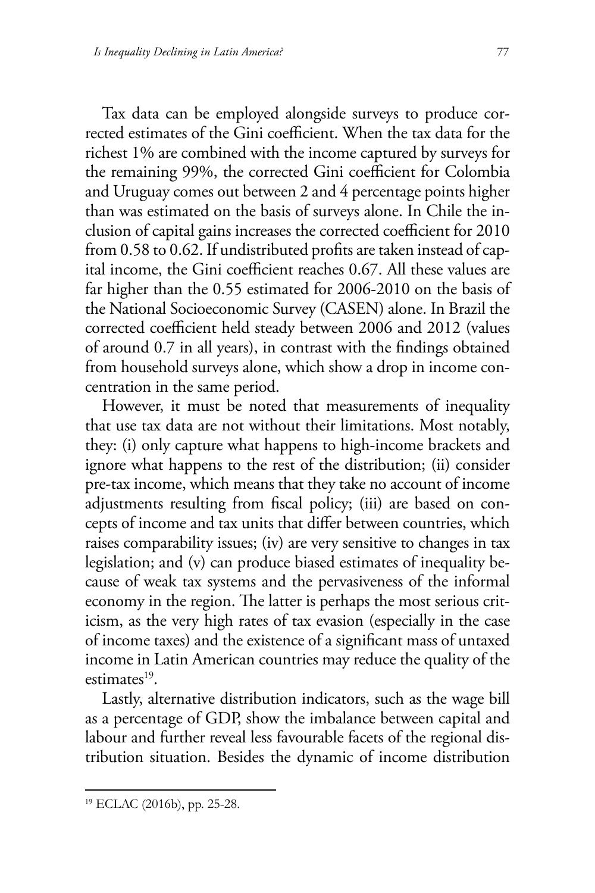Tax data can be employed alongside surveys to produce corrected estimates of the Gini coefficient. When the tax data for the richest 1% are combined with the income captured by surveys for the remaining 99%, the corrected Gini coefficient for Colombia and Uruguay comes out between 2 and 4 percentage points higher than was estimated on the basis of surveys alone. In Chile the inclusion of capital gains increases the corrected coefficient for 2010 from 0.58 to 0.62. If undistributed profits are taken instead of capital income, the Gini coefficient reaches 0.67. All these values are far higher than the 0.55 estimated for 2006-2010 on the basis of the National Socioeconomic Survey (CASEN) alone. In Brazil the corrected coefficient held steady between 2006 and 2012 (values of around 0.7 in all years), in contrast with the findings obtained from household surveys alone, which show a drop in income concentration in the same period.

However, it must be noted that measurements of inequality that use tax data are not without their limitations. Most notably, they: (i) only capture what happens to high-income brackets and ignore what happens to the rest of the distribution; (ii) consider pre-tax income, which means that they take no account of income adjustments resulting from fiscal policy; (iii) are based on concepts of income and tax units that differ between countries, which raises comparability issues; (iv) are very sensitive to changes in tax legislation; and (v) can produce biased estimates of inequality because of weak tax systems and the pervasiveness of the informal economy in the region. The latter is perhaps the most serious criticism, as the very high rates of tax evasion (especially in the case of income taxes) and the existence of a significant mass of untaxed income in Latin American countries may reduce the quality of the estimates[19].

Lastly, alternative distribution indicators, such as the wage bill as a percentage of GDP, show the imbalance between capital and labour and further reveal less favourable facets of the regional distribution situation. Besides the dynamic of income distribution

[19] ECLAC (2016b), pp. 25-28.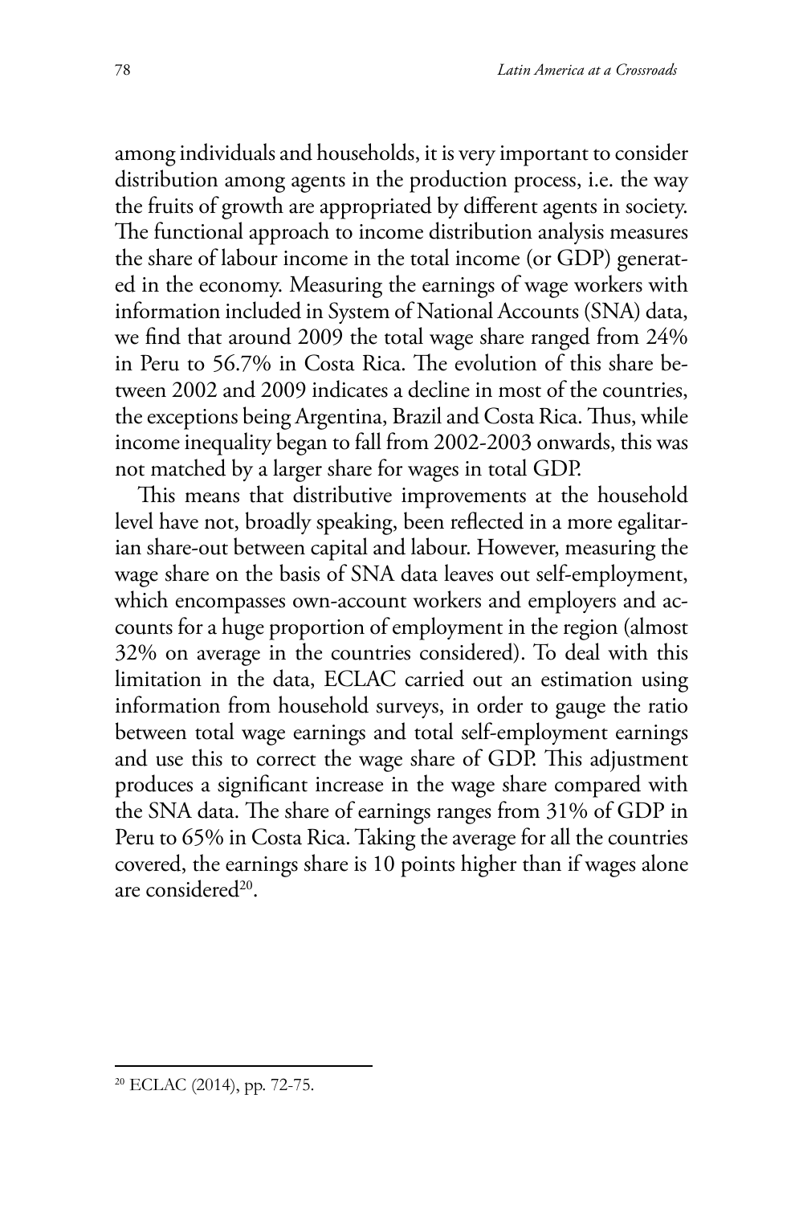among individuals and households, it is very important to consider distribution among agents in the production process, i.e. the way the fruits of growth are appropriated by different agents in society. The functional approach to income distribution analysis measures the share of labour income in the total income (or GDP) generated in the economy. Measuring the earnings of wage workers with information included in System of National Accounts (SNA) data, we find that around 2009 the total wage share ranged from 24% in Peru to 56.7% in Costa Rica. The evolution of this share between 2002 and 2009 indicates a decline in most of the countries, the exceptions being Argentina, Brazil and Costa Rica. Thus, while income inequality began to fall from 2002-2003 onwards, this was not matched by a larger share for wages in total GDP.

This means that distributive improvements at the household level have not, broadly speaking, been reflected in a more egalitarian share-out between capital and labour. However, measuring the wage share on the basis of SNA data leaves out self-employment, which encompasses own-account workers and employers and accounts for a huge proportion of employment in the region (almost 32% on average in the countries considered). To deal with this limitation in the data, ECLAC carried out an estimation using information from household surveys, in order to gauge the ratio between total wage earnings and total self-employment earnings and use this to correct the wage share of GDP. This adjustment produces a significant increase in the wage share compared with the SNA data. The share of earnings ranges from 31% of GDP in Peru to 65% in Costa Rica. Taking the average for all the countries covered, the earnings share is 10 points higher than if wages alone are considered[20].

---

[20] ECLAC (2014), pp. 72-75.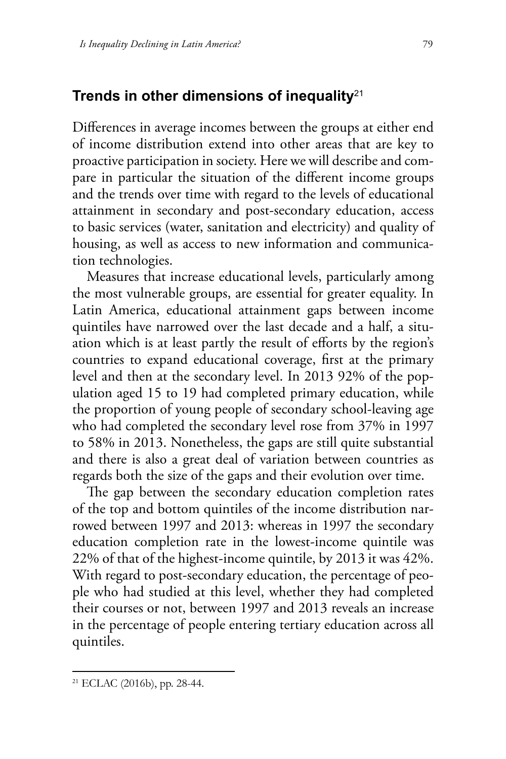## Trends in other dimensions of inequality[21]

Differences in average incomes between the groups at either end of income distribution extend into other areas that are key to proactive participation in society. Here we will describe and compare in particular the situation of the different income groups and the trends over time with regard to the levels of educational attainment in secondary and post-secondary education, access to basic services (water, sanitation and electricity) and quality of housing, as well as access to new information and communication technologies.

Measures that increase educational levels, particularly among the most vulnerable groups, are essential for greater equality. In Latin America, educational attainment gaps between income quintiles have narrowed over the last decade and a half, a situation which is at least partly the result of efforts by the region's countries to expand educational coverage, first at the primary level and then at the secondary level. In 2013 92% of the population aged 15 to 19 had completed primary education, while the proportion of young people of secondary school-leaving age who had completed the secondary level rose from 37% in 1997 to 58% in 2013. Nonetheless, the gaps are still quite substantial and there is also a great deal of variation between countries as regards both the size of the gaps and their evolution over time.

The gap between the secondary education completion rates of the top and bottom quintiles of the income distribution narrowed between 1997 and 2013: whereas in 1997 the secondary education completion rate in the lowest-income quintile was 22% of that of the highest-income quintile, by 2013 it was 42%. With regard to post-secondary education, the percentage of people who had studied at this level, whether they had completed their courses or not, between 1997 and 2013 reveals an increase in the percentage of people entering tertiary education across all quintiles.

---

[21] ECLAC (2016b), pp. 28-44.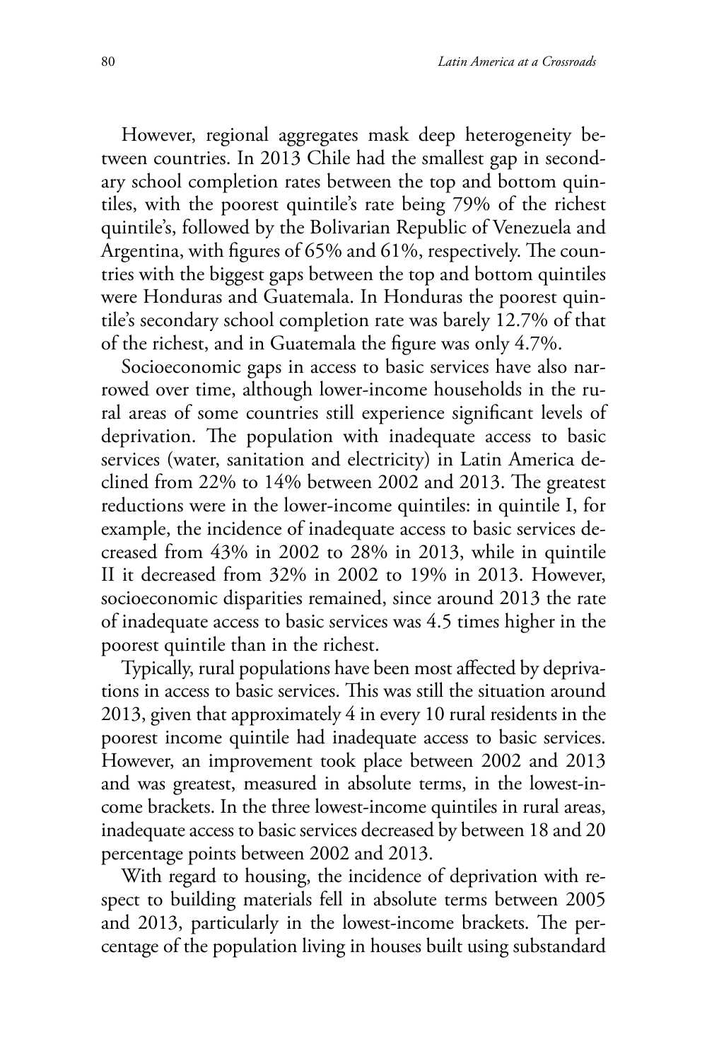However, regional aggregates mask deep heterogeneity between countries. In 2013 Chile had the smallest gap in secondary school completion rates between the top and bottom quintiles, with the poorest quintile's rate being 79% of the richest quintile's, followed by the Bolivarian Republic of Venezuela and Argentina, with figures of 65% and 61%, respectively. The countries with the biggest gaps between the top and bottom quintiles were Honduras and Guatemala. In Honduras the poorest quintile's secondary school completion rate was barely 12.7% of that of the richest, and in Guatemala the figure was only 4.7%.

Socioeconomic gaps in access to basic services have also narrowed over time, although lower-income households in the rural areas of some countries still experience significant levels of deprivation. The population with inadequate access to basic services (water, sanitation and electricity) in Latin America declined from 22% to 14% between 2002 and 2013. The greatest reductions were in the lower-income quintiles: in quintile I, for example, the incidence of inadequate access to basic services decreased from 43% in 2002 to 28% in 2013, while in quintile II it decreased from 32% in 2002 to 19% in 2013. However, socioeconomic disparities remained, since around 2013 the rate of inadequate access to basic services was 4.5 times higher in the poorest quintile than in the richest.

Typically, rural populations have been most affected by deprivations in access to basic services. This was still the situation around 2013, given that approximately 4 in every 10 rural residents in the poorest income quintile had inadequate access to basic services. However, an improvement took place between 2002 and 2013 and was greatest, measured in absolute terms, in the lowest-income brackets. In the three lowest-income quintiles in rural areas, inadequate access to basic services decreased by between 18 and 20 percentage points between 2002 and 2013.

With regard to housing, the incidence of deprivation with respect to building materials fell in absolute terms between 2005 and 2013, particularly in the lowest-income brackets. The percentage of the population living in houses built using substandard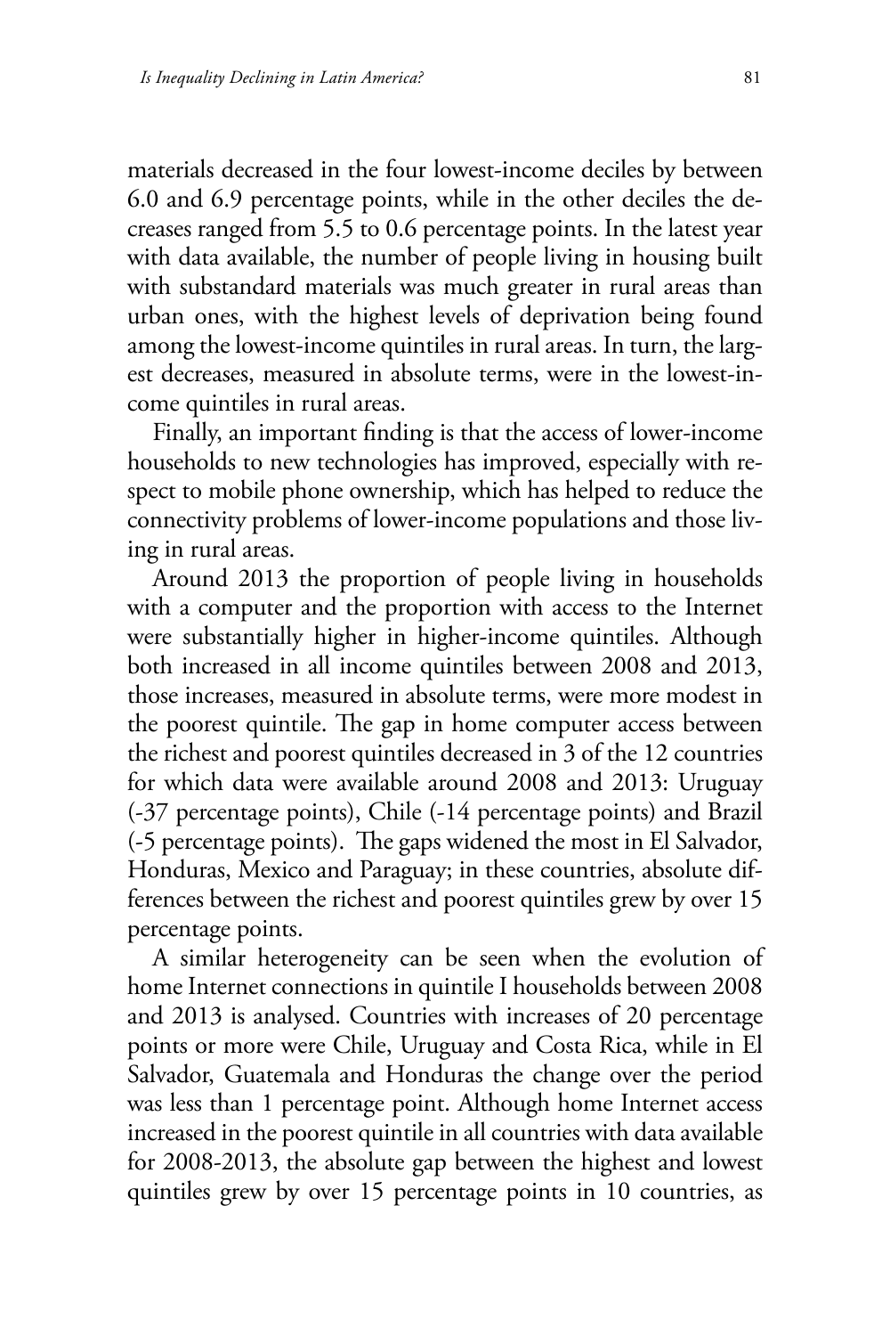materials decreased in the four lowest-income deciles by between 6.0 and 6.9 percentage points, while in the other deciles the decreases ranged from 5.5 to 0.6 percentage points. In the latest year with data available, the number of people living in housing built with substandard materials was much greater in rural areas than urban ones, with the highest levels of deprivation being found among the lowest-income quintiles in rural areas. In turn, the largest decreases, measured in absolute terms, were in the lowest-income quintiles in rural areas.

Finally, an important finding is that the access of lower-income households to new technologies has improved, especially with respect to mobile phone ownership, which has helped to reduce the connectivity problems of lower-income populations and those living in rural areas.

Around 2013 the proportion of people living in households with a computer and the proportion with access to the Internet were substantially higher in higher-income quintiles. Although both increased in all income quintiles between 2008 and 2013, those increases, measured in absolute terms, were more modest in the poorest quintile. The gap in home computer access between the richest and poorest quintiles decreased in 3 of the 12 countries for which data were available around 2008 and 2013: Uruguay (-37 percentage points), Chile (-14 percentage points) and Brazil (-5 percentage points). The gaps widened the most in El Salvador, Honduras, Mexico and Paraguay; in these countries, absolute differences between the richest and poorest quintiles grew by over 15 percentage points.

A similar heterogeneity can be seen when the evolution of home Internet connections in quintile I households between 2008 and 2013 is analysed. Countries with increases of 20 percentage points or more were Chile, Uruguay and Costa Rica, while in El Salvador, Guatemala and Honduras the change over the period was less than 1 percentage point. Although home Internet access increased in the poorest quintile in all countries with data available for 2008-2013, the absolute gap between the highest and lowest quintiles grew by over 15 percentage points in 10 countries, as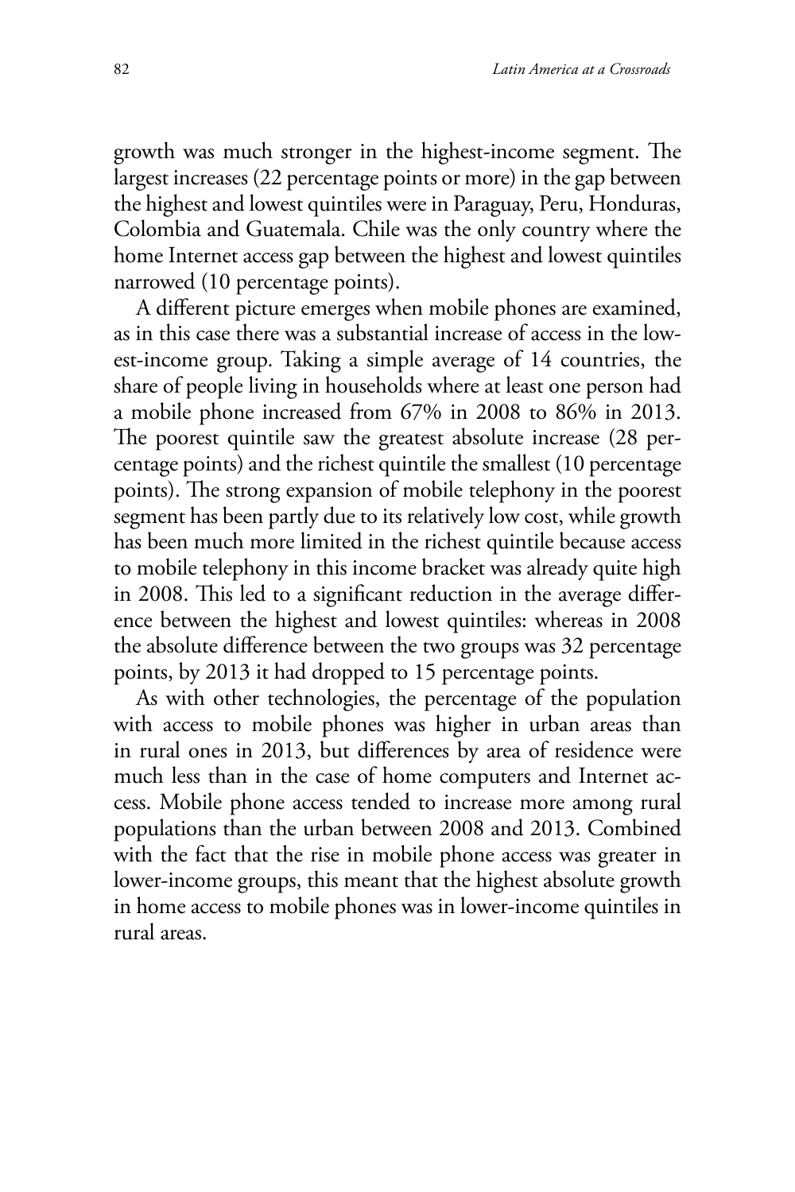growth was much stronger in the highest-income segment. The largest increases (22 percentage points or more) in the gap between the highest and lowest quintiles were in Paraguay, Peru, Honduras, Colombia and Guatemala. Chile was the only country where the home Internet access gap between the highest and lowest quintiles narrowed (10 percentage points).

A different picture emerges when mobile phones are examined, as in this case there was a substantial increase of access in the lowest-income group. Taking a simple average of 14 countries, the share of people living in households where at least one person had a mobile phone increased from 67% in 2008 to 86% in 2013. The poorest quintile saw the greatest absolute increase (28 percentage points) and the richest quintile the smallest (10 percentage points). The strong expansion of mobile telephony in the poorest segment has been partly due to its relatively low cost, while growth has been much more limited in the richest quintile because access to mobile telephony in this income bracket was already quite high in 2008. This led to a significant reduction in the average difference between the highest and lowest quintiles: whereas in 2008 the absolute difference between the two groups was 32 percentage points, by 2013 it had dropped to 15 percentage points.

As with other technologies, the percentage of the population with access to mobile phones was higher in urban areas than in rural ones in 2013, but differences by area of residence were much less than in the case of home computers and Internet access. Mobile phone access tended to increase more among rural populations than the urban between 2008 and 2013. Combined with the fact that the rise in mobile phone access was greater in lower-income groups, this meant that the highest absolute growth in home access to mobile phones was in lower-income quintiles in rural areas.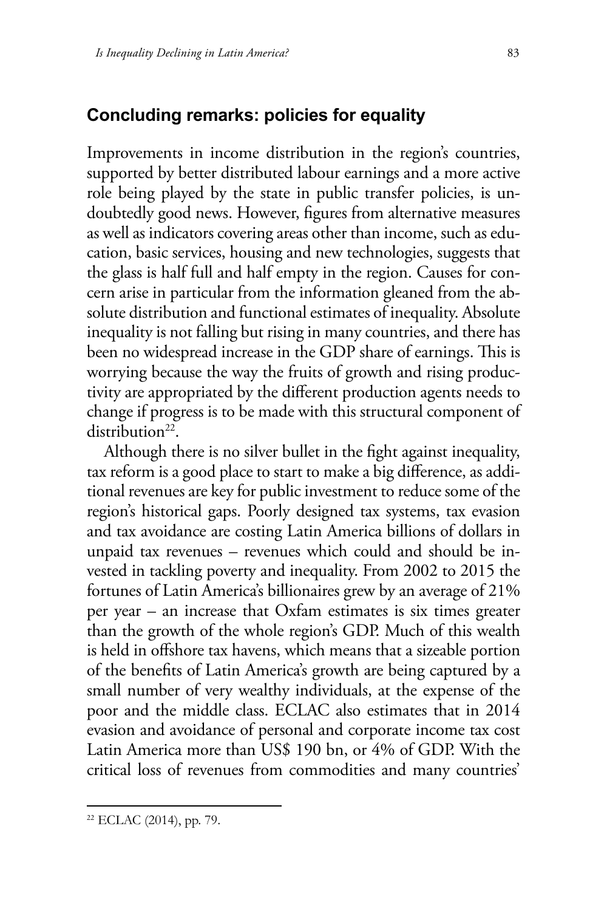## Concluding remarks: policies for equality

Improvements in income distribution in the region's countries, supported by better distributed labour earnings and a more active role being played by the state in public transfer policies, is undoubtedly good news. However, figures from alternative measures as well as indicators covering areas other than income, such as education, basic services, housing and new technologies, suggests that the glass is half full and half empty in the region. Causes for concern arise in particular from the information gleaned from the absolute distribution and functional estimates of inequality. Absolute inequality is not falling but rising in many countries, and there has been no widespread increase in the GDP share of earnings. This is worrying because the way the fruits of growth and rising productivity are appropriated by the different production agents needs to change if progress is to be made with this structural component of distribution[22].

Although there is no silver bullet in the fight against inequality, tax reform is a good place to start to make a big difference, as additional revenues are key for public investment to reduce some of the region's historical gaps. Poorly designed tax systems, tax evasion and tax avoidance are costing Latin America billions of dollars in unpaid tax revenues – revenues which could and should be invested in tackling poverty and inequality. From 2002 to 2015 the fortunes of Latin America's billionaires grew by an average of 21% per year – an increase that Oxfam estimates is six times greater than the growth of the whole region's GDP. Much of this wealth is held in offshore tax havens, which means that a sizeable portion of the benefits of Latin America's growth are being captured by a small number of very wealthy individuals, at the expense of the poor and the middle class. ECLAC also estimates that in 2014 evasion and avoidance of personal and corporate income tax cost Latin America more than US$ 190 bn, or 4% of GDP. With the critical loss of revenues from commodities and many countries'

[22] ECLAC (2014), pp. 79.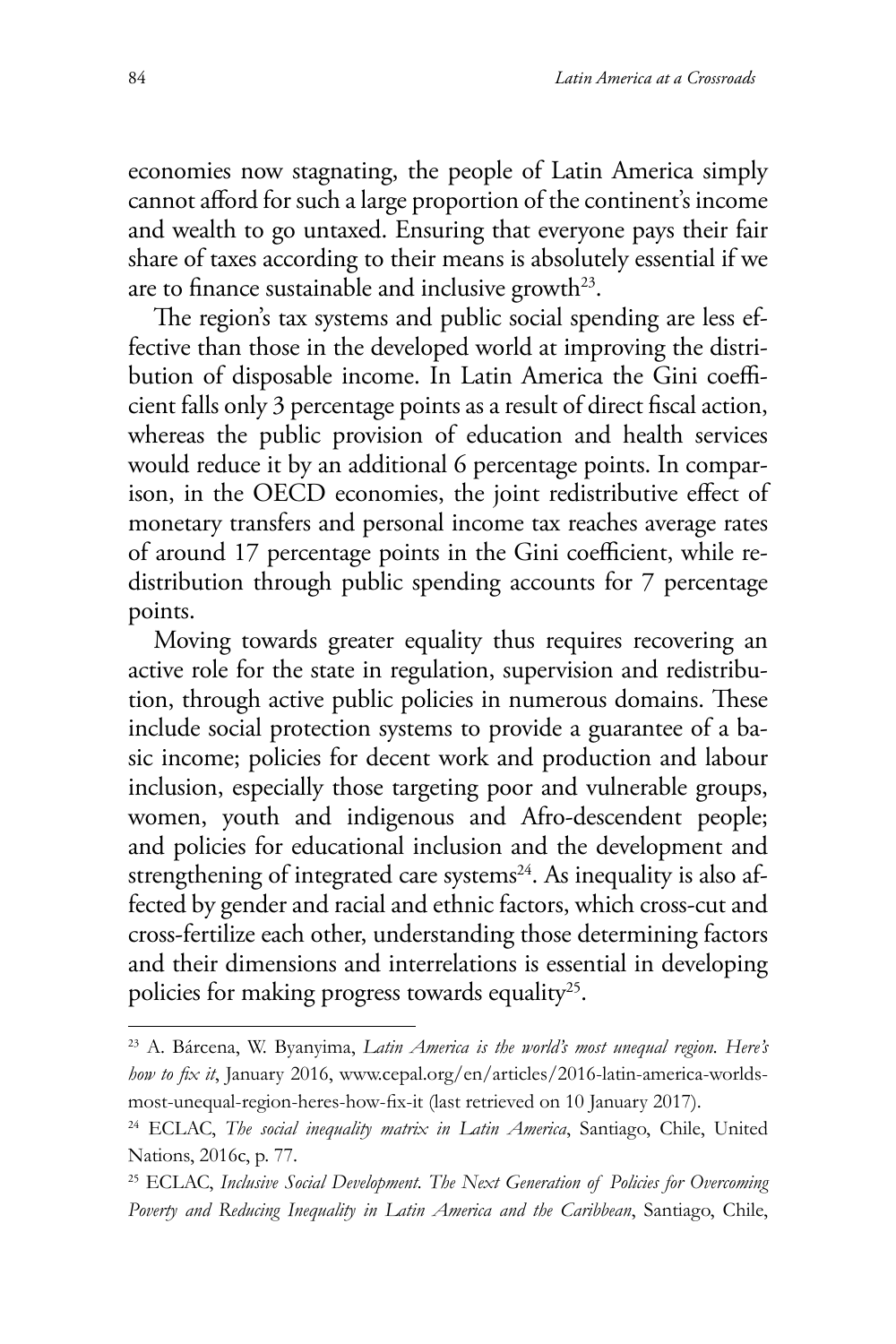economies now stagnating, the people of Latin America simply cannot afford for such a large proportion of the continent's income and wealth to go untaxed. Ensuring that everyone pays their fair share of taxes according to their means is absolutely essential if we are to finance sustainable and inclusive growth[23].

The region's tax systems and public social spending are less effective than those in the developed world at improving the distribution of disposable income. In Latin America the Gini coefficient falls only 3 percentage points as a result of direct fiscal action, whereas the public provision of education and health services would reduce it by an additional 6 percentage points. In comparison, in the OECD economies, the joint redistributive effect of monetary transfers and personal income tax reaches average rates of around 17 percentage points in the Gini coefficient, while redistribution through public spending accounts for 7 percentage points.

Moving towards greater equality thus requires recovering an active role for the state in regulation, supervision and redistribution, through active public policies in numerous domains. These include social protection systems to provide a guarantee of a basic income; policies for decent work and production and labour inclusion, especially those targeting poor and vulnerable groups, women, youth and indigenous and Afro-descendent people; and policies for educational inclusion and the development and strengthening of integrated care systems[24]. As inequality is also affected by gender and racial and ethnic factors, which cross-cut and cross-fertilize each other, understanding those determining factors and their dimensions and interrelations is essential in developing policies for making progress towards equality[25].

---

[23] A. Bárcena, W. Byanyima, *Latin America is the world's most unequal region. Here's how to fix it*, January 2016, www.cepal.org/en/articles/2016-latin-america-worlds-most-unequal-region-heres-how-fix-it (last retrieved on 10 January 2017).

[24] ECLAC, *The social inequality matrix in Latin America*, Santiago, Chile, United Nations, 2016c, p. 77.

[25] ECLAC, *Inclusive Social Development. The Next Generation of Policies for Overcoming Poverty and Reducing Inequality in Latin America and the Caribbean*, Santiago, Chile,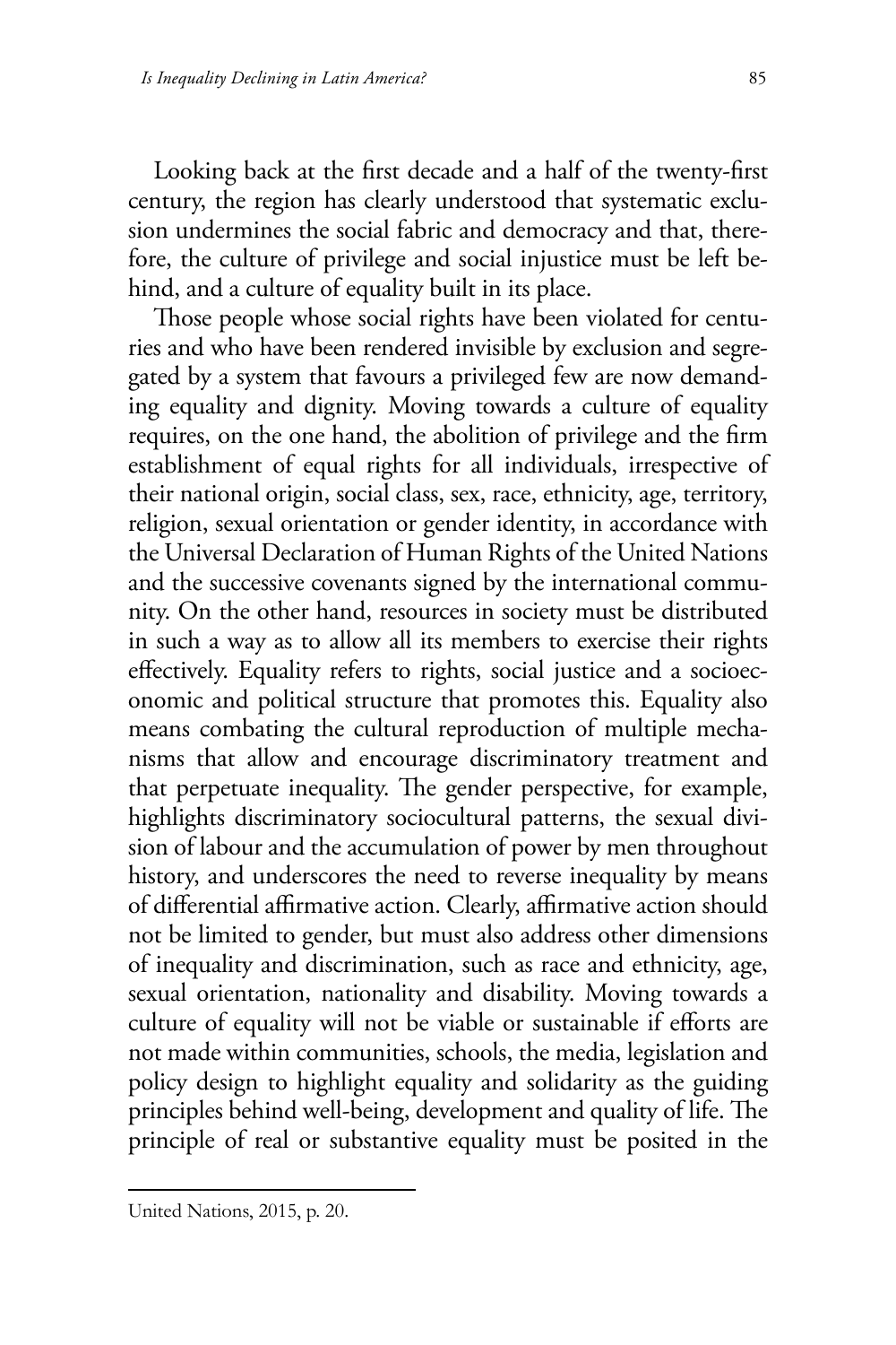Looking back at the first decade and a half of the twenty-first century, the region has clearly understood that systematic exclusion undermines the social fabric and democracy and that, therefore, the culture of privilege and social injustice must be left behind, and a culture of equality built in its place.

Those people whose social rights have been violated for centuries and who have been rendered invisible by exclusion and segregated by a system that favours a privileged few are now demanding equality and dignity. Moving towards a culture of equality requires, on the one hand, the abolition of privilege and the firm establishment of equal rights for all individuals, irrespective of their national origin, social class, sex, race, ethnicity, age, territory, religion, sexual orientation or gender identity, in accordance with the Universal Declaration of Human Rights of the United Nations and the successive covenants signed by the international community. On the other hand, resources in society must be distributed in such a way as to allow all its members to exercise their rights effectively. Equality refers to rights, social justice and a socioeconomic and political structure that promotes this. Equality also means combating the cultural reproduction of multiple mechanisms that allow and encourage discriminatory treatment and that perpetuate inequality. The gender perspective, for example, highlights discriminatory sociocultural patterns, the sexual division of labour and the accumulation of power by men throughout history, and underscores the need to reverse inequality by means of differential affirmative action. Clearly, affirmative action should not be limited to gender, but must also address other dimensions of inequality and discrimination, such as race and ethnicity, age, sexual orientation, nationality and disability. Moving towards a culture of equality will not be viable or sustainable if efforts are not made within communities, schools, the media, legislation and policy design to highlight equality and solidarity as the guiding principles behind well-being, development and quality of life. The principle of real or substantive equality must be posited in the

---

United Nations, 2015, p. 20.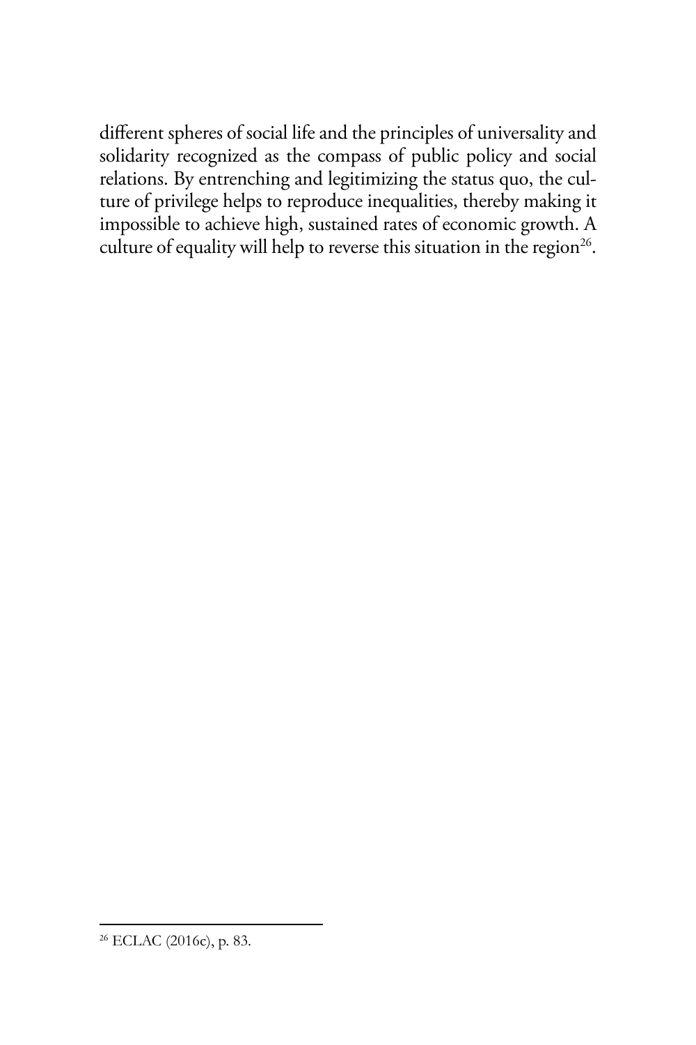different spheres of social life and the principles of universality and solidarity recognized as the compass of public policy and social relations. By entrenching and legitimizing the status quo, the culture of privilege helps to reproduce inequalities, thereby making it impossible to achieve high, sustained rates of economic growth. A culture of equality will help to reverse this situation in the region[26].

---

[26] ECLAC (2016c), p. 83.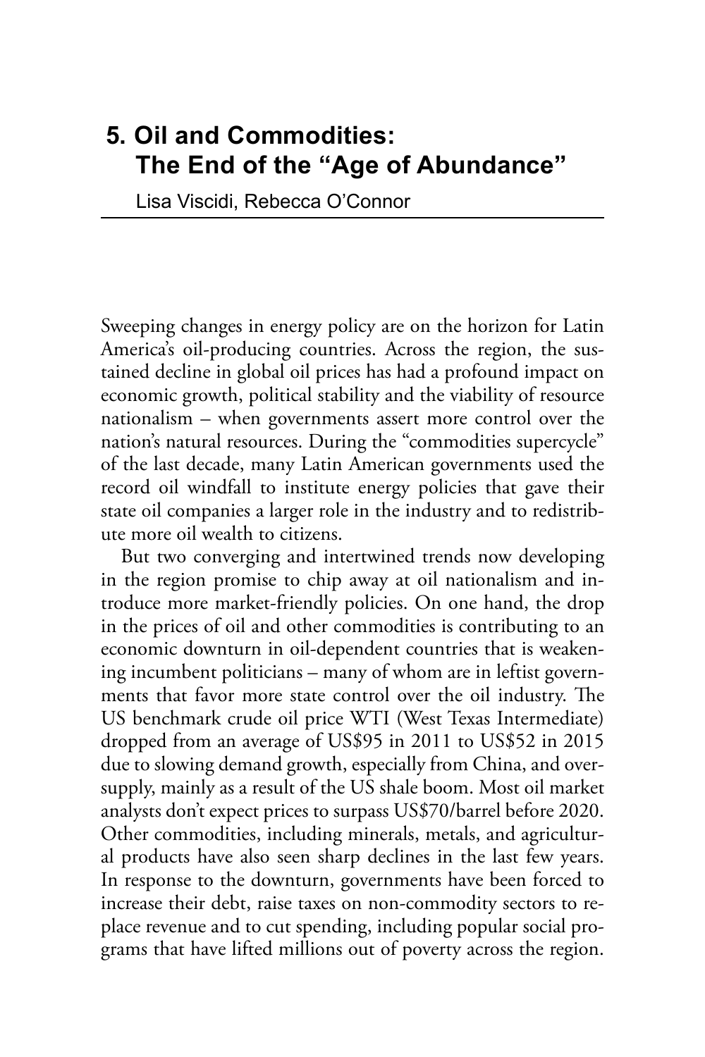# 5. Oil and Commodities: The End of the "Age of Abundance"

Lisa Viscidi, Rebecca O'Connor

Sweeping changes in energy policy are on the horizon for Latin America's oil-producing countries. Across the region, the sustained decline in global oil prices has had a profound impact on economic growth, political stability and the viability of resource nationalism – when governments assert more control over the nation's natural resources. During the "commodities supercycle" of the last decade, many Latin American governments used the record oil windfall to institute energy policies that gave their state oil companies a larger role in the industry and to redistribute more oil wealth to citizens.

But two converging and intertwined trends now developing in the region promise to chip away at oil nationalism and introduce more market-friendly policies. On one hand, the drop in the prices of oil and other commodities is contributing to an economic downturn in oil-dependent countries that is weakening incumbent politicians – many of whom are in leftist governments that favor more state control over the oil industry. The US benchmark crude oil price WTI (West Texas Intermediate) dropped from an average of US$95 in 2011 to US$52 in 2015 due to slowing demand growth, especially from China, and oversupply, mainly as a result of the US shale boom. Most oil market analysts don't expect prices to surpass US$70/barrel before 2020. Other commodities, including minerals, metals, and agricultural products have also seen sharp declines in the last few years. In response to the downturn, governments have been forced to increase their debt, raise taxes on non-commodity sectors to replace revenue and to cut spending, including popular social programs that have lifted millions out of poverty across the region.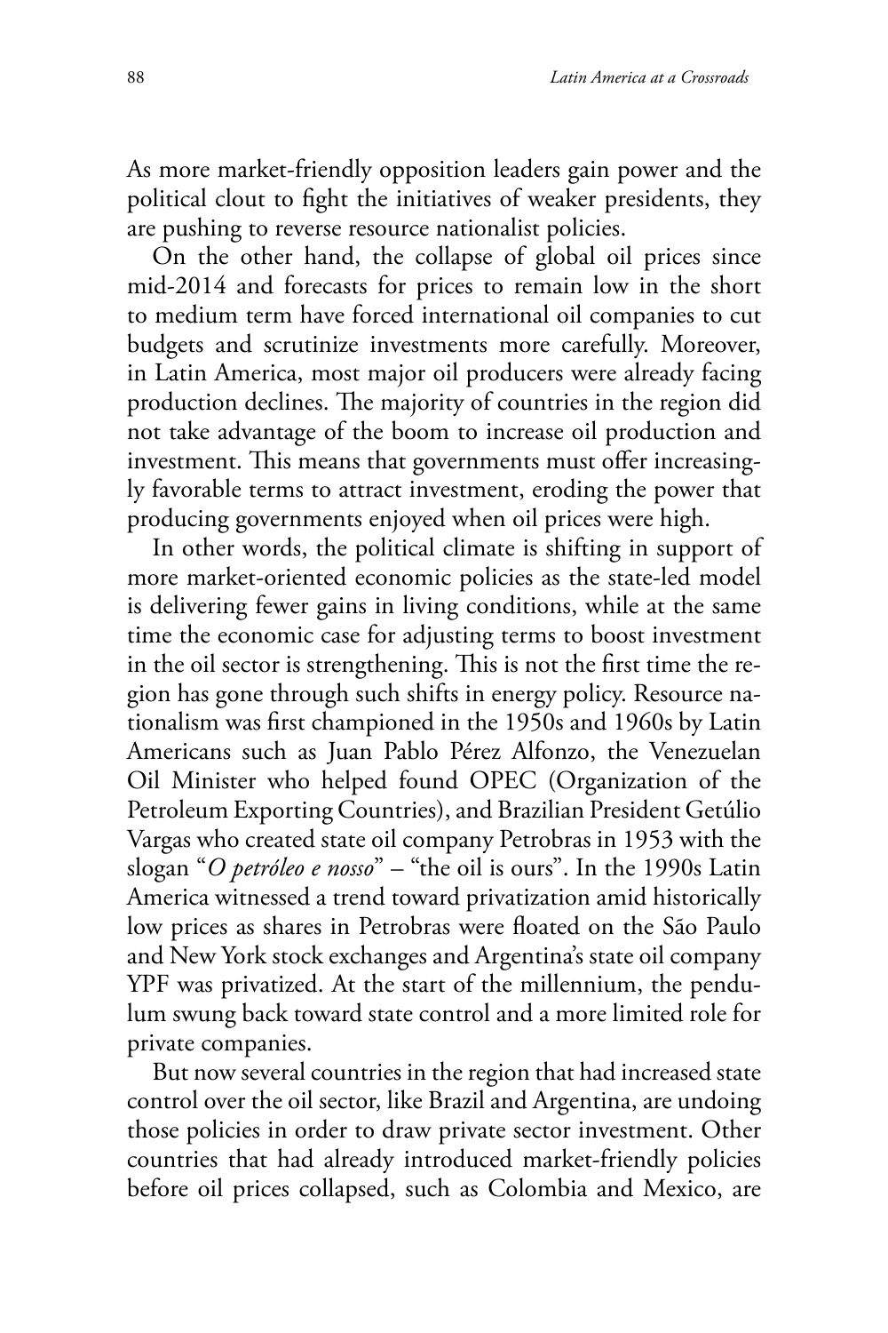As more market-friendly opposition leaders gain power and the political clout to fight the initiatives of weaker presidents, they are pushing to reverse resource nationalist policies.

On the other hand, the collapse of global oil prices since mid-2014 and forecasts for prices to remain low in the short to medium term have forced international oil companies to cut budgets and scrutinize investments more carefully. Moreover, in Latin America, most major oil producers were already facing production declines. The majority of countries in the region did not take advantage of the boom to increase oil production and investment. This means that governments must offer increasingly favorable terms to attract investment, eroding the power that producing governments enjoyed when oil prices were high.

In other words, the political climate is shifting in support of more market-oriented economic policies as the state-led model is delivering fewer gains in living conditions, while at the same time the economic case for adjusting terms to boost investment in the oil sector is strengthening. This is not the first time the region has gone through such shifts in energy policy. Resource nationalism was first championed in the 1950s and 1960s by Latin Americans such as Juan Pablo Pérez Alfonzo, the Venezuelan Oil Minister who helped found OPEC (Organization of the Petroleum Exporting Countries), and Brazilian President Getúlio Vargas who created state oil company Petrobras in 1953 with the slogan "*O petróleo e nosso*" – "the oil is ours". In the 1990s Latin America witnessed a trend toward privatization amid historically low prices as shares in Petrobras were floated on the São Paulo and New York stock exchanges and Argentina's state oil company YPF was privatized. At the start of the millennium, the pendulum swung back toward state control and a more limited role for private companies.

But now several countries in the region that had increased state control over the oil sector, like Brazil and Argentina, are undoing those policies in order to draw private sector investment. Other countries that had already introduced market-friendly policies before oil prices collapsed, such as Colombia and Mexico, are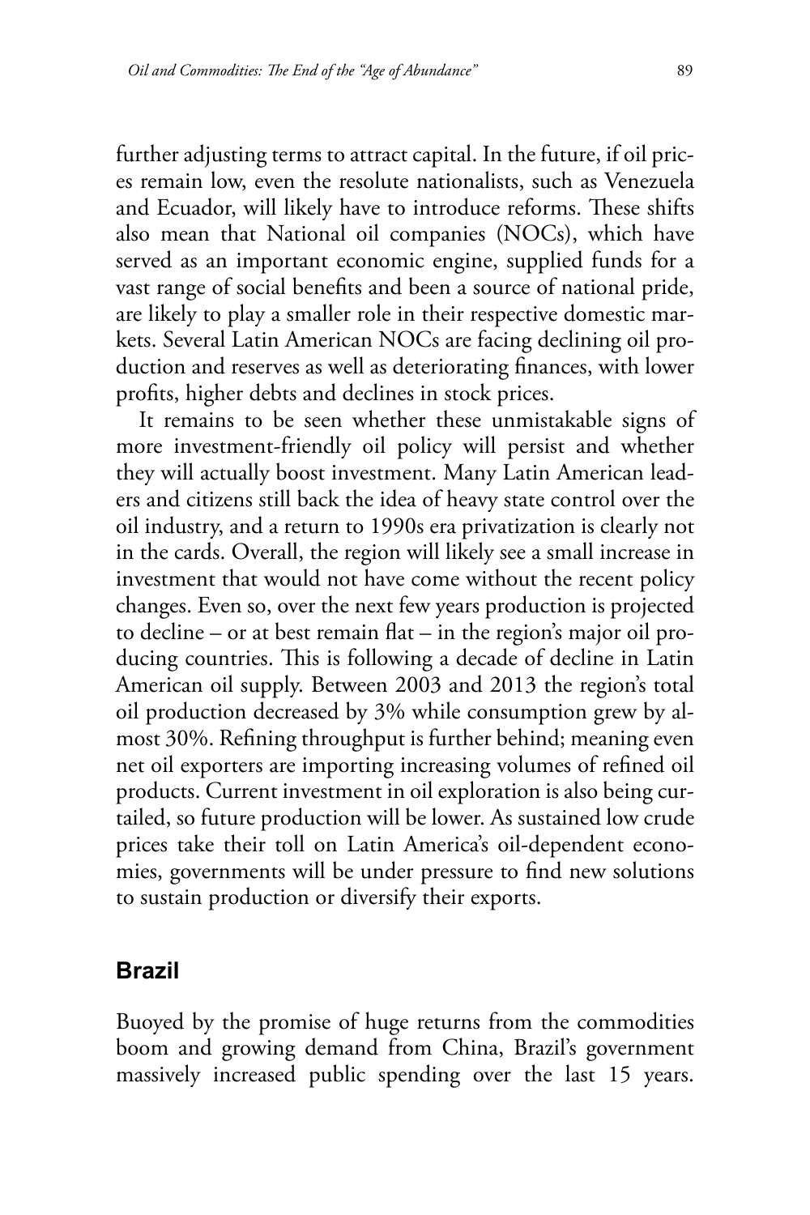further adjusting terms to attract capital. In the future, if oil prices remain low, even the resolute nationalists, such as Venezuela and Ecuador, will likely have to introduce reforms. These shifts also mean that National oil companies (NOCs), which have served as an important economic engine, supplied funds for a vast range of social benefits and been a source of national pride, are likely to play a smaller role in their respective domestic markets. Several Latin American NOCs are facing declining oil production and reserves as well as deteriorating finances, with lower profits, higher debts and declines in stock prices.

It remains to be seen whether these unmistakable signs of more investment-friendly oil policy will persist and whether they will actually boost investment. Many Latin American leaders and citizens still back the idea of heavy state control over the oil industry, and a return to 1990s era privatization is clearly not in the cards. Overall, the region will likely see a small increase in investment that would not have come without the recent policy changes. Even so, over the next few years production is projected to decline – or at best remain flat – in the region's major oil producing countries. This is following a decade of decline in Latin American oil supply. Between 2003 and 2013 the region's total oil production decreased by 3% while consumption grew by almost 30%. Refining throughput is further behind; meaning even net oil exporters are importing increasing volumes of refined oil products. Current investment in oil exploration is also being curtailed, so future production will be lower. As sustained low crude prices take their toll on Latin America's oil-dependent economies, governments will be under pressure to find new solutions to sustain production or diversify their exports.

## Brazil

Buoyed by the promise of huge returns from the commodities boom and growing demand from China, Brazil's government massively increased public spending over the last 15 years.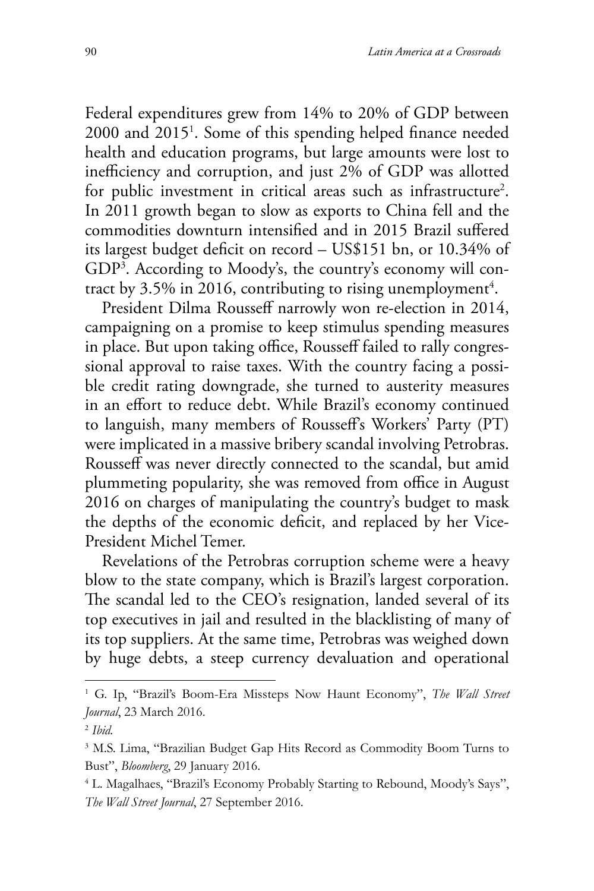Federal expenditures grew from 14% to 20% of GDP between 2000 and 2015[1]. Some of this spending helped finance needed health and education programs, but large amounts were lost to inefficiency and corruption, and just 2% of GDP was allotted for public investment in critical areas such as infrastructure[2]. In 2011 growth began to slow as exports to China fell and the commodities downturn intensified and in 2015 Brazil suffered its largest budget deficit on record – US$151 bn, or 10.34% of GDP[3]. According to Moody's, the country's economy will contract by 3.5% in 2016, contributing to rising unemployment[4].

President Dilma Rousseff narrowly won re-election in 2014, campaigning on a promise to keep stimulus spending measures in place. But upon taking office, Rousseff failed to rally congressional approval to raise taxes. With the country facing a possible credit rating downgrade, she turned to austerity measures in an effort to reduce debt. While Brazil's economy continued to languish, many members of Rousseff's Workers' Party (PT) were implicated in a massive bribery scandal involving Petrobras. Rousseff was never directly connected to the scandal, but amid plummeting popularity, she was removed from office in August 2016 on charges of manipulating the country's budget to mask the depths of the economic deficit, and replaced by her Vice-President Michel Temer.

Revelations of the Petrobras corruption scheme were a heavy blow to the state company, which is Brazil's largest corporation. The scandal led to the CEO's resignation, landed several of its top executives in jail and resulted in the blacklisting of many of its top suppliers. At the same time, Petrobras was weighed down by huge debts, a steep currency devaluation and operational

---

[1] G. Ip, "Brazil's Boom-Era Missteps Now Haunt Economy", *The Wall Street Journal*, 23 March 2016.

[2] *Ibid.*

[3] M.S. Lima, "Brazilian Budget Gap Hits Record as Commodity Boom Turns to Bust", *Bloomberg*, 29 January 2016.

[4] L. Magalhaes, "Brazil's Economy Probably Starting to Rebound, Moody's Says", *The Wall Street Journal*, 27 September 2016.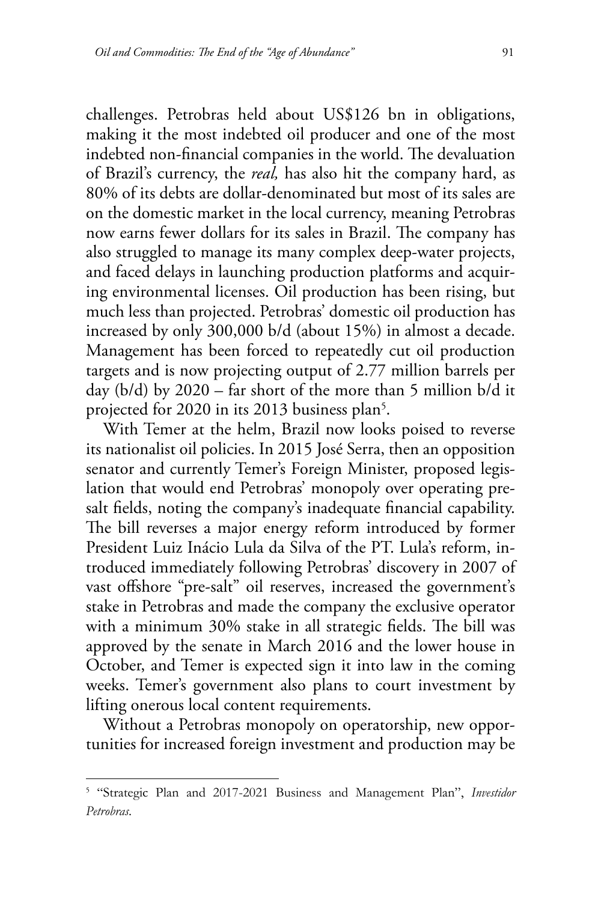challenges. Petrobras held about US$126 bn in obligations, making it the most indebted oil producer and one of the most indebted non-financial companies in the world. The devaluation of Brazil's currency, the *real,* has also hit the company hard, as 80% of its debts are dollar-denominated but most of its sales are on the domestic market in the local currency, meaning Petrobras now earns fewer dollars for its sales in Brazil. The company has also struggled to manage its many complex deep-water projects, and faced delays in launching production platforms and acquiring environmental licenses. Oil production has been rising, but much less than projected. Petrobras' domestic oil production has increased by only 300,000 b/d (about 15%) in almost a decade. Management has been forced to repeatedly cut oil production targets and is now projecting output of 2.77 million barrels per day (b/d) by 2020 – far short of the more than 5 million b/d it projected for 2020 in its 2013 business plan[5].

With Temer at the helm, Brazil now looks poised to reverse its nationalist oil policies. In 2015 José Serra, then an opposition senator and currently Temer's Foreign Minister, proposed legislation that would end Petrobras' monopoly over operating pre-salt fields, noting the company's inadequate financial capability. The bill reverses a major energy reform introduced by former President Luiz Inácio Lula da Silva of the PT. Lula's reform, introduced immediately following Petrobras' discovery in 2007 of vast offshore "pre-salt" oil reserves, increased the government's stake in Petrobras and made the company the exclusive operator with a minimum 30% stake in all strategic fields. The bill was approved by the senate in March 2016 and the lower house in October, and Temer is expected sign it into law in the coming weeks. Temer's government also plans to court investment by lifting onerous local content requirements.

Without a Petrobras monopoly on operatorship, new opportunities for increased foreign investment and production may be

---

[5] "Strategic Plan and 2017-2021 Business and Management Plan", *Investidor Petrobras*.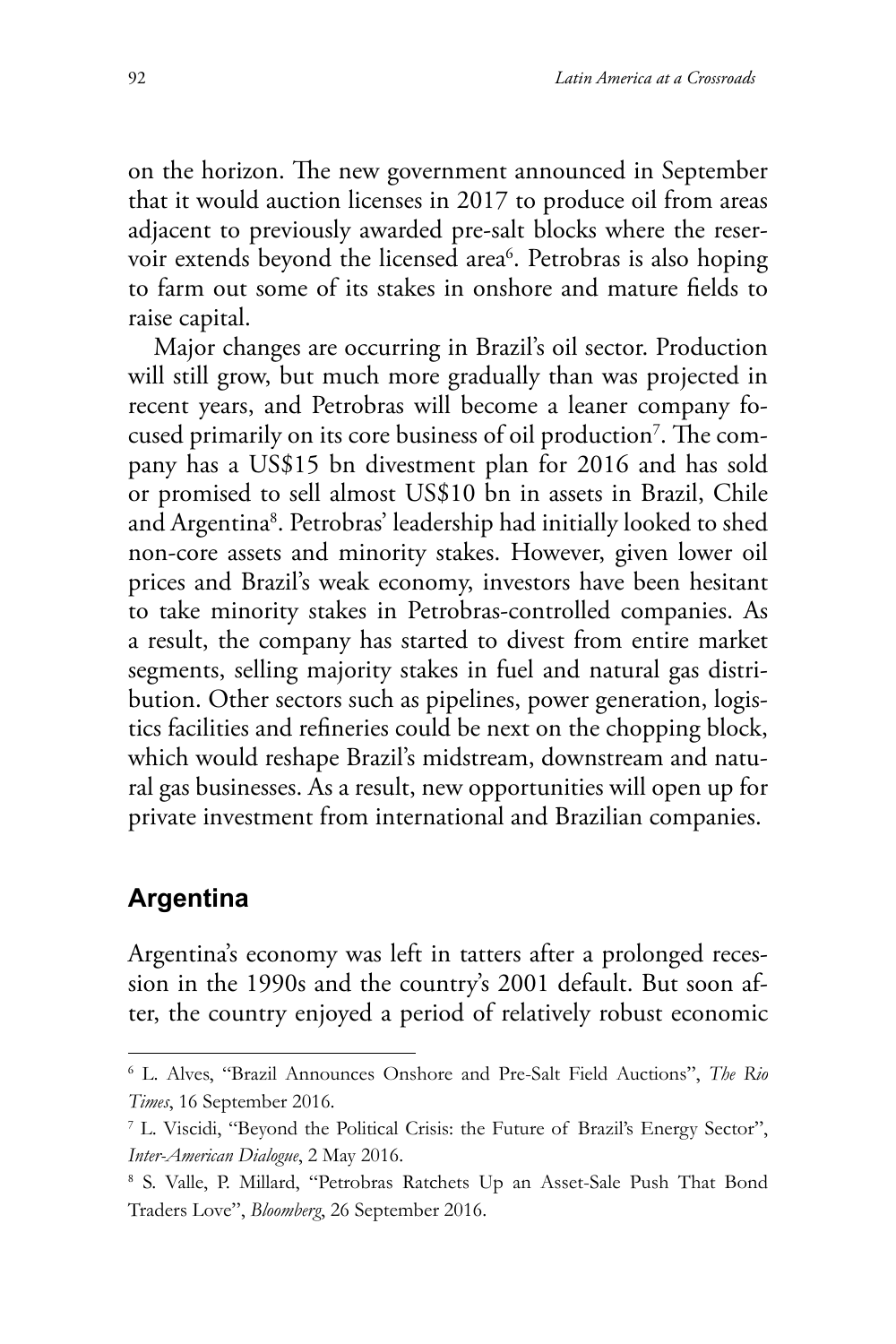on the horizon. The new government announced in September that it would auction licenses in 2017 to produce oil from areas adjacent to previously awarded pre-salt blocks where the reservoir extends beyond the licensed area[6]. Petrobras is also hoping to farm out some of its stakes in onshore and mature fields to raise capital.

Major changes are occurring in Brazil's oil sector. Production will still grow, but much more gradually than was projected in recent years, and Petrobras will become a leaner company focused primarily on its core business of oil production[7]. The company has a US$15 bn divestment plan for 2016 and has sold or promised to sell almost US$10 bn in assets in Brazil, Chile and Argentina[8]. Petrobras' leadership had initially looked to shed non-core assets and minority stakes. However, given lower oil prices and Brazil's weak economy, investors have been hesitant to take minority stakes in Petrobras-controlled companies. As a result, the company has started to divest from entire market segments, selling majority stakes in fuel and natural gas distribution. Other sectors such as pipelines, power generation, logistics facilities and refineries could be next on the chopping block, which would reshape Brazil's midstream, downstream and natural gas businesses. As a result, new opportunities will open up for private investment from international and Brazilian companies.

## Argentina

Argentina's economy was left in tatters after a prolonged recession in the 1990s and the country's 2001 default. But soon after, the country enjoyed a period of relatively robust economic

---

[6] L. Alves, "Brazil Announces Onshore and Pre-Salt Field Auctions", *The Rio Times*, 16 September 2016.

[7] L. Viscidi, "Beyond the Political Crisis: the Future of Brazil's Energy Sector", *Inter-American Dialogue*, 2 May 2016.

[8] S. Valle, P. Millard, "Petrobras Ratchets Up an Asset-Sale Push That Bond Traders Love", *Bloomberg*, 26 September 2016.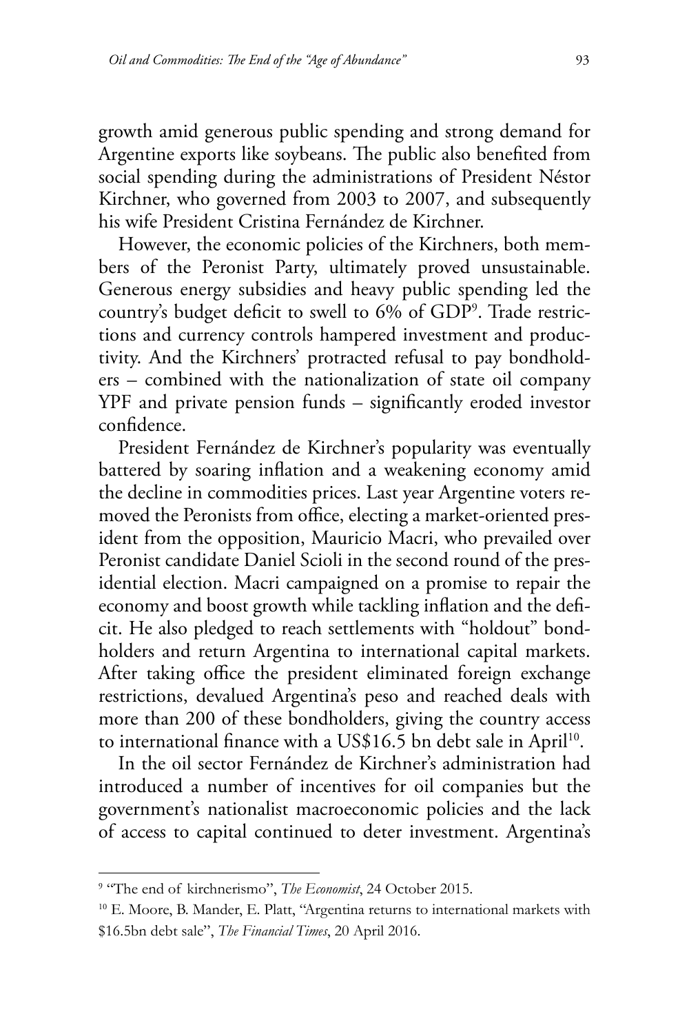growth amid generous public spending and strong demand for Argentine exports like soybeans. The public also benefited from social spending during the administrations of President Néstor Kirchner, who governed from 2003 to 2007, and subsequently his wife President Cristina Fernández de Kirchner.

However, the economic policies of the Kirchners, both members of the Peronist Party, ultimately proved unsustainable. Generous energy subsidies and heavy public spending led the country's budget deficit to swell to 6% of GDP[9]. Trade restrictions and currency controls hampered investment and productivity. And the Kirchners' protracted refusal to pay bondholders – combined with the nationalization of state oil company YPF and private pension funds – significantly eroded investor confidence.

President Fernández de Kirchner's popularity was eventually battered by soaring inflation and a weakening economy amid the decline in commodities prices. Last year Argentine voters removed the Peronists from office, electing a market-oriented president from the opposition, Mauricio Macri, who prevailed over Peronist candidate Daniel Scioli in the second round of the presidential election. Macri campaigned on a promise to repair the economy and boost growth while tackling inflation and the deficit. He also pledged to reach settlements with "holdout" bondholders and return Argentina to international capital markets. After taking office the president eliminated foreign exchange restrictions, devalued Argentina's peso and reached deals with more than 200 of these bondholders, giving the country access to international finance with a US$16.5 bn debt sale in April[10].

In the oil sector Fernández de Kirchner's administration had introduced a number of incentives for oil companies but the government's nationalist macroeconomic policies and the lack of access to capital continued to deter investment. Argentina's

---

[9] "The end of kirchnerismo", *The Economist*, 24 October 2015.

[10] E. Moore, B. Mander, E. Platt, "Argentina returns to international markets with $16.5bn debt sale", *The Financial Times*, 20 April 2016.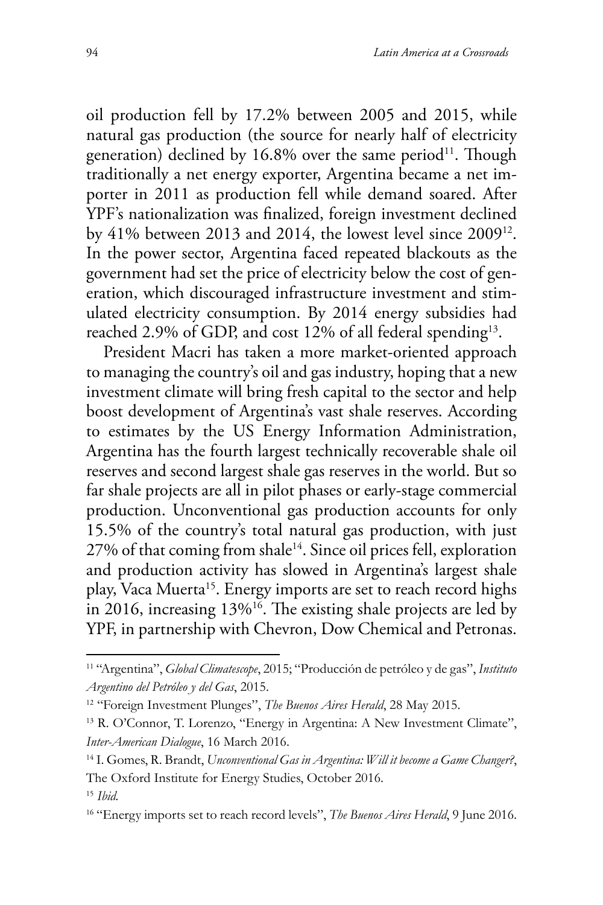oil production fell by 17.2% between 2005 and 2015, while natural gas production (the source for nearly half of electricity generation) declined by 16.8% over the same period[11]. Though traditionally a net energy exporter, Argentina became a net importer in 2011 as production fell while demand soared. After YPF's nationalization was finalized, foreign investment declined by 41% between 2013 and 2014, the lowest level since 2009[12]. In the power sector, Argentina faced repeated blackouts as the government had set the price of electricity below the cost of generation, which discouraged infrastructure investment and stimulated electricity consumption. By 2014 energy subsidies had reached 2.9% of GDP, and cost 12% of all federal spending[13].

President Macri has taken a more market-oriented approach to managing the country's oil and gas industry, hoping that a new investment climate will bring fresh capital to the sector and help boost development of Argentina's vast shale reserves. According to estimates by the US Energy Information Administration, Argentina has the fourth largest technically recoverable shale oil reserves and second largest shale gas reserves in the world. But so far shale projects are all in pilot phases or early-stage commercial production. Unconventional gas production accounts for only 15.5% of the country's total natural gas production, with just 27% of that coming from shale[14]. Since oil prices fell, exploration and production activity has slowed in Argentina's largest shale play, Vaca Muerta[15]. Energy imports are set to reach record highs in 2016, increasing 13%[16]. The existing shale projects are led by YPF, in partnership with Chevron, Dow Chemical and Petronas.

---

[11] "Argentina", *Global Climatescope*, 2015; "Producción de petróleo y de gas", *Instituto Argentino del Petróleo y del Gas*, 2015.

[12] "Foreign Investment Plunges", *The Buenos Aires Herald*, 28 May 2015.

[13] R. O'Connor, T. Lorenzo, "Energy in Argentina: A New Investment Climate", *Inter-American Dialogue*, 16 March 2016.

[14] I. Gomes, R. Brandt, *Unconventional Gas in Argentina: Will it become a Game Changer?*, The Oxford Institute for Energy Studies, October 2016.

[15] *Ibid.*

[16] "Energy imports set to reach record levels", *The Buenos Aires Herald*, 9 June 2016.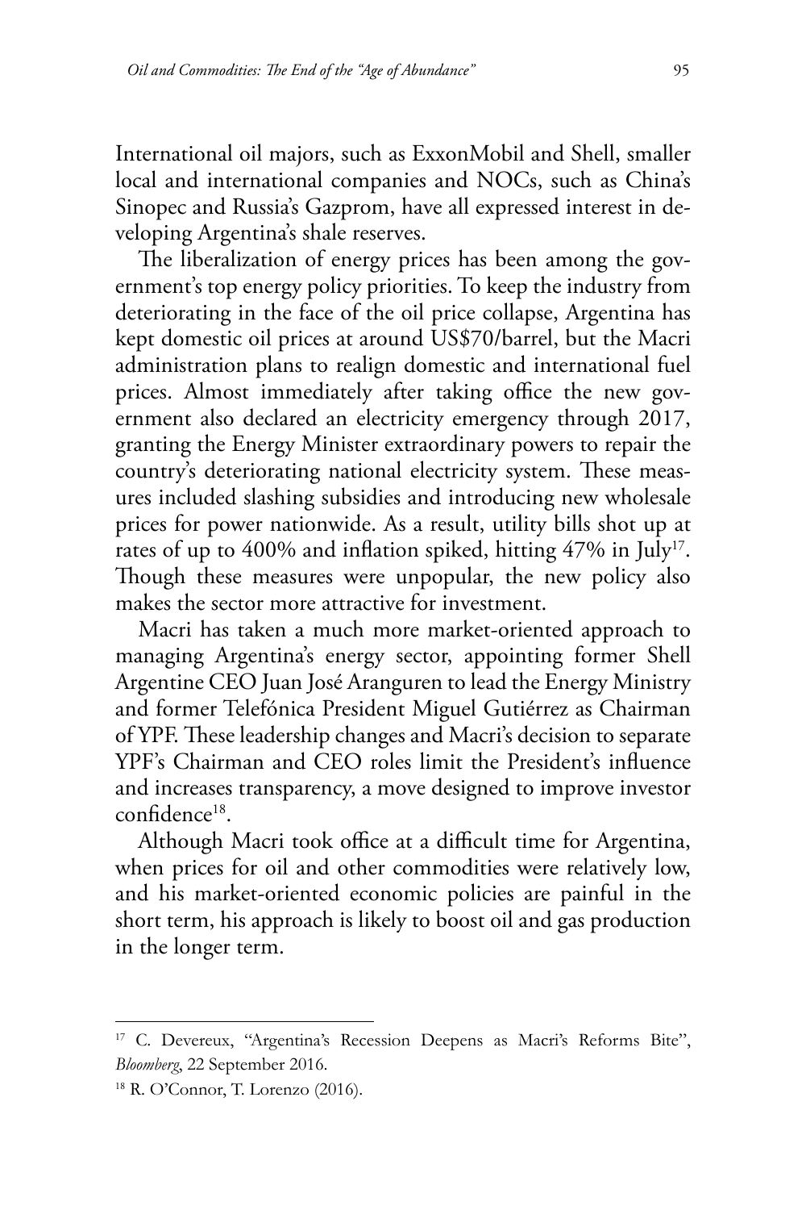International oil majors, such as ExxonMobil and Shell, smaller local and international companies and NOCs, such as China's Sinopec and Russia's Gazprom, have all expressed interest in developing Argentina's shale reserves.

The liberalization of energy prices has been among the government's top energy policy priorities. To keep the industry from deteriorating in the face of the oil price collapse, Argentina has kept domestic oil prices at around US$70/barrel, but the Macri administration plans to realign domestic and international fuel prices. Almost immediately after taking office the new government also declared an electricity emergency through 2017, granting the Energy Minister extraordinary powers to repair the country's deteriorating national electricity system. These measures included slashing subsidies and introducing new wholesale prices for power nationwide. As a result, utility bills shot up at rates of up to 400% and inflation spiked, hitting 47% in July[17]. Though these measures were unpopular, the new policy also makes the sector more attractive for investment.

Macri has taken a much more market-oriented approach to managing Argentina's energy sector, appointing former Shell Argentine CEO Juan José Aranguren to lead the Energy Ministry and former Telefónica President Miguel Gutiérrez as Chairman of YPF. These leadership changes and Macri's decision to separate YPF's Chairman and CEO roles limit the President's influence and increases transparency, a move designed to improve investor confidence[18].

Although Macri took office at a difficult time for Argentina, when prices for oil and other commodities were relatively low, and his market-oriented economic policies are painful in the short term, his approach is likely to boost oil and gas production in the longer term.

---

[17] C. Devereux, "Argentina's Recession Deepens as Macri's Reforms Bite", *Bloomberg*, 22 September 2016.

[18] R. O'Connor, T. Lorenzo (2016).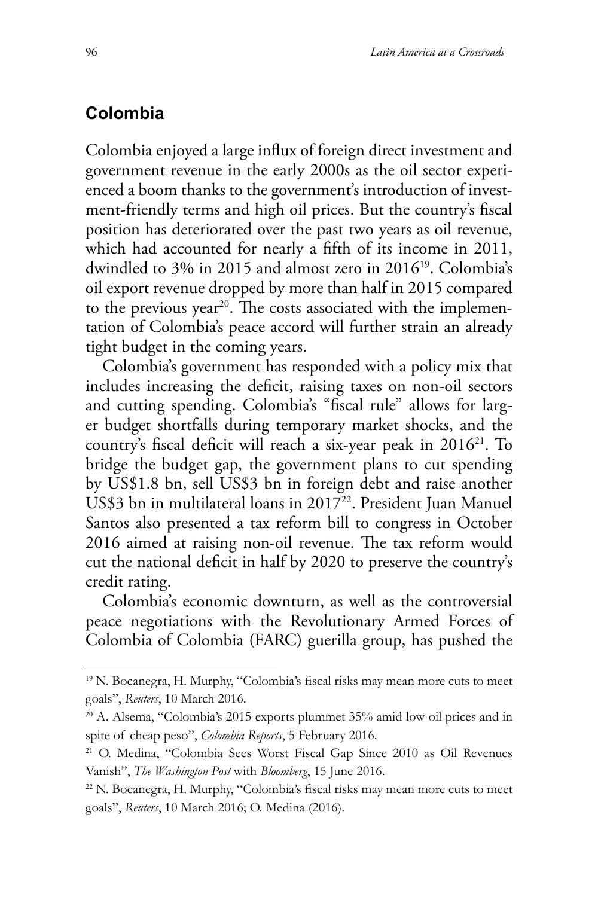## Colombia

Colombia enjoyed a large influx of foreign direct investment and government revenue in the early 2000s as the oil sector experienced a boom thanks to the government's introduction of investment-friendly terms and high oil prices. But the country's fiscal position has deteriorated over the past two years as oil revenue, which had accounted for nearly a fifth of its income in 2011, dwindled to 3% in 2015 and almost zero in 2016[19]. Colombia's oil export revenue dropped by more than half in 2015 compared to the previous year[20]. The costs associated with the implementation of Colombia's peace accord will further strain an already tight budget in the coming years.

Colombia's government has responded with a policy mix that includes increasing the deficit, raising taxes on non-oil sectors and cutting spending. Colombia's "fiscal rule" allows for larger budget shortfalls during temporary market shocks, and the country's fiscal deficit will reach a six-year peak in 2016[21]. To bridge the budget gap, the government plans to cut spending by US$1.8 bn, sell US$3 bn in foreign debt and raise another US$3 bn in multilateral loans in 2017[22]. President Juan Manuel Santos also presented a tax reform bill to congress in October 2016 aimed at raising non-oil revenue. The tax reform would cut the national deficit in half by 2020 to preserve the country's credit rating.

Colombia's economic downturn, as well as the controversial peace negotiations with the Revolutionary Armed Forces of Colombia of Colombia (FARC) guerilla group, has pushed the

---

[19] N. Bocanegra, H. Murphy, "Colombia's fiscal risks may mean more cuts to meet goals", *Reuters*, 10 March 2016.

[20] A. Alsema, "Colombia's 2015 exports plummet 35% amid low oil prices and in spite of cheap peso", *Colombia Reports*, 5 February 2016.

[21] O. Medina, "Colombia Sees Worst Fiscal Gap Since 2010 as Oil Revenues Vanish", *The Washington Post* with *Bloomberg*, 15 June 2016.

[22] N. Bocanegra, H. Murphy, "Colombia's fiscal risks may mean more cuts to meet goals", *Reuters*, 10 March 2016; O. Medina (2016).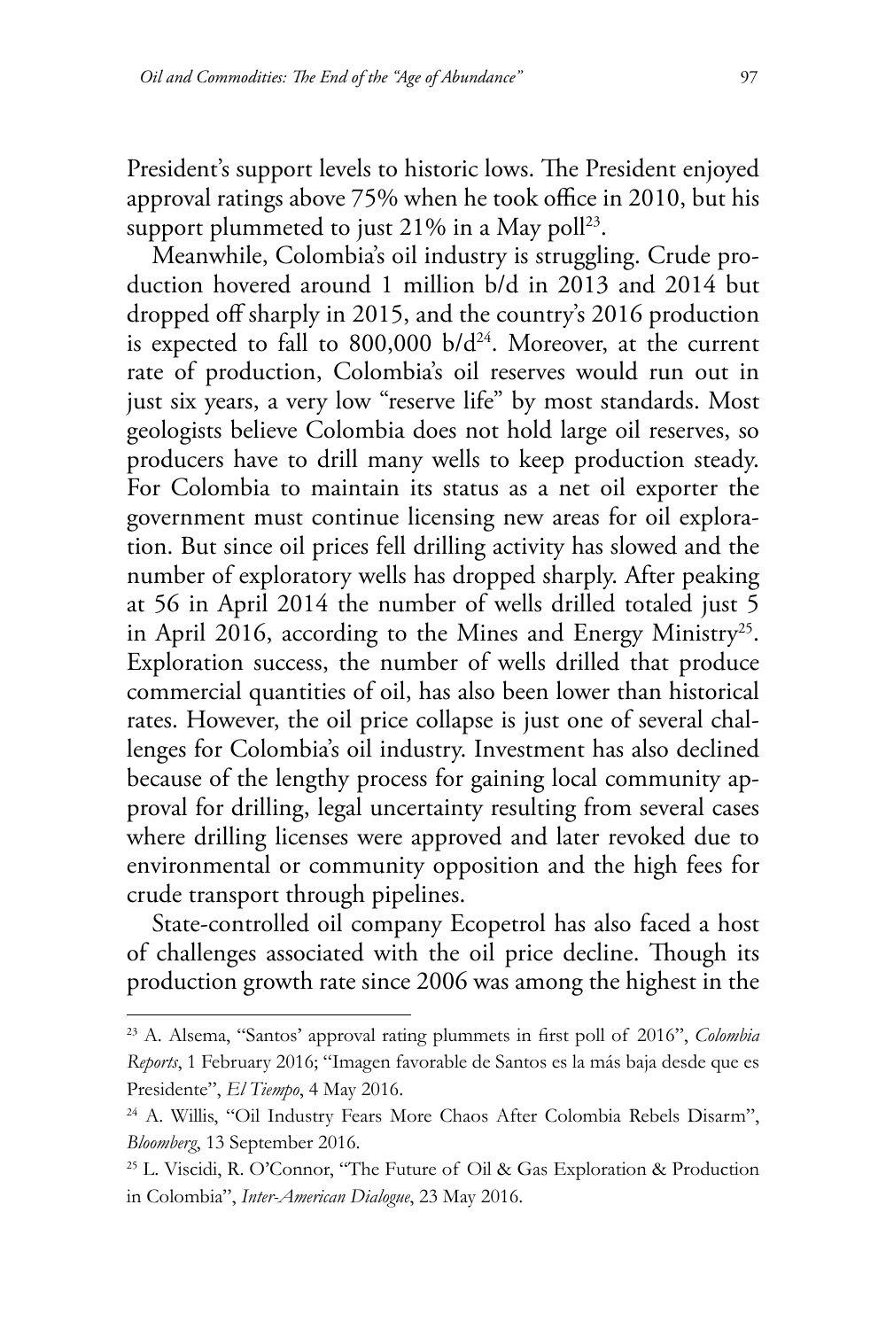President's support levels to historic lows. The President enjoyed approval ratings above 75% when he took office in 2010, but his support plummeted to just 21% in a May poll[23].

Meanwhile, Colombia's oil industry is struggling. Crude production hovered around 1 million b/d in 2013 and 2014 but dropped off sharply in 2015, and the country's 2016 production is expected to fall to 800,000 b/d[24]. Moreover, at the current rate of production, Colombia's oil reserves would run out in just six years, a very low "reserve life" by most standards. Most geologists believe Colombia does not hold large oil reserves, so producers have to drill many wells to keep production steady. For Colombia to maintain its status as a net oil exporter the government must continue licensing new areas for oil exploration. But since oil prices fell drilling activity has slowed and the number of exploratory wells has dropped sharply. After peaking at 56 in April 2014 the number of wells drilled totaled just 5 in April 2016, according to the Mines and Energy Ministry[25]. Exploration success, the number of wells drilled that produce commercial quantities of oil, has also been lower than historical rates. However, the oil price collapse is just one of several challenges for Colombia's oil industry. Investment has also declined because of the lengthy process for gaining local community approval for drilling, legal uncertainty resulting from several cases where drilling licenses were approved and later revoked due to environmental or community opposition and the high fees for crude transport through pipelines.

State-controlled oil company Ecopetrol has also faced a host of challenges associated with the oil price decline. Though its production growth rate since 2006 was among the highest in the

---

[23] A. Alsema, "Santos' approval rating plummets in first poll of 2016", *Colombia Reports*, 1 February 2016; "Imagen favorable de Santos es la más baja desde que es Presidente", *El Tiempo*, 4 May 2016.

[24] A. Willis, "Oil Industry Fears More Chaos After Colombia Rebels Disarm", *Bloomberg*, 13 September 2016.

[25] L. Viscidi, R. O'Connor, "The Future of Oil & Gas Exploration & Production in Colombia", *Inter-American Dialogue*, 23 May 2016.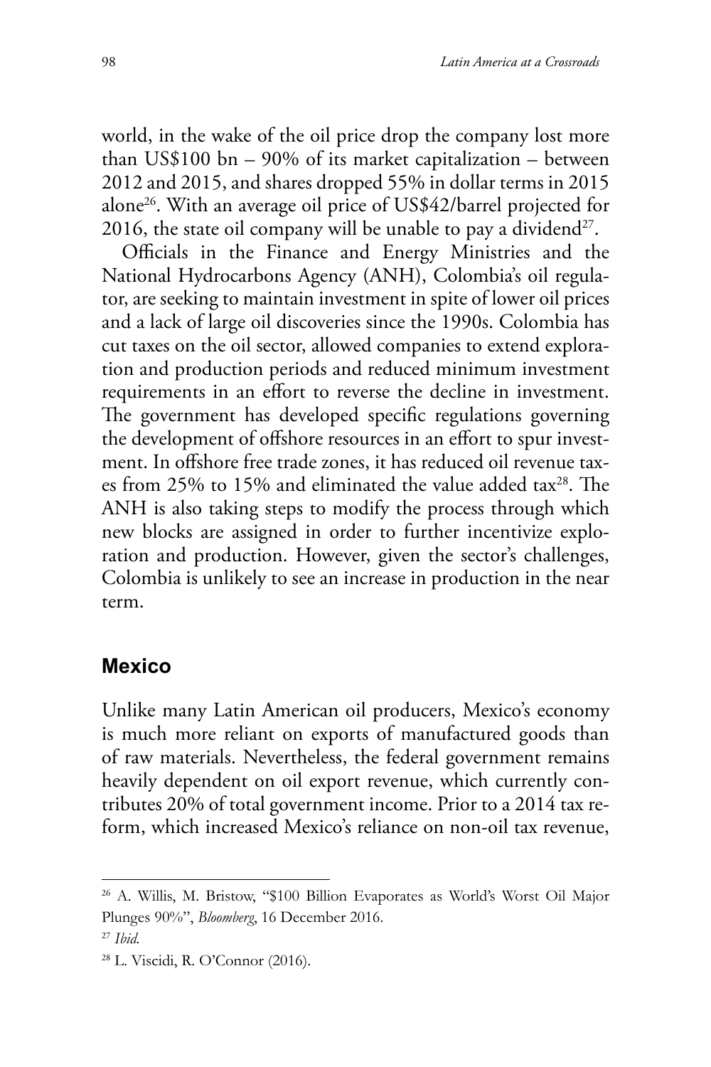world, in the wake of the oil price drop the company lost more than US$100 bn – 90% of its market capitalization – between 2012 and 2015, and shares dropped 55% in dollar terms in 2015 alone[26]. With an average oil price of US$42/barrel projected for 2016, the state oil company will be unable to pay a dividend[27].

Officials in the Finance and Energy Ministries and the National Hydrocarbons Agency (ANH), Colombia's oil regulator, are seeking to maintain investment in spite of lower oil prices and a lack of large oil discoveries since the 1990s. Colombia has cut taxes on the oil sector, allowed companies to extend exploration and production periods and reduced minimum investment requirements in an effort to reverse the decline in investment. The government has developed specific regulations governing the development of offshore resources in an effort to spur investment. In offshore free trade zones, it has reduced oil revenue taxes from 25% to 15% and eliminated the value added tax[28]. The ANH is also taking steps to modify the process through which new blocks are assigned in order to further incentivize exploration and production. However, given the sector's challenges, Colombia is unlikely to see an increase in production in the near term.

## Mexico

Unlike many Latin American oil producers, Mexico's economy is much more reliant on exports of manufactured goods than of raw materials. Nevertheless, the federal government remains heavily dependent on oil export revenue, which currently contributes 20% of total government income. Prior to a 2014 tax reform, which increased Mexico's reliance on non-oil tax revenue,

---

[26] A. Willis, M. Bristow, "$100 Billion Evaporates as World's Worst Oil Major Plunges 90%", *Bloomberg*, 16 December 2016.

[27] *Ibid.*

[28] L. Viscidi, R. O'Connor (2016).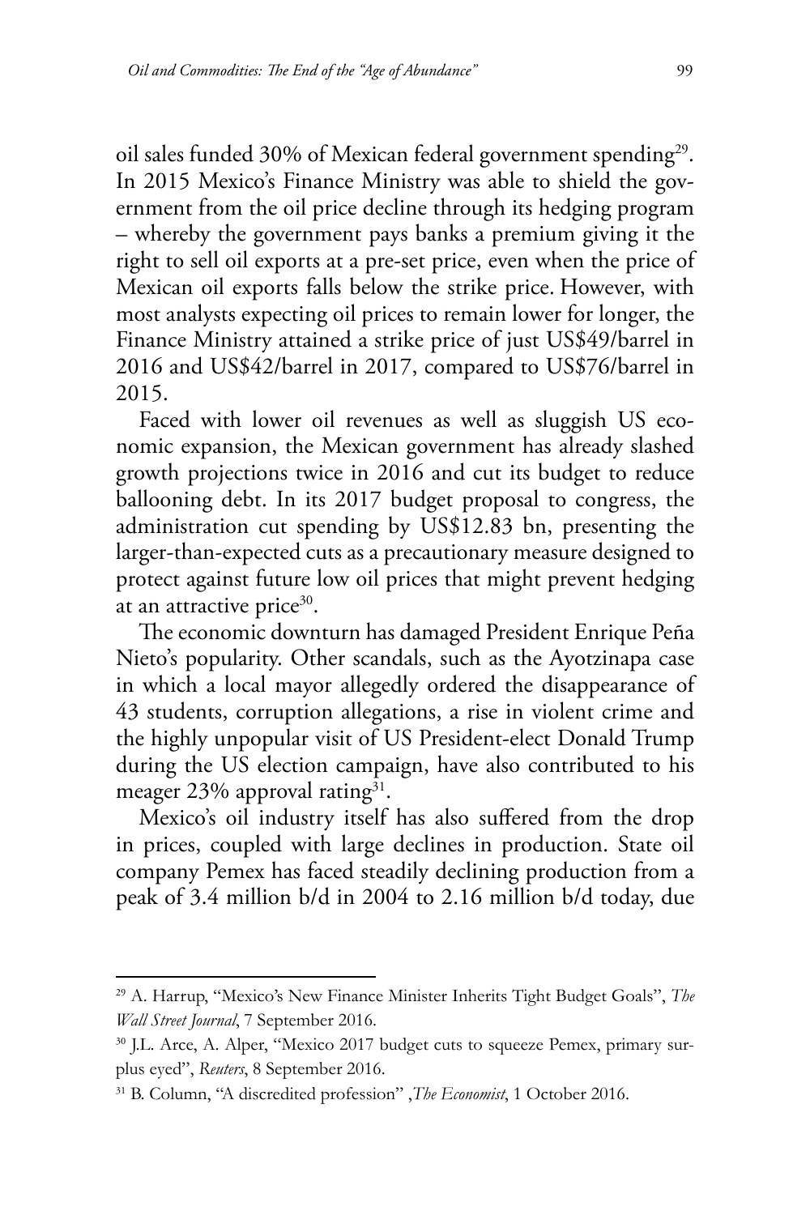oil sales funded 30% of Mexican federal government spending[29]. In 2015 Mexico's Finance Ministry was able to shield the government from the oil price decline through its hedging program – whereby the government pays banks a premium giving it the right to sell oil exports at a pre-set price, even when the price of Mexican oil exports falls below the strike price. However, with most analysts expecting oil prices to remain lower for longer, the Finance Ministry attained a strike price of just US$49/barrel in 2016 and US$42/barrel in 2017, compared to US$76/barrel in 2015.

Faced with lower oil revenues as well as sluggish US economic expansion, the Mexican government has already slashed growth projections twice in 2016 and cut its budget to reduce ballooning debt. In its 2017 budget proposal to congress, the administration cut spending by US$12.83 bn, presenting the larger-than-expected cuts as a precautionary measure designed to protect against future low oil prices that might prevent hedging at an attractive price[30].

The economic downturn has damaged President Enrique Peña Nieto's popularity. Other scandals, such as the Ayotzinapa case in which a local mayor allegedly ordered the disappearance of 43 students, corruption allegations, a rise in violent crime and the highly unpopular visit of US President-elect Donald Trump during the US election campaign, have also contributed to his meager 23% approval rating[31].

Mexico's oil industry itself has also suffered from the drop in prices, coupled with large declines in production. State oil company Pemex has faced steadily declining production from a peak of 3.4 million b/d in 2004 to 2.16 million b/d today, due

[29] A. Harrup, "Mexico's New Finance Minister Inherits Tight Budget Goals", *The Wall Street Journal*, 7 September 2016.

[30] J.L. Arce, A. Alper, "Mexico 2017 budget cuts to squeeze Pemex, primary surplus eyed", *Reuters*, 8 September 2016.

[31] B. Column, "A discredited profession" ,*The Economist*, 1 October 2016.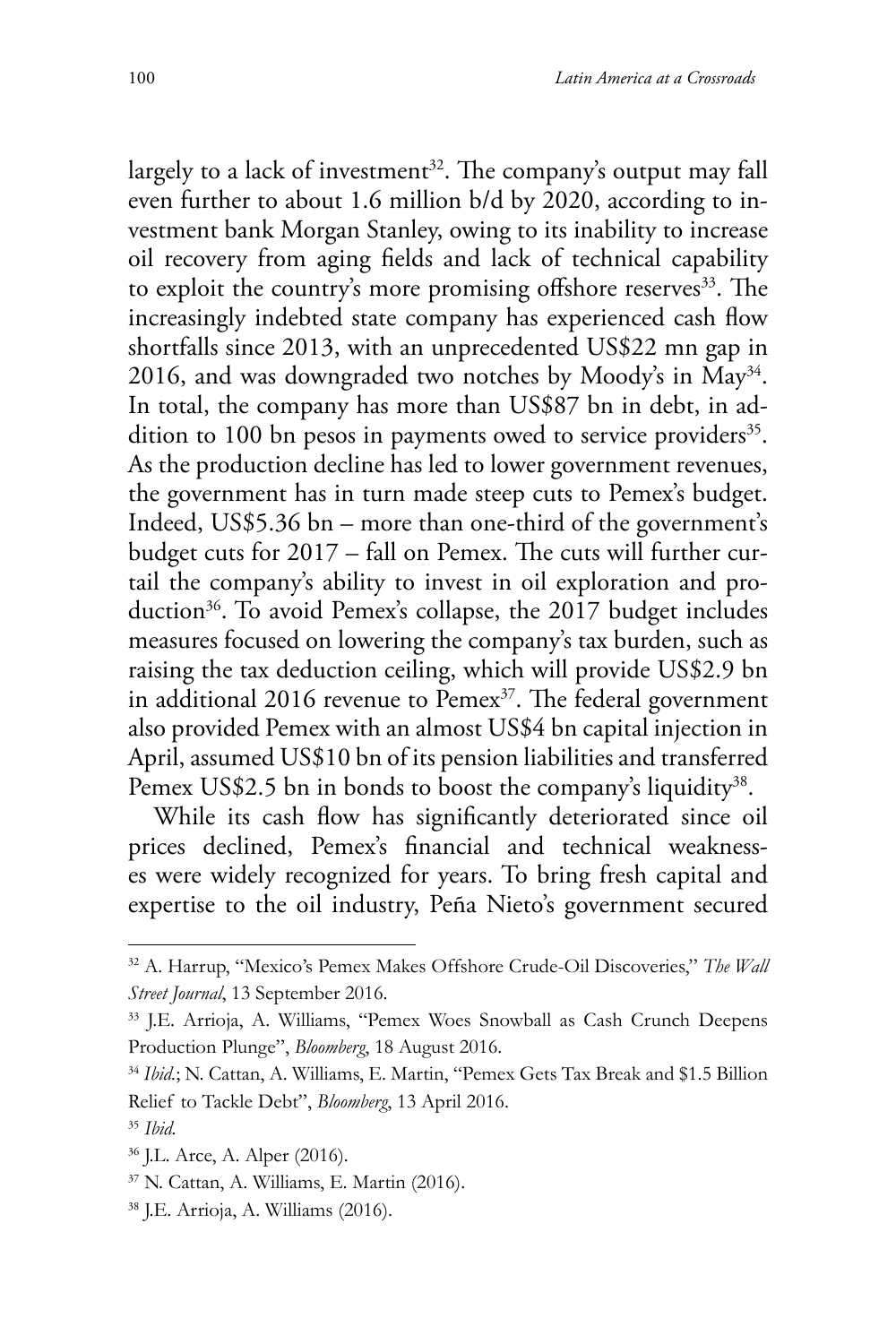largely to a lack of investment[32]. The company's output may fall even further to about 1.6 million b/d by 2020, according to investment bank Morgan Stanley, owing to its inability to increase oil recovery from aging fields and lack of technical capability to exploit the country's more promising offshore reserves[33]. The increasingly indebted state company has experienced cash flow shortfalls since 2013, with an unprecedented US$22 mn gap in 2016, and was downgraded two notches by Moody's in May[34]. In total, the company has more than US$87 bn in debt, in addition to 100 bn pesos in payments owed to service providers[35]. As the production decline has led to lower government revenues, the government has in turn made steep cuts to Pemex's budget. Indeed, US$5.36 bn – more than one-third of the government's budget cuts for 2017 – fall on Pemex. The cuts will further curtail the company's ability to invest in oil exploration and production[36]. To avoid Pemex's collapse, the 2017 budget includes measures focused on lowering the company's tax burden, such as raising the tax deduction ceiling, which will provide US$2.9 bn in additional 2016 revenue to Pemex[37]. The federal government also provided Pemex with an almost US$4 bn capital injection in April, assumed US$10 bn of its pension liabilities and transferred Pemex US$2.5 bn in bonds to boost the company's liquidity[38].

While its cash flow has significantly deteriorated since oil prices declined, Pemex's financial and technical weaknesses were widely recognized for years. To bring fresh capital and expertise to the oil industry, Peña Nieto's government secured

---

[32] A. Harrup, "Mexico's Pemex Makes Offshore Crude-Oil Discoveries," *The Wall Street Journal*, 13 September 2016.

[33] J.E. Arrioja, A. Williams, "Pemex Woes Snowball as Cash Crunch Deepens Production Plunge", *Bloomberg*, 18 August 2016.

[34] *Ibid.*; N. Cattan, A. Williams, E. Martin, "Pemex Gets Tax Break and $1.5 Billion Relief to Tackle Debt", *Bloomberg*, 13 April 2016.

[35] *Ibid.*

[36] J.L. Arce, A. Alper (2016).

[37] N. Cattan, A. Williams, E. Martin (2016).

[38] J.E. Arrioja, A. Williams (2016).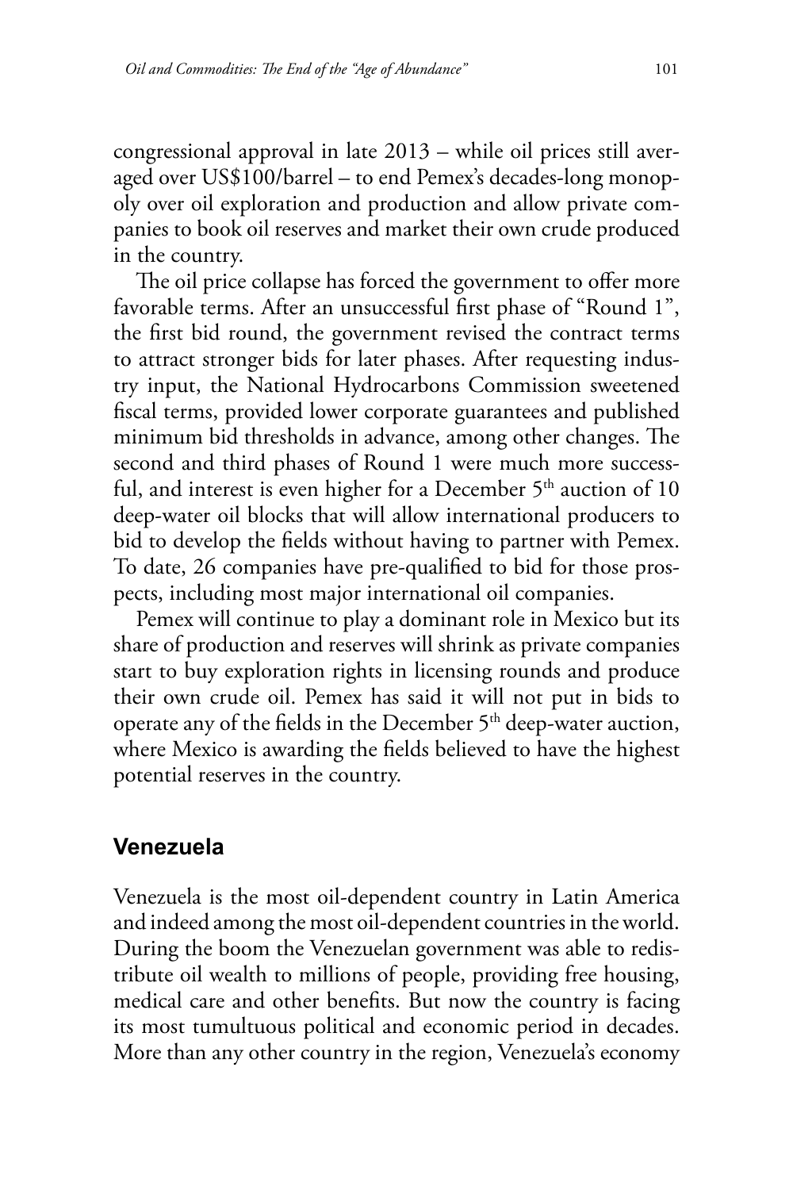congressional approval in late 2013 – while oil prices still averaged over US$100/barrel – to end Pemex's decades-long monopoly over oil exploration and production and allow private companies to book oil reserves and market their own crude produced in the country.

The oil price collapse has forced the government to offer more favorable terms. After an unsuccessful first phase of "Round 1", the first bid round, the government revised the contract terms to attract stronger bids for later phases. After requesting industry input, the National Hydrocarbons Commission sweetened fiscal terms, provided lower corporate guarantees and published minimum bid thresholds in advance, among other changes. The second and third phases of Round 1 were much more successful, and interest is even higher for a December 5th auction of 10 deep-water oil blocks that will allow international producers to bid to develop the fields without having to partner with Pemex. To date, 26 companies have pre-qualified to bid for those prospects, including most major international oil companies.

Pemex will continue to play a dominant role in Mexico but its share of production and reserves will shrink as private companies start to buy exploration rights in licensing rounds and produce their own crude oil. Pemex has said it will not put in bids to operate any of the fields in the December 5th deep-water auction, where Mexico is awarding the fields believed to have the highest potential reserves in the country.

## Venezuela

Venezuela is the most oil-dependent country in Latin America and indeed among the most oil-dependent countries in the world. During the boom the Venezuelan government was able to redistribute oil wealth to millions of people, providing free housing, medical care and other benefits. But now the country is facing its most tumultuous political and economic period in decades. More than any other country in the region, Venezuela's economy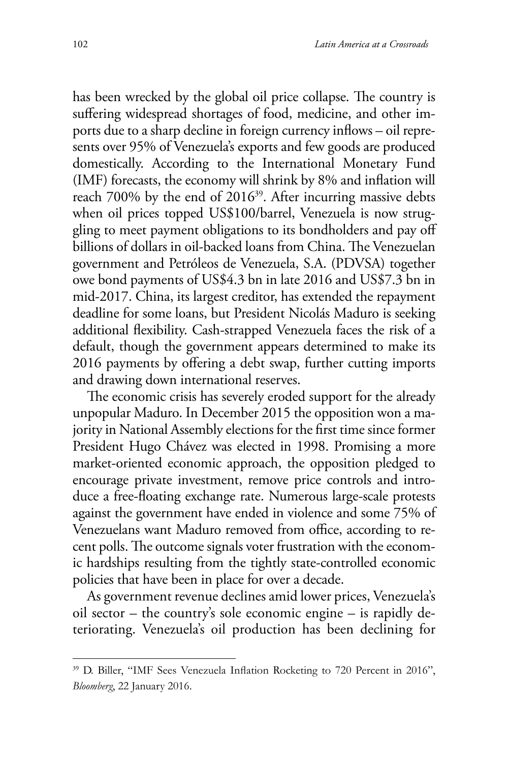has been wrecked by the global oil price collapse. The country is suffering widespread shortages of food, medicine, and other imports due to a sharp decline in foreign currency inflows – oil represents over 95% of Venezuela's exports and few goods are produced domestically. According to the International Monetary Fund (IMF) forecasts, the economy will shrink by 8% and inflation will reach 700% by the end of 2016[39]. After incurring massive debts when oil prices topped US$100/barrel, Venezuela is now struggling to meet payment obligations to its bondholders and pay off billions of dollars in oil-backed loans from China. The Venezuelan government and Petróleos de Venezuela, S.A. (PDVSA) together owe bond payments of US$4.3 bn in late 2016 and US$7.3 bn in mid-2017. China, its largest creditor, has extended the repayment deadline for some loans, but President Nicolás Maduro is seeking additional flexibility. Cash-strapped Venezuela faces the risk of a default, though the government appears determined to make its 2016 payments by offering a debt swap, further cutting imports and drawing down international reserves.

The economic crisis has severely eroded support for the already unpopular Maduro. In December 2015 the opposition won a majority in National Assembly elections for the first time since former President Hugo Chávez was elected in 1998. Promising a more market-oriented economic approach, the opposition pledged to encourage private investment, remove price controls and introduce a free-floating exchange rate. Numerous large-scale protests against the government have ended in violence and some 75% of Venezuelans want Maduro removed from office, according to recent polls. The outcome signals voter frustration with the economic hardships resulting from the tightly state-controlled economic policies that have been in place for over a decade.

As government revenue declines amid lower prices, Venezuela's oil sector – the country's sole economic engine – is rapidly deteriorating. Venezuela's oil production has been declining for

---

[39] D. Biller, "IMF Sees Venezuela Inflation Rocketing to 720 Percent in 2016", *Bloomberg*, 22 January 2016.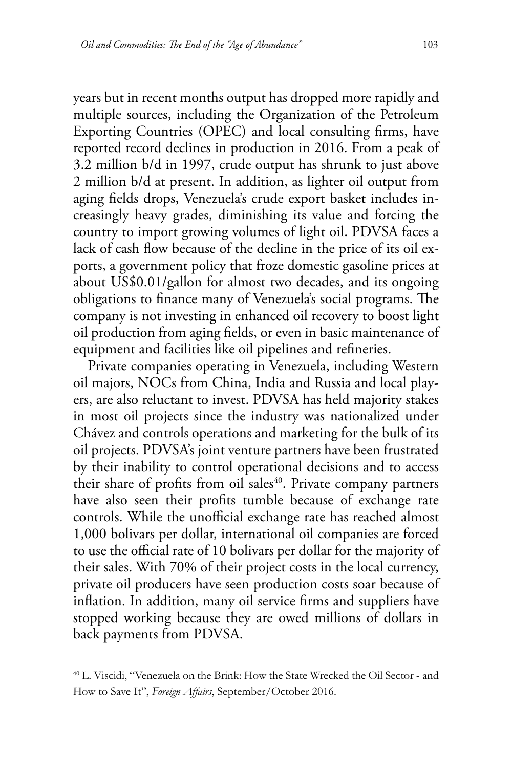years but in recent months output has dropped more rapidly and multiple sources, including the Organization of the Petroleum Exporting Countries (OPEC) and local consulting firms, have reported record declines in production in 2016. From a peak of 3.2 million b/d in 1997, crude output has shrunk to just above 2 million b/d at present. In addition, as lighter oil output from aging fields drops, Venezuela's crude export basket includes increasingly heavy grades, diminishing its value and forcing the country to import growing volumes of light oil. PDVSA faces a lack of cash flow because of the decline in the price of its oil exports, a government policy that froze domestic gasoline prices at about US$0.01/gallon for almost two decades, and its ongoing obligations to finance many of Venezuela's social programs. The company is not investing in enhanced oil recovery to boost light oil production from aging fields, or even in basic maintenance of equipment and facilities like oil pipelines and refineries.

Private companies operating in Venezuela, including Western oil majors, NOCs from China, India and Russia and local players, are also reluctant to invest. PDVSA has held majority stakes in most oil projects since the industry was nationalized under Chávez and controls operations and marketing for the bulk of its oil projects. PDVSA's joint venture partners have been frustrated by their inability to control operational decisions and to access their share of profits from oil sales[40]. Private company partners have also seen their profits tumble because of exchange rate controls. While the unofficial exchange rate has reached almost 1,000 bolivars per dollar, international oil companies are forced to use the official rate of 10 bolivars per dollar for the majority of their sales. With 70% of their project costs in the local currency, private oil producers have seen production costs soar because of inflation. In addition, many oil service firms and suppliers have stopped working because they are owed millions of dollars in back payments from PDVSA.

[40] L. Viscidi, "Venezuela on the Brink: How the State Wrecked the Oil Sector - and How to Save It", *Foreign Affairs*, September/October 2016.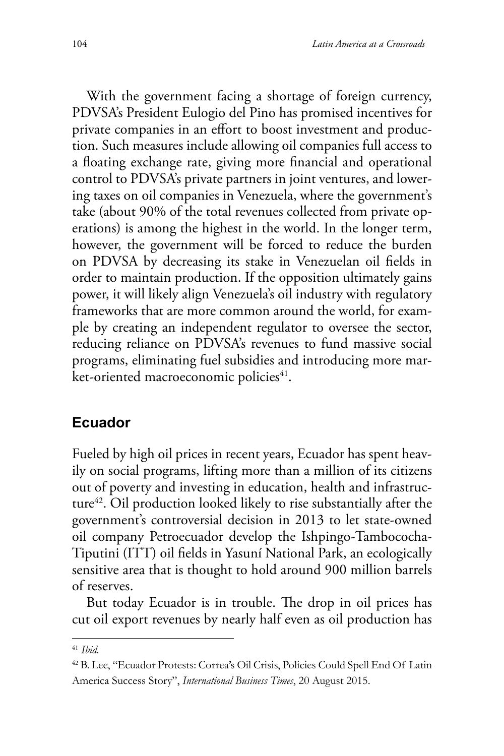With the government facing a shortage of foreign currency, PDVSA's President Eulogio del Pino has promised incentives for private companies in an effort to boost investment and production. Such measures include allowing oil companies full access to a floating exchange rate, giving more financial and operational control to PDVSA's private partners in joint ventures, and lowering taxes on oil companies in Venezuela, where the government's take (about 90% of the total revenues collected from private operations) is among the highest in the world. In the longer term, however, the government will be forced to reduce the burden on PDVSA by decreasing its stake in Venezuelan oil fields in order to maintain production. If the opposition ultimately gains power, it will likely align Venezuela's oil industry with regulatory frameworks that are more common around the world, for example by creating an independent regulator to oversee the sector, reducing reliance on PDVSA's revenues to fund massive social programs, eliminating fuel subsidies and introducing more market-oriented macroeconomic policies[41].

## Ecuador

Fueled by high oil prices in recent years, Ecuador has spent heavily on social programs, lifting more than a million of its citizens out of poverty and investing in education, health and infrastructure[42]. Oil production looked likely to rise substantially after the government's controversial decision in 2013 to let state-owned oil company Petroecuador develop the Ishpingo-Tambococha-Tiputini (ITT) oil fields in Yasuní National Park, an ecologically sensitive area that is thought to hold around 900 million barrels of reserves.

But today Ecuador is in trouble. The drop in oil prices has cut oil export revenues by nearly half even as oil production has

---

[41] *Ibid.*

[42] B. Lee, "Ecuador Protests: Correa's Oil Crisis, Policies Could Spell End Of Latin America Success Story", *International Business Times*, 20 August 2015.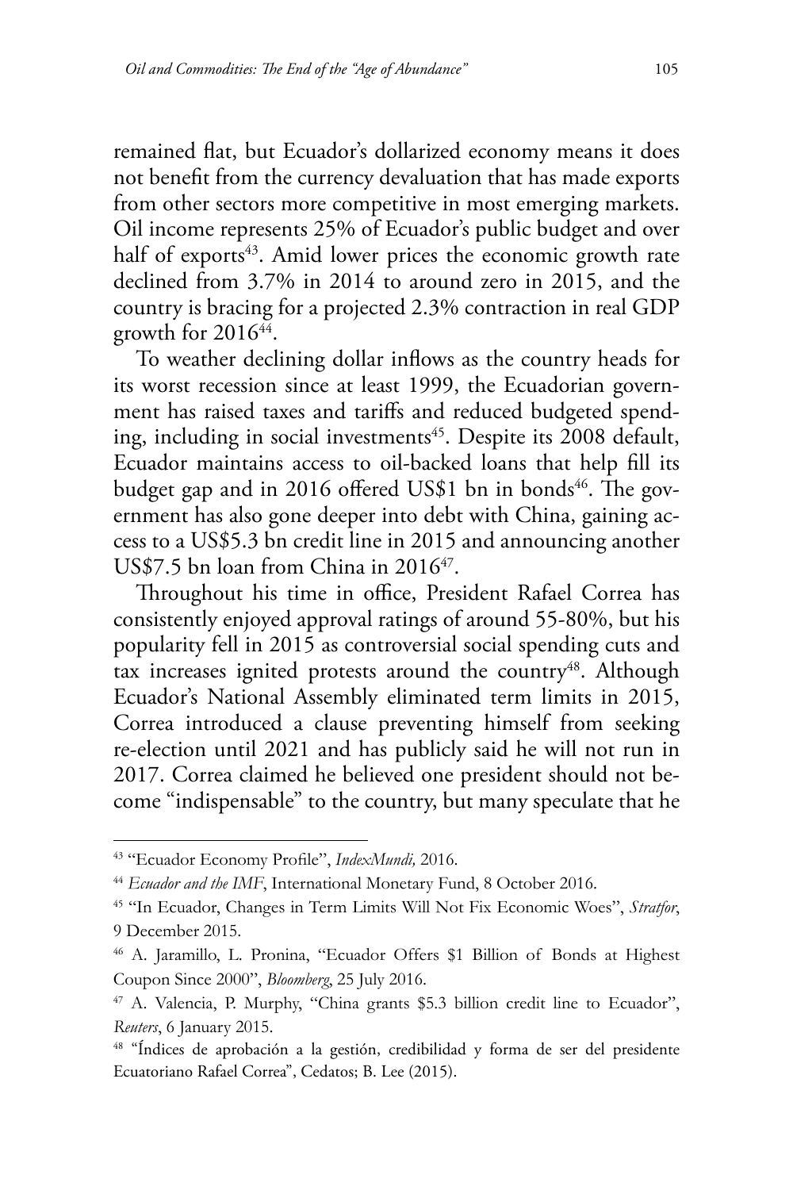remained flat, but Ecuador's dollarized economy means it does not benefit from the currency devaluation that has made exports from other sectors more competitive in most emerging markets. Oil income represents 25% of Ecuador's public budget and over half of exports[43]. Amid lower prices the economic growth rate declined from 3.7% in 2014 to around zero in 2015, and the country is bracing for a projected 2.3% contraction in real GDP growth for 2016[44].

To weather declining dollar inflows as the country heads for its worst recession since at least 1999, the Ecuadorian government has raised taxes and tariffs and reduced budgeted spending, including in social investments[45]. Despite its 2008 default, Ecuador maintains access to oil-backed loans that help fill its budget gap and in 2016 offered US$1 bn in bonds[46]. The government has also gone deeper into debt with China, gaining access to a US$5.3 bn credit line in 2015 and announcing another US$7.5 bn loan from China in 2016[47].

Throughout his time in office, President Rafael Correa has consistently enjoyed approval ratings of around 55-80%, but his popularity fell in 2015 as controversial social spending cuts and tax increases ignited protests around the country[48]. Although Ecuador's National Assembly eliminated term limits in 2015, Correa introduced a clause preventing himself from seeking re-election until 2021 and has publicly said he will not run in 2017. Correa claimed he believed one president should not become "indispensable" to the country, but many speculate that he

---

[43] "Ecuador Economy Profile", *IndexMundi,* 2016.

[44] *Ecuador and the IMF*, International Monetary Fund, 8 October 2016.

[45] "In Ecuador, Changes in Term Limits Will Not Fix Economic Woes", *Stratfor*, 9 December 2015.

[46] A. Jaramillo, L. Pronina, "Ecuador Offers $1 Billion of Bonds at Highest Coupon Since 2000", *Bloomberg*, 25 July 2016.

[47] A. Valencia, P. Murphy, "China grants $5.3 billion credit line to Ecuador", *Reuters*, 6 January 2015.

[48] "Índices de aprobación a la gestión, credibilidad y forma de ser del presidente Ecuatoriano Rafael Correa", Cedatos; B. Lee (2015).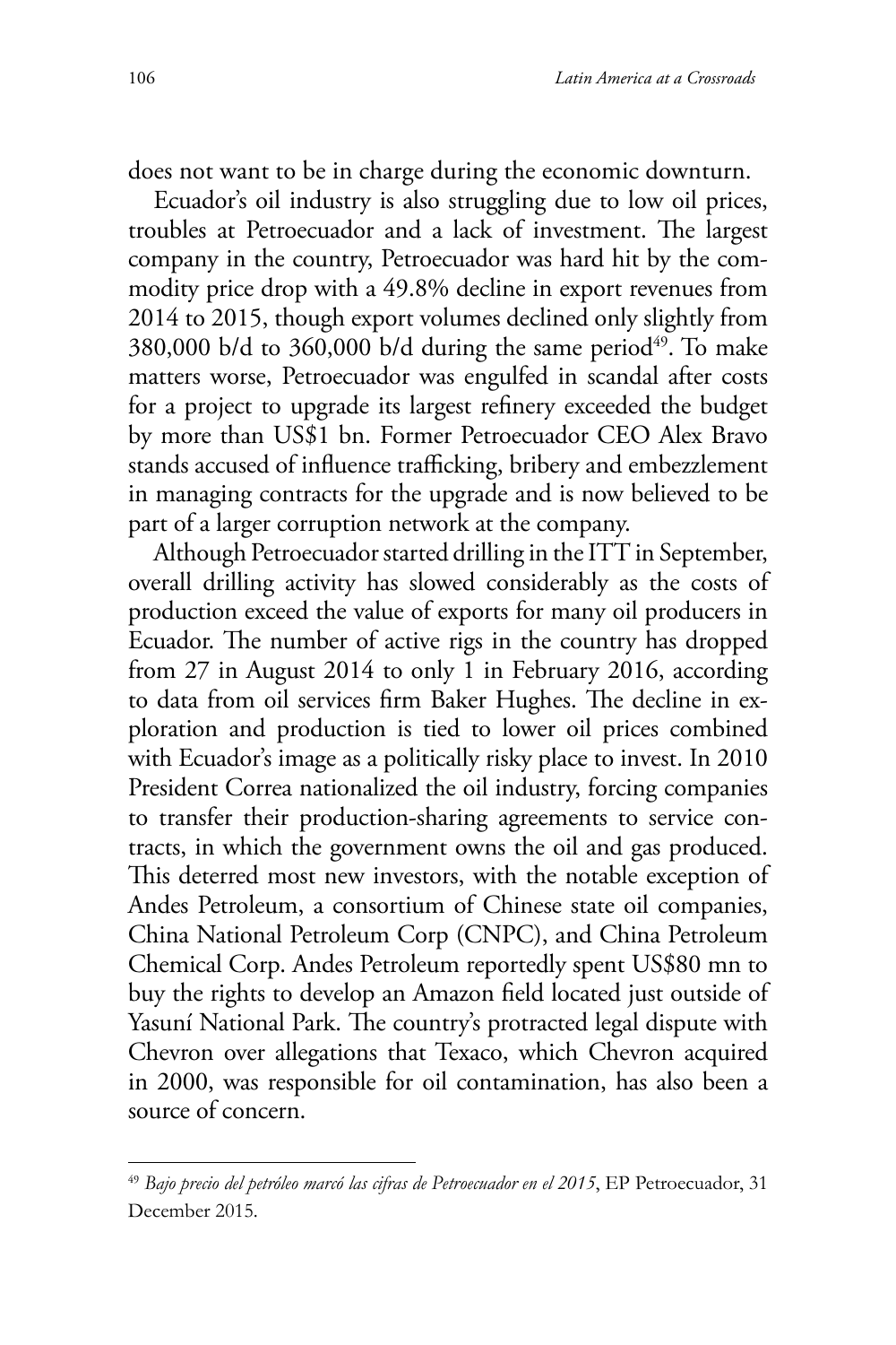does not want to be in charge during the economic downturn.

Ecuador's oil industry is also struggling due to low oil prices, troubles at Petroecuador and a lack of investment. The largest company in the country, Petroecuador was hard hit by the commodity price drop with a 49.8% decline in export revenues from 2014 to 2015, though export volumes declined only slightly from 380,000 b/d to 360,000 b/d during the same period[49]. To make matters worse, Petroecuador was engulfed in scandal after costs for a project to upgrade its largest refinery exceeded the budget by more than US$1 bn. Former Petroecuador CEO Alex Bravo stands accused of influence trafficking, bribery and embezzlement in managing contracts for the upgrade and is now believed to be part of a larger corruption network at the company.

Although Petroecuador started drilling in the ITT in September, overall drilling activity has slowed considerably as the costs of production exceed the value of exports for many oil producers in Ecuador. The number of active rigs in the country has dropped from 27 in August 2014 to only 1 in February 2016, according to data from oil services firm Baker Hughes. The decline in exploration and production is tied to lower oil prices combined with Ecuador's image as a politically risky place to invest. In 2010 President Correa nationalized the oil industry, forcing companies to transfer their production-sharing agreements to service contracts, in which the government owns the oil and gas produced. This deterred most new investors, with the notable exception of Andes Petroleum, a consortium of Chinese state oil companies, China National Petroleum Corp (CNPC), and China Petroleum Chemical Corp. Andes Petroleum reportedly spent US$80 mn to buy the rights to develop an Amazon field located just outside of Yasuní National Park. The country's protracted legal dispute with Chevron over allegations that Texaco, which Chevron acquired in 2000, was responsible for oil contamination, has also been a source of concern.

---

[49] *Bajo precio del petróleo marcó las cifras de Petroecuador en el 2015*, EP Petroecuador, 31 December 2015.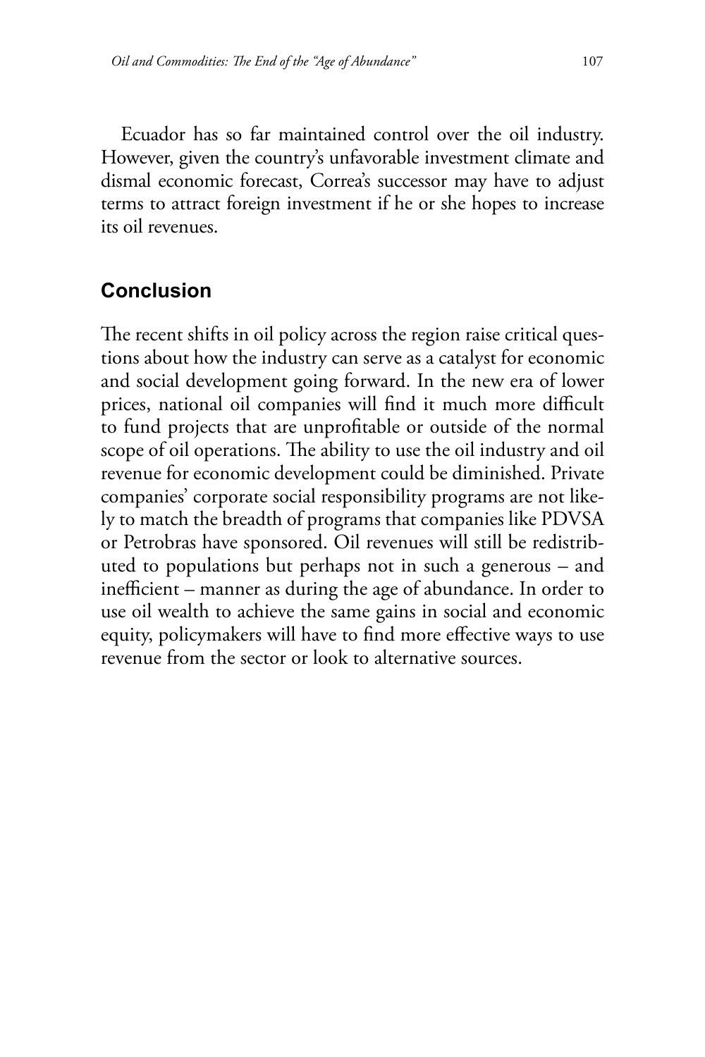Ecuador has so far maintained control over the oil industry. However, given the country's unfavorable investment climate and dismal economic forecast, Correa's successor may have to adjust terms to attract foreign investment if he or she hopes to increase its oil revenues.

## Conclusion

The recent shifts in oil policy across the region raise critical questions about how the industry can serve as a catalyst for economic and social development going forward. In the new era of lower prices, national oil companies will find it much more difficult to fund projects that are unprofitable or outside of the normal scope of oil operations. The ability to use the oil industry and oil revenue for economic development could be diminished. Private companies' corporate social responsibility programs are not likely to match the breadth of programs that companies like PDVSA or Petrobras have sponsored. Oil revenues will still be redistributed to populations but perhaps not in such a generous – and inefficient – manner as during the age of abundance. In order to use oil wealth to achieve the same gains in social and economic equity, policymakers will have to find more effective ways to use revenue from the sector or look to alternative sources.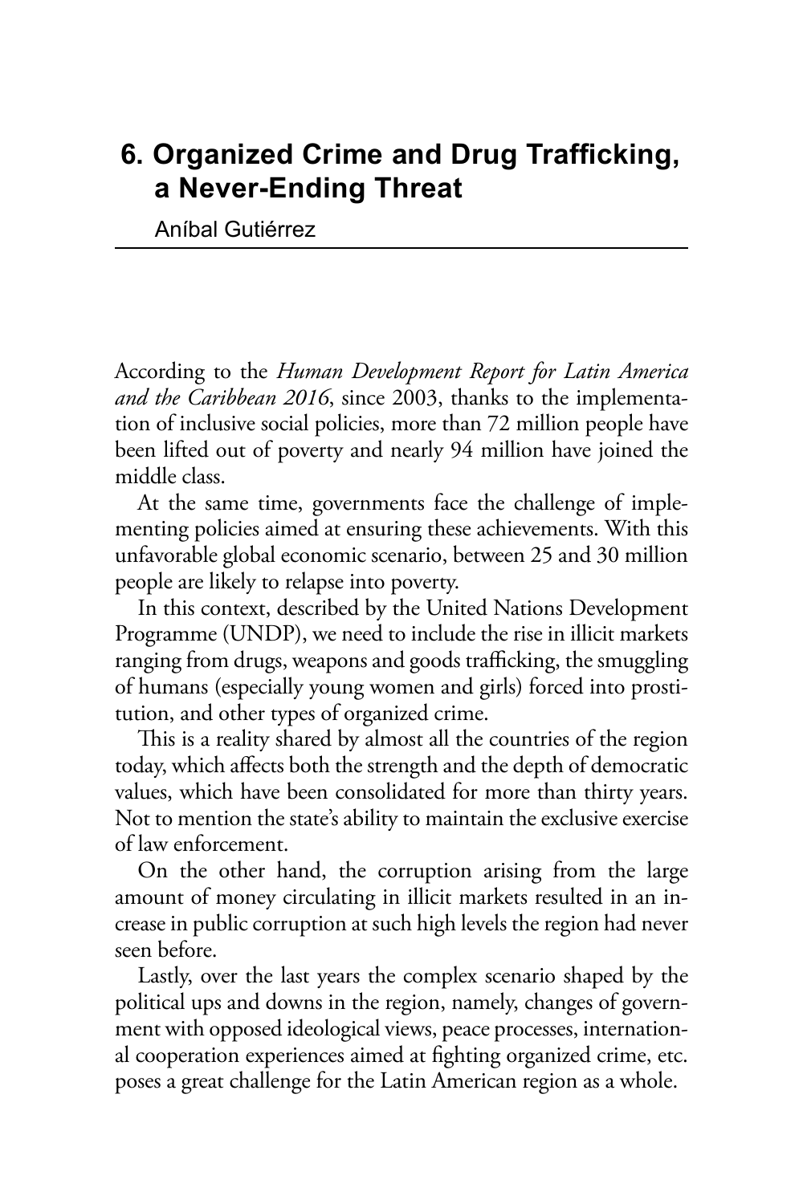# 6. Organized Crime and Drug Trafficking, a Never-Ending Threat

Aníbal Gutiérrez

According to the *Human Development Report for Latin America and the Caribbean 2016*, since 2003, thanks to the implementation of inclusive social policies, more than 72 million people have been lifted out of poverty and nearly 94 million have joined the middle class.

At the same time, governments face the challenge of implementing policies aimed at ensuring these achievements. With this unfavorable global economic scenario, between 25 and 30 million people are likely to relapse into poverty.

In this context, described by the United Nations Development Programme (UNDP), we need to include the rise in illicit markets ranging from drugs, weapons and goods trafficking, the smuggling of humans (especially young women and girls) forced into prostitution, and other types of organized crime.

This is a reality shared by almost all the countries of the region today, which affects both the strength and the depth of democratic values, which have been consolidated for more than thirty years. Not to mention the state's ability to maintain the exclusive exercise of law enforcement.

On the other hand, the corruption arising from the large amount of money circulating in illicit markets resulted in an increase in public corruption at such high levels the region had never seen before.

Lastly, over the last years the complex scenario shaped by the political ups and downs in the region, namely, changes of government with opposed ideological views, peace processes, international cooperation experiences aimed at fighting organized crime, etc. poses a great challenge for the Latin American region as a whole.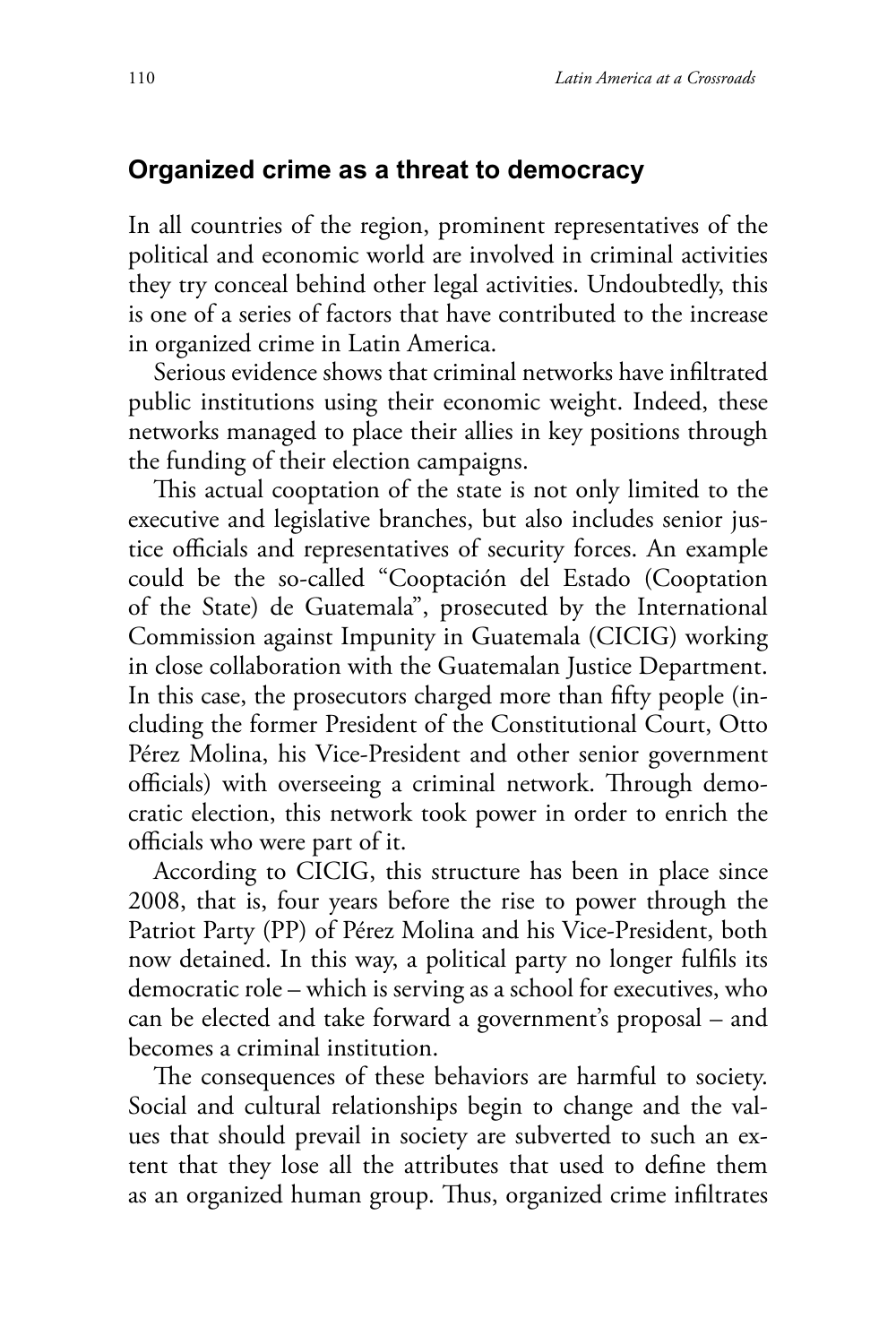## Organized crime as a threat to democracy

In all countries of the region, prominent representatives of the political and economic world are involved in criminal activities they try conceal behind other legal activities. Undoubtedly, this is one of a series of factors that have contributed to the increase in organized crime in Latin America.

Serious evidence shows that criminal networks have infiltrated public institutions using their economic weight. Indeed, these networks managed to place their allies in key positions through the funding of their election campaigns.

This actual cooptation of the state is not only limited to the executive and legislative branches, but also includes senior justice officials and representatives of security forces. An example could be the so-called "Cooptación del Estado (Cooptation of the State) de Guatemala", prosecuted by the International Commission against Impunity in Guatemala (CICIG) working in close collaboration with the Guatemalan Justice Department. In this case, the prosecutors charged more than fifty people (including the former President of the Constitutional Court, Otto Pérez Molina, his Vice-President and other senior government officials) with overseeing a criminal network. Through democratic election, this network took power in order to enrich the officials who were part of it.

According to CICIG, this structure has been in place since 2008, that is, four years before the rise to power through the Patriot Party (PP) of Pérez Molina and his Vice-President, both now detained. In this way, a political party no longer fulfils its democratic role – which is serving as a school for executives, who can be elected and take forward a government's proposal – and becomes a criminal institution.

The consequences of these behaviors are harmful to society. Social and cultural relationships begin to change and the values that should prevail in society are subverted to such an extent that they lose all the attributes that used to define them as an organized human group. Thus, organized crime infiltrates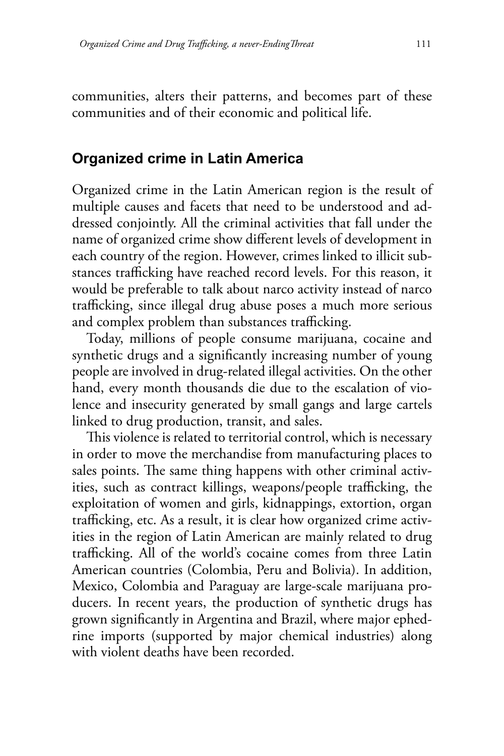communities, alters their patterns, and becomes part of these communities and of their economic and political life.

## Organized crime in Latin America

Organized crime in the Latin American region is the result of multiple causes and facets that need to be understood and addressed conjointly. All the criminal activities that fall under the name of organized crime show different levels of development in each country of the region. However, crimes linked to illicit substances trafficking have reached record levels. For this reason, it would be preferable to talk about narco activity instead of narco trafficking, since illegal drug abuse poses a much more serious and complex problem than substances trafficking.

Today, millions of people consume marijuana, cocaine and synthetic drugs and a significantly increasing number of young people are involved in drug-related illegal activities. On the other hand, every month thousands die due to the escalation of violence and insecurity generated by small gangs and large cartels linked to drug production, transit, and sales.

This violence is related to territorial control, which is necessary in order to move the merchandise from manufacturing places to sales points. The same thing happens with other criminal activities, such as contract killings, weapons/people trafficking, the exploitation of women and girls, kidnappings, extortion, organ trafficking, etc. As a result, it is clear how organized crime activities in the region of Latin American are mainly related to drug trafficking. All of the world's cocaine comes from three Latin American countries (Colombia, Peru and Bolivia). In addition, Mexico, Colombia and Paraguay are large-scale marijuana producers. In recent years, the production of synthetic drugs has grown significantly in Argentina and Brazil, where major ephedrine imports (supported by major chemical industries) along with violent deaths have been recorded.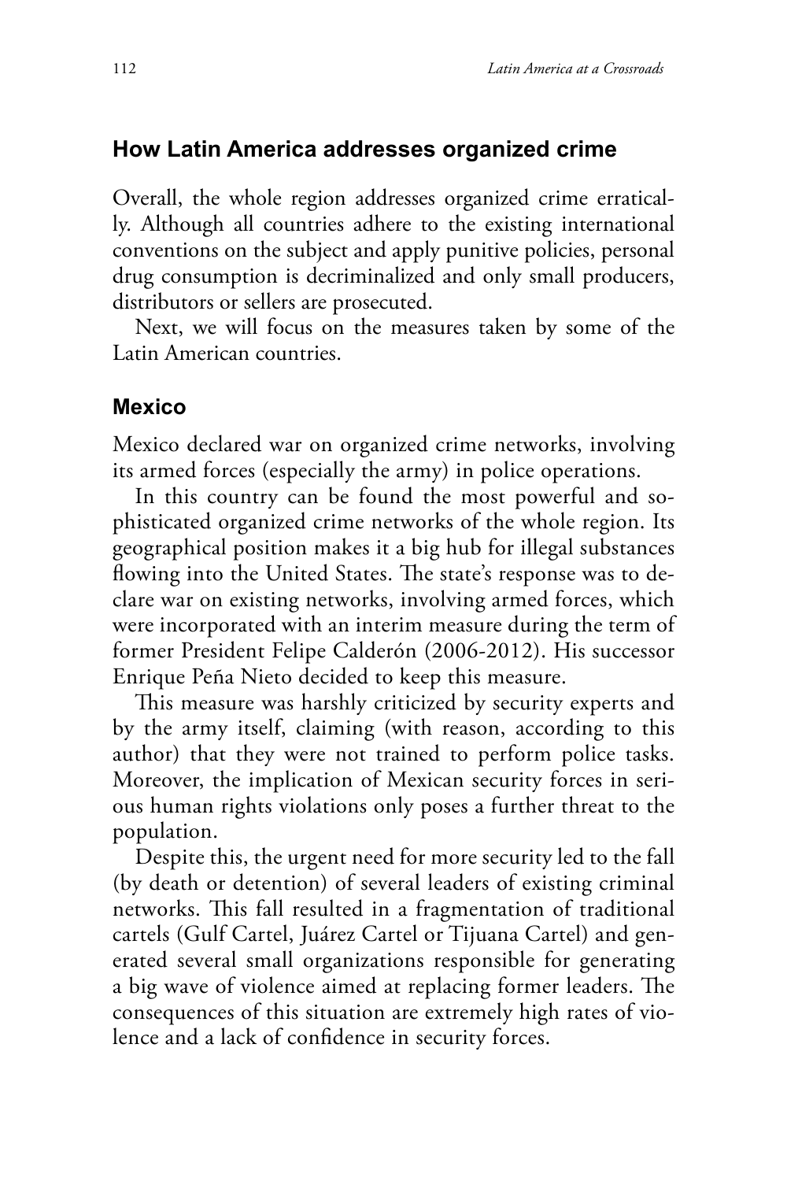## How Latin America addresses organized crime

Overall, the whole region addresses organized crime erratically. Although all countries adhere to the existing international conventions on the subject and apply punitive policies, personal drug consumption is decriminalized and only small producers, distributors or sellers are prosecuted.

Next, we will focus on the measures taken by some of the Latin American countries.

### Mexico

Mexico declared war on organized crime networks, involving its armed forces (especially the army) in police operations.

In this country can be found the most powerful and sophisticated organized crime networks of the whole region. Its geographical position makes it a big hub for illegal substances flowing into the United States. The state's response was to declare war on existing networks, involving armed forces, which were incorporated with an interim measure during the term of former President Felipe Calderón (2006-2012). His successor Enrique Peña Nieto decided to keep this measure.

This measure was harshly criticized by security experts and by the army itself, claiming (with reason, according to this author) that they were not trained to perform police tasks. Moreover, the implication of Mexican security forces in serious human rights violations only poses a further threat to the population.

Despite this, the urgent need for more security led to the fall (by death or detention) of several leaders of existing criminal networks. This fall resulted in a fragmentation of traditional cartels (Gulf Cartel, Juárez Cartel or Tijuana Cartel) and generated several small organizations responsible for generating a big wave of violence aimed at replacing former leaders. The consequences of this situation are extremely high rates of violence and a lack of confidence in security forces.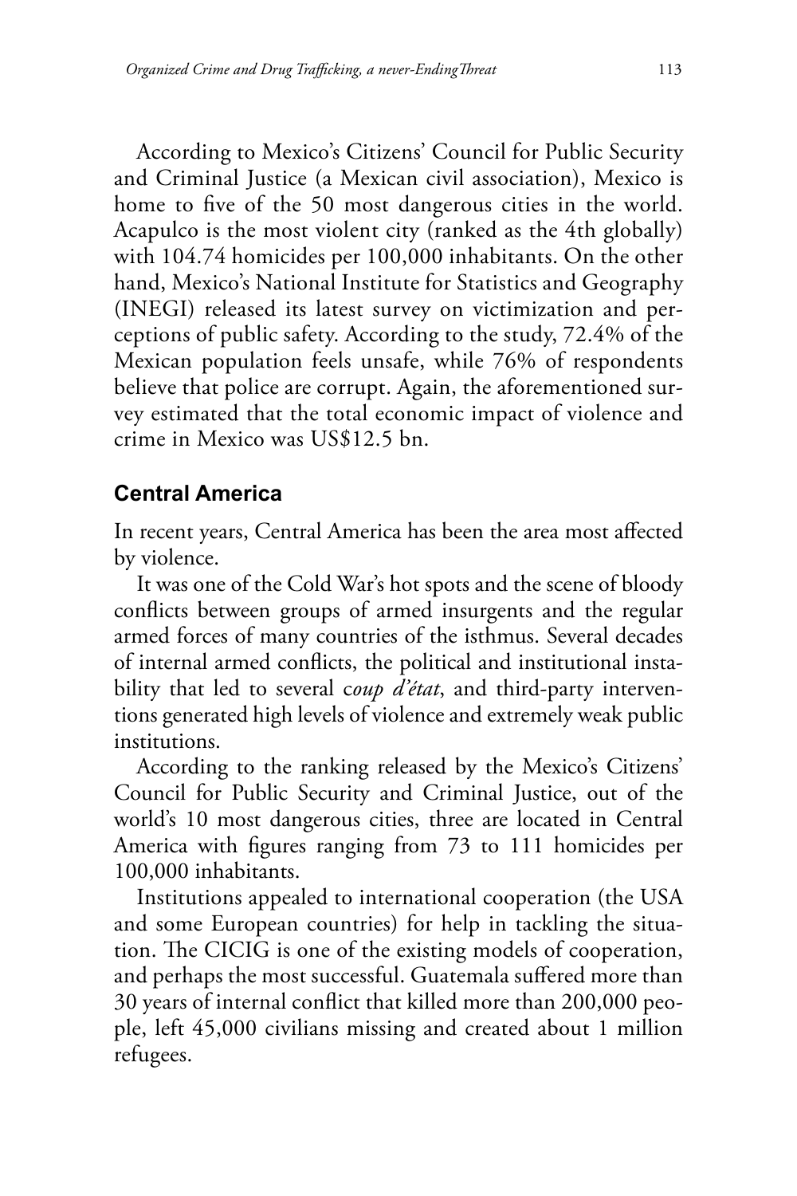According to Mexico's Citizens' Council for Public Security and Criminal Justice (a Mexican civil association), Mexico is home to five of the 50 most dangerous cities in the world. Acapulco is the most violent city (ranked as the 4th globally) with 104.74 homicides per 100,000 inhabitants. On the other hand, Mexico's National Institute for Statistics and Geography (INEGI) released its latest survey on victimization and perceptions of public safety. According to the study, 72.4% of the Mexican population feels unsafe, while 76% of respondents believe that police are corrupt. Again, the aforementioned survey estimated that the total economic impact of violence and crime in Mexico was US$12.5 bn.

## Central America

In recent years, Central America has been the area most affected by violence.

It was one of the Cold War's hot spots and the scene of bloody conflicts between groups of armed insurgents and the regular armed forces of many countries of the isthmus. Several decades of internal armed conflicts, the political and institutional instability that led to several *coup d'état*, and third-party interventions generated high levels of violence and extremely weak public institutions.

According to the ranking released by the Mexico's Citizens' Council for Public Security and Criminal Justice, out of the world's 10 most dangerous cities, three are located in Central America with figures ranging from 73 to 111 homicides per 100,000 inhabitants.

Institutions appealed to international cooperation (the USA and some European countries) for help in tackling the situation. The CICIG is one of the existing models of cooperation, and perhaps the most successful. Guatemala suffered more than 30 years of internal conflict that killed more than 200,000 people, left 45,000 civilians missing and created about 1 million refugees.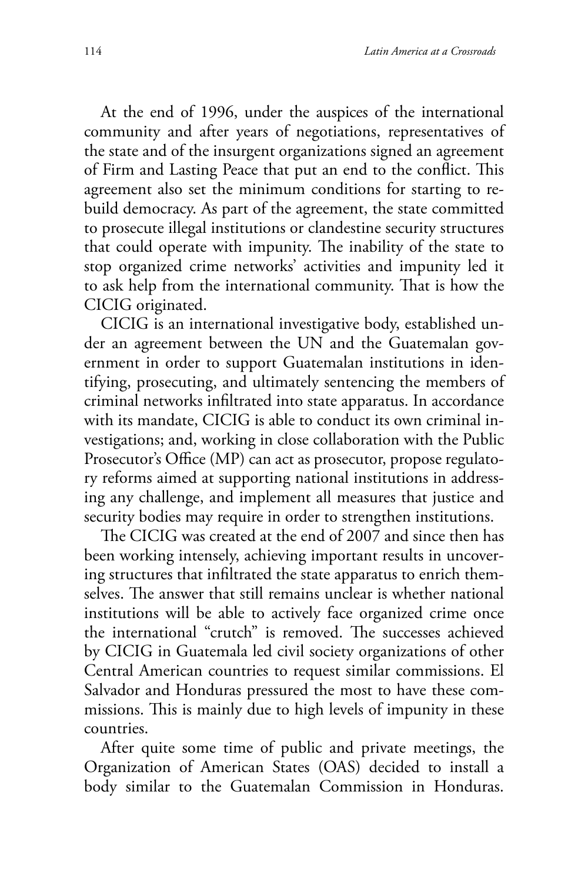At the end of 1996, under the auspices of the international community and after years of negotiations, representatives of the state and of the insurgent organizations signed an agreement of Firm and Lasting Peace that put an end to the conflict. This agreement also set the minimum conditions for starting to rebuild democracy. As part of the agreement, the state committed to prosecute illegal institutions or clandestine security structures that could operate with impunity. The inability of the state to stop organized crime networks' activities and impunity led it to ask help from the international community. That is how the CICIG originated.

CICIG is an international investigative body, established under an agreement between the UN and the Guatemalan government in order to support Guatemalan institutions in identifying, prosecuting, and ultimately sentencing the members of criminal networks infiltrated into state apparatus. In accordance with its mandate, CICIG is able to conduct its own criminal investigations; and, working in close collaboration with the Public Prosecutor's Office (MP) can act as prosecutor, propose regulatory reforms aimed at supporting national institutions in addressing any challenge, and implement all measures that justice and security bodies may require in order to strengthen institutions.

The CICIG was created at the end of 2007 and since then has been working intensely, achieving important results in uncovering structures that infiltrated the state apparatus to enrich themselves. The answer that still remains unclear is whether national institutions will be able to actively face organized crime once the international "crutch" is removed. The successes achieved by CICIG in Guatemala led civil society organizations of other Central American countries to request similar commissions. El Salvador and Honduras pressured the most to have these commissions. This is mainly due to high levels of impunity in these countries.

After quite some time of public and private meetings, the Organization of American States (OAS) decided to install a body similar to the Guatemalan Commission in Honduras.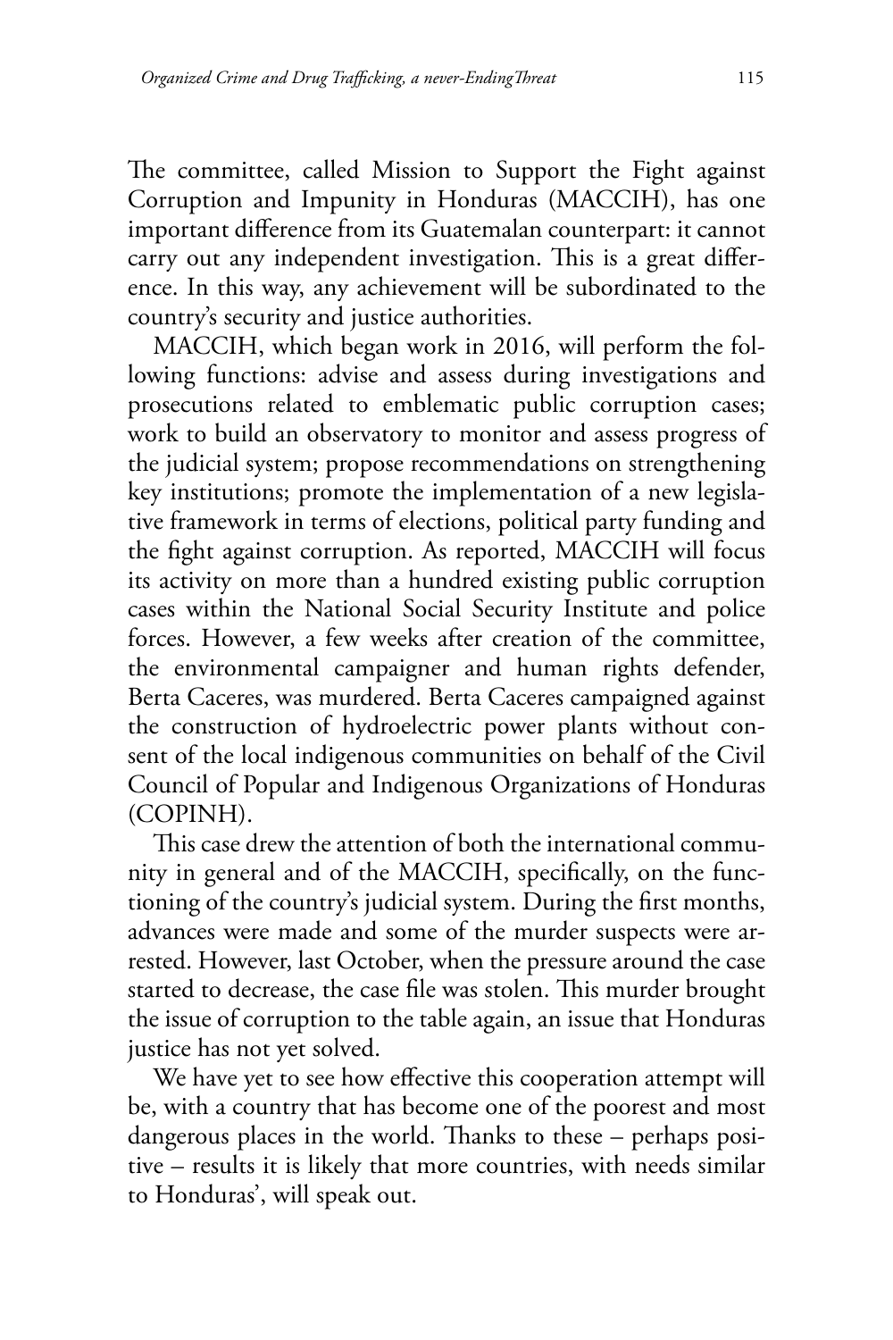The committee, called Mission to Support the Fight against Corruption and Impunity in Honduras (MACCIH), has one important difference from its Guatemalan counterpart: it cannot carry out any independent investigation. This is a great difference. In this way, any achievement will be subordinated to the country's security and justice authorities.

MACCIH, which began work in 2016, will perform the following functions: advise and assess during investigations and prosecutions related to emblematic public corruption cases; work to build an observatory to monitor and assess progress of the judicial system; propose recommendations on strengthening key institutions; promote the implementation of a new legislative framework in terms of elections, political party funding and the fight against corruption. As reported, MACCIH will focus its activity on more than a hundred existing public corruption cases within the National Social Security Institute and police forces. However, a few weeks after creation of the committee, the environmental campaigner and human rights defender, Berta Caceres, was murdered. Berta Caceres campaigned against the construction of hydroelectric power plants without consent of the local indigenous communities on behalf of the Civil Council of Popular and Indigenous Organizations of Honduras (COPINH).

This case drew the attention of both the international community in general and of the MACCIH, specifically, on the functioning of the country's judicial system. During the first months, advances were made and some of the murder suspects were arrested. However, last October, when the pressure around the case started to decrease, the case file was stolen. This murder brought the issue of corruption to the table again, an issue that Honduras justice has not yet solved.

We have yet to see how effective this cooperation attempt will be, with a country that has become one of the poorest and most dangerous places in the world. Thanks to these – perhaps positive – results it is likely that more countries, with needs similar to Honduras', will speak out.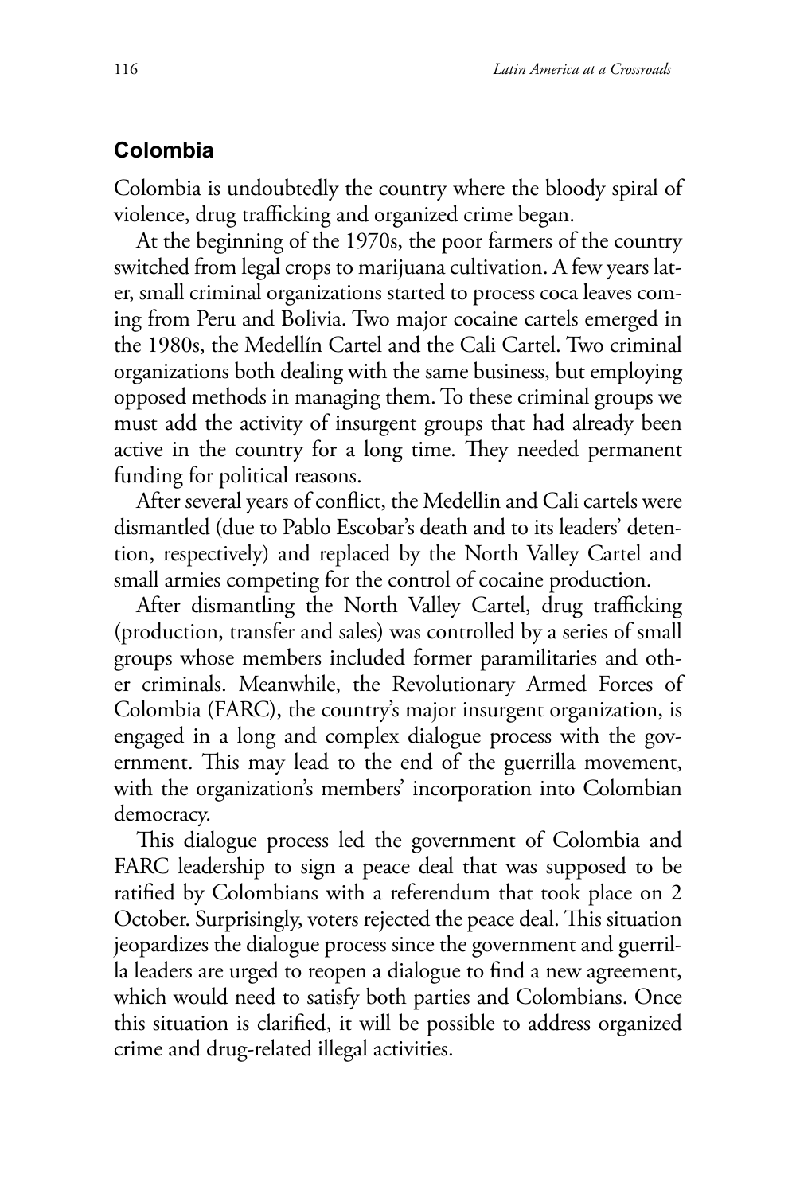## Colombia

Colombia is undoubtedly the country where the bloody spiral of violence, drug trafficking and organized crime began.

At the beginning of the 1970s, the poor farmers of the country switched from legal crops to marijuana cultivation. A few years later, small criminal organizations started to process coca leaves coming from Peru and Bolivia. Two major cocaine cartels emerged in the 1980s, the Medellín Cartel and the Cali Cartel. Two criminal organizations both dealing with the same business, but employing opposed methods in managing them. To these criminal groups we must add the activity of insurgent groups that had already been active in the country for a long time. They needed permanent funding for political reasons.

After several years of conflict, the Medellin and Cali cartels were dismantled (due to Pablo Escobar's death and to its leaders' detention, respectively) and replaced by the North Valley Cartel and small armies competing for the control of cocaine production.

After dismantling the North Valley Cartel, drug trafficking (production, transfer and sales) was controlled by a series of small groups whose members included former paramilitaries and other criminals. Meanwhile, the Revolutionary Armed Forces of Colombia (FARC), the country's major insurgent organization, is engaged in a long and complex dialogue process with the government. This may lead to the end of the guerrilla movement, with the organization's members' incorporation into Colombian democracy.

This dialogue process led the government of Colombia and FARC leadership to sign a peace deal that was supposed to be ratified by Colombians with a referendum that took place on 2 October. Surprisingly, voters rejected the peace deal. This situation jeopardizes the dialogue process since the government and guerrilla leaders are urged to reopen a dialogue to find a new agreement, which would need to satisfy both parties and Colombians. Once this situation is clarified, it will be possible to address organized crime and drug-related illegal activities.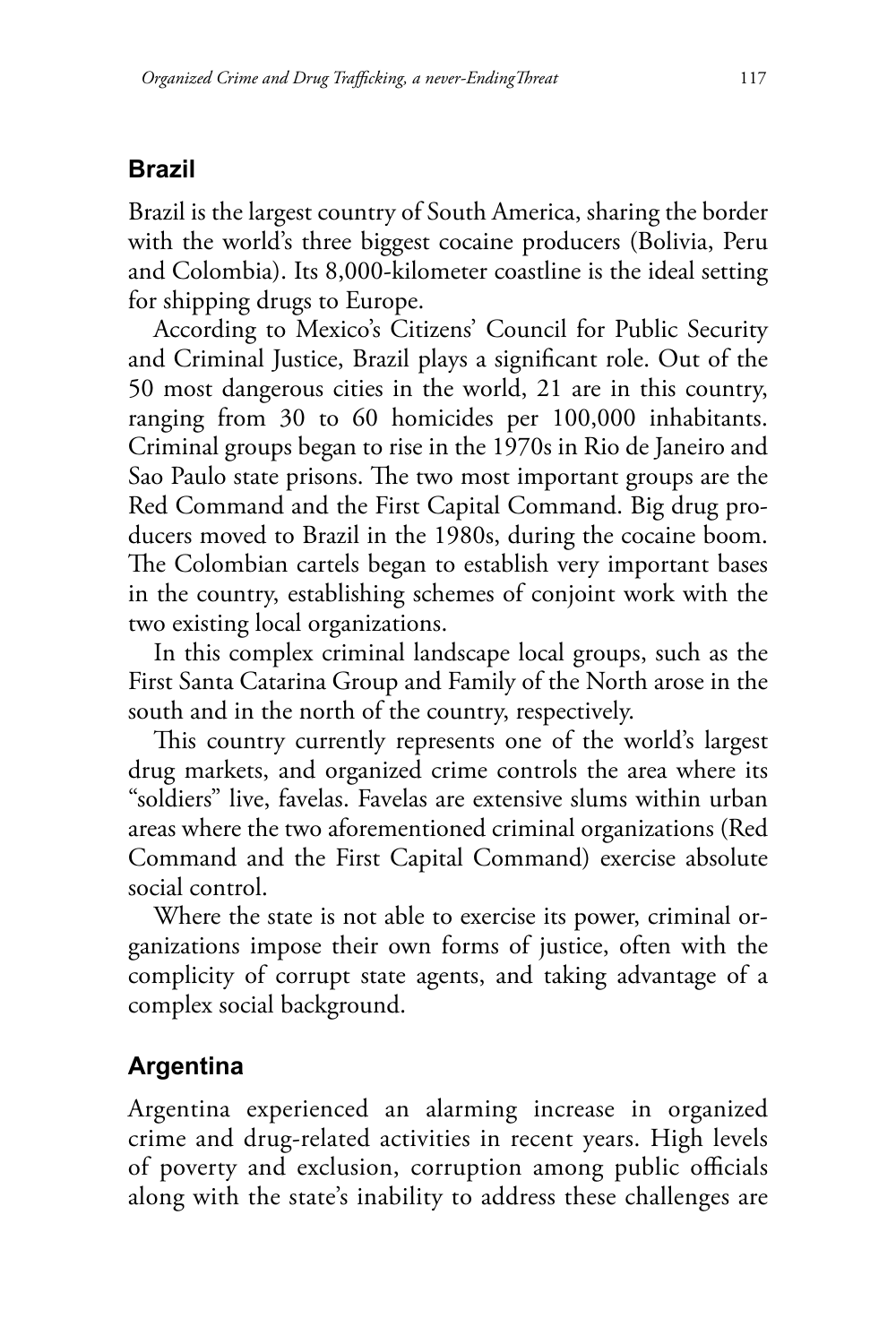## Brazil

Brazil is the largest country of South America, sharing the border with the world's three biggest cocaine producers (Bolivia, Peru and Colombia). Its 8,000-kilometer coastline is the ideal setting for shipping drugs to Europe.

According to Mexico's Citizens' Council for Public Security and Criminal Justice, Brazil plays a significant role. Out of the 50 most dangerous cities in the world, 21 are in this country, ranging from 30 to 60 homicides per 100,000 inhabitants. Criminal groups began to rise in the 1970s in Rio de Janeiro and Sao Paulo state prisons. The two most important groups are the Red Command and the First Capital Command. Big drug producers moved to Brazil in the 1980s, during the cocaine boom. The Colombian cartels began to establish very important bases in the country, establishing schemes of conjoint work with the two existing local organizations.

In this complex criminal landscape local groups, such as the First Santa Catarina Group and Family of the North arose in the south and in the north of the country, respectively.

This country currently represents one of the world's largest drug markets, and organized crime controls the area where its "soldiers" live, favelas. Favelas are extensive slums within urban areas where the two aforementioned criminal organizations (Red Command and the First Capital Command) exercise absolute social control.

Where the state is not able to exercise its power, criminal organizations impose their own forms of justice, often with the complicity of corrupt state agents, and taking advantage of a complex social background.

## Argentina

Argentina experienced an alarming increase in organized crime and drug-related activities in recent years. High levels of poverty and exclusion, corruption among public officials along with the state's inability to address these challenges are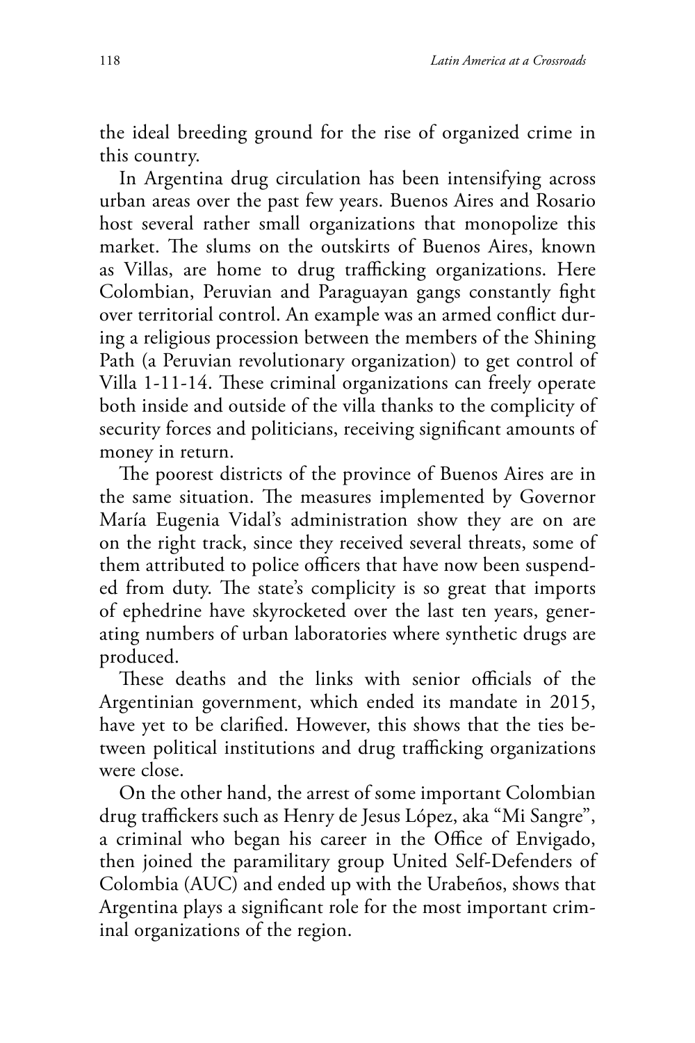the ideal breeding ground for the rise of organized crime in this country.

In Argentina drug circulation has been intensifying across urban areas over the past few years. Buenos Aires and Rosario host several rather small organizations that monopolize this market. The slums on the outskirts of Buenos Aires, known as Villas, are home to drug trafficking organizations. Here Colombian, Peruvian and Paraguayan gangs constantly fight over territorial control. An example was an armed conflict during a religious procession between the members of the Shining Path (a Peruvian revolutionary organization) to get control of Villa 1-11-14. These criminal organizations can freely operate both inside and outside of the villa thanks to the complicity of security forces and politicians, receiving significant amounts of money in return.

The poorest districts of the province of Buenos Aires are in the same situation. The measures implemented by Governor María Eugenia Vidal's administration show they are on are on the right track, since they received several threats, some of them attributed to police officers that have now been suspended from duty. The state's complicity is so great that imports of ephedrine have skyrocketed over the last ten years, generating numbers of urban laboratories where synthetic drugs are produced.

These deaths and the links with senior officials of the Argentinian government, which ended its mandate in 2015, have yet to be clarified. However, this shows that the ties between political institutions and drug trafficking organizations were close.

On the other hand, the arrest of some important Colombian drug traffickers such as Henry de Jesus López, aka "Mi Sangre", a criminal who began his career in the Office of Envigado, then joined the paramilitary group United Self-Defenders of Colombia (AUC) and ended up with the Urabeños, shows that Argentina plays a significant role for the most important criminal organizations of the region.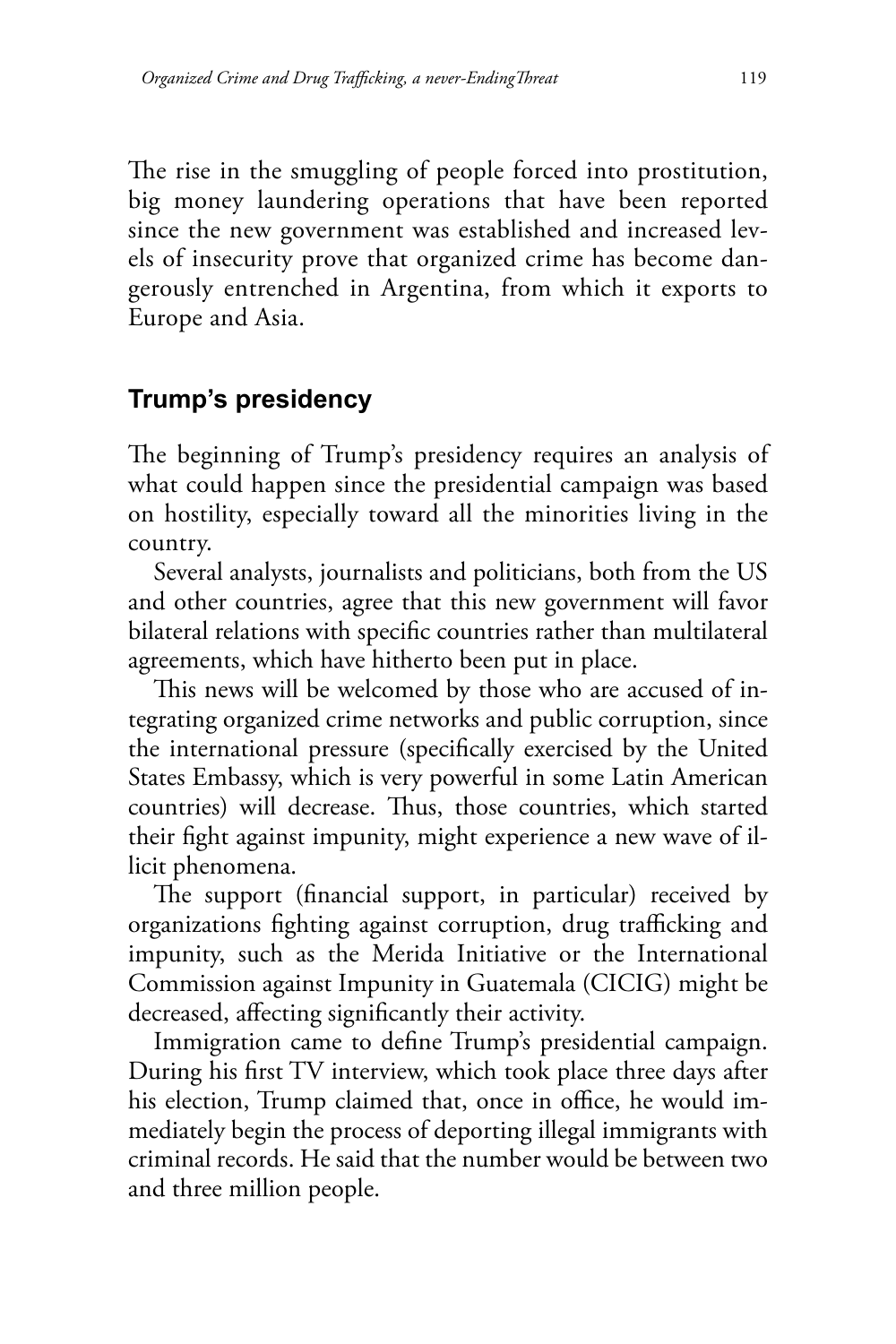The rise in the smuggling of people forced into prostitution, big money laundering operations that have been reported since the new government was established and increased levels of insecurity prove that organized crime has become dangerously entrenched in Argentina, from which it exports to Europe and Asia.

## Trump's presidency

The beginning of Trump's presidency requires an analysis of what could happen since the presidential campaign was based on hostility, especially toward all the minorities living in the country.

Several analysts, journalists and politicians, both from the US and other countries, agree that this new government will favor bilateral relations with specific countries rather than multilateral agreements, which have hitherto been put in place.

This news will be welcomed by those who are accused of integrating organized crime networks and public corruption, since the international pressure (specifically exercised by the United States Embassy, which is very powerful in some Latin American countries) will decrease. Thus, those countries, which started their fight against impunity, might experience a new wave of illicit phenomena.

The support (financial support, in particular) received by organizations fighting against corruption, drug trafficking and impunity, such as the Merida Initiative or the International Commission against Impunity in Guatemala (CICIG) might be decreased, affecting significantly their activity.

Immigration came to define Trump's presidential campaign. During his first TV interview, which took place three days after his election, Trump claimed that, once in office, he would immediately begin the process of deporting illegal immigrants with criminal records. He said that the number would be between two and three million people.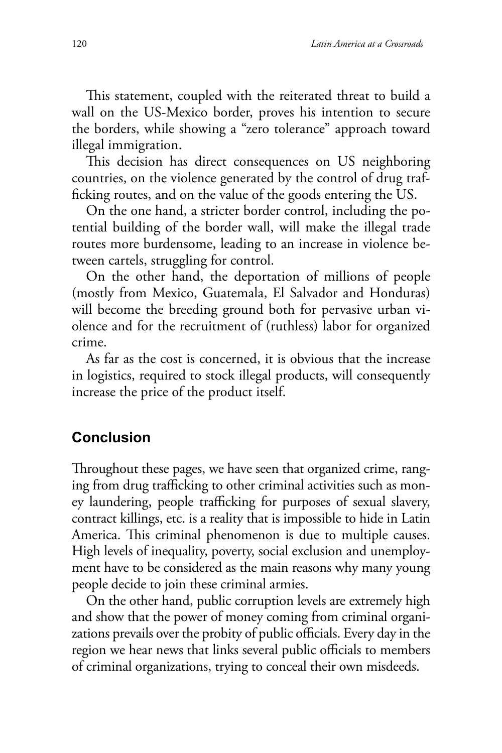This statement, coupled with the reiterated threat to build a wall on the US-Mexico border, proves his intention to secure the borders, while showing a "zero tolerance" approach toward illegal immigration.

This decision has direct consequences on US neighboring countries, on the violence generated by the control of drug trafficking routes, and on the value of the goods entering the US.

On the one hand, a stricter border control, including the potential building of the border wall, will make the illegal trade routes more burdensome, leading to an increase in violence between cartels, struggling for control.

On the other hand, the deportation of millions of people (mostly from Mexico, Guatemala, El Salvador and Honduras) will become the breeding ground both for pervasive urban violence and for the recruitment of (ruthless) labor for organized crime.

As far as the cost is concerned, it is obvious that the increase in logistics, required to stock illegal products, will consequently increase the price of the product itself.

## Conclusion

Throughout these pages, we have seen that organized crime, ranging from drug trafficking to other criminal activities such as money laundering, people trafficking for purposes of sexual slavery, contract killings, etc. is a reality that is impossible to hide in Latin America. This criminal phenomenon is due to multiple causes. High levels of inequality, poverty, social exclusion and unemployment have to be considered as the main reasons why many young people decide to join these criminal armies.

On the other hand, public corruption levels are extremely high and show that the power of money coming from criminal organizations prevails over the probity of public officials. Every day in the region we hear news that links several public officials to members of criminal organizations, trying to conceal their own misdeeds.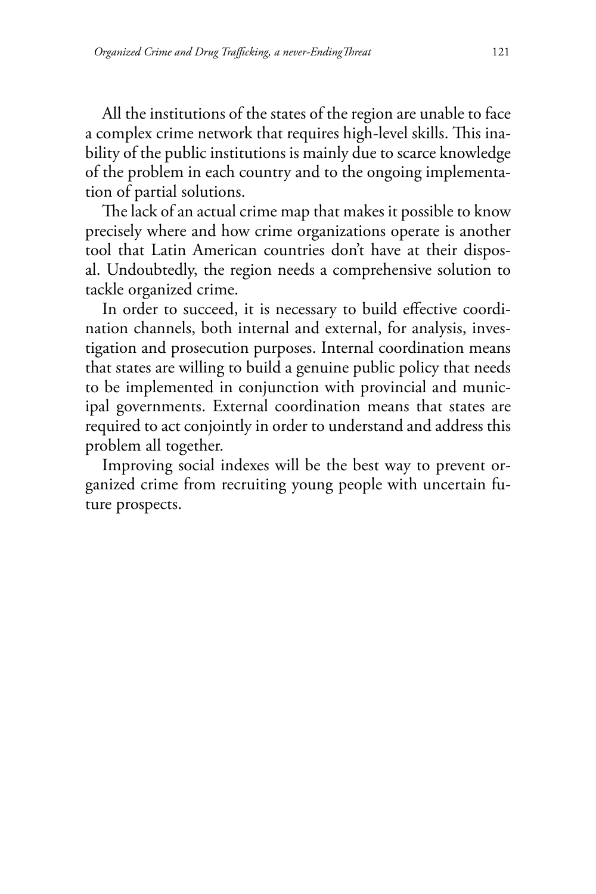All the institutions of the states of the region are unable to face a complex crime network that requires high-level skills. This inability of the public institutions is mainly due to scarce knowledge of the problem in each country and to the ongoing implementation of partial solutions.

The lack of an actual crime map that makes it possible to know precisely where and how crime organizations operate is another tool that Latin American countries don't have at their disposal. Undoubtedly, the region needs a comprehensive solution to tackle organized crime.

In order to succeed, it is necessary to build effective coordination channels, both internal and external, for analysis, investigation and prosecution purposes. Internal coordination means that states are willing to build a genuine public policy that needs to be implemented in conjunction with provincial and municipal governments. External coordination means that states are required to act conjointly in order to understand and address this problem all together.

Improving social indexes will be the best way to prevent organized crime from recruiting young people with uncertain future prospects.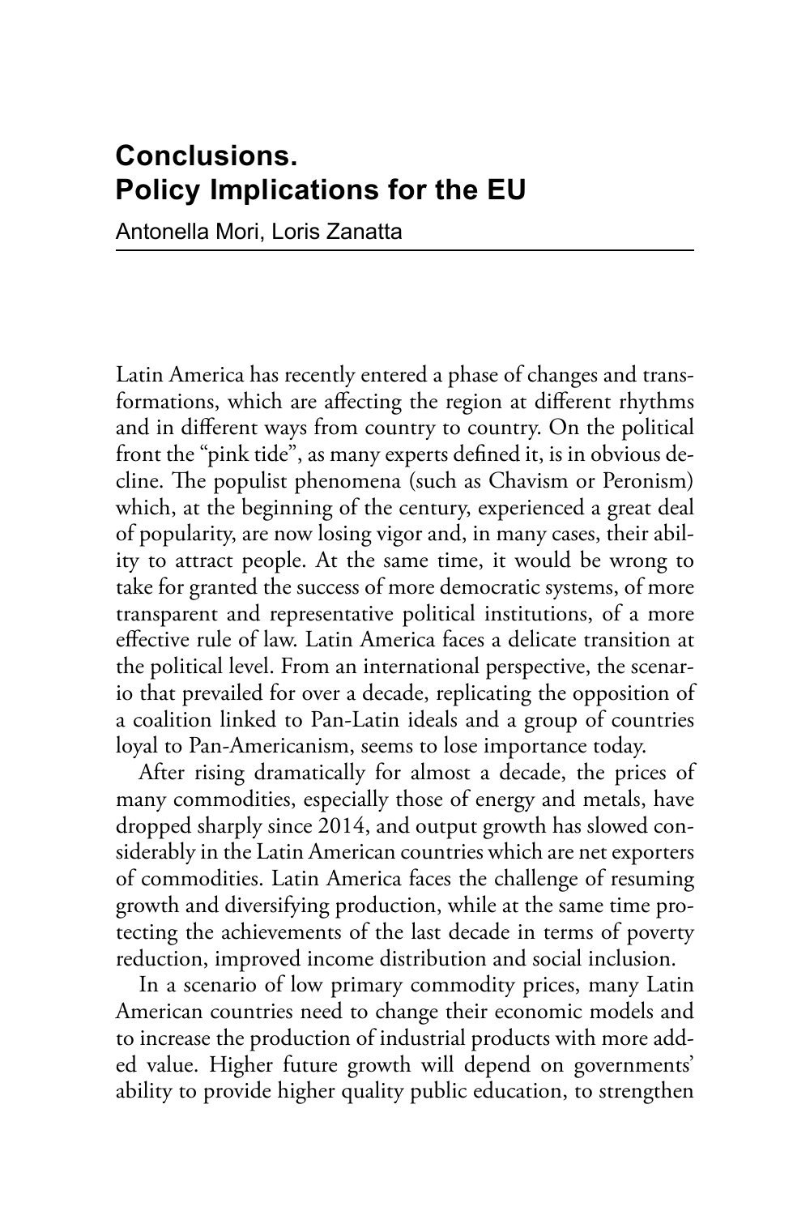# Conclusions. Policy Implications for the EU

Antonella Mori, Loris Zanatta

Latin America has recently entered a phase of changes and transformations, which are affecting the region at different rhythms and in different ways from country to country. On the political front the "pink tide", as many experts defined it, is in obvious decline. The populist phenomena (such as Chavism or Peronism) which, at the beginning of the century, experienced a great deal of popularity, are now losing vigor and, in many cases, their ability to attract people. At the same time, it would be wrong to take for granted the success of more democratic systems, of more transparent and representative political institutions, of a more effective rule of law. Latin America faces a delicate transition at the political level. From an international perspective, the scenario that prevailed for over a decade, replicating the opposition of a coalition linked to Pan-Latin ideals and a group of countries loyal to Pan-Americanism, seems to lose importance today.

After rising dramatically for almost a decade, the prices of many commodities, especially those of energy and metals, have dropped sharply since 2014, and output growth has slowed considerably in the Latin American countries which are net exporters of commodities. Latin America faces the challenge of resuming growth and diversifying production, while at the same time protecting the achievements of the last decade in terms of poverty reduction, improved income distribution and social inclusion.

In a scenario of low primary commodity prices, many Latin American countries need to change their economic models and to increase the production of industrial products with more added value. Higher future growth will depend on governments' ability to provide higher quality public education, to strengthen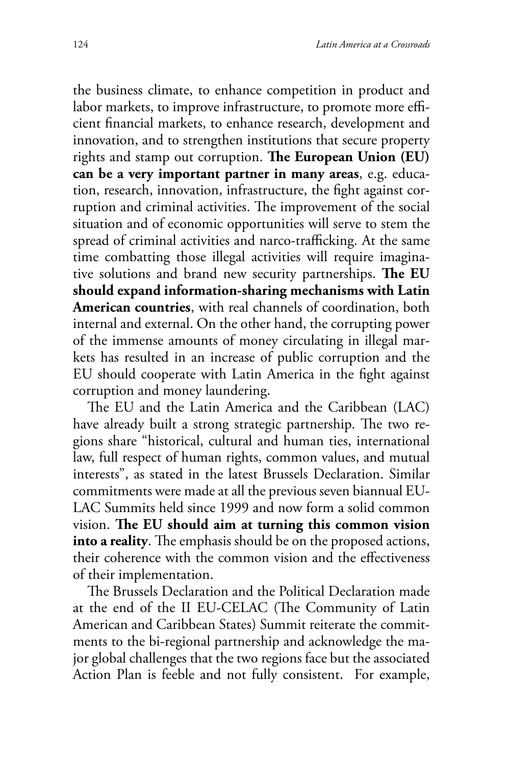the business climate, to enhance competition in product and labor markets, to improve infrastructure, to promote more efficient financial markets, to enhance research, development and innovation, and to strengthen institutions that secure property rights and stamp out corruption. **The European Union (EU) can be a very important partner in many areas**, e.g. education, research, innovation, infrastructure, the fight against corruption and criminal activities. The improvement of the social situation and of economic opportunities will serve to stem the spread of criminal activities and narco-trafficking. At the same time combatting those illegal activities will require imaginative solutions and brand new security partnerships. **The EU should expand information-sharing mechanisms with Latin American countries**, with real channels of coordination, both internal and external. On the other hand, the corrupting power of the immense amounts of money circulating in illegal markets has resulted in an increase of public corruption and the EU should cooperate with Latin America in the fight against corruption and money laundering.

The EU and the Latin America and the Caribbean (LAC) have already built a strong strategic partnership. The two regions share "historical, cultural and human ties, international law, full respect of human rights, common values, and mutual interests", as stated in the latest Brussels Declaration. Similar commitments were made at all the previous seven biannual EU-LAC Summits held since 1999 and now form a solid common vision. **The EU should aim at turning this common vision into a reality**. The emphasis should be on the proposed actions, their coherence with the common vision and the effectiveness of their implementation.

The Brussels Declaration and the Political Declaration made at the end of the II EU-CELAC (The Community of Latin American and Caribbean States) Summit reiterate the commitments to the bi-regional partnership and acknowledge the major global challenges that the two regions face but the associated Action Plan is feeble and not fully consistent. For example,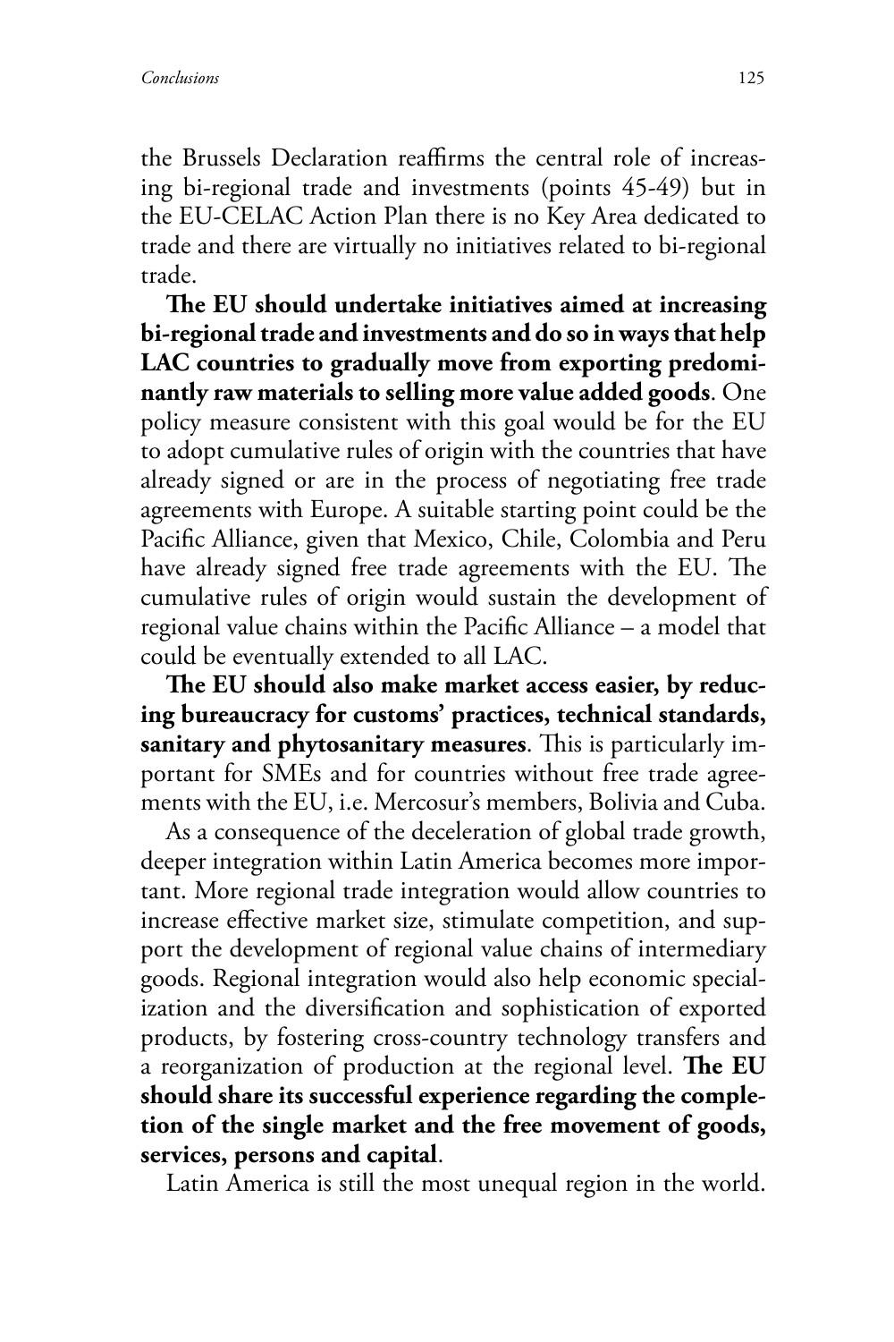the Brussels Declaration reaffirms the central role of increasing bi-regional trade and investments (points 45-49) but in the EU-CELAC Action Plan there is no Key Area dedicated to trade and there are virtually no initiatives related to bi-regional trade.

**The EU should undertake initiatives aimed at increasing bi-regional trade and investments and do so in ways that help LAC countries to gradually move from exporting predominantly raw materials to selling more value added goods**. One policy measure consistent with this goal would be for the EU to adopt cumulative rules of origin with the countries that have already signed or are in the process of negotiating free trade agreements with Europe. A suitable starting point could be the Pacific Alliance, given that Mexico, Chile, Colombia and Peru have already signed free trade agreements with the EU. The cumulative rules of origin would sustain the development of regional value chains within the Pacific Alliance – a model that could be eventually extended to all LAC.

**The EU should also make market access easier, by reducing bureaucracy for customs' practices, technical standards, sanitary and phytosanitary measures**. This is particularly important for SMEs and for countries without free trade agreements with the EU, i.e. Mercosur's members, Bolivia and Cuba.

As a consequence of the deceleration of global trade growth, deeper integration within Latin America becomes more important. More regional trade integration would allow countries to increase effective market size, stimulate competition, and support the development of regional value chains of intermediary goods. Regional integration would also help economic specialization and the diversification and sophistication of exported products, by fostering cross-country technology transfers and a reorganization of production at the regional level. **The EU should share its successful experience regarding the completion of the single market and the free movement of goods, services, persons and capital**.

Latin America is still the most unequal region in the world.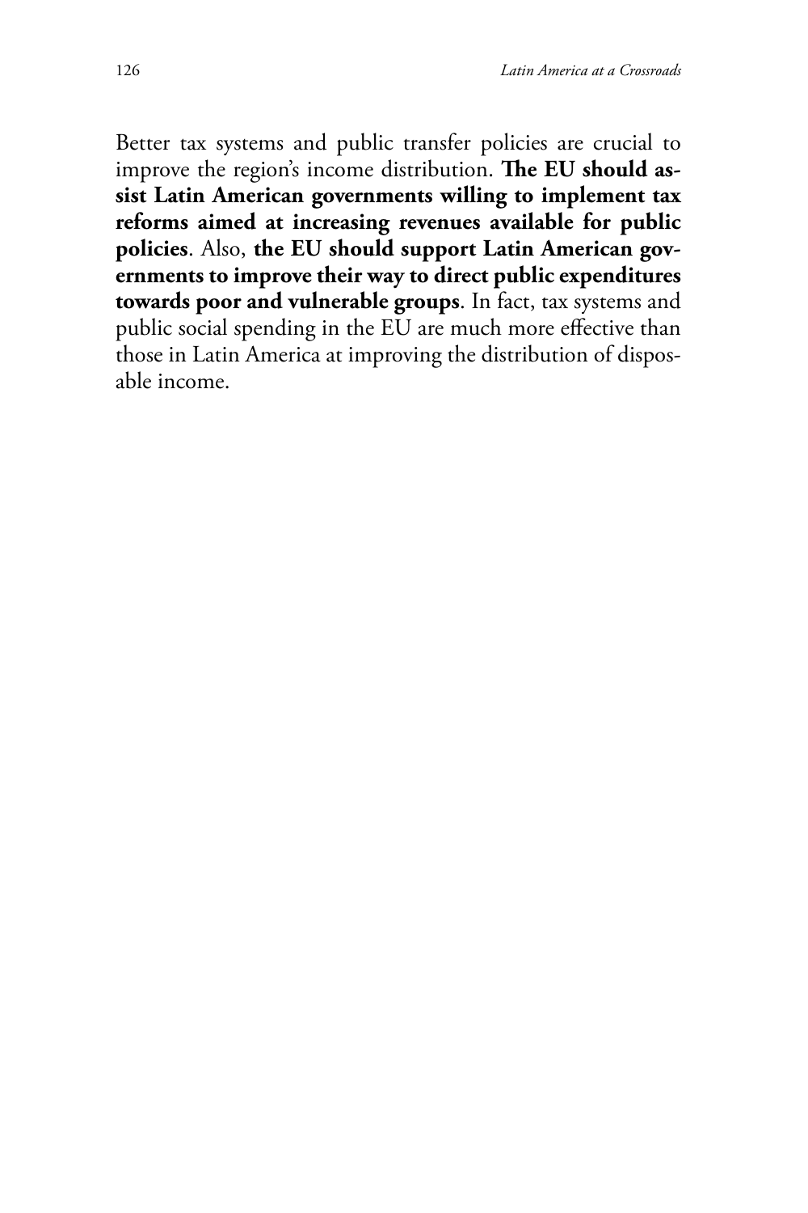Better tax systems and public transfer policies are crucial to improve the region's income distribution. **The EU should assist Latin American governments willing to implement tax reforms aimed at increasing revenues available for public policies**. Also, **the EU should support Latin American governments to improve their way to direct public expenditures towards poor and vulnerable groups**. In fact, tax systems and public social spending in the EU are much more effective than those in Latin America at improving the distribution of disposable income.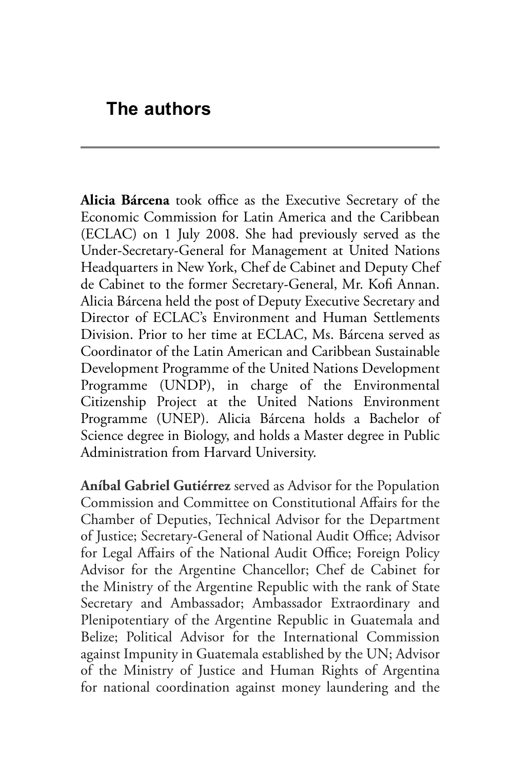## The authors

**Alicia Bárcena** took office as the Executive Secretary of the Economic Commission for Latin America and the Caribbean (ECLAC) on 1 July 2008. She had previously served as the Under-Secretary-General for Management at United Nations Headquarters in New York, Chef de Cabinet and Deputy Chef de Cabinet to the former Secretary-General, Mr. Kofi Annan. Alicia Bárcena held the post of Deputy Executive Secretary and Director of ECLAC's Environment and Human Settlements Division. Prior to her time at ECLAC, Ms. Bárcena served as Coordinator of the Latin American and Caribbean Sustainable Development Programme of the United Nations Development Programme (UNDP), in charge of the Environmental Citizenship Project at the United Nations Environment Programme (UNEP). Alicia Bárcena holds a Bachelor of Science degree in Biology, and holds a Master degree in Public Administration from Harvard University.

**Aníbal Gabriel Gutiérrez** served as Advisor for the Population Commission and Committee on Constitutional Affairs for the Chamber of Deputies, Technical Advisor for the Department of Justice; Secretary-General of National Audit Office; Advisor for Legal Affairs of the National Audit Office; Foreign Policy Advisor for the Argentine Chancellor; Chef de Cabinet for the Ministry of the Argentine Republic with the rank of State Secretary and Ambassador; Ambassador Extraordinary and Plenipotentiary of the Argentine Republic in Guatemala and Belize; Political Advisor for the International Commission against Impunity in Guatemala established by the UN; Advisor of the Ministry of Justice and Human Rights of Argentina for national coordination against money laundering and the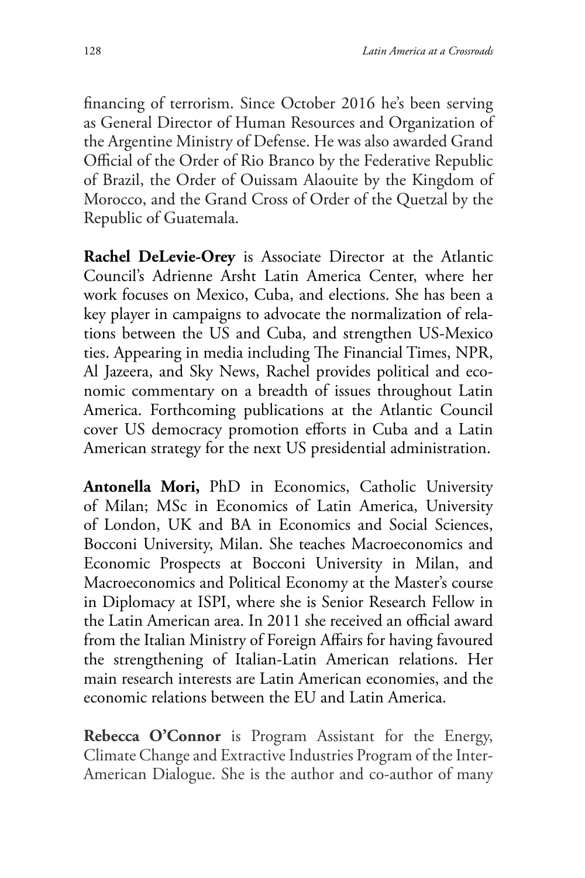financing of terrorism. Since October 2016 he's been serving as General Director of Human Resources and Organization of the Argentine Ministry of Defense. He was also awarded Grand Official of the Order of Rio Branco by the Federative Republic of Brazil, the Order of Ouissam Alaouite by the Kingdom of Morocco, and the Grand Cross of Order of the Quetzal by the Republic of Guatemala.

**Rachel DeLevie-Orey** is Associate Director at the Atlantic Council's Adrienne Arsht Latin America Center, where her work focuses on Mexico, Cuba, and elections. She has been a key player in campaigns to advocate the normalization of relations between the US and Cuba, and strengthen US-Mexico ties. Appearing in media including The Financial Times, NPR, Al Jazeera, and Sky News, Rachel provides political and economic commentary on a breadth of issues throughout Latin America. Forthcoming publications at the Atlantic Council cover US democracy promotion efforts in Cuba and a Latin American strategy for the next US presidential administration.

**Antonella Mori,** PhD in Economics, Catholic University of Milan; MSc in Economics of Latin America, University of London, UK and BA in Economics and Social Sciences, Bocconi University, Milan. She teaches Macroeconomics and Economic Prospects at Bocconi University in Milan, and Macroeconomics and Political Economy at the Master's course in Diplomacy at ISPI, where she is Senior Research Fellow in the Latin American area. In 2011 she received an official award from the Italian Ministry of Foreign Affairs for having favoured the strengthening of Italian-Latin American relations. Her main research interests are Latin American economies, and the economic relations between the EU and Latin America.

**Rebecca O'Connor** is Program Assistant for the Energy, Climate Change and Extractive Industries Program of the Inter-American Dialogue. She is the author and co-author of many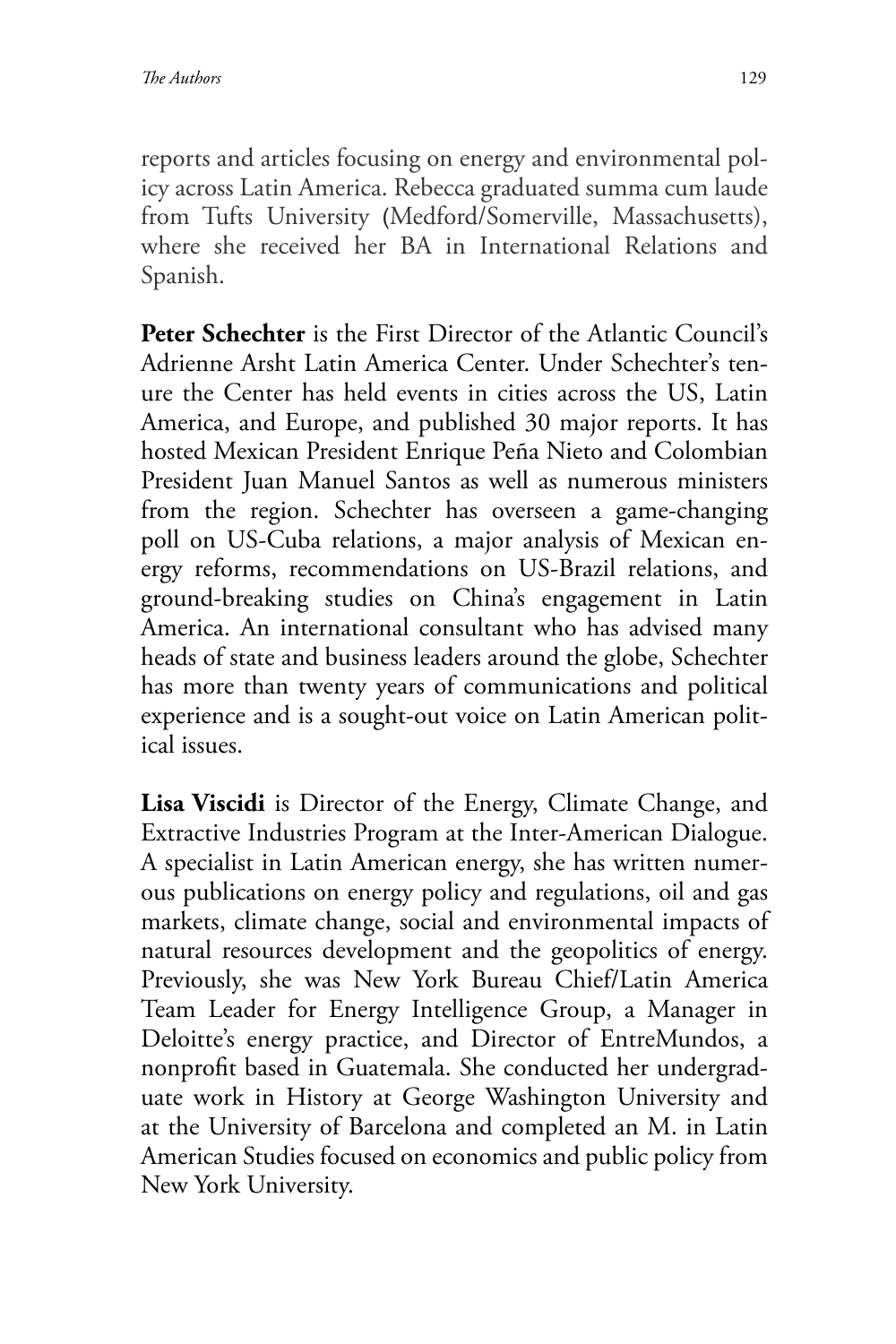reports and articles focusing on energy and environmental policy across Latin America. Rebecca graduated summa cum laude from Tufts University (Medford/Somerville, Massachusetts), where she received her BA in International Relations and Spanish.

**Peter Schechter** is the First Director of the Atlantic Council's Adrienne Arsht Latin America Center. Under Schechter's tenure the Center has held events in cities across the US, Latin America, and Europe, and published 30 major reports. It has hosted Mexican President Enrique Peña Nieto and Colombian President Juan Manuel Santos as well as numerous ministers from the region. Schechter has overseen a game-changing poll on US-Cuba relations, a major analysis of Mexican energy reforms, recommendations on US-Brazil relations, and ground-breaking studies on China's engagement in Latin America. An international consultant who has advised many heads of state and business leaders around the globe, Schechter has more than twenty years of communications and political experience and is a sought-out voice on Latin American political issues.

**Lisa Viscidi** is Director of the Energy, Climate Change, and Extractive Industries Program at the Inter-American Dialogue. A specialist in Latin American energy, she has written numerous publications on energy policy and regulations, oil and gas markets, climate change, social and environmental impacts of natural resources development and the geopolitics of energy. Previously, she was New York Bureau Chief/Latin America Team Leader for Energy Intelligence Group, a Manager in Deloitte's energy practice, and Director of EntreMundos, a nonprofit based in Guatemala. She conducted her undergraduate work in History at George Washington University and at the University of Barcelona and completed an M. in Latin American Studies focused on economics and public policy from New York University.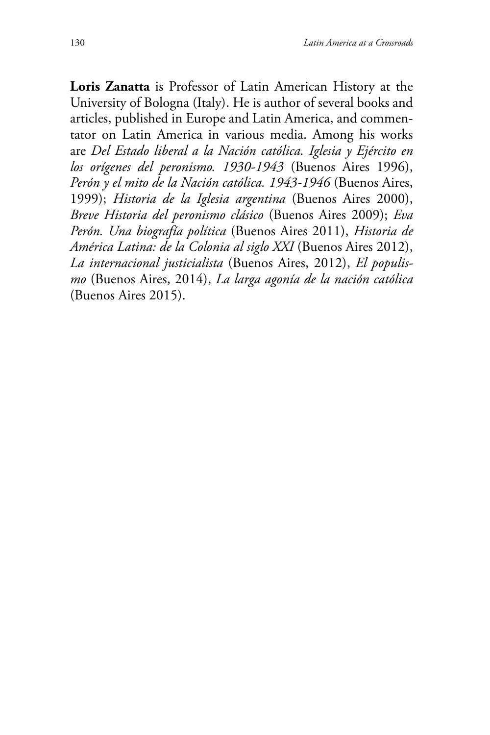**Loris Zanatta** is Professor of Latin American History at the University of Bologna (Italy). He is author of several books and articles, published in Europe and Latin America, and commentator on Latin America in various media. Among his works are *Del Estado liberal a la Nación católica. Iglesia y Ejército en los orígenes del peronismo. 1930-1943* (Buenos Aires 1996), *Perón y el mito de la Nación católica. 1943-1946* (Buenos Aires, 1999); *Historia de la Iglesia argentina* (Buenos Aires 2000), *Breve Historia del peronismo clásico* (Buenos Aires 2009); *Eva Perón. Una biografía política* (Buenos Aires 2011), *Historia de América Latina: de la Colonia al siglo XXI* (Buenos Aires 2012), *La internacional justicialista* (Buenos Aires, 2012), *El populismo* (Buenos Aires, 2014), *La larga agonía de la nación católica* (Buenos Aires 2015).